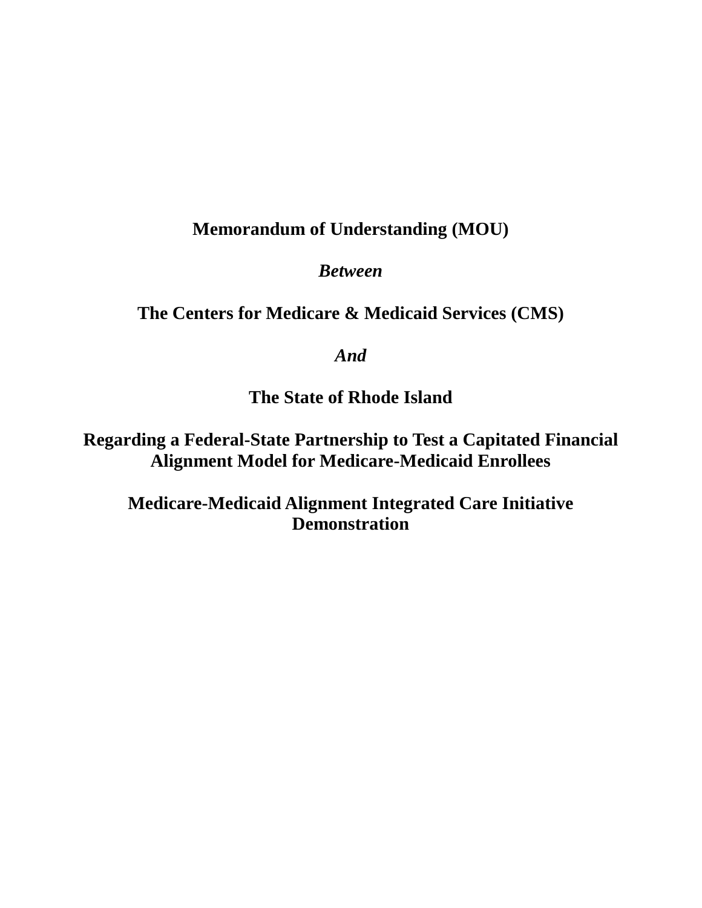**Memorandum of Understanding (MOU)**

***Between***

**The Centers for Medicare & Medicaid Services (CMS)**

***And***

**The State of Rhode Island**

**Regarding a Federal-State Partnership to Test a Capitated Financial Alignment Model for Medicare-Medicaid Enrollees**

**Medicare-Medicaid Alignment Integrated Care Initiative Demonstration**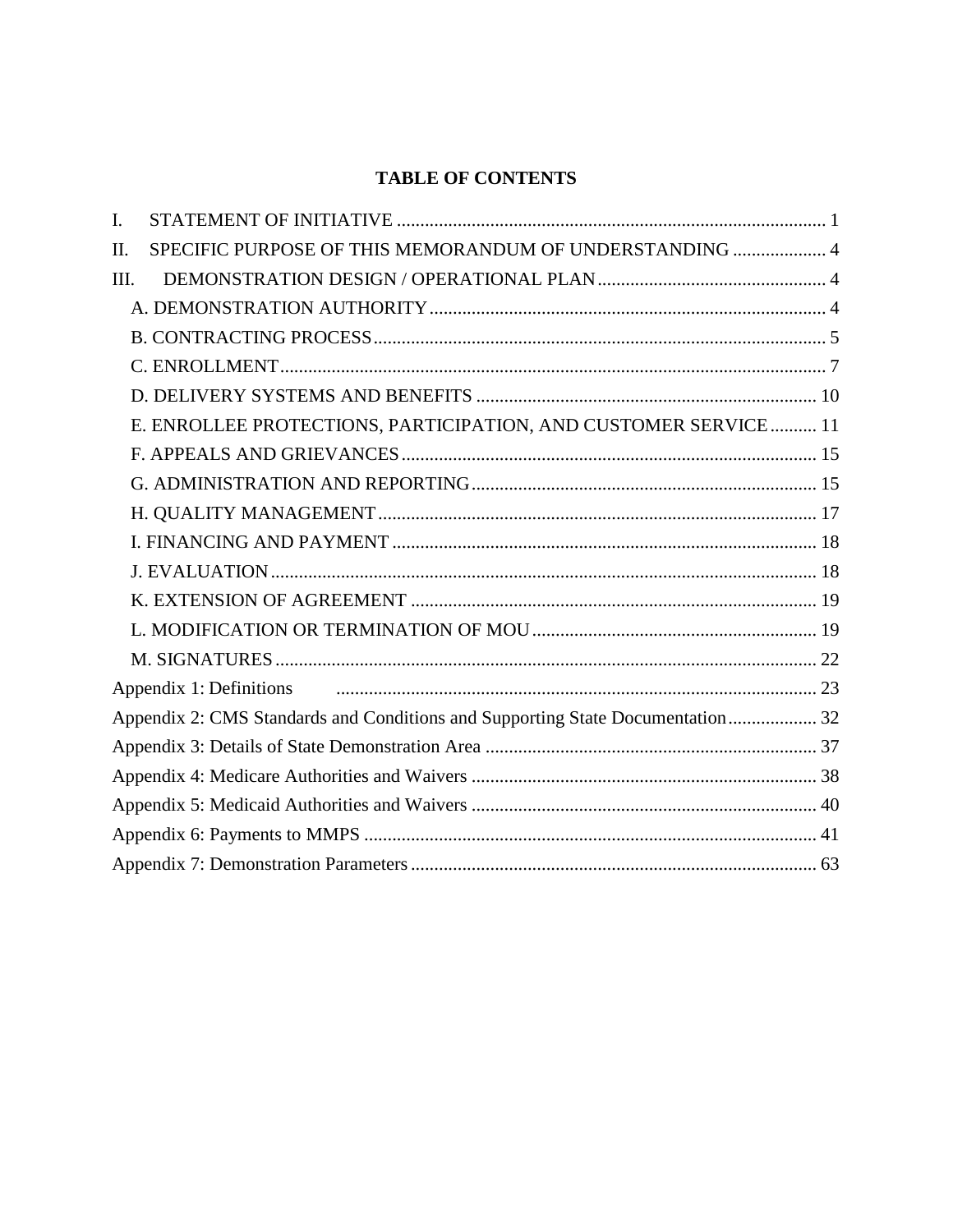# TABLE OF CONTENTS

I. STATEMENT OF INITIATIVE ........................................................................................ 1

II. SPECIFIC PURPOSE OF THIS MEMORANDUM OF UNDERSTANDING .................... 4

III. DEMONSTRATION DESIGN / OPERATIONAL PLAN ................................................ 4

- A. DEMONSTRATION AUTHORITY ................................................................................ 4
- B. CONTRACTING PROCESS ............................................................................................ 5
- C. ENROLLMENT ................................................................................................................ 7
- D. DELIVERY SYSTEMS AND BENEFITS ....................................................................... 10
- E. ENROLLEE PROTECTIONS, PARTICIPATION, AND CUSTOMER SERVICE .......... 11
- F. APPEALS AND GRIEVANCES ..................................................................................... 15
- G. ADMINISTRATION AND REPORTING ........................................................................ 15
- H. QUALITY MANAGEMENT ............................................................................................ 17
- I. FINANCING AND PAYMENT ........................................................................................ 18
- J. EVALUATION ................................................................................................................ 18
- K. EXTENSION OF AGREEMENT ..................................................................................... 19
- L. MODIFICATION OR TERMINATION OF MOU ............................................................. 19
- M. SIGNATURES ................................................................................................................ 22

Appendix 1: Definitions ......................................................................................................... 23

Appendix 2: CMS Standards and Conditions and Supporting State Documentation ................... 32

Appendix 3: Details of State Demonstration Area ...................................................................... 37

Appendix 4: Medicare Authorities and Waivers ......................................................................... 38

Appendix 5: Medicaid Authorities and Waivers ......................................................................... 40

Appendix 6: Payments to MMPS ................................................................................................ 41

Appendix 7: Demonstration Parameters ...................................................................................... 63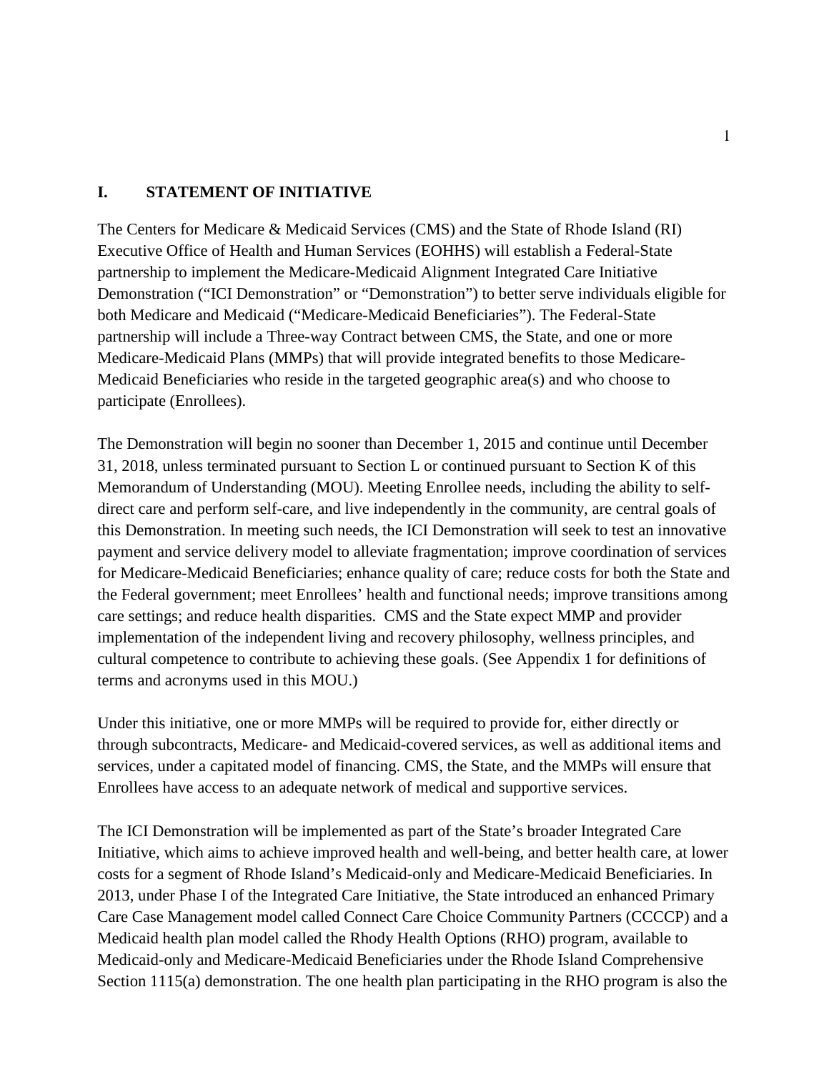## I. STATEMENT OF INITIATIVE

The Centers for Medicare & Medicaid Services (CMS) and the State of Rhode Island (RI) Executive Office of Health and Human Services (EOHHS) will establish a Federal-State partnership to implement the Medicare-Medicaid Alignment Integrated Care Initiative Demonstration ("ICI Demonstration" or "Demonstration") to better serve individuals eligible for both Medicare and Medicaid ("Medicare-Medicaid Beneficiaries"). The Federal-State partnership will include a Three-way Contract between CMS, the State, and one or more Medicare-Medicaid Plans (MMPs) that will provide integrated benefits to those Medicare-Medicaid Beneficiaries who reside in the targeted geographic area(s) and who choose to participate (Enrollees).

The Demonstration will begin no sooner than December 1, 2015 and continue until December 31, 2018, unless terminated pursuant to Section L or continued pursuant to Section K of this Memorandum of Understanding (MOU). Meeting Enrollee needs, including the ability to self-direct care and perform self-care, and live independently in the community, are central goals of this Demonstration. In meeting such needs, the ICI Demonstration will seek to test an innovative payment and service delivery model to alleviate fragmentation; improve coordination of services for Medicare-Medicaid Beneficiaries; enhance quality of care; reduce costs for both the State and the Federal government; meet Enrollees' health and functional needs; improve transitions among care settings; and reduce health disparities. CMS and the State expect MMP and provider implementation of the independent living and recovery philosophy, wellness principles, and cultural competence to contribute to achieving these goals. (See Appendix 1 for definitions of terms and acronyms used in this MOU.)

Under this initiative, one or more MMPs will be required to provide for, either directly or through subcontracts, Medicare- and Medicaid-covered services, as well as additional items and services, under a capitated model of financing. CMS, the State, and the MMPs will ensure that Enrollees have access to an adequate network of medical and supportive services.

The ICI Demonstration will be implemented as part of the State's broader Integrated Care Initiative, which aims to achieve improved health and well-being, and better health care, at lower costs for a segment of Rhode Island's Medicaid-only and Medicare-Medicaid Beneficiaries. In 2013, under Phase I of the Integrated Care Initiative, the State introduced an enhanced Primary Care Case Management model called Connect Care Choice Community Partners (CCCCP) and a Medicaid health plan model called the Rhody Health Options (RHO) program, available to Medicaid-only and Medicare-Medicaid Beneficiaries under the Rhode Island Comprehensive Section 1115(a) demonstration. The one health plan participating in the RHO program is also the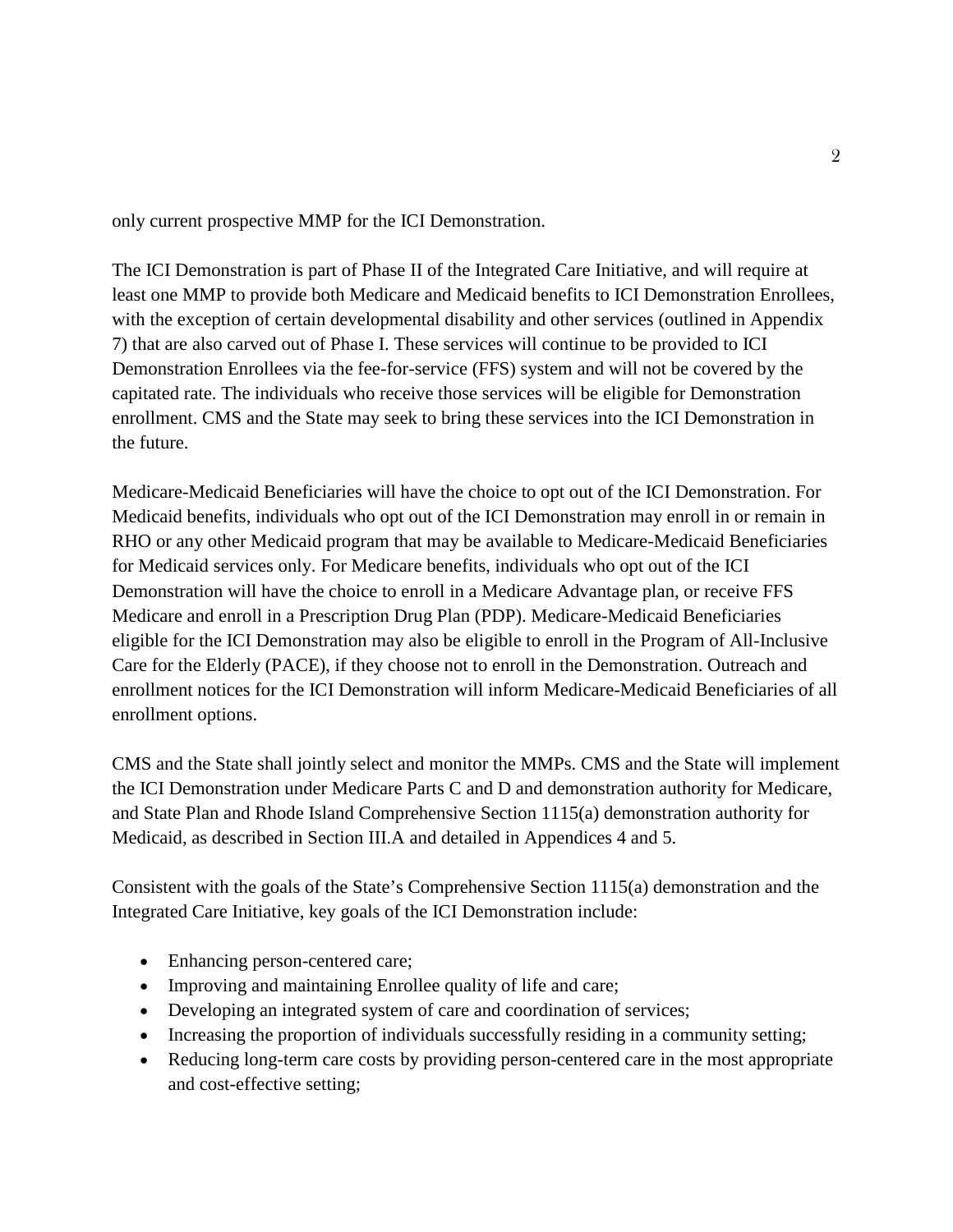only current prospective MMP for the ICI Demonstration.

The ICI Demonstration is part of Phase II of the Integrated Care Initiative, and will require at least one MMP to provide both Medicare and Medicaid benefits to ICI Demonstration Enrollees, with the exception of certain developmental disability and other services (outlined in Appendix 7) that are also carved out of Phase I. These services will continue to be provided to ICI Demonstration Enrollees via the fee-for-service (FFS) system and will not be covered by the capitated rate. The individuals who receive those services will be eligible for Demonstration enrollment. CMS and the State may seek to bring these services into the ICI Demonstration in the future.

Medicare-Medicaid Beneficiaries will have the choice to opt out of the ICI Demonstration. For Medicaid benefits, individuals who opt out of the ICI Demonstration may enroll in or remain in RHO or any other Medicaid program that may be available to Medicare-Medicaid Beneficiaries for Medicaid services only. For Medicare benefits, individuals who opt out of the ICI Demonstration will have the choice to enroll in a Medicare Advantage plan, or receive FFS Medicare and enroll in a Prescription Drug Plan (PDP). Medicare-Medicaid Beneficiaries eligible for the ICI Demonstration may also be eligible to enroll in the Program of All-Inclusive Care for the Elderly (PACE), if they choose not to enroll in the Demonstration. Outreach and enrollment notices for the ICI Demonstration will inform Medicare-Medicaid Beneficiaries of all enrollment options.

CMS and the State shall jointly select and monitor the MMPs. CMS and the State will implement the ICI Demonstration under Medicare Parts C and D and demonstration authority for Medicare, and State Plan and Rhode Island Comprehensive Section 1115(a) demonstration authority for Medicaid, as described in Section III.A and detailed in Appendices 4 and 5.

Consistent with the goals of the State's Comprehensive Section 1115(a) demonstration and the Integrated Care Initiative, key goals of the ICI Demonstration include:

- Enhancing person-centered care;
- Improving and maintaining Enrollee quality of life and care;
- Developing an integrated system of care and coordination of services;
- Increasing the proportion of individuals successfully residing in a community setting;
- Reducing long-term care costs by providing person-centered care in the most appropriate and cost-effective setting;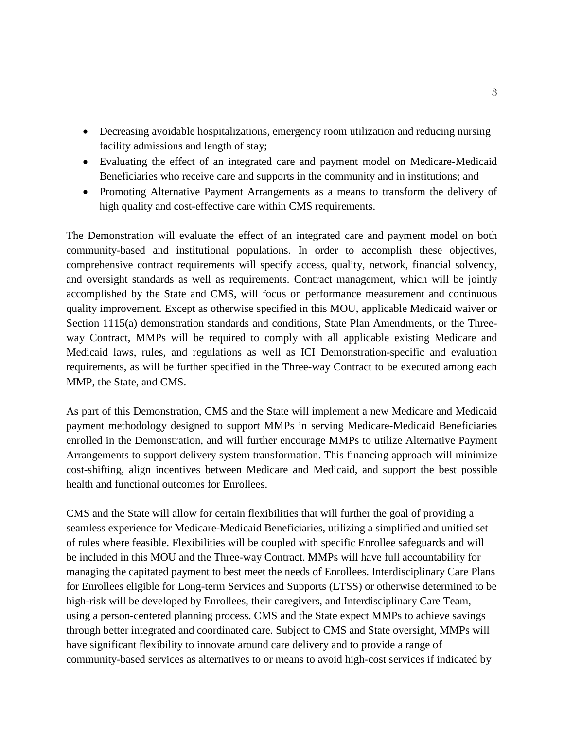- Decreasing avoidable hospitalizations, emergency room utilization and reducing nursing facility admissions and length of stay;
- Evaluating the effect of an integrated care and payment model on Medicare-Medicaid Beneficiaries who receive care and supports in the community and in institutions; and
- Promoting Alternative Payment Arrangements as a means to transform the delivery of high quality and cost-effective care within CMS requirements.

The Demonstration will evaluate the effect of an integrated care and payment model on both community-based and institutional populations. In order to accomplish these objectives, comprehensive contract requirements will specify access, quality, network, financial solvency, and oversight standards as well as requirements. Contract management, which will be jointly accomplished by the State and CMS, will focus on performance measurement and continuous quality improvement. Except as otherwise specified in this MOU, applicable Medicaid waiver or Section 1115(a) demonstration standards and conditions, State Plan Amendments, or the Three-way Contract, MMPs will be required to comply with all applicable existing Medicare and Medicaid laws, rules, and regulations as well as ICI Demonstration-specific and evaluation requirements, as will be further specified in the Three-way Contract to be executed among each MMP, the State, and CMS.

As part of this Demonstration, CMS and the State will implement a new Medicare and Medicaid payment methodology designed to support MMPs in serving Medicare-Medicaid Beneficiaries enrolled in the Demonstration, and will further encourage MMPs to utilize Alternative Payment Arrangements to support delivery system transformation. This financing approach will minimize cost-shifting, align incentives between Medicare and Medicaid, and support the best possible health and functional outcomes for Enrollees.

CMS and the State will allow for certain flexibilities that will further the goal of providing a seamless experience for Medicare-Medicaid Beneficiaries, utilizing a simplified and unified set of rules where feasible. Flexibilities will be coupled with specific Enrollee safeguards and will be included in this MOU and the Three-way Contract. MMPs will have full accountability for managing the capitated payment to best meet the needs of Enrollees. Interdisciplinary Care Plans for Enrollees eligible for Long-term Services and Supports (LTSS) or otherwise determined to be high-risk will be developed by Enrollees, their caregivers, and Interdisciplinary Care Team, using a person-centered planning process. CMS and the State expect MMPs to achieve savings through better integrated and coordinated care. Subject to CMS and State oversight, MMPs will have significant flexibility to innovate around care delivery and to provide a range of community-based services as alternatives to or means to avoid high-cost services if indicated by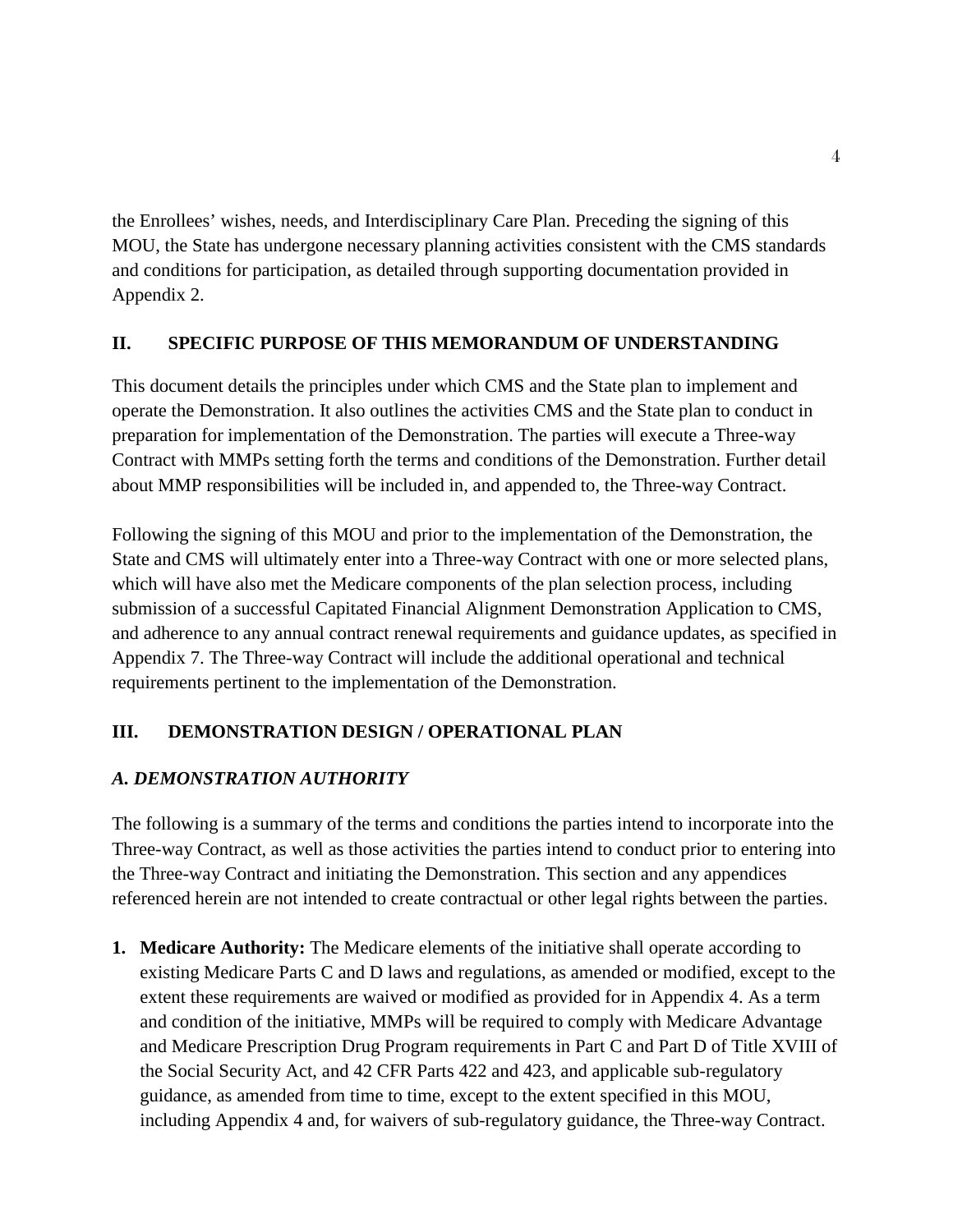the Enrollees' wishes, needs, and Interdisciplinary Care Plan. Preceding the signing of this MOU, the State has undergone necessary planning activities consistent with the CMS standards and conditions for participation, as detailed through supporting documentation provided in Appendix 2.

## II. SPECIFIC PURPOSE OF THIS MEMORANDUM OF UNDERSTANDING

This document details the principles under which CMS and the State plan to implement and operate the Demonstration. It also outlines the activities CMS and the State plan to conduct in preparation for implementation of the Demonstration. The parties will execute a Three-way Contract with MMPs setting forth the terms and conditions of the Demonstration. Further detail about MMP responsibilities will be included in, and appended to, the Three-way Contract.

Following the signing of this MOU and prior to the implementation of the Demonstration, the State and CMS will ultimately enter into a Three-way Contract with one or more selected plans, which will have also met the Medicare components of the plan selection process, including submission of a successful Capitated Financial Alignment Demonstration Application to CMS, and adherence to any annual contract renewal requirements and guidance updates, as specified in Appendix 7. The Three-way Contract will include the additional operational and technical requirements pertinent to the implementation of the Demonstration.

## III. DEMONSTRATION DESIGN / OPERATIONAL PLAN

### *A. DEMONSTRATION AUTHORITY*

The following is a summary of the terms and conditions the parties intend to incorporate into the Three-way Contract, as well as those activities the parties intend to conduct prior to entering into the Three-way Contract and initiating the Demonstration. This section and any appendices referenced herein are not intended to create contractual or other legal rights between the parties.

1. **Medicare Authority:** The Medicare elements of the initiative shall operate according to existing Medicare Parts C and D laws and regulations, as amended or modified, except to the extent these requirements are waived or modified as provided for in Appendix 4. As a term and condition of the initiative, MMPs will be required to comply with Medicare Advantage and Medicare Prescription Drug Program requirements in Part C and Part D of Title XVIII of the Social Security Act, and 42 CFR Parts 422 and 423, and applicable sub-regulatory guidance, as amended from time to time, except to the extent specified in this MOU, including Appendix 4 and, for waivers of sub-regulatory guidance, the Three-way Contract.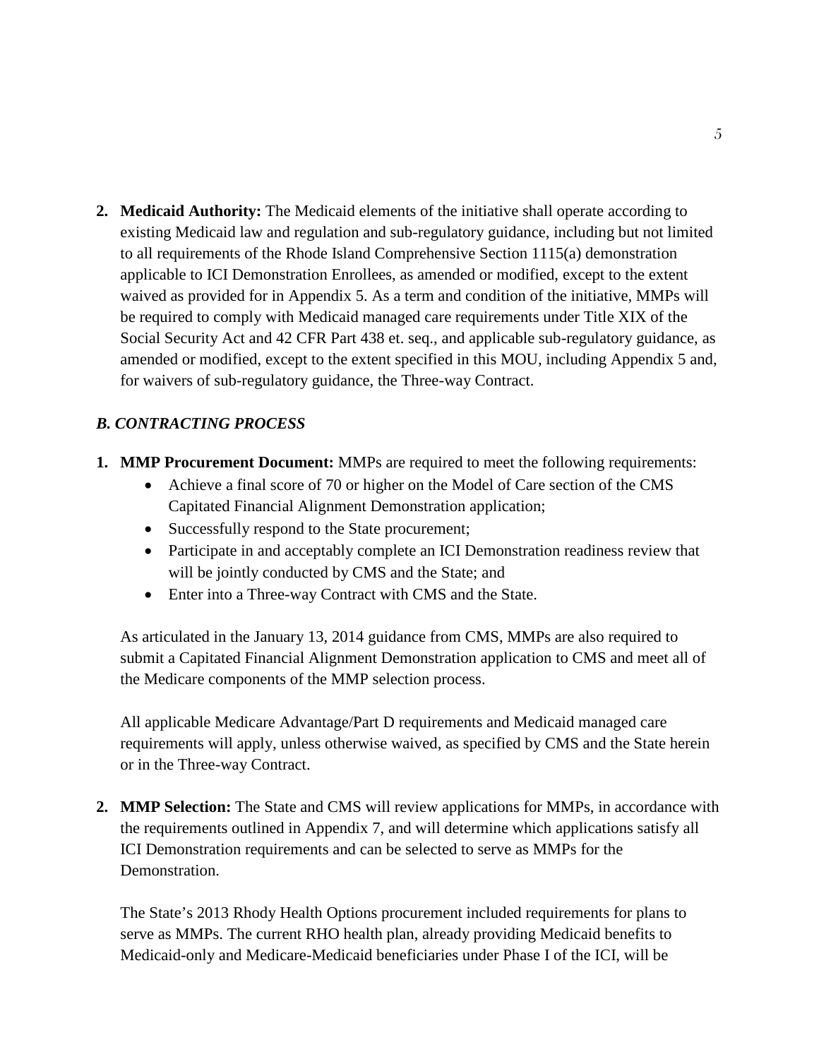2. **Medicaid Authority:** The Medicaid elements of the initiative shall operate according to existing Medicaid law and regulation and sub-regulatory guidance, including but not limited to all requirements of the Rhode Island Comprehensive Section 1115(a) demonstration applicable to ICI Demonstration Enrollees, as amended or modified, except to the extent waived as provided for in Appendix 5. As a term and condition of the initiative, MMPs will be required to comply with Medicaid managed care requirements under Title XIX of the Social Security Act and 42 CFR Part 438 et. seq., and applicable sub-regulatory guidance, as amended or modified, except to the extent specified in this MOU, including Appendix 5 and, for waivers of sub-regulatory guidance, the Three-way Contract.

### *B. CONTRACTING PROCESS*

1. **MMP Procurement Document:** MMPs are required to meet the following requirements:
   - Achieve a final score of 70 or higher on the Model of Care section of the CMS Capitated Financial Alignment Demonstration application;
   - Successfully respond to the State procurement;
   - Participate in and acceptably complete an ICI Demonstration readiness review that will be jointly conducted by CMS and the State; and
   - Enter into a Three-way Contract with CMS and the State.

   As articulated in the January 13, 2014 guidance from CMS, MMPs are also required to submit a Capitated Financial Alignment Demonstration application to CMS and meet all of the Medicare components of the MMP selection process.

   All applicable Medicare Advantage/Part D requirements and Medicaid managed care requirements will apply, unless otherwise waived, as specified by CMS and the State herein or in the Three-way Contract.

2. **MMP Selection:** The State and CMS will review applications for MMPs, in accordance with the requirements outlined in Appendix 7, and will determine which applications satisfy all ICI Demonstration requirements and can be selected to serve as MMPs for the Demonstration.

   The State's 2013 Rhody Health Options procurement included requirements for plans to serve as MMPs. The current RHO health plan, already providing Medicaid benefits to Medicaid-only and Medicare-Medicaid beneficiaries under Phase I of the ICI, will be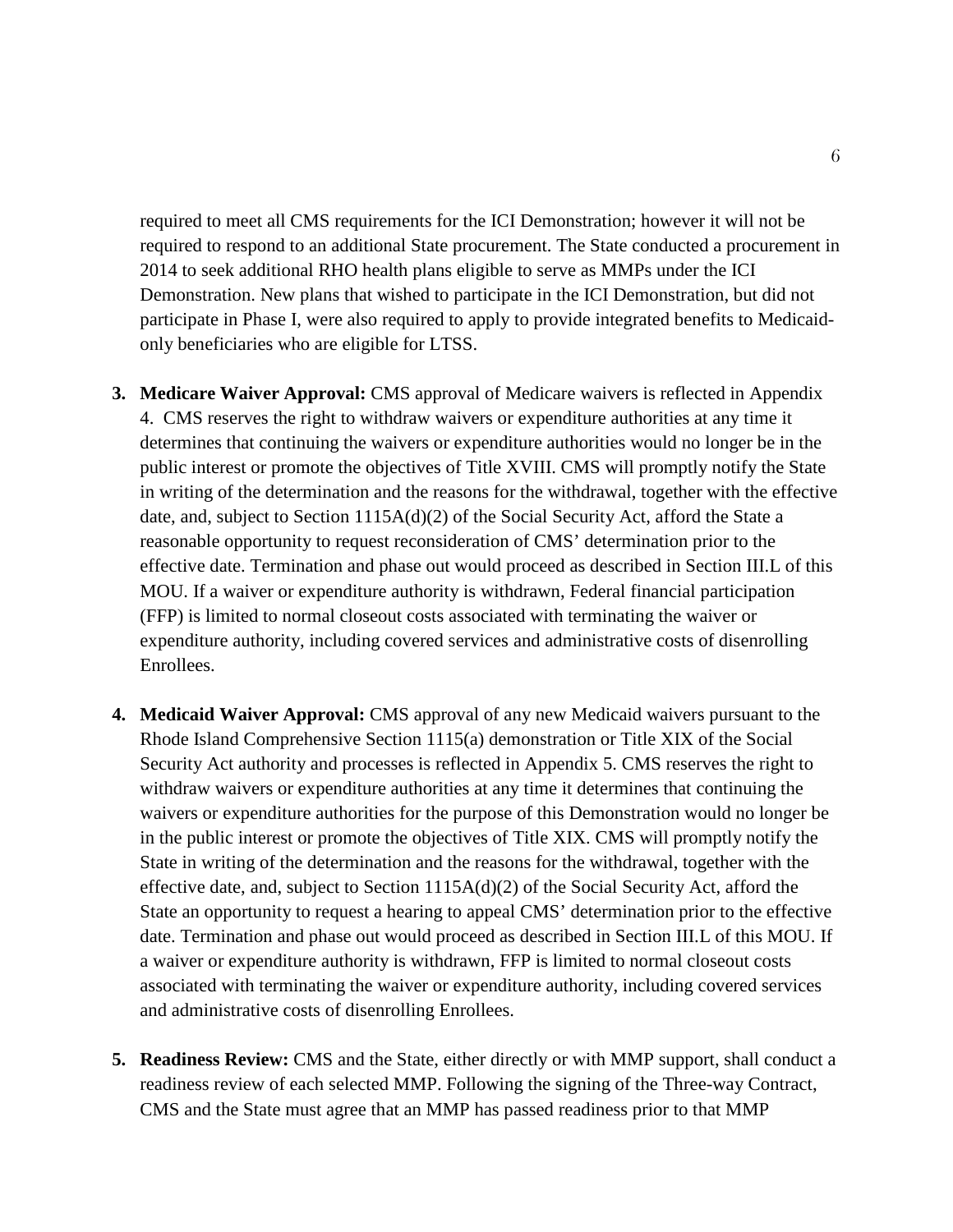required to meet all CMS requirements for the ICI Demonstration; however it will not be required to respond to an additional State procurement. The State conducted a procurement in 2014 to seek additional RHO health plans eligible to serve as MMPs under the ICI Demonstration. New plans that wished to participate in the ICI Demonstration, but did not participate in Phase I, were also required to apply to provide integrated benefits to Medicaid-only beneficiaries who are eligible for LTSS.

3. **Medicare Waiver Approval:** CMS approval of Medicare waivers is reflected in Appendix 4. CMS reserves the right to withdraw waivers or expenditure authorities at any time it determines that continuing the waivers or expenditure authorities would no longer be in the public interest or promote the objectives of Title XVIII. CMS will promptly notify the State in writing of the determination and the reasons for the withdrawal, together with the effective date, and, subject to Section 1115A(d)(2) of the Social Security Act, afford the State a reasonable opportunity to request reconsideration of CMS' determination prior to the effective date. Termination and phase out would proceed as described in Section III.L of this MOU. If a waiver or expenditure authority is withdrawn, Federal financial participation (FFP) is limited to normal closeout costs associated with terminating the waiver or expenditure authority, including covered services and administrative costs of disenrolling Enrollees.

4. **Medicaid Waiver Approval:** CMS approval of any new Medicaid waivers pursuant to the Rhode Island Comprehensive Section 1115(a) demonstration or Title XIX of the Social Security Act authority and processes is reflected in Appendix 5. CMS reserves the right to withdraw waivers or expenditure authorities at any time it determines that continuing the waivers or expenditure authorities for the purpose of this Demonstration would no longer be in the public interest or promote the objectives of Title XIX. CMS will promptly notify the State in writing of the determination and the reasons for the withdrawal, together with the effective date, and, subject to Section 1115A(d)(2) of the Social Security Act, afford the State an opportunity to request a hearing to appeal CMS' determination prior to the effective date. Termination and phase out would proceed as described in Section III.L of this MOU. If a waiver or expenditure authority is withdrawn, FFP is limited to normal closeout costs associated with terminating the waiver or expenditure authority, including covered services and administrative costs of disenrolling Enrollees.

5. **Readiness Review:** CMS and the State, either directly or with MMP support, shall conduct a readiness review of each selected MMP. Following the signing of the Three-way Contract, CMS and the State must agree that an MMP has passed readiness prior to that MMP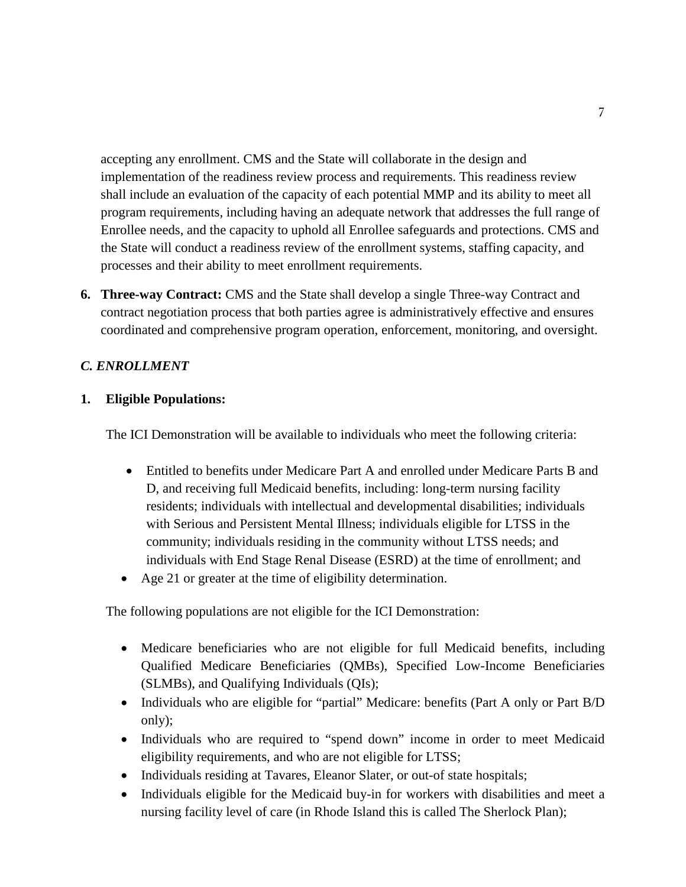accepting any enrollment. CMS and the State will collaborate in the design and implementation of the readiness review process and requirements. This readiness review shall include an evaluation of the capacity of each potential MMP and its ability to meet all program requirements, including having an adequate network that addresses the full range of Enrollee needs, and the capacity to uphold all Enrollee safeguards and protections. CMS and the State will conduct a readiness review of the enrollment systems, staffing capacity, and processes and their ability to meet enrollment requirements.

6. **Three-way Contract:** CMS and the State shall develop a single Three-way Contract and contract negotiation process that both parties agree is administratively effective and ensures coordinated and comprehensive program operation, enforcement, monitoring, and oversight.

### *C. ENROLLMENT*

**1. Eligible Populations:**

The ICI Demonstration will be available to individuals who meet the following criteria:

- Entitled to benefits under Medicare Part A and enrolled under Medicare Parts B and D, and receiving full Medicaid benefits, including: long-term nursing facility residents; individuals with intellectual and developmental disabilities; individuals with Serious and Persistent Mental Illness; individuals eligible for LTSS in the community; individuals residing in the community without LTSS needs; and individuals with End Stage Renal Disease (ESRD) at the time of enrollment; and
- Age 21 or greater at the time of eligibility determination.

The following populations are not eligible for the ICI Demonstration:

- Medicare beneficiaries who are not eligible for full Medicaid benefits, including Qualified Medicare Beneficiaries (QMBs), Specified Low-Income Beneficiaries (SLMBs), and Qualifying Individuals (QIs);
- Individuals who are eligible for "partial" Medicare: benefits (Part A only or Part B/D only);
- Individuals who are required to "spend down" income in order to meet Medicaid eligibility requirements, and who are not eligible for LTSS;
- Individuals residing at Tavares, Eleanor Slater, or out-of state hospitals;
- Individuals eligible for the Medicaid buy-in for workers with disabilities and meet a nursing facility level of care (in Rhode Island this is called The Sherlock Plan);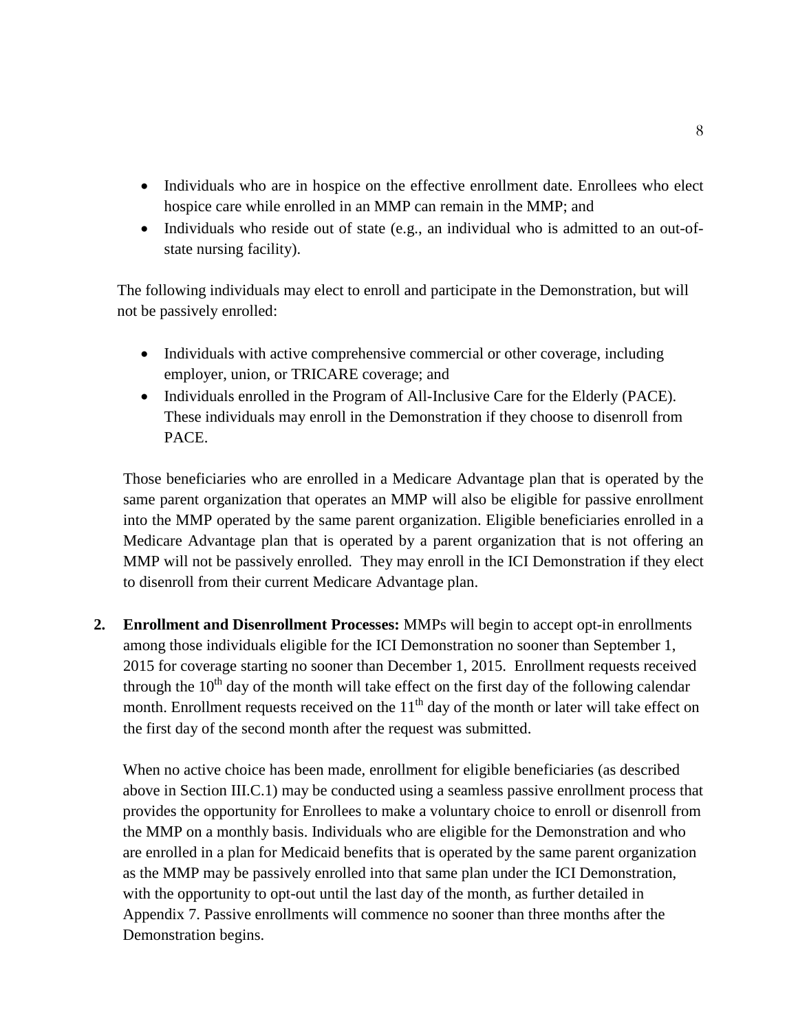- Individuals who are in hospice on the effective enrollment date. Enrollees who elect hospice care while enrolled in an MMP can remain in the MMP; and
- Individuals who reside out of state (e.g., an individual who is admitted to an out-of-state nursing facility).

The following individuals may elect to enroll and participate in the Demonstration, but will not be passively enrolled:

- Individuals with active comprehensive commercial or other coverage, including employer, union, or TRICARE coverage; and
- Individuals enrolled in the Program of All-Inclusive Care for the Elderly (PACE). These individuals may enroll in the Demonstration if they choose to disenroll from PACE.

Those beneficiaries who are enrolled in a Medicare Advantage plan that is operated by the same parent organization that operates an MMP will also be eligible for passive enrollment into the MMP operated by the same parent organization. Eligible beneficiaries enrolled in a Medicare Advantage plan that is operated by a parent organization that is not offering an MMP will not be passively enrolled. They may enroll in the ICI Demonstration if they elect to disenroll from their current Medicare Advantage plan.

2. **Enrollment and Disenrollment Processes:** MMPs will begin to accept opt-in enrollments among those individuals eligible for the ICI Demonstration no sooner than September 1, 2015 for coverage starting no sooner than December 1, 2015. Enrollment requests received through the 10th day of the month will take effect on the first day of the following calendar month. Enrollment requests received on the 11th day of the month or later will take effect on the first day of the second month after the request was submitted.

   When no active choice has been made, enrollment for eligible beneficiaries (as described above in Section III.C.1) may be conducted using a seamless passive enrollment process that provides the opportunity for Enrollees to make a voluntary choice to enroll or disenroll from the MMP on a monthly basis. Individuals who are eligible for the Demonstration and who are enrolled in a plan for Medicaid benefits that is operated by the same parent organization as the MMP may be passively enrolled into that same plan under the ICI Demonstration, with the opportunity to opt-out until the last day of the month, as further detailed in Appendix 7. Passive enrollments will commence no sooner than three months after the Demonstration begins.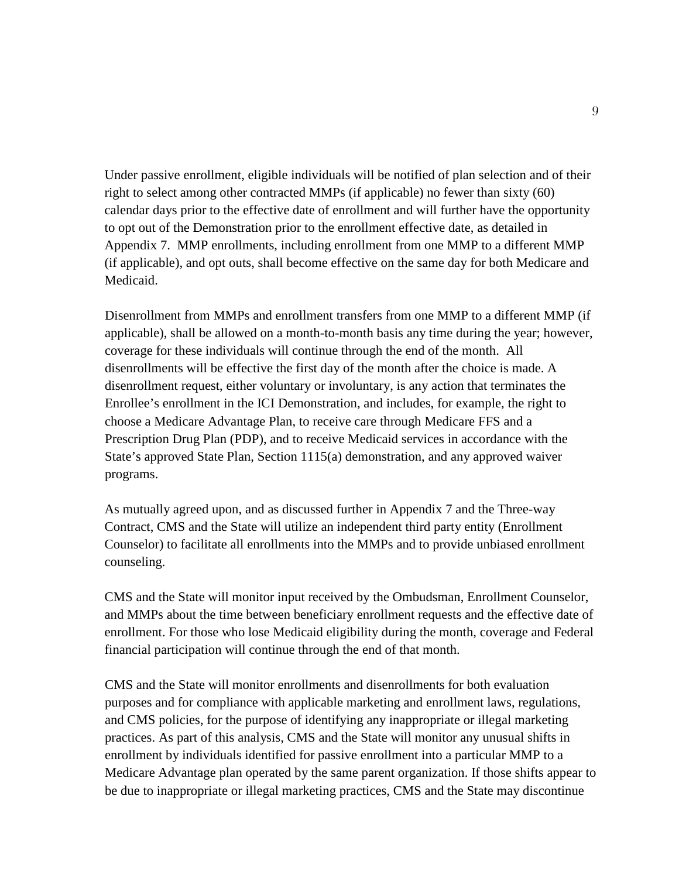Under passive enrollment, eligible individuals will be notified of plan selection and of their right to select among other contracted MMPs (if applicable) no fewer than sixty (60) calendar days prior to the effective date of enrollment and will further have the opportunity to opt out of the Demonstration prior to the enrollment effective date, as detailed in Appendix 7. MMP enrollments, including enrollment from one MMP to a different MMP (if applicable), and opt outs, shall become effective on the same day for both Medicare and Medicaid.

Disenrollment from MMPs and enrollment transfers from one MMP to a different MMP (if applicable), shall be allowed on a month-to-month basis any time during the year; however, coverage for these individuals will continue through the end of the month. All disenrollments will be effective the first day of the month after the choice is made. A disenrollment request, either voluntary or involuntary, is any action that terminates the Enrollee's enrollment in the ICI Demonstration, and includes, for example, the right to choose a Medicare Advantage Plan, to receive care through Medicare FFS and a Prescription Drug Plan (PDP), and to receive Medicaid services in accordance with the State's approved State Plan, Section 1115(a) demonstration, and any approved waiver programs.

As mutually agreed upon, and as discussed further in Appendix 7 and the Three-way Contract, CMS and the State will utilize an independent third party entity (Enrollment Counselor) to facilitate all enrollments into the MMPs and to provide unbiased enrollment counseling.

CMS and the State will monitor input received by the Ombudsman, Enrollment Counselor, and MMPs about the time between beneficiary enrollment requests and the effective date of enrollment. For those who lose Medicaid eligibility during the month, coverage and Federal financial participation will continue through the end of that month.

CMS and the State will monitor enrollments and disenrollments for both evaluation purposes and for compliance with applicable marketing and enrollment laws, regulations, and CMS policies, for the purpose of identifying any inappropriate or illegal marketing practices. As part of this analysis, CMS and the State will monitor any unusual shifts in enrollment by individuals identified for passive enrollment into a particular MMP to a Medicare Advantage plan operated by the same parent organization. If those shifts appear to be due to inappropriate or illegal marketing practices, CMS and the State may discontinue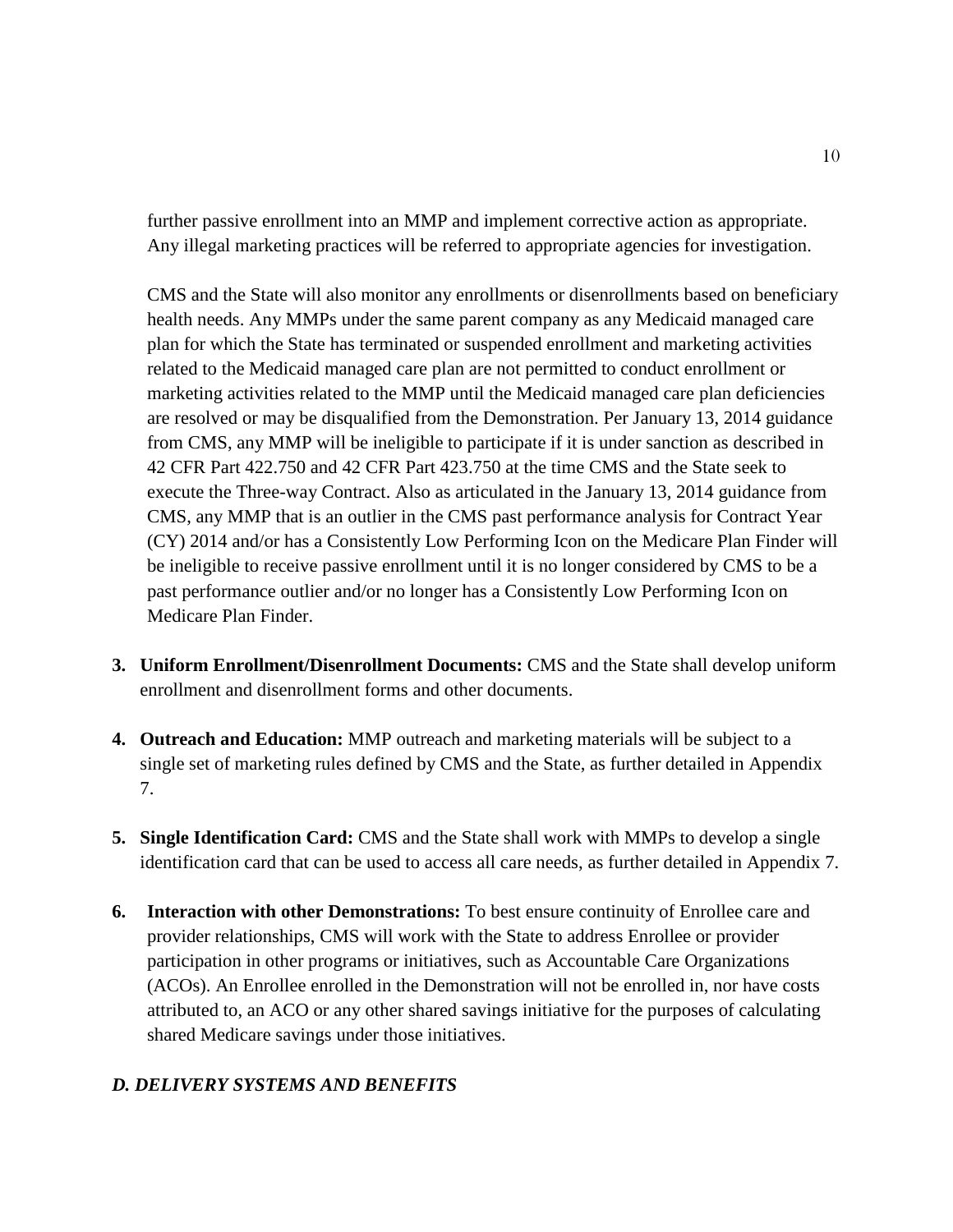further passive enrollment into an MMP and implement corrective action as appropriate. Any illegal marketing practices will be referred to appropriate agencies for investigation.

CMS and the State will also monitor any enrollments or disenrollments based on beneficiary health needs. Any MMPs under the same parent company as any Medicaid managed care plan for which the State has terminated or suspended enrollment and marketing activities related to the Medicaid managed care plan are not permitted to conduct enrollment or marketing activities related to the MMP until the Medicaid managed care plan deficiencies are resolved or may be disqualified from the Demonstration. Per January 13, 2014 guidance from CMS, any MMP will be ineligible to participate if it is under sanction as described in 42 CFR Part 422.750 and 42 CFR Part 423.750 at the time CMS and the State seek to execute the Three-way Contract. Also as articulated in the January 13, 2014 guidance from CMS, any MMP that is an outlier in the CMS past performance analysis for Contract Year (CY) 2014 and/or has a Consistently Low Performing Icon on the Medicare Plan Finder will be ineligible to receive passive enrollment until it is no longer considered by CMS to be a past performance outlier and/or no longer has a Consistently Low Performing Icon on Medicare Plan Finder.

3. **Uniform Enrollment/Disenrollment Documents:** CMS and the State shall develop uniform enrollment and disenrollment forms and other documents.

4. **Outreach and Education:** MMP outreach and marketing materials will be subject to a single set of marketing rules defined by CMS and the State, as further detailed in Appendix 7.

5. **Single Identification Card:** CMS and the State shall work with MMPs to develop a single identification card that can be used to access all care needs, as further detailed in Appendix 7.

6. **Interaction with other Demonstrations:** To best ensure continuity of Enrollee care and provider relationships, CMS will work with the State to address Enrollee or provider participation in other programs or initiatives, such as Accountable Care Organizations (ACOs). An Enrollee enrolled in the Demonstration will not be enrolled in, nor have costs attributed to, an ACO or any other shared savings initiative for the purposes of calculating shared Medicare savings under those initiatives.

### *D. DELIVERY SYSTEMS AND BENEFITS*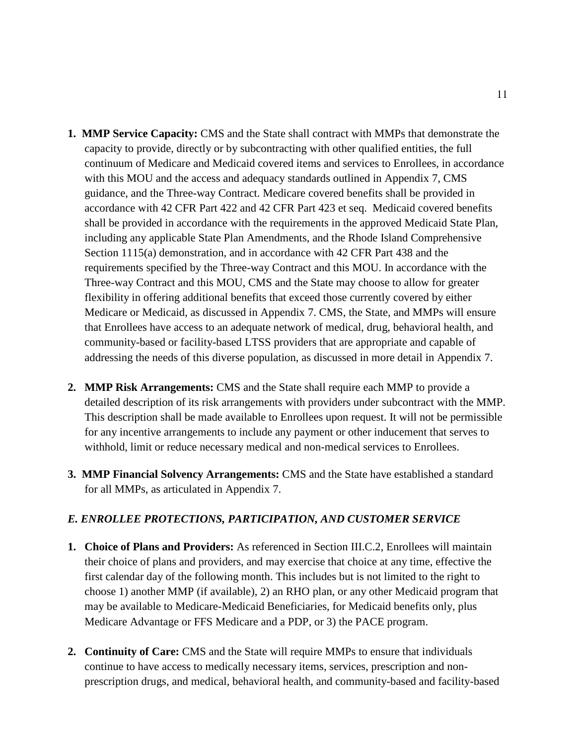1. **MMP Service Capacity:** CMS and the State shall contract with MMPs that demonstrate the capacity to provide, directly or by subcontracting with other qualified entities, the full continuum of Medicare and Medicaid covered items and services to Enrollees, in accordance with this MOU and the access and adequacy standards outlined in Appendix 7, CMS guidance, and the Three-way Contract. Medicare covered benefits shall be provided in accordance with 42 CFR Part 422 and 42 CFR Part 423 et seq. Medicaid covered benefits shall be provided in accordance with the requirements in the approved Medicaid State Plan, including any applicable State Plan Amendments, and the Rhode Island Comprehensive Section 1115(a) demonstration, and in accordance with 42 CFR Part 438 and the requirements specified by the Three-way Contract and this MOU. In accordance with the Three-way Contract and this MOU, CMS and the State may choose to allow for greater flexibility in offering additional benefits that exceed those currently covered by either Medicare or Medicaid, as discussed in Appendix 7. CMS, the State, and MMPs will ensure that Enrollees have access to an adequate network of medical, drug, behavioral health, and community-based or facility-based LTSS providers that are appropriate and capable of addressing the needs of this diverse population, as discussed in more detail in Appendix 7.

2. **MMP Risk Arrangements:** CMS and the State shall require each MMP to provide a detailed description of its risk arrangements with providers under subcontract with the MMP. This description shall be made available to Enrollees upon request. It will not be permissible for any incentive arrangements to include any payment or other inducement that serves to withhold, limit or reduce necessary medical and non-medical services to Enrollees.

3. **MMP Financial Solvency Arrangements:** CMS and the State have established a standard for all MMPs, as articulated in Appendix 7.

### *E. ENROLLEE PROTECTIONS, PARTICIPATION, AND CUSTOMER SERVICE*

1. **Choice of Plans and Providers:** As referenced in Section III.C.2, Enrollees will maintain their choice of plans and providers, and may exercise that choice at any time, effective the first calendar day of the following month. This includes but is not limited to the right to choose 1) another MMP (if available), 2) an RHO plan, or any other Medicaid program that may be available to Medicare-Medicaid Beneficiaries, for Medicaid benefits only, plus Medicare Advantage or FFS Medicare and a PDP, or 3) the PACE program.

2. **Continuity of Care:** CMS and the State will require MMPs to ensure that individuals continue to have access to medically necessary items, services, prescription and non-prescription drugs, and medical, behavioral health, and community-based and facility-based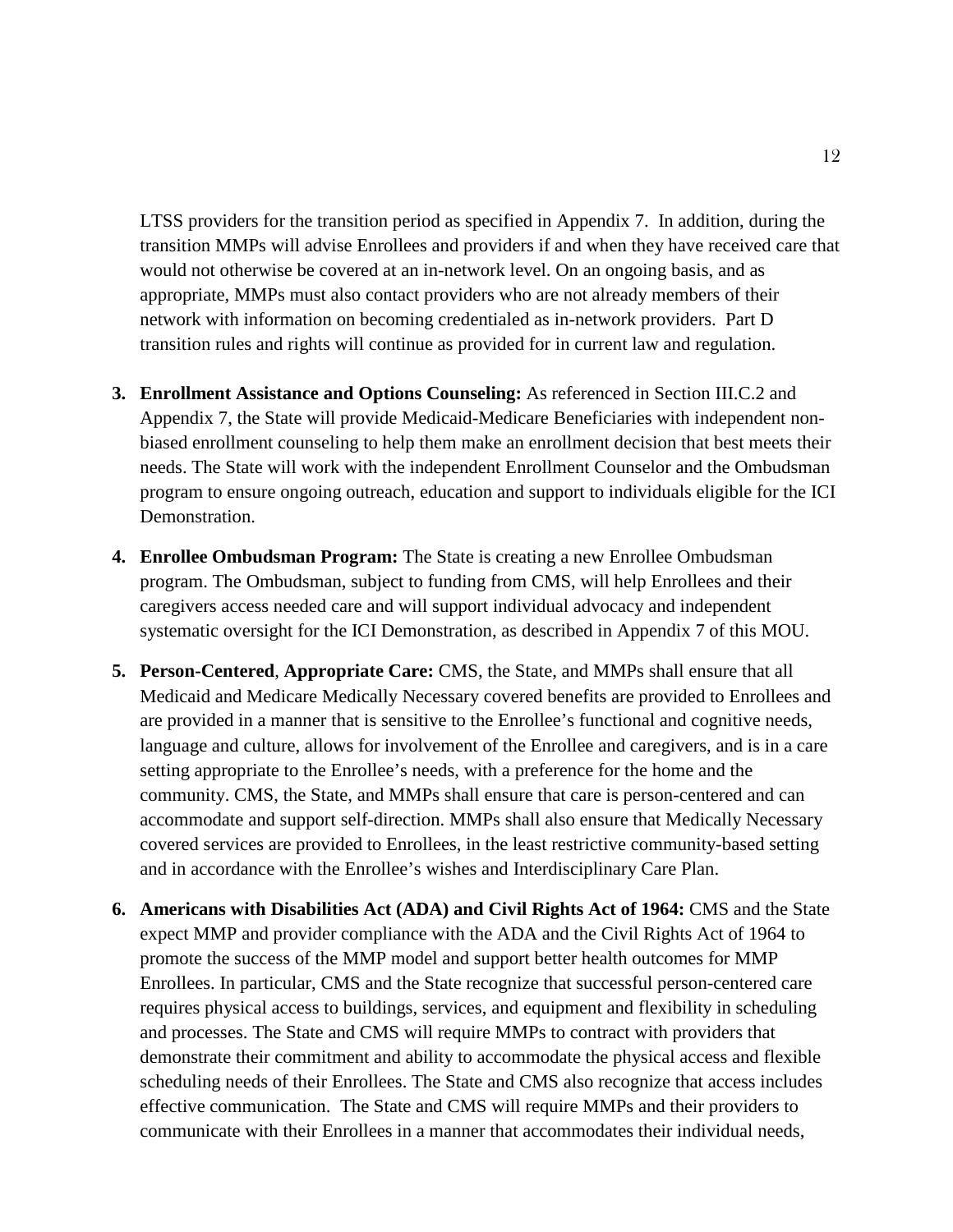LTSS providers for the transition period as specified in Appendix 7. In addition, during the transition MMPs will advise Enrollees and providers if and when they have received care that would not otherwise be covered at an in-network level. On an ongoing basis, and as appropriate, MMPs must also contact providers who are not already members of their network with information on becoming credentialed as in-network providers. Part D transition rules and rights will continue as provided for in current law and regulation.

3. **Enrollment Assistance and Options Counseling:** As referenced in Section III.C.2 and Appendix 7, the State will provide Medicaid-Medicare Beneficiaries with independent non-biased enrollment counseling to help them make an enrollment decision that best meets their needs. The State will work with the independent Enrollment Counselor and the Ombudsman program to ensure ongoing outreach, education and support to individuals eligible for the ICI Demonstration.

4. **Enrollee Ombudsman Program:** The State is creating a new Enrollee Ombudsman program. The Ombudsman, subject to funding from CMS, will help Enrollees and their caregivers access needed care and will support individual advocacy and independent systematic oversight for the ICI Demonstration, as described in Appendix 7 of this MOU.

5. **Person-Centered**, **Appropriate Care:** CMS, the State, and MMPs shall ensure that all Medicaid and Medicare Medically Necessary covered benefits are provided to Enrollees and are provided in a manner that is sensitive to the Enrollee's functional and cognitive needs, language and culture, allows for involvement of the Enrollee and caregivers, and is in a care setting appropriate to the Enrollee's needs, with a preference for the home and the community. CMS, the State, and MMPs shall ensure that care is person-centered and can accommodate and support self-direction. MMPs shall also ensure that Medically Necessary covered services are provided to Enrollees, in the least restrictive community-based setting and in accordance with the Enrollee's wishes and Interdisciplinary Care Plan.

6. **Americans with Disabilities Act (ADA) and Civil Rights Act of 1964:** CMS and the State expect MMP and provider compliance with the ADA and the Civil Rights Act of 1964 to promote the success of the MMP model and support better health outcomes for MMP Enrollees. In particular, CMS and the State recognize that successful person-centered care requires physical access to buildings, services, and equipment and flexibility in scheduling and processes. The State and CMS will require MMPs to contract with providers that demonstrate their commitment and ability to accommodate the physical access and flexible scheduling needs of their Enrollees. The State and CMS also recognize that access includes effective communication. The State and CMS will require MMPs and their providers to communicate with their Enrollees in a manner that accommodates their individual needs,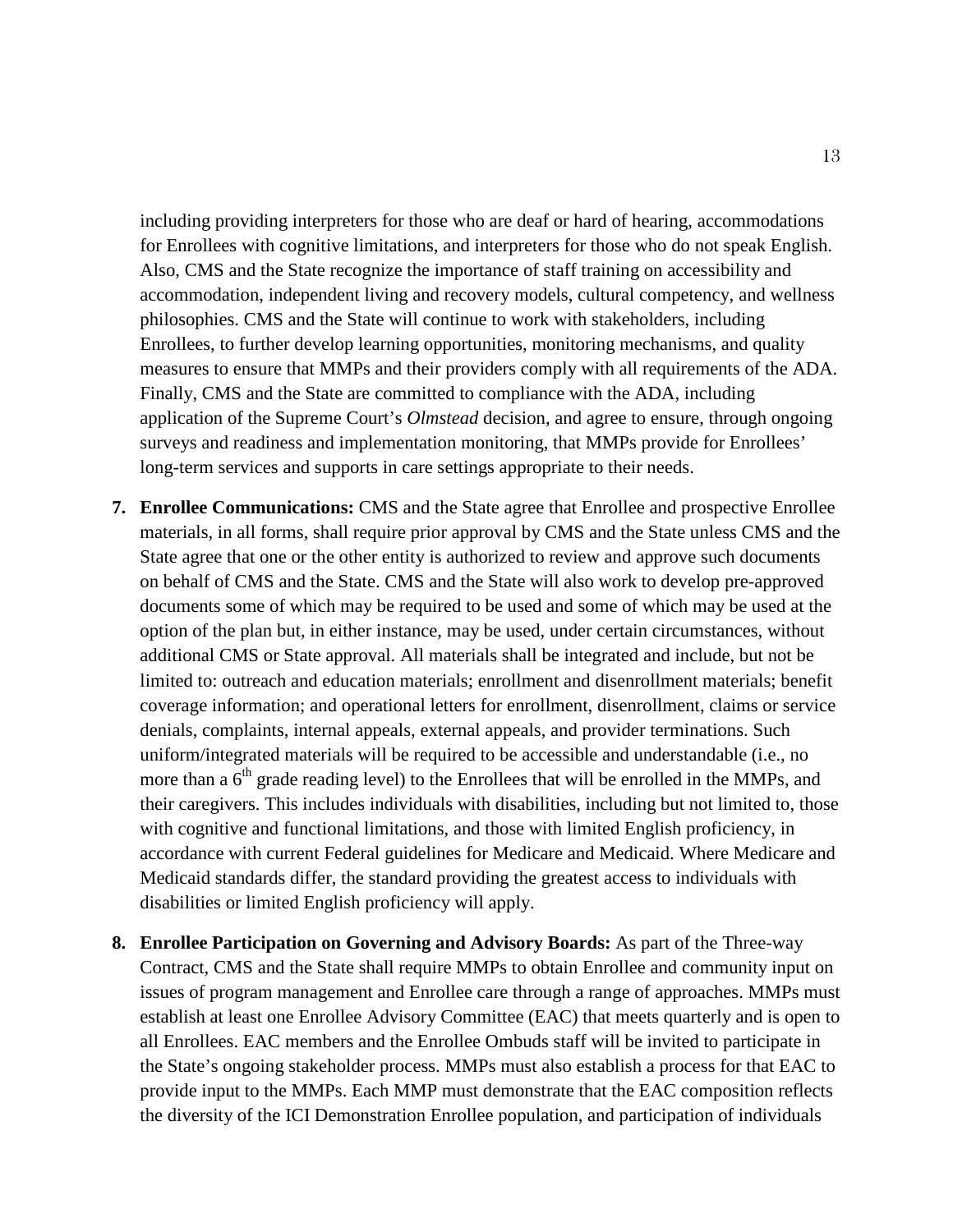including providing interpreters for those who are deaf or hard of hearing, accommodations for Enrollees with cognitive limitations, and interpreters for those who do not speak English. Also, CMS and the State recognize the importance of staff training on accessibility and accommodation, independent living and recovery models, cultural competency, and wellness philosophies. CMS and the State will continue to work with stakeholders, including Enrollees, to further develop learning opportunities, monitoring mechanisms, and quality measures to ensure that MMPs and their providers comply with all requirements of the ADA. Finally, CMS and the State are committed to compliance with the ADA, including application of the Supreme Court's *Olmstead* decision, and agree to ensure, through ongoing surveys and readiness and implementation monitoring, that MMPs provide for Enrollees' long-term services and supports in care settings appropriate to their needs.

7. **Enrollee Communications:** CMS and the State agree that Enrollee and prospective Enrollee materials, in all forms, shall require prior approval by CMS and the State unless CMS and the State agree that one or the other entity is authorized to review and approve such documents on behalf of CMS and the State. CMS and the State will also work to develop pre-approved documents some of which may be required to be used and some of which may be used at the option of the plan but, in either instance, may be used, under certain circumstances, without additional CMS or State approval. All materials shall be integrated and include, but not be limited to: outreach and education materials; enrollment and disenrollment materials; benefit coverage information; and operational letters for enrollment, disenrollment, claims or service denials, complaints, internal appeals, external appeals, and provider terminations. Such uniform/integrated materials will be required to be accessible and understandable (i.e., no more than a 6th grade reading level) to the Enrollees that will be enrolled in the MMPs, and their caregivers. This includes individuals with disabilities, including but not limited to, those with cognitive and functional limitations, and those with limited English proficiency, in accordance with current Federal guidelines for Medicare and Medicaid. Where Medicare and Medicaid standards differ, the standard providing the greatest access to individuals with disabilities or limited English proficiency will apply.

8. **Enrollee Participation on Governing and Advisory Boards:** As part of the Three-way Contract, CMS and the State shall require MMPs to obtain Enrollee and community input on issues of program management and Enrollee care through a range of approaches. MMPs must establish at least one Enrollee Advisory Committee (EAC) that meets quarterly and is open to all Enrollees. EAC members and the Enrollee Ombuds staff will be invited to participate in the State's ongoing stakeholder process. MMPs must also establish a process for that EAC to provide input to the MMPs. Each MMP must demonstrate that the EAC composition reflects the diversity of the ICI Demonstration Enrollee population, and participation of individuals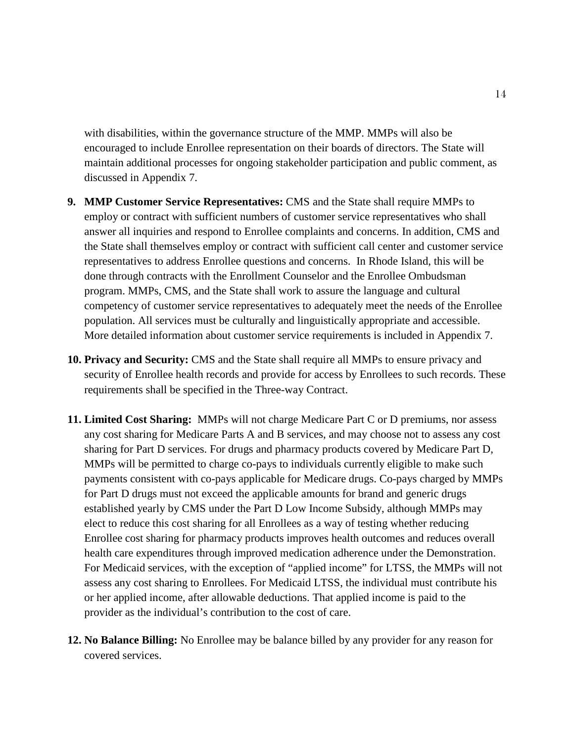with disabilities, within the governance structure of the MMP. MMPs will also be encouraged to include Enrollee representation on their boards of directors. The State will maintain additional processes for ongoing stakeholder participation and public comment, as discussed in Appendix 7.

9. **MMP Customer Service Representatives:** CMS and the State shall require MMPs to employ or contract with sufficient numbers of customer service representatives who shall answer all inquiries and respond to Enrollee complaints and concerns. In addition, CMS and the State shall themselves employ or contract with sufficient call center and customer service representatives to address Enrollee questions and concerns. In Rhode Island, this will be done through contracts with the Enrollment Counselor and the Enrollee Ombudsman program. MMPs, CMS, and the State shall work to assure the language and cultural competency of customer service representatives to adequately meet the needs of the Enrollee population. All services must be culturally and linguistically appropriate and accessible. More detailed information about customer service requirements is included in Appendix 7.

10. **Privacy and Security:** CMS and the State shall require all MMPs to ensure privacy and security of Enrollee health records and provide for access by Enrollees to such records. These requirements shall be specified in the Three-way Contract.

11. **Limited Cost Sharing:** MMPs will not charge Medicare Part C or D premiums, nor assess any cost sharing for Medicare Parts A and B services, and may choose not to assess any cost sharing for Part D services. For drugs and pharmacy products covered by Medicare Part D, MMPs will be permitted to charge co-pays to individuals currently eligible to make such payments consistent with co-pays applicable for Medicare drugs. Co-pays charged by MMPs for Part D drugs must not exceed the applicable amounts for brand and generic drugs established yearly by CMS under the Part D Low Income Subsidy, although MMPs may elect to reduce this cost sharing for all Enrollees as a way of testing whether reducing Enrollee cost sharing for pharmacy products improves health outcomes and reduces overall health care expenditures through improved medication adherence under the Demonstration. For Medicaid services, with the exception of "applied income" for LTSS, the MMPs will not assess any cost sharing to Enrollees. For Medicaid LTSS, the individual must contribute his or her applied income, after allowable deductions. That applied income is paid to the provider as the individual's contribution to the cost of care.

12. **No Balance Billing:** No Enrollee may be balance billed by any provider for any reason for covered services.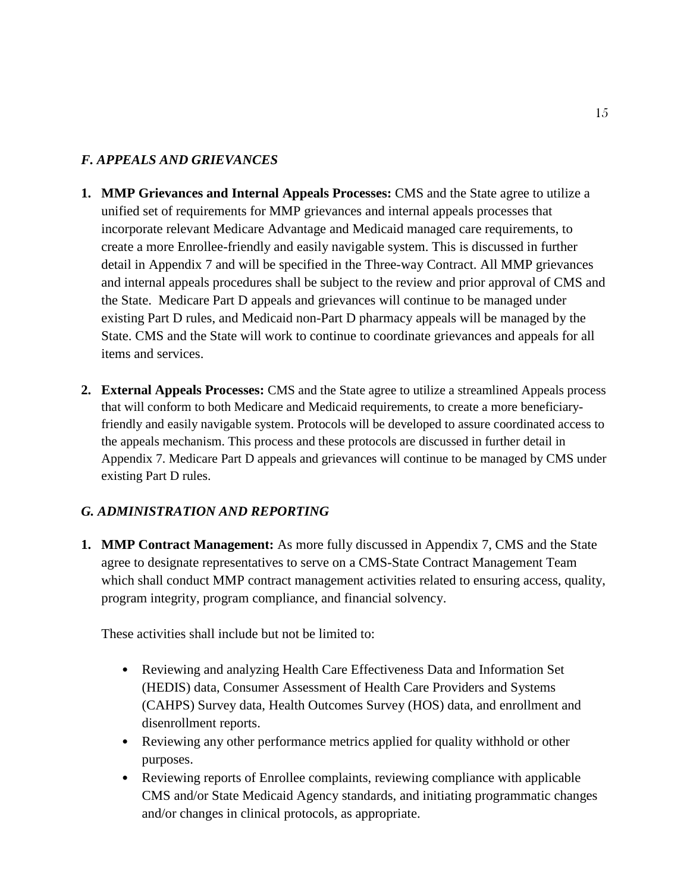### *F. APPEALS AND GRIEVANCES*

1. **MMP Grievances and Internal Appeals Processes:** CMS and the State agree to utilize a unified set of requirements for MMP grievances and internal appeals processes that incorporate relevant Medicare Advantage and Medicaid managed care requirements, to create a more Enrollee-friendly and easily navigable system. This is discussed in further detail in Appendix 7 and will be specified in the Three-way Contract. All MMP grievances and internal appeals procedures shall be subject to the review and prior approval of CMS and the State. Medicare Part D appeals and grievances will continue to be managed under existing Part D rules, and Medicaid non-Part D pharmacy appeals will be managed by the State. CMS and the State will work to continue to coordinate grievances and appeals for all items and services.

2. **External Appeals Processes:** CMS and the State agree to utilize a streamlined Appeals process that will conform to both Medicare and Medicaid requirements, to create a more beneficiary-friendly and easily navigable system. Protocols will be developed to assure coordinated access to the appeals mechanism. This process and these protocols are discussed in further detail in Appendix 7. Medicare Part D appeals and grievances will continue to be managed by CMS under existing Part D rules.

### *G. ADMINISTRATION AND REPORTING*

1. **MMP Contract Management:** As more fully discussed in Appendix 7, CMS and the State agree to designate representatives to serve on a CMS-State Contract Management Team which shall conduct MMP contract management activities related to ensuring access, quality, program integrity, program compliance, and financial solvency.

   These activities shall include but not be limited to:

   - Reviewing and analyzing Health Care Effectiveness Data and Information Set (HEDIS) data, Consumer Assessment of Health Care Providers and Systems (CAHPS) Survey data, Health Outcomes Survey (HOS) data, and enrollment and disenrollment reports.
   - Reviewing any other performance metrics applied for quality withhold or other purposes.
   - Reviewing reports of Enrollee complaints, reviewing compliance with applicable CMS and/or State Medicaid Agency standards, and initiating programmatic changes and/or changes in clinical protocols, as appropriate.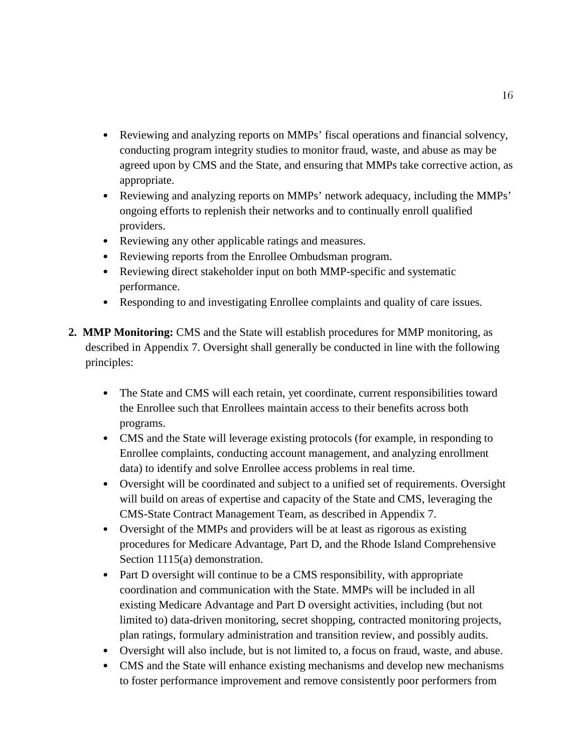- Reviewing and analyzing reports on MMPs' fiscal operations and financial solvency, conducting program integrity studies to monitor fraud, waste, and abuse as may be agreed upon by CMS and the State, and ensuring that MMPs take corrective action, as appropriate.
- Reviewing and analyzing reports on MMPs' network adequacy, including the MMPs' ongoing efforts to replenish their networks and to continually enroll qualified providers.
- Reviewing any other applicable ratings and measures.
- Reviewing reports from the Enrollee Ombudsman program.
- Reviewing direct stakeholder input on both MMP-specific and systematic performance.
- Responding to and investigating Enrollee complaints and quality of care issues.

2. **MMP Monitoring:** CMS and the State will establish procedures for MMP monitoring, as described in Appendix 7. Oversight shall generally be conducted in line with the following principles:

   - The State and CMS will each retain, yet coordinate, current responsibilities toward the Enrollee such that Enrollees maintain access to their benefits across both programs.
   - CMS and the State will leverage existing protocols (for example, in responding to Enrollee complaints, conducting account management, and analyzing enrollment data) to identify and solve Enrollee access problems in real time.
   - Oversight will be coordinated and subject to a unified set of requirements. Oversight will build on areas of expertise and capacity of the State and CMS, leveraging the CMS-State Contract Management Team, as described in Appendix 7.
   - Oversight of the MMPs and providers will be at least as rigorous as existing procedures for Medicare Advantage, Part D, and the Rhode Island Comprehensive Section 1115(a) demonstration.
   - Part D oversight will continue to be a CMS responsibility, with appropriate coordination and communication with the State. MMPs will be included in all existing Medicare Advantage and Part D oversight activities, including (but not limited to) data-driven monitoring, secret shopping, contracted monitoring projects, plan ratings, formulary administration and transition review, and possibly audits.
   - Oversight will also include, but is not limited to, a focus on fraud, waste, and abuse.
   - CMS and the State will enhance existing mechanisms and develop new mechanisms to foster performance improvement and remove consistently poor performers from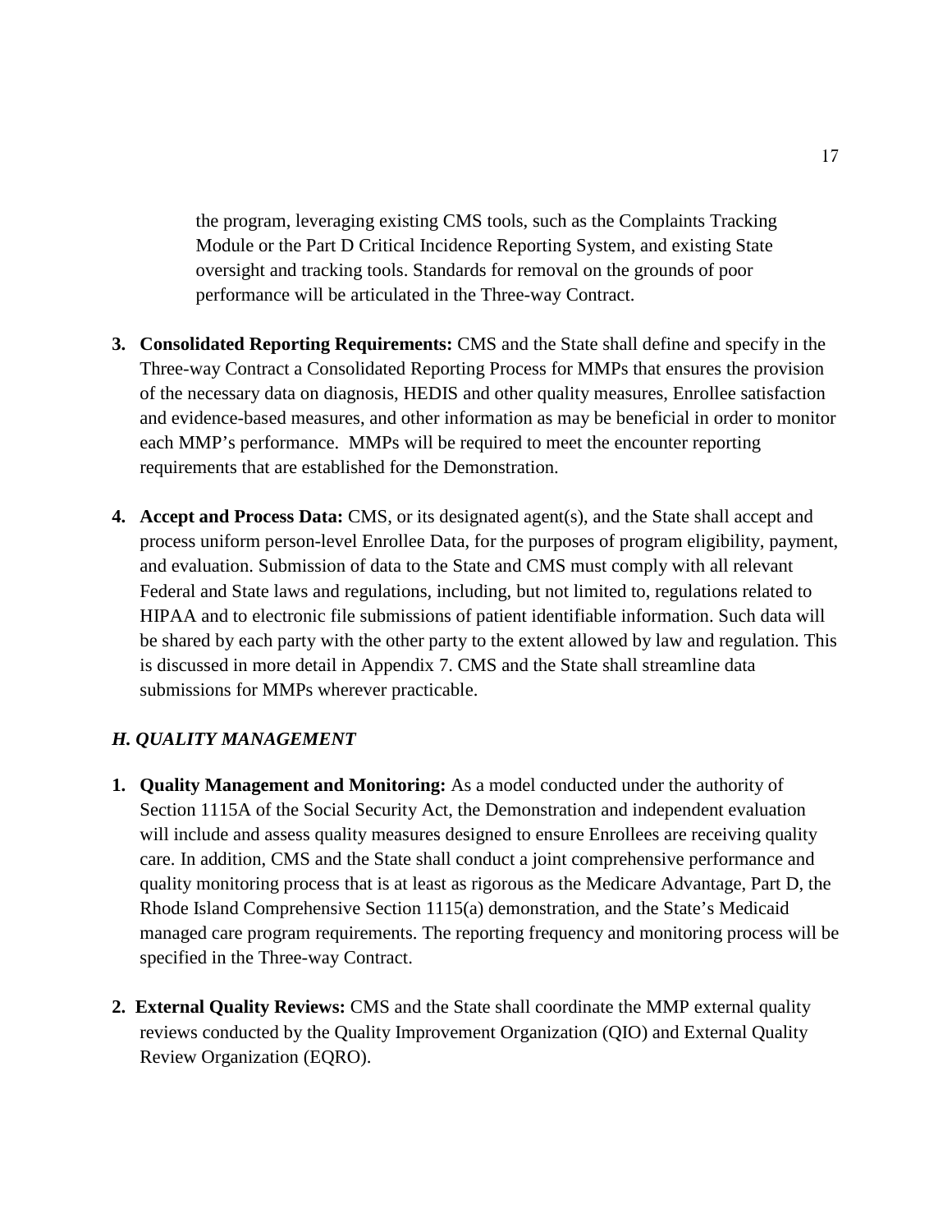the program, leveraging existing CMS tools, such as the Complaints Tracking Module or the Part D Critical Incidence Reporting System, and existing State oversight and tracking tools. Standards for removal on the grounds of poor performance will be articulated in the Three-way Contract.

3. **Consolidated Reporting Requirements:** CMS and the State shall define and specify in the Three-way Contract a Consolidated Reporting Process for MMPs that ensures the provision of the necessary data on diagnosis, HEDIS and other quality measures, Enrollee satisfaction and evidence-based measures, and other information as may be beneficial in order to monitor each MMP's performance. MMPs will be required to meet the encounter reporting requirements that are established for the Demonstration.

4. **Accept and Process Data:** CMS, or its designated agent(s), and the State shall accept and process uniform person-level Enrollee Data, for the purposes of program eligibility, payment, and evaluation. Submission of data to the State and CMS must comply with all relevant Federal and State laws and regulations, including, but not limited to, regulations related to HIPAA and to electronic file submissions of patient identifiable information. Such data will be shared by each party with the other party to the extent allowed by law and regulation. This is discussed in more detail in Appendix 7. CMS and the State shall streamline data submissions for MMPs wherever practicable.

### *H. QUALITY MANAGEMENT*

1. **Quality Management and Monitoring:** As a model conducted under the authority of Section 1115A of the Social Security Act, the Demonstration and independent evaluation will include and assess quality measures designed to ensure Enrollees are receiving quality care. In addition, CMS and the State shall conduct a joint comprehensive performance and quality monitoring process that is at least as rigorous as the Medicare Advantage, Part D, the Rhode Island Comprehensive Section 1115(a) demonstration, and the State's Medicaid managed care program requirements. The reporting frequency and monitoring process will be specified in the Three-way Contract.

2. **External Quality Reviews:** CMS and the State shall coordinate the MMP external quality reviews conducted by the Quality Improvement Organization (QIO) and External Quality Review Organization (EQRO).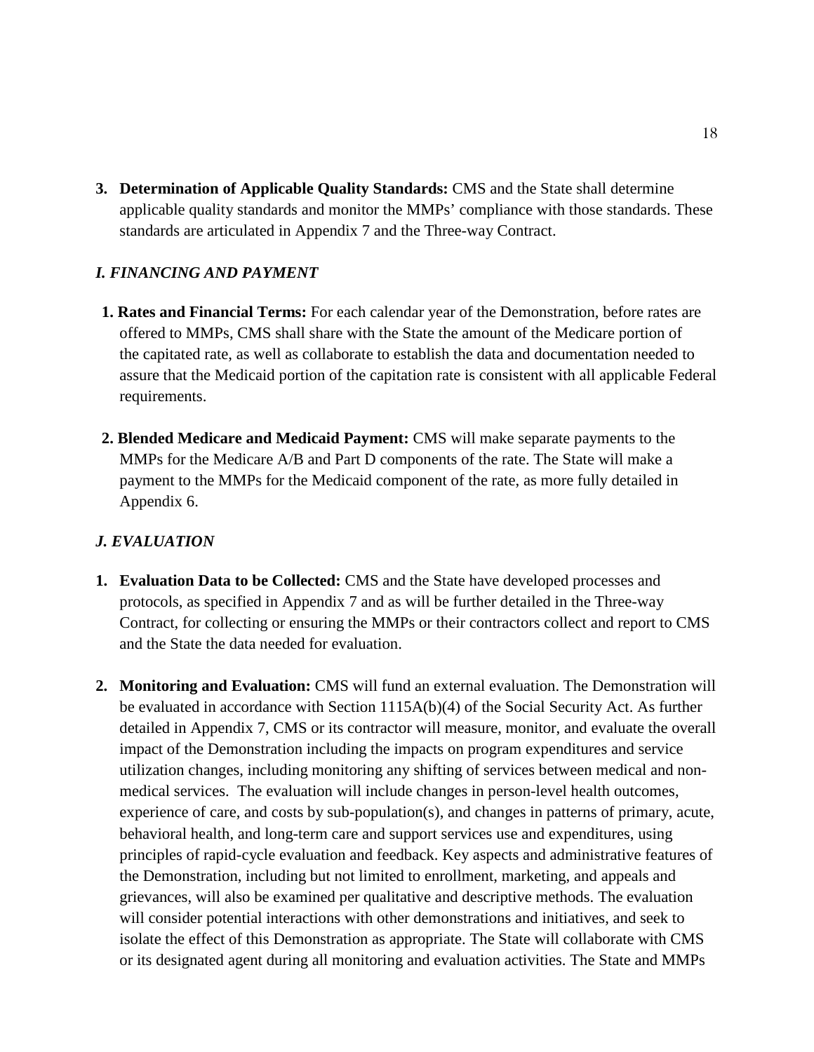3. **Determination of Applicable Quality Standards:** CMS and the State shall determine applicable quality standards and monitor the MMPs' compliance with those standards. These standards are articulated in Appendix 7 and the Three-way Contract.

### *I. FINANCING AND PAYMENT*

1. **Rates and Financial Terms:** For each calendar year of the Demonstration, before rates are offered to MMPs, CMS shall share with the State the amount of the Medicare portion of the capitated rate, as well as collaborate to establish the data and documentation needed to assure that the Medicaid portion of the capitation rate is consistent with all applicable Federal requirements.

2. **Blended Medicare and Medicaid Payment:** CMS will make separate payments to the MMPs for the Medicare A/B and Part D components of the rate. The State will make a payment to the MMPs for the Medicaid component of the rate, as more fully detailed in Appendix 6.

### *J. EVALUATION*

1. **Evaluation Data to be Collected:** CMS and the State have developed processes and protocols, as specified in Appendix 7 and as will be further detailed in the Three-way Contract, for collecting or ensuring the MMPs or their contractors collect and report to CMS and the State the data needed for evaluation.

2. **Monitoring and Evaluation:** CMS will fund an external evaluation. The Demonstration will be evaluated in accordance with Section 1115A(b)(4) of the Social Security Act. As further detailed in Appendix 7, CMS or its contractor will measure, monitor, and evaluate the overall impact of the Demonstration including the impacts on program expenditures and service utilization changes, including monitoring any shifting of services between medical and non-medical services. The evaluation will include changes in person-level health outcomes, experience of care, and costs by sub-population(s), and changes in patterns of primary, acute, behavioral health, and long-term care and support services use and expenditures, using principles of rapid-cycle evaluation and feedback. Key aspects and administrative features of the Demonstration, including but not limited to enrollment, marketing, and appeals and grievances, will also be examined per qualitative and descriptive methods. The evaluation will consider potential interactions with other demonstrations and initiatives, and seek to isolate the effect of this Demonstration as appropriate. The State will collaborate with CMS or its designated agent during all monitoring and evaluation activities. The State and MMPs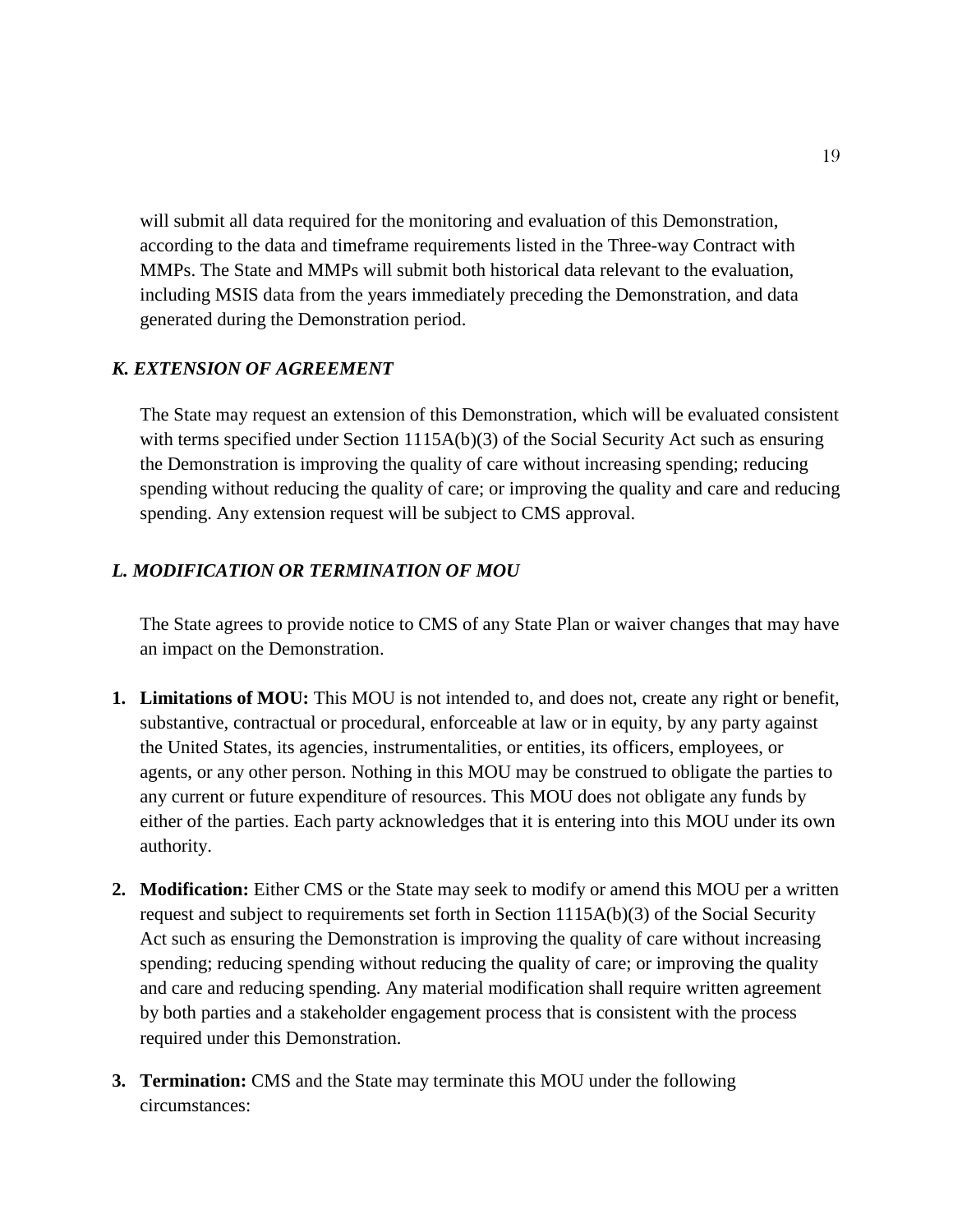will submit all data required for the monitoring and evaluation of this Demonstration, according to the data and timeframe requirements listed in the Three-way Contract with MMPs. The State and MMPs will submit both historical data relevant to the evaluation, including MSIS data from the years immediately preceding the Demonstration, and data generated during the Demonstration period.

### *K. EXTENSION OF AGREEMENT*

The State may request an extension of this Demonstration, which will be evaluated consistent with terms specified under Section 1115A(b)(3) of the Social Security Act such as ensuring the Demonstration is improving the quality of care without increasing spending; reducing spending without reducing the quality of care; or improving the quality and care and reducing spending. Any extension request will be subject to CMS approval.

### *L. MODIFICATION OR TERMINATION OF MOU*

The State agrees to provide notice to CMS of any State Plan or waiver changes that may have an impact on the Demonstration.

1. **Limitations of MOU:** This MOU is not intended to, and does not, create any right or benefit, substantive, contractual or procedural, enforceable at law or in equity, by any party against the United States, its agencies, instrumentalities, or entities, its officers, employees, or agents, or any other person. Nothing in this MOU may be construed to obligate the parties to any current or future expenditure of resources. This MOU does not obligate any funds by either of the parties. Each party acknowledges that it is entering into this MOU under its own authority.

2. **Modification:** Either CMS or the State may seek to modify or amend this MOU per a written request and subject to requirements set forth in Section 1115A(b)(3) of the Social Security Act such as ensuring the Demonstration is improving the quality of care without increasing spending; reducing spending without reducing the quality of care; or improving the quality and care and reducing spending. Any material modification shall require written agreement by both parties and a stakeholder engagement process that is consistent with the process required under this Demonstration.

3. **Termination:** CMS and the State may terminate this MOU under the following circumstances: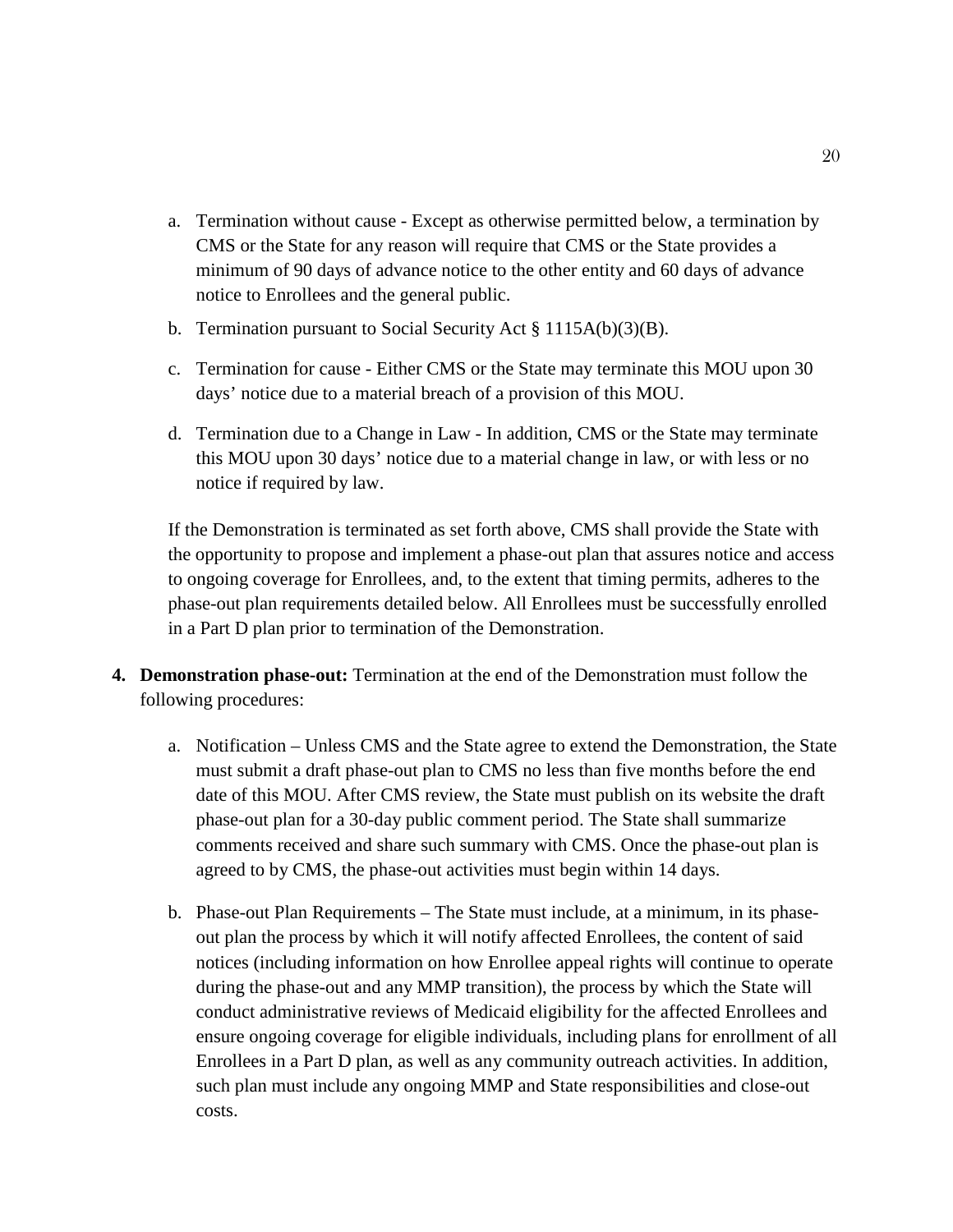a. Termination without cause - Except as otherwise permitted below, a termination by CMS or the State for any reason will require that CMS or the State provides a minimum of 90 days of advance notice to the other entity and 60 days of advance notice to Enrollees and the general public.

b. Termination pursuant to Social Security Act § 1115A(b)(3)(B).

c. Termination for cause - Either CMS or the State may terminate this MOU upon 30 days' notice due to a material breach of a provision of this MOU.

d. Termination due to a Change in Law - In addition, CMS or the State may terminate this MOU upon 30 days' notice due to a material change in law, or with less or no notice if required by law.

If the Demonstration is terminated as set forth above, CMS shall provide the State with the opportunity to propose and implement a phase-out plan that assures notice and access to ongoing coverage for Enrollees, and, to the extent that timing permits, adheres to the phase-out plan requirements detailed below. All Enrollees must be successfully enrolled in a Part D plan prior to termination of the Demonstration.

4. **Demonstration phase-out:** Termination at the end of the Demonstration must follow the following procedures:

   a. Notification – Unless CMS and the State agree to extend the Demonstration, the State must submit a draft phase-out plan to CMS no less than five months before the end date of this MOU. After CMS review, the State must publish on its website the draft phase-out plan for a 30-day public comment period. The State shall summarize comments received and share such summary with CMS. Once the phase-out plan is agreed to by CMS, the phase-out activities must begin within 14 days.

   b. Phase-out Plan Requirements – The State must include, at a minimum, in its phase-out plan the process by which it will notify affected Enrollees, the content of said notices (including information on how Enrollee appeal rights will continue to operate during the phase-out and any MMP transition), the process by which the State will conduct administrative reviews of Medicaid eligibility for the affected Enrollees and ensure ongoing coverage for eligible individuals, including plans for enrollment of all Enrollees in a Part D plan, as well as any community outreach activities. In addition, such plan must include any ongoing MMP and State responsibilities and close-out costs.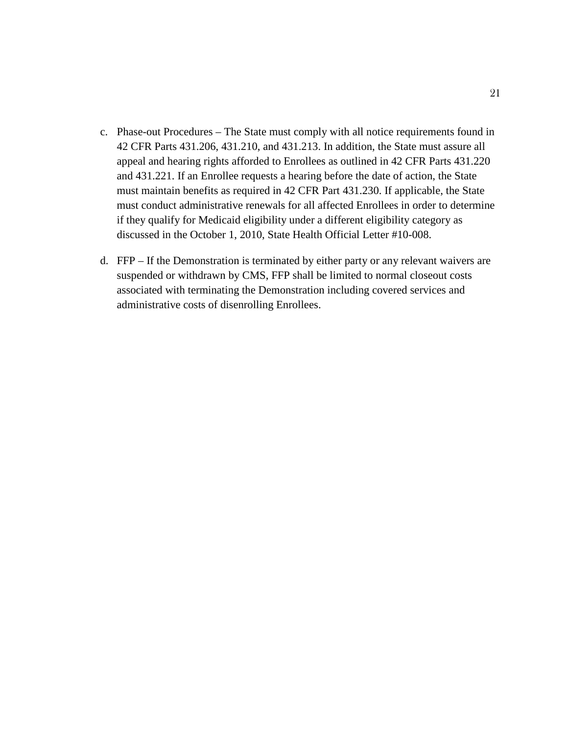c. Phase-out Procedures – The State must comply with all notice requirements found in 42 CFR Parts 431.206, 431.210, and 431.213. In addition, the State must assure all appeal and hearing rights afforded to Enrollees as outlined in 42 CFR Parts 431.220 and 431.221. If an Enrollee requests a hearing before the date of action, the State must maintain benefits as required in 42 CFR Part 431.230. If applicable, the State must conduct administrative renewals for all affected Enrollees in order to determine if they qualify for Medicaid eligibility under a different eligibility category as discussed in the October 1, 2010, State Health Official Letter #10-008.

d. FFP – If the Demonstration is terminated by either party or any relevant waivers are suspended or withdrawn by CMS, FFP shall be limited to normal closeout costs associated with terminating the Demonstration including covered services and administrative costs of disenrolling Enrollees.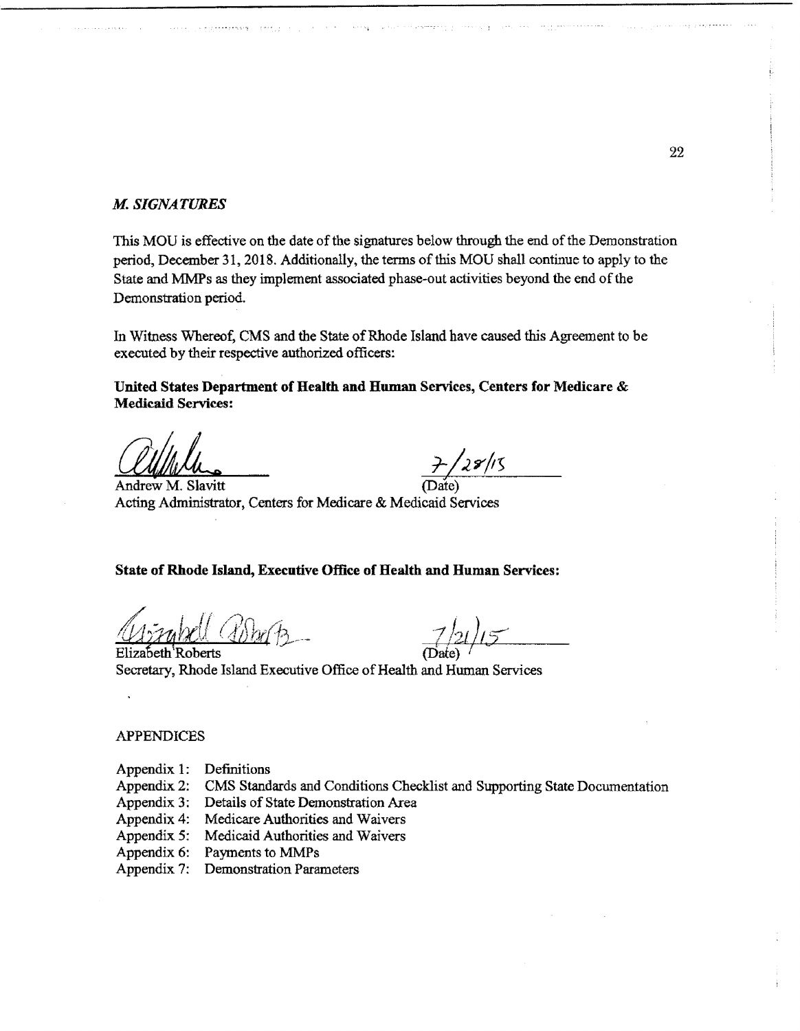### *M. SIGNATURES*

This MOU is effective on the date of the signatures below through the end of the Demonstration period, December 31, 2018. Additionally, the terms of this MOU shall continue to apply to the State and MMPs as they implement associated phase-out activities beyond the end of the Demonstration period.

In Witness Whereof, CMS and the State of Rhode Island have caused this Agreement to be executed by their respective authorized officers:

**United States Department of Health and Human Services, Centers for Medicare & Medicaid Services:**

Andrew M. Slavitt — 7/28/15 (Date)
Acting Administrator, Centers for Medicare & Medicaid Services

**State of Rhode Island, Executive Office of Health and Human Services:**

Elizabeth Roberts — 7/21/15 (Date)
Secretary, Rhode Island Executive Office of Health and Human Services

APPENDICES

- Appendix 1: Definitions
- Appendix 2: CMS Standards and Conditions Checklist and Supporting State Documentation
- Appendix 3: Details of State Demonstration Area
- Appendix 4: Medicare Authorities and Waivers
- Appendix 5: Medicaid Authorities and Waivers
- Appendix 6: Payments to MMPs
- Appendix 7: Demonstration Parameters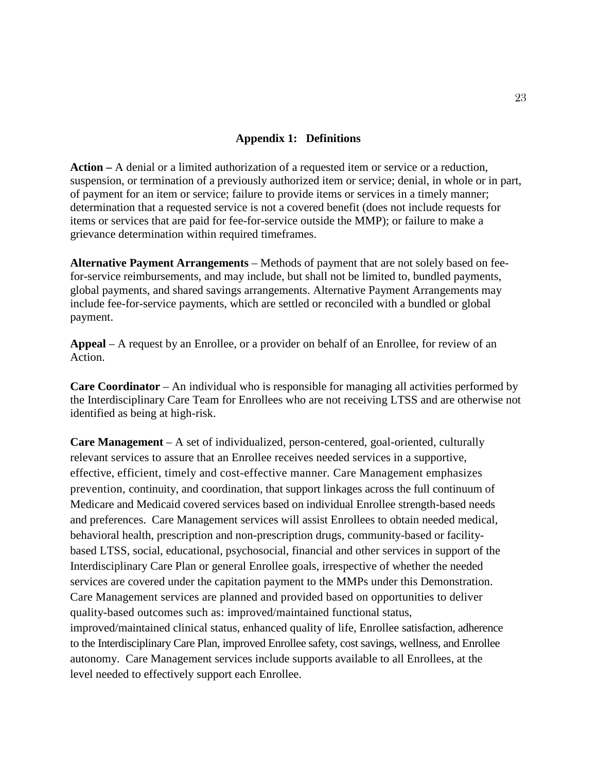## Appendix 1: Definitions

**Action –** A denial or a limited authorization of a requested item or service or a reduction, suspension, or termination of a previously authorized item or service; denial, in whole or in part, of payment for an item or service; failure to provide items or services in a timely manner; determination that a requested service is not a covered benefit (does not include requests for items or services that are paid for fee-for-service outside the MMP); or failure to make a grievance determination within required timeframes.

**Alternative Payment Arrangements** – Methods of payment that are not solely based on fee-for-service reimbursements, and may include, but shall not be limited to, bundled payments, global payments, and shared savings arrangements. Alternative Payment Arrangements may include fee-for-service payments, which are settled or reconciled with a bundled or global payment.

**Appeal** – A request by an Enrollee, or a provider on behalf of an Enrollee, for review of an Action.

**Care Coordinator** – An individual who is responsible for managing all activities performed by the Interdisciplinary Care Team for Enrollees who are not receiving LTSS and are otherwise not identified as being at high-risk.

**Care Management** – A set of individualized, person-centered, goal-oriented, culturally relevant services to assure that an Enrollee receives needed services in a supportive, effective, efficient, timely and cost-effective manner. Care Management emphasizes prevention, continuity, and coordination, that support linkages across the full continuum of Medicare and Medicaid covered services based on individual Enrollee strength-based needs and preferences. Care Management services will assist Enrollees to obtain needed medical, behavioral health, prescription and non-prescription drugs, community-based or facility-based LTSS, social, educational, psychosocial, financial and other services in support of the Interdisciplinary Care Plan or general Enrollee goals, irrespective of whether the needed services are covered under the capitation payment to the MMPs under this Demonstration. Care Management services are planned and provided based on opportunities to deliver quality-based outcomes such as: improved/maintained functional status, improved/maintained clinical status, enhanced quality of life, Enrollee satisfaction, adherence to the Interdisciplinary Care Plan, improved Enrollee safety, cost savings, wellness, and Enrollee autonomy. Care Management services include supports available to all Enrollees, at the level needed to effectively support each Enrollee.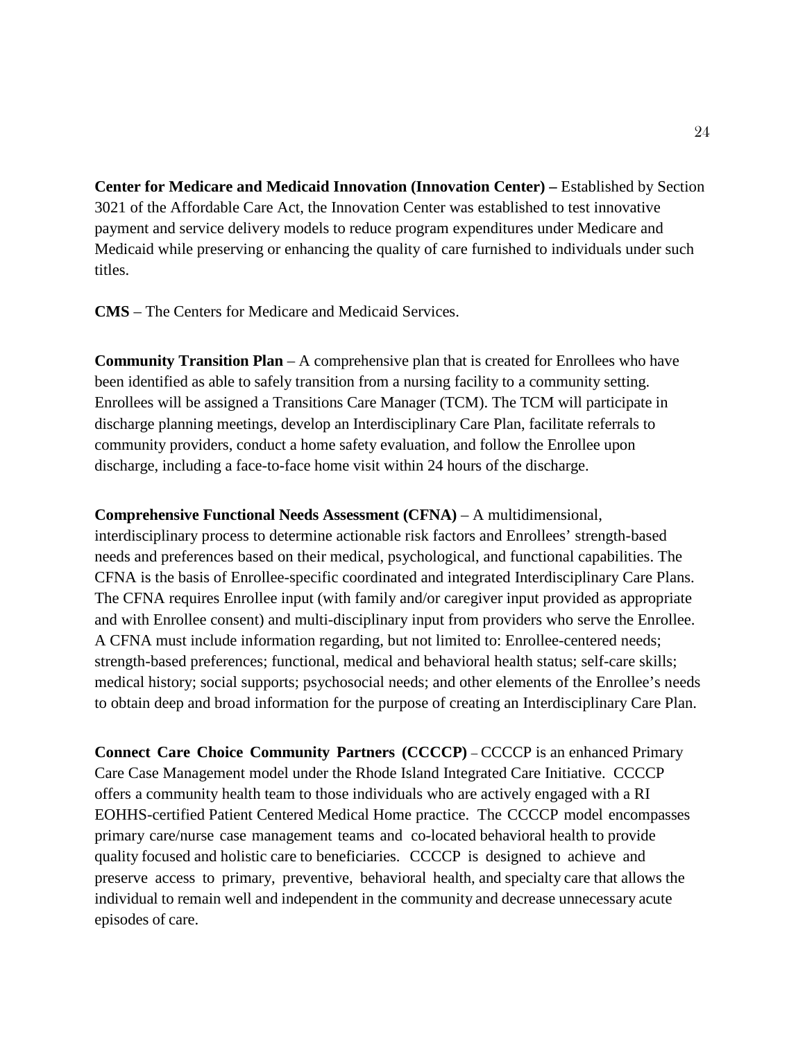**Center for Medicare and Medicaid Innovation (Innovation Center) –** Established by Section 3021 of the Affordable Care Act, the Innovation Center was established to test innovative payment and service delivery models to reduce program expenditures under Medicare and Medicaid while preserving or enhancing the quality of care furnished to individuals under such titles.

**CMS** – The Centers for Medicare and Medicaid Services.

**Community Transition Plan** – A comprehensive plan that is created for Enrollees who have been identified as able to safely transition from a nursing facility to a community setting. Enrollees will be assigned a Transitions Care Manager (TCM). The TCM will participate in discharge planning meetings, develop an Interdisciplinary Care Plan, facilitate referrals to community providers, conduct a home safety evaluation, and follow the Enrollee upon discharge, including a face-to-face home visit within 24 hours of the discharge.

**Comprehensive Functional Needs Assessment (CFNA)** – A multidimensional, interdisciplinary process to determine actionable risk factors and Enrollees' strength-based needs and preferences based on their medical, psychological, and functional capabilities. The CFNA is the basis of Enrollee-specific coordinated and integrated Interdisciplinary Care Plans. The CFNA requires Enrollee input (with family and/or caregiver input provided as appropriate and with Enrollee consent) and multi-disciplinary input from providers who serve the Enrollee. A CFNA must include information regarding, but not limited to: Enrollee-centered needs; strength-based preferences; functional, medical and behavioral health status; self-care skills; medical history; social supports; psychosocial needs; and other elements of the Enrollee's needs to obtain deep and broad information for the purpose of creating an Interdisciplinary Care Plan.

**Connect Care Choice Community Partners (CCCCP)** – CCCCP is an enhanced Primary Care Case Management model under the Rhode Island Integrated Care Initiative. CCCCP offers a community health team to those individuals who are actively engaged with a RI EOHHS-certified Patient Centered Medical Home practice. The CCCCP model encompasses primary care/nurse case management teams and co-located behavioral health to provide quality focused and holistic care to beneficiaries. CCCCP is designed to achieve and preserve access to primary, preventive, behavioral health, and specialty care that allows the individual to remain well and independent in the community and decrease unnecessary acute episodes of care.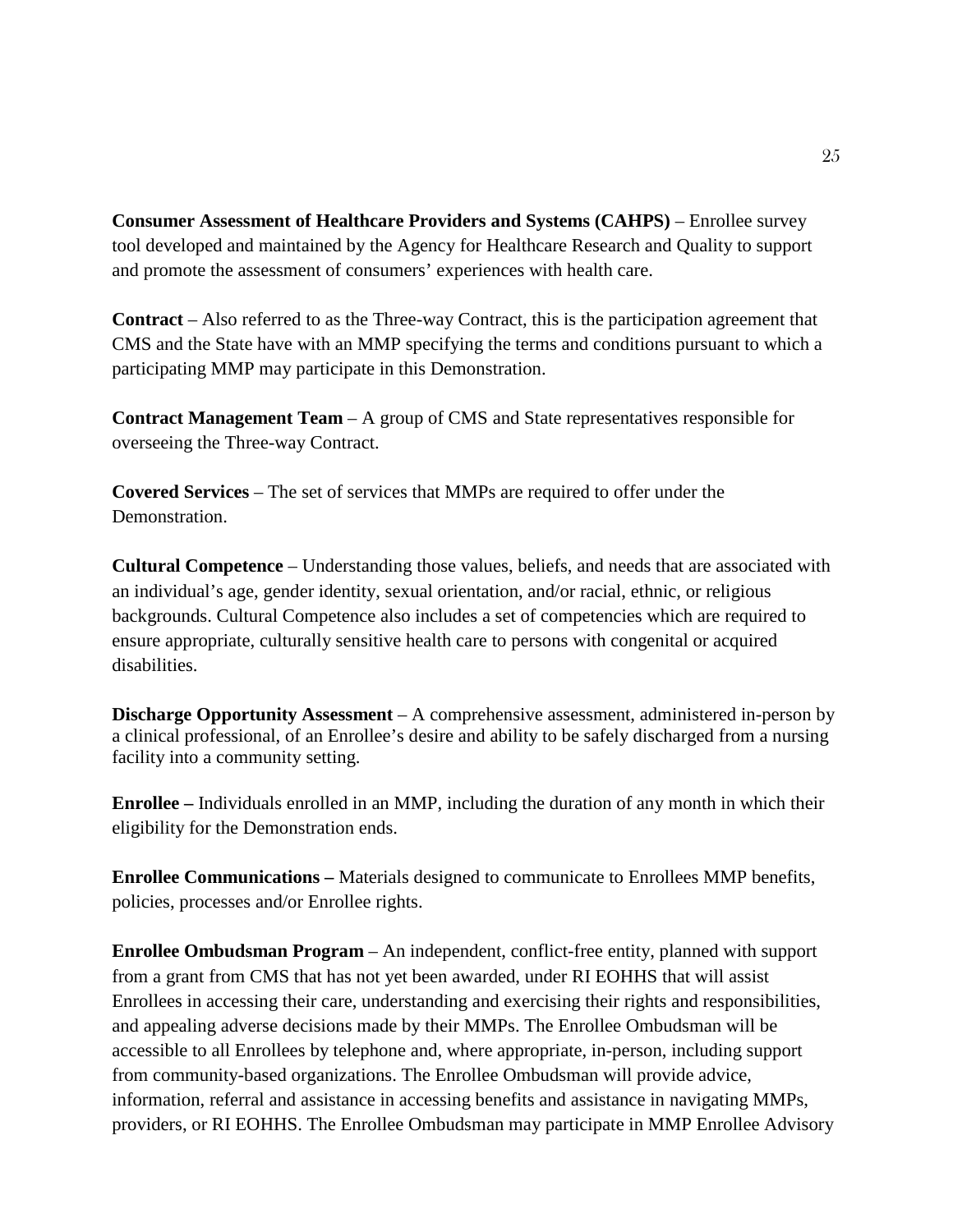**Consumer Assessment of Healthcare Providers and Systems (CAHPS)** – Enrollee survey tool developed and maintained by the Agency for Healthcare Research and Quality to support and promote the assessment of consumers' experiences with health care.

**Contract** – Also referred to as the Three-way Contract, this is the participation agreement that CMS and the State have with an MMP specifying the terms and conditions pursuant to which a participating MMP may participate in this Demonstration.

**Contract Management Team** – A group of CMS and State representatives responsible for overseeing the Three-way Contract.

**Covered Services** – The set of services that MMPs are required to offer under the Demonstration.

**Cultural Competence** – Understanding those values, beliefs, and needs that are associated with an individual's age, gender identity, sexual orientation, and/or racial, ethnic, or religious backgrounds. Cultural Competence also includes a set of competencies which are required to ensure appropriate, culturally sensitive health care to persons with congenital or acquired disabilities.

**Discharge Opportunity Assessment** – A comprehensive assessment, administered in-person by a clinical professional, of an Enrollee's desire and ability to be safely discharged from a nursing facility into a community setting.

**Enrollee –** Individuals enrolled in an MMP, including the duration of any month in which their eligibility for the Demonstration ends.

**Enrollee Communications –** Materials designed to communicate to Enrollees MMP benefits, policies, processes and/or Enrollee rights.

**Enrollee Ombudsman Program** – An independent, conflict-free entity, planned with support from a grant from CMS that has not yet been awarded, under RI EOHHS that will assist Enrollees in accessing their care, understanding and exercising their rights and responsibilities, and appealing adverse decisions made by their MMPs. The Enrollee Ombudsman will be accessible to all Enrollees by telephone and, where appropriate, in-person, including support from community-based organizations. The Enrollee Ombudsman will provide advice, information, referral and assistance in accessing benefits and assistance in navigating MMPs, providers, or RI EOHHS. The Enrollee Ombudsman may participate in MMP Enrollee Advisory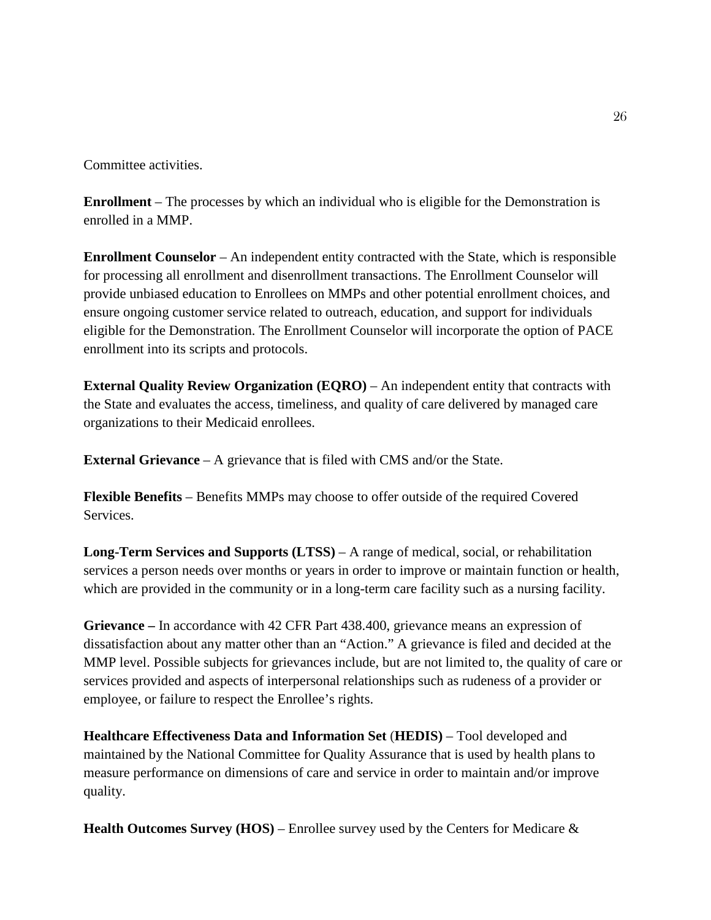Committee activities.

**Enrollment** – The processes by which an individual who is eligible for the Demonstration is enrolled in a MMP.

**Enrollment Counselor** – An independent entity contracted with the State, which is responsible for processing all enrollment and disenrollment transactions. The Enrollment Counselor will provide unbiased education to Enrollees on MMPs and other potential enrollment choices, and ensure ongoing customer service related to outreach, education, and support for individuals eligible for the Demonstration. The Enrollment Counselor will incorporate the option of PACE enrollment into its scripts and protocols.

**External Quality Review Organization (EQRO)** – An independent entity that contracts with the State and evaluates the access, timeliness, and quality of care delivered by managed care organizations to their Medicaid enrollees.

**External Grievance** – A grievance that is filed with CMS and/or the State.

**Flexible Benefits** – Benefits MMPs may choose to offer outside of the required Covered Services.

**Long-Term Services and Supports (LTSS)** – A range of medical, social, or rehabilitation services a person needs over months or years in order to improve or maintain function or health, which are provided in the community or in a long-term care facility such as a nursing facility.

**Grievance –** In accordance with 42 CFR Part 438.400, grievance means an expression of dissatisfaction about any matter other than an "Action." A grievance is filed and decided at the MMP level. Possible subjects for grievances include, but are not limited to, the quality of care or services provided and aspects of interpersonal relationships such as rudeness of a provider or employee, or failure to respect the Enrollee's rights.

**Healthcare Effectiveness Data and Information Set** (**HEDIS)** – Tool developed and maintained by the National Committee for Quality Assurance that is used by health plans to measure performance on dimensions of care and service in order to maintain and/or improve quality.

**Health Outcomes Survey (HOS)** – Enrollee survey used by the Centers for Medicare &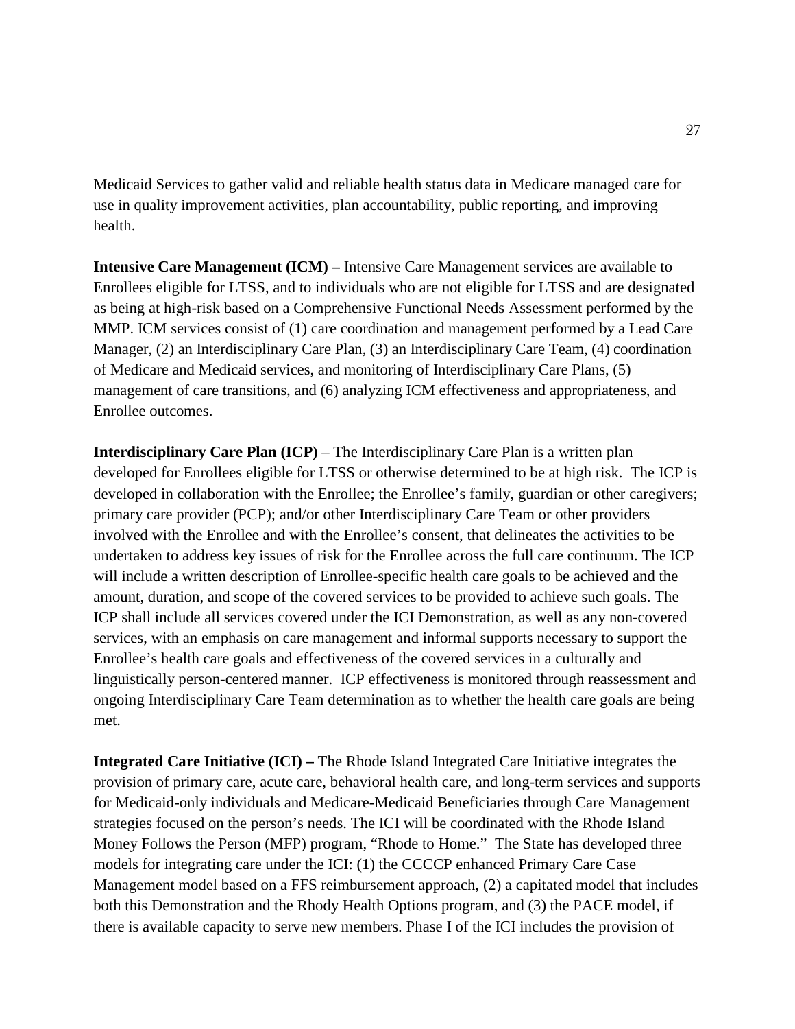Medicaid Services to gather valid and reliable health status data in Medicare managed care for use in quality improvement activities, plan accountability, public reporting, and improving health.

**Intensive Care Management (ICM) –** Intensive Care Management services are available to Enrollees eligible for LTSS, and to individuals who are not eligible for LTSS and are designated as being at high-risk based on a Comprehensive Functional Needs Assessment performed by the MMP. ICM services consist of (1) care coordination and management performed by a Lead Care Manager, (2) an Interdisciplinary Care Plan, (3) an Interdisciplinary Care Team, (4) coordination of Medicare and Medicaid services, and monitoring of Interdisciplinary Care Plans, (5) management of care transitions, and (6) analyzing ICM effectiveness and appropriateness, and Enrollee outcomes.

**Interdisciplinary Care Plan (ICP)** – The Interdisciplinary Care Plan is a written plan developed for Enrollees eligible for LTSS or otherwise determined to be at high risk. The ICP is developed in collaboration with the Enrollee; the Enrollee's family, guardian or other caregivers; primary care provider (PCP); and/or other Interdisciplinary Care Team or other providers involved with the Enrollee and with the Enrollee's consent, that delineates the activities to be undertaken to address key issues of risk for the Enrollee across the full care continuum. The ICP will include a written description of Enrollee-specific health care goals to be achieved and the amount, duration, and scope of the covered services to be provided to achieve such goals. The ICP shall include all services covered under the ICI Demonstration, as well as any non-covered services, with an emphasis on care management and informal supports necessary to support the Enrollee's health care goals and effectiveness of the covered services in a culturally and linguistically person-centered manner. ICP effectiveness is monitored through reassessment and ongoing Interdisciplinary Care Team determination as to whether the health care goals are being met.

**Integrated Care Initiative (ICI) –** The Rhode Island Integrated Care Initiative integrates the provision of primary care, acute care, behavioral health care, and long-term services and supports for Medicaid-only individuals and Medicare-Medicaid Beneficiaries through Care Management strategies focused on the person's needs. The ICI will be coordinated with the Rhode Island Money Follows the Person (MFP) program, "Rhode to Home." The State has developed three models for integrating care under the ICI: (1) the CCCCP enhanced Primary Care Case Management model based on a FFS reimbursement approach, (2) a capitated model that includes both this Demonstration and the Rhody Health Options program, and (3) the PACE model, if there is available capacity to serve new members. Phase I of the ICI includes the provision of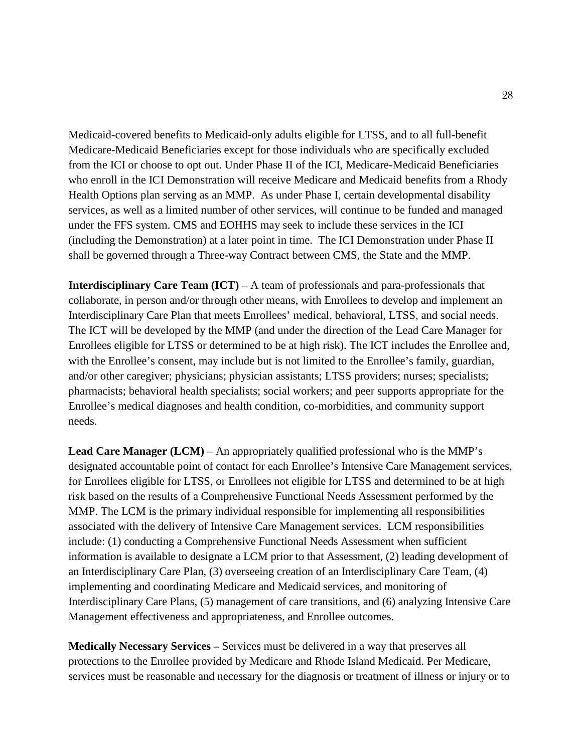Medicaid-covered benefits to Medicaid-only adults eligible for LTSS, and to all full-benefit Medicare-Medicaid Beneficiaries except for those individuals who are specifically excluded from the ICI or choose to opt out. Under Phase II of the ICI, Medicare-Medicaid Beneficiaries who enroll in the ICI Demonstration will receive Medicare and Medicaid benefits from a Rhody Health Options plan serving as an MMP. As under Phase I, certain developmental disability services, as well as a limited number of other services, will continue to be funded and managed under the FFS system. CMS and EOHHS may seek to include these services in the ICI (including the Demonstration) at a later point in time. The ICI Demonstration under Phase II shall be governed through a Three-way Contract between CMS, the State and the MMP.

**Interdisciplinary Care Team (ICT)** – A team of professionals and para-professionals that collaborate, in person and/or through other means, with Enrollees to develop and implement an Interdisciplinary Care Plan that meets Enrollees' medical, behavioral, LTSS, and social needs. The ICT will be developed by the MMP (and under the direction of the Lead Care Manager for Enrollees eligible for LTSS or determined to be at high risk). The ICT includes the Enrollee and, with the Enrollee's consent, may include but is not limited to the Enrollee's family, guardian, and/or other caregiver; physicians; physician assistants; LTSS providers; nurses; specialists; pharmacists; behavioral health specialists; social workers; and peer supports appropriate for the Enrollee's medical diagnoses and health condition, co-morbidities, and community support needs.

**Lead Care Manager (LCM)** – An appropriately qualified professional who is the MMP's designated accountable point of contact for each Enrollee's Intensive Care Management services, for Enrollees eligible for LTSS, or Enrollees not eligible for LTSS and determined to be at high risk based on the results of a Comprehensive Functional Needs Assessment performed by the MMP. The LCM is the primary individual responsible for implementing all responsibilities associated with the delivery of Intensive Care Management services. LCM responsibilities include: (1) conducting a Comprehensive Functional Needs Assessment when sufficient information is available to designate a LCM prior to that Assessment, (2) leading development of an Interdisciplinary Care Plan, (3) overseeing creation of an Interdisciplinary Care Team, (4) implementing and coordinating Medicare and Medicaid services, and monitoring of Interdisciplinary Care Plans, (5) management of care transitions, and (6) analyzing Intensive Care Management effectiveness and appropriateness, and Enrollee outcomes.

**Medically Necessary Services –** Services must be delivered in a way that preserves all protections to the Enrollee provided by Medicare and Rhode Island Medicaid. Per Medicare, services must be reasonable and necessary for the diagnosis or treatment of illness or injury or to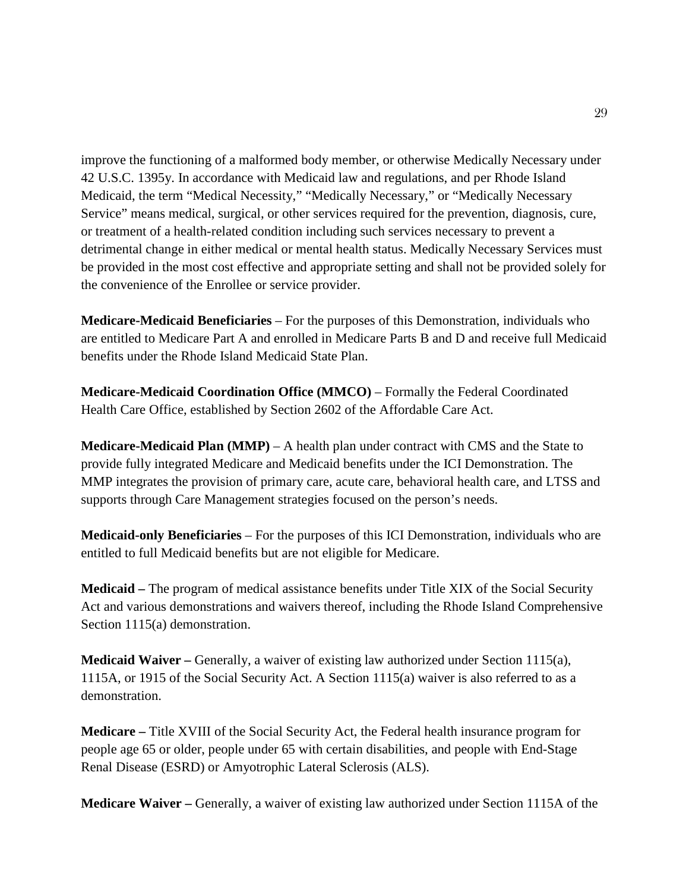improve the functioning of a malformed body member, or otherwise Medically Necessary under 42 U.S.C. 1395y. In accordance with Medicaid law and regulations, and per Rhode Island Medicaid, the term "Medical Necessity," "Medically Necessary," or "Medically Necessary Service" means medical, surgical, or other services required for the prevention, diagnosis, cure, or treatment of a health-related condition including such services necessary to prevent a detrimental change in either medical or mental health status. Medically Necessary Services must be provided in the most cost effective and appropriate setting and shall not be provided solely for the convenience of the Enrollee or service provider.

**Medicare-Medicaid Beneficiaries** – For the purposes of this Demonstration, individuals who are entitled to Medicare Part A and enrolled in Medicare Parts B and D and receive full Medicaid benefits under the Rhode Island Medicaid State Plan.

**Medicare-Medicaid Coordination Office (MMCO)** – Formally the Federal Coordinated Health Care Office, established by Section 2602 of the Affordable Care Act.

**Medicare-Medicaid Plan (MMP)** – A health plan under contract with CMS and the State to provide fully integrated Medicare and Medicaid benefits under the ICI Demonstration. The MMP integrates the provision of primary care, acute care, behavioral health care, and LTSS and supports through Care Management strategies focused on the person's needs.

**Medicaid-only Beneficiaries** – For the purposes of this ICI Demonstration, individuals who are entitled to full Medicaid benefits but are not eligible for Medicare.

**Medicaid –** The program of medical assistance benefits under Title XIX of the Social Security Act and various demonstrations and waivers thereof, including the Rhode Island Comprehensive Section 1115(a) demonstration.

**Medicaid Waiver –** Generally, a waiver of existing law authorized under Section 1115(a), 1115A, or 1915 of the Social Security Act. A Section 1115(a) waiver is also referred to as a demonstration.

**Medicare –** Title XVIII of the Social Security Act, the Federal health insurance program for people age 65 or older, people under 65 with certain disabilities, and people with End-Stage Renal Disease (ESRD) or Amyotrophic Lateral Sclerosis (ALS).

**Medicare Waiver –** Generally, a waiver of existing law authorized under Section 1115A of the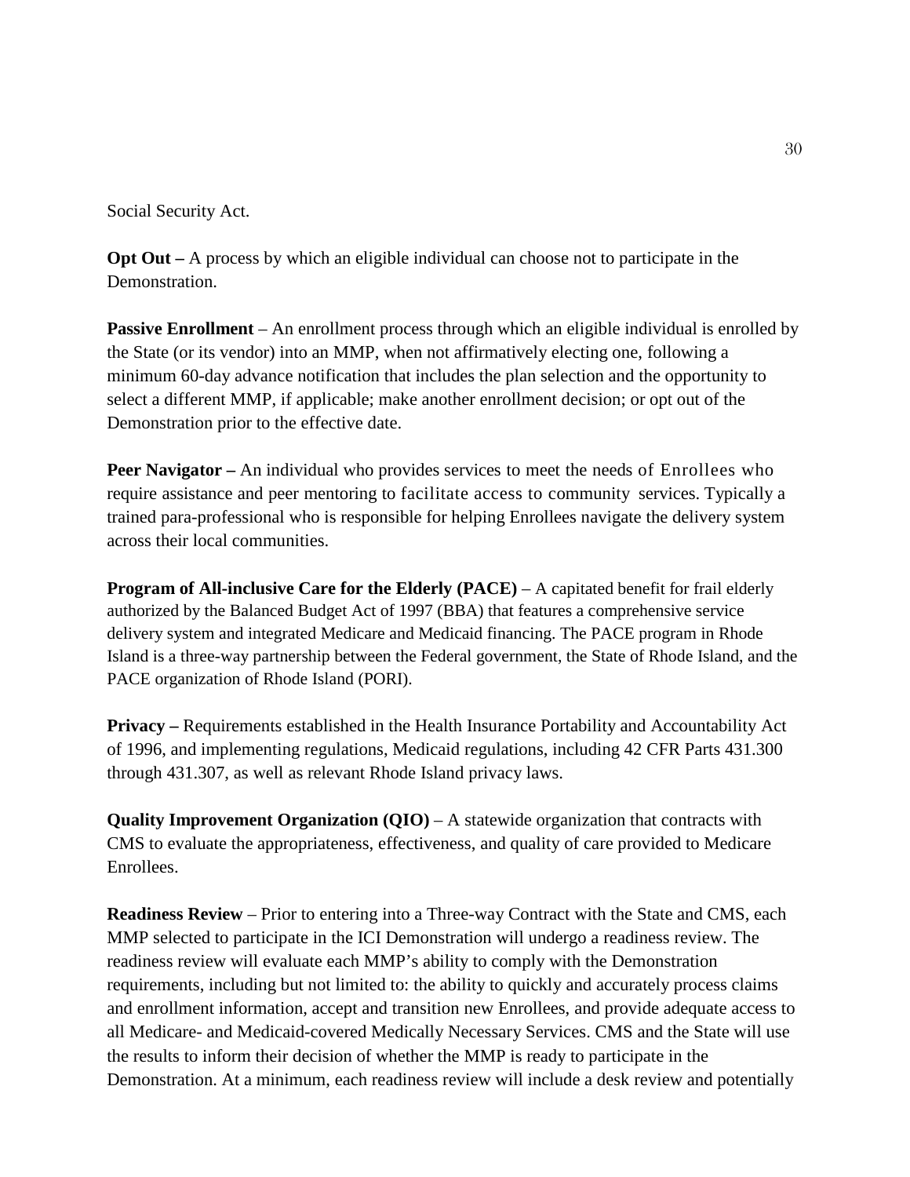Social Security Act.

**Opt Out –** A process by which an eligible individual can choose not to participate in the Demonstration.

**Passive Enrollment** – An enrollment process through which an eligible individual is enrolled by the State (or its vendor) into an MMP, when not affirmatively electing one, following a minimum 60-day advance notification that includes the plan selection and the opportunity to select a different MMP, if applicable; make another enrollment decision; or opt out of the Demonstration prior to the effective date.

**Peer Navigator –** An individual who provides services to meet the needs of Enrollees who require assistance and peer mentoring to facilitate access to community services. Typically a trained para-professional who is responsible for helping Enrollees navigate the delivery system across their local communities.

**Program of All-inclusive Care for the Elderly (PACE)** – A capitated benefit for frail elderly authorized by the Balanced Budget Act of 1997 (BBA) that features a comprehensive service delivery system and integrated Medicare and Medicaid financing. The PACE program in Rhode Island is a three-way partnership between the Federal government, the State of Rhode Island, and the PACE organization of Rhode Island (PORI).

**Privacy –** Requirements established in the Health Insurance Portability and Accountability Act of 1996, and implementing regulations, Medicaid regulations, including 42 CFR Parts 431.300 through 431.307, as well as relevant Rhode Island privacy laws.

**Quality Improvement Organization (QIO)** – A statewide organization that contracts with CMS to evaluate the appropriateness, effectiveness, and quality of care provided to Medicare Enrollees.

**Readiness Review** – Prior to entering into a Three-way Contract with the State and CMS, each MMP selected to participate in the ICI Demonstration will undergo a readiness review. The readiness review will evaluate each MMP's ability to comply with the Demonstration requirements, including but not limited to: the ability to quickly and accurately process claims and enrollment information, accept and transition new Enrollees, and provide adequate access to all Medicare- and Medicaid-covered Medically Necessary Services. CMS and the State will use the results to inform their decision of whether the MMP is ready to participate in the Demonstration. At a minimum, each readiness review will include a desk review and potentially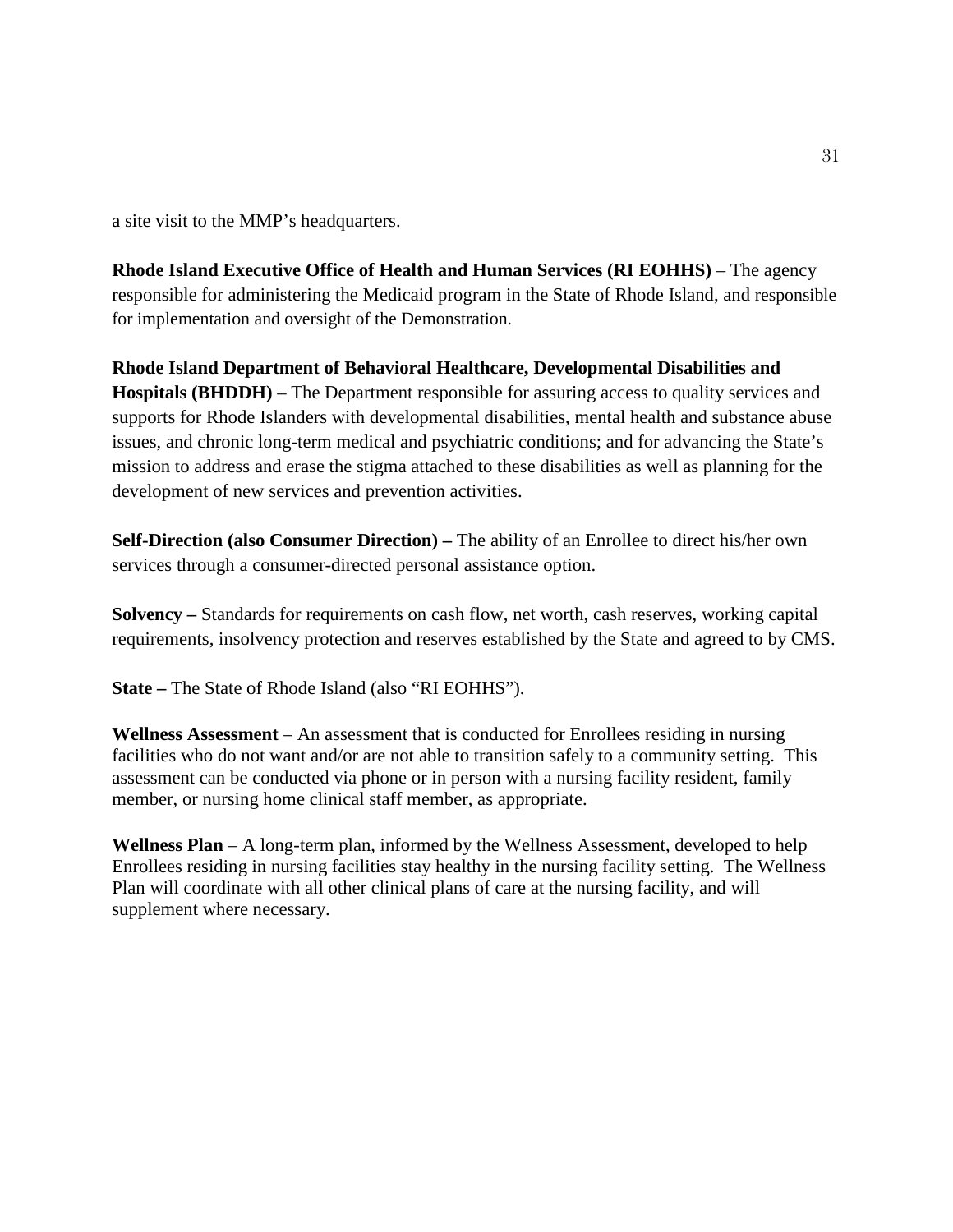a site visit to the MMP's headquarters.

**Rhode Island Executive Office of Health and Human Services (RI EOHHS)** – The agency responsible for administering the Medicaid program in the State of Rhode Island, and responsible for implementation and oversight of the Demonstration.

**Rhode Island Department of Behavioral Healthcare, Developmental Disabilities and Hospitals (BHDDH)** – The Department responsible for assuring access to quality services and supports for Rhode Islanders with developmental disabilities, mental health and substance abuse issues, and chronic long-term medical and psychiatric conditions; and for advancing the State's mission to address and erase the stigma attached to these disabilities as well as planning for the development of new services and prevention activities.

**Self-Direction (also Consumer Direction) –** The ability of an Enrollee to direct his/her own services through a consumer-directed personal assistance option.

**Solvency –** Standards for requirements on cash flow, net worth, cash reserves, working capital requirements, insolvency protection and reserves established by the State and agreed to by CMS.

**State –** The State of Rhode Island (also "RI EOHHS").

**Wellness Assessment** – An assessment that is conducted for Enrollees residing in nursing facilities who do not want and/or are not able to transition safely to a community setting. This assessment can be conducted via phone or in person with a nursing facility resident, family member, or nursing home clinical staff member, as appropriate.

**Wellness Plan** – A long-term plan, informed by the Wellness Assessment, developed to help Enrollees residing in nursing facilities stay healthy in the nursing facility setting. The Wellness Plan will coordinate with all other clinical plans of care at the nursing facility, and will supplement where necessary.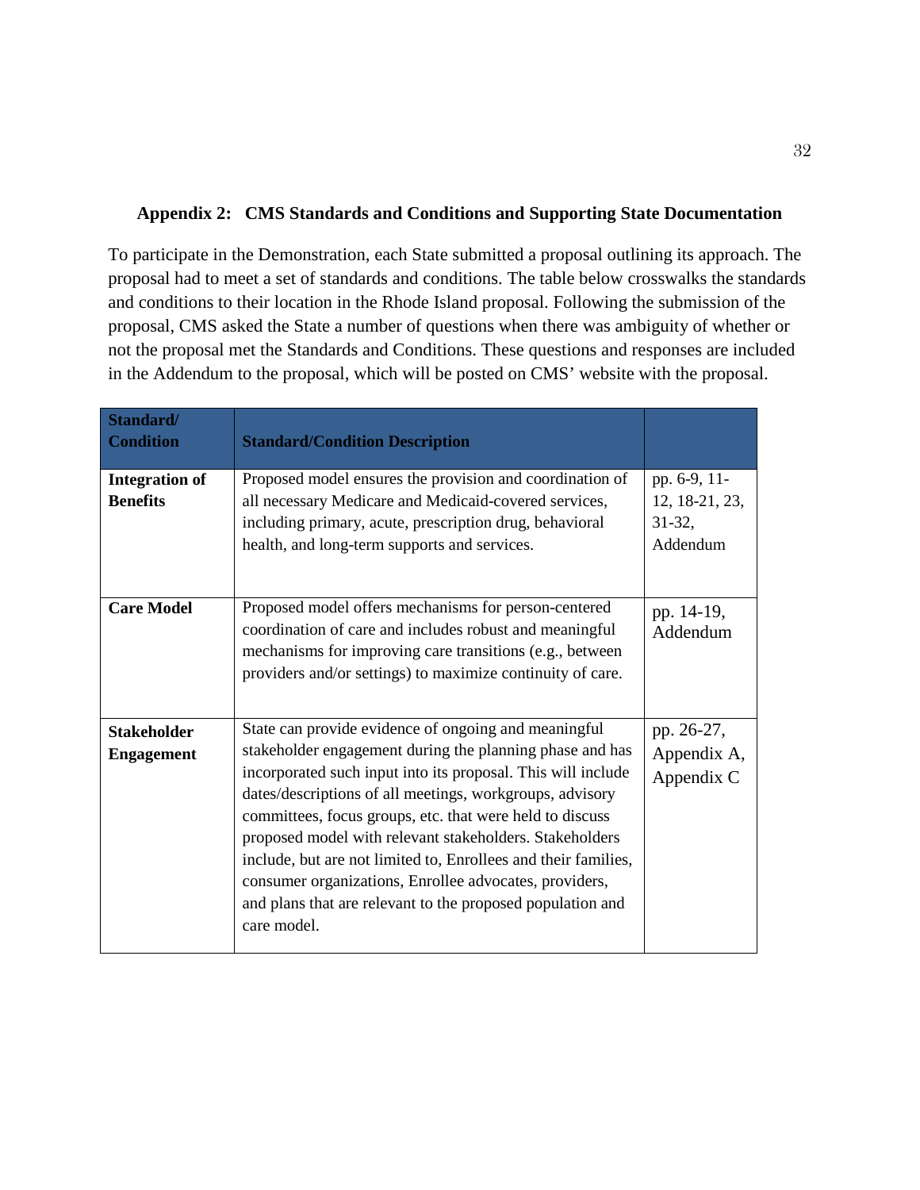### Appendix 2: CMS Standards and Conditions and Supporting State Documentation

To participate in the Demonstration, each State submitted a proposal outlining its approach. The proposal had to meet a set of standards and conditions. The table below crosswalks the standards and conditions to their location in the Rhode Island proposal. Following the submission of the proposal, CMS asked the State a number of questions when there was ambiguity of whether or not the proposal met the Standards and Conditions. These questions and responses are included in the Addendum to the proposal, which will be posted on CMS' website with the proposal.

| Standard/ Condition | Standard/Condition Description | |
|---|---|---|
| **Integration of Benefits** | Proposed model ensures the provision and coordination of all necessary Medicare and Medicaid-covered services, including primary, acute, prescription drug, behavioral health, and long-term supports and services. | pp. 6-9, 11-12, 18-21, 23, 31-32, Addendum |
| **Care Model** | Proposed model offers mechanisms for person-centered coordination of care and includes robust and meaningful mechanisms for improving care transitions (e.g., between providers and/or settings) to maximize continuity of care. | pp. 14-19, Addendum |
| **Stakeholder Engagement** | State can provide evidence of ongoing and meaningful stakeholder engagement during the planning phase and has incorporated such input into its proposal. This will include dates/descriptions of all meetings, workgroups, advisory committees, focus groups, etc. that were held to discuss proposed model with relevant stakeholders. Stakeholders include, but are not limited to, Enrollees and their families, consumer organizations, Enrollee advocates, providers, and plans that are relevant to the proposed population and care model. | pp. 26-27, Appendix A, Appendix C |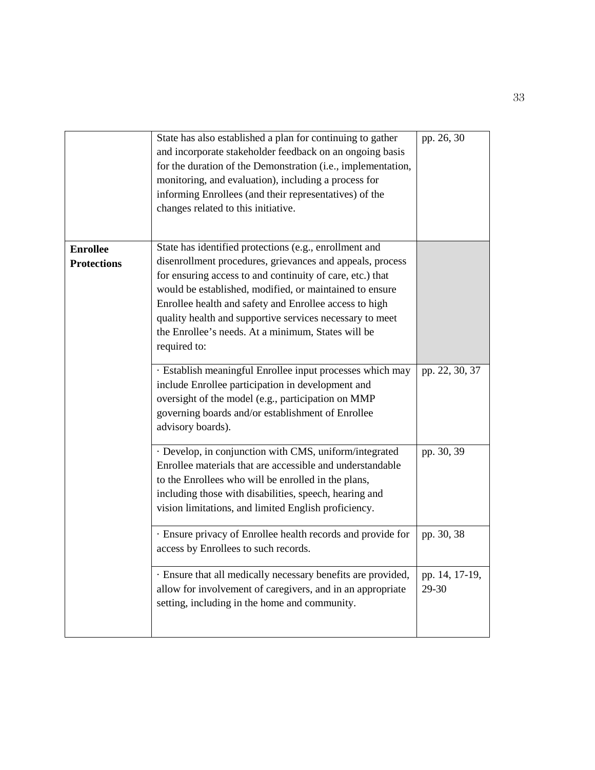| | | |
|---|---|---|
| | State has also established a plan for continuing to gather and incorporate stakeholder feedback on an ongoing basis for the duration of the Demonstration (i.e., implementation, monitoring, and evaluation), including a process for informing Enrollees (and their representatives) of the changes related to this initiative. | pp. 26, 30 |
| **Enrollee Protections** | State has identified protections (e.g., enrollment and disenrollment procedures, grievances and appeals, process for ensuring access to and continuity of care, etc.) that would be established, modified, or maintained to ensure Enrollee health and safety and Enrollee access to high quality health and supportive services necessary to meet the Enrollee's needs. At a minimum, States will be required to: | |
| | · Establish meaningful Enrollee input processes which may include Enrollee participation in development and oversight of the model (e.g., participation on MMP governing boards and/or establishment of Enrollee advisory boards). | pp. 22, 30, 37 |
| | · Develop, in conjunction with CMS, uniform/integrated Enrollee materials that are accessible and understandable to the Enrollees who will be enrolled in the plans, including those with disabilities, speech, hearing and vision limitations, and limited English proficiency. | pp. 30, 39 |
| | · Ensure privacy of Enrollee health records and provide for access by Enrollees to such records. | pp. 30, 38 |
| | · Ensure that all medically necessary benefits are provided, allow for involvement of caregivers, and in an appropriate setting, including in the home and community. | pp. 14, 17-19, 29-30 |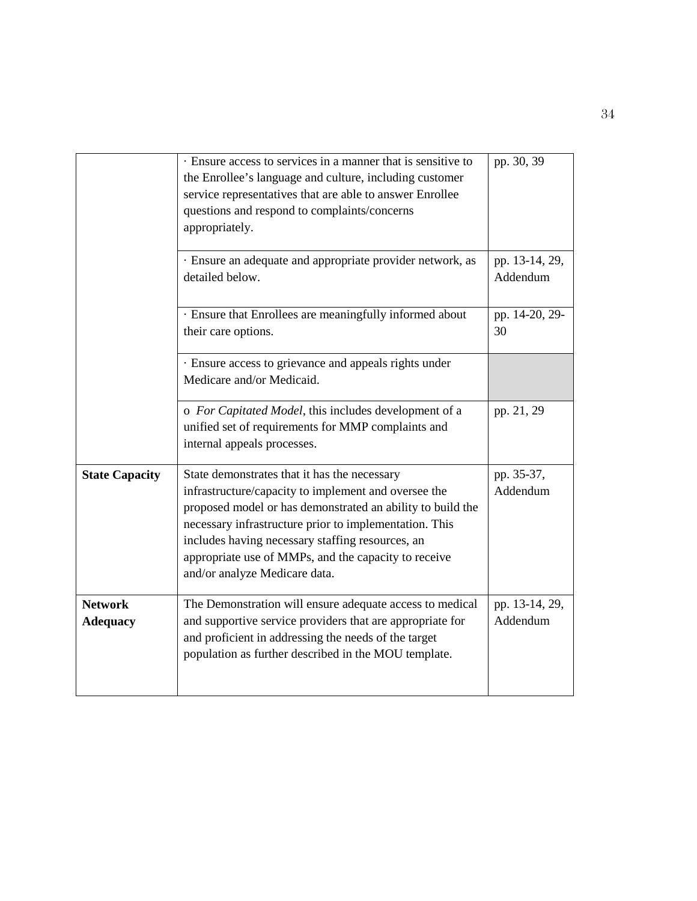| | | |
|---|---|---|
| | · Ensure access to services in a manner that is sensitive to the Enrollee's language and culture, including customer service representatives that are able to answer Enrollee questions and respond to complaints/concerns appropriately. | pp. 30, 39 |
| | · Ensure an adequate and appropriate provider network, as detailed below. | pp. 13-14, 29, Addendum |
| | · Ensure that Enrollees are meaningfully informed about their care options. | pp. 14-20, 29-30 |
| | · Ensure access to grievance and appeals rights under Medicare and/or Medicaid. | |
| | o *For Capitated Model*, this includes development of a unified set of requirements for MMP complaints and internal appeals processes. | pp. 21, 29 |
| **State Capacity** | State demonstrates that it has the necessary infrastructure/capacity to implement and oversee the proposed model or has demonstrated an ability to build the necessary infrastructure prior to implementation. This includes having necessary staffing resources, an appropriate use of MMPs, and the capacity to receive and/or analyze Medicare data. | pp. 35-37, Addendum |
| **Network Adequacy** | The Demonstration will ensure adequate access to medical and supportive service providers that are appropriate for and proficient in addressing the needs of the target population as further described in the MOU template. | pp. 13-14, 29, Addendum |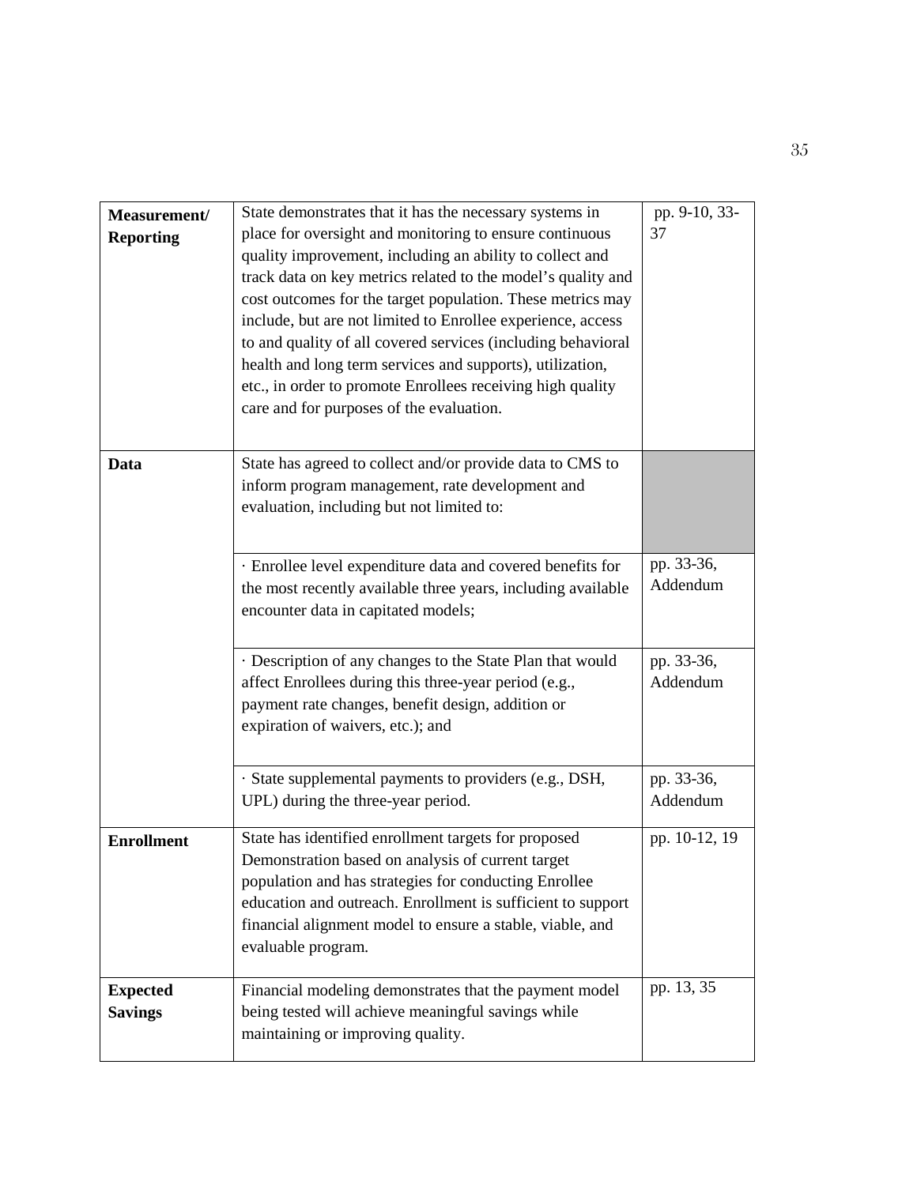| | | |
|---|---|---|
| **Measurement/ Reporting** | State demonstrates that it has the necessary systems in place for oversight and monitoring to ensure continuous quality improvement, including an ability to collect and track data on key metrics related to the model's quality and cost outcomes for the target population. These metrics may include, but are not limited to Enrollee experience, access to and quality of all covered services (including behavioral health and long term services and supports), utilization, etc., in order to promote Enrollees receiving high quality care and for purposes of the evaluation. | pp. 9-10, 33-37 |
| **Data** | State has agreed to collect and/or provide data to CMS to inform program management, rate development and evaluation, including but not limited to: | |
| | · Enrollee level expenditure data and covered benefits for the most recently available three years, including available encounter data in capitated models; | pp. 33-36, Addendum |
| | · Description of any changes to the State Plan that would affect Enrollees during this three-year period (e.g., payment rate changes, benefit design, addition or expiration of waivers, etc.); and | pp. 33-36, Addendum |
| | · State supplemental payments to providers (e.g., DSH, UPL) during the three-year period. | pp. 33-36, Addendum |
| **Enrollment** | State has identified enrollment targets for proposed Demonstration based on analysis of current target population and has strategies for conducting Enrollee education and outreach. Enrollment is sufficient to support financial alignment model to ensure a stable, viable, and evaluable program. | pp. 10-12, 19 |
| **Expected Savings** | Financial modeling demonstrates that the payment model being tested will achieve meaningful savings while maintaining or improving quality. | pp. 13, 35 |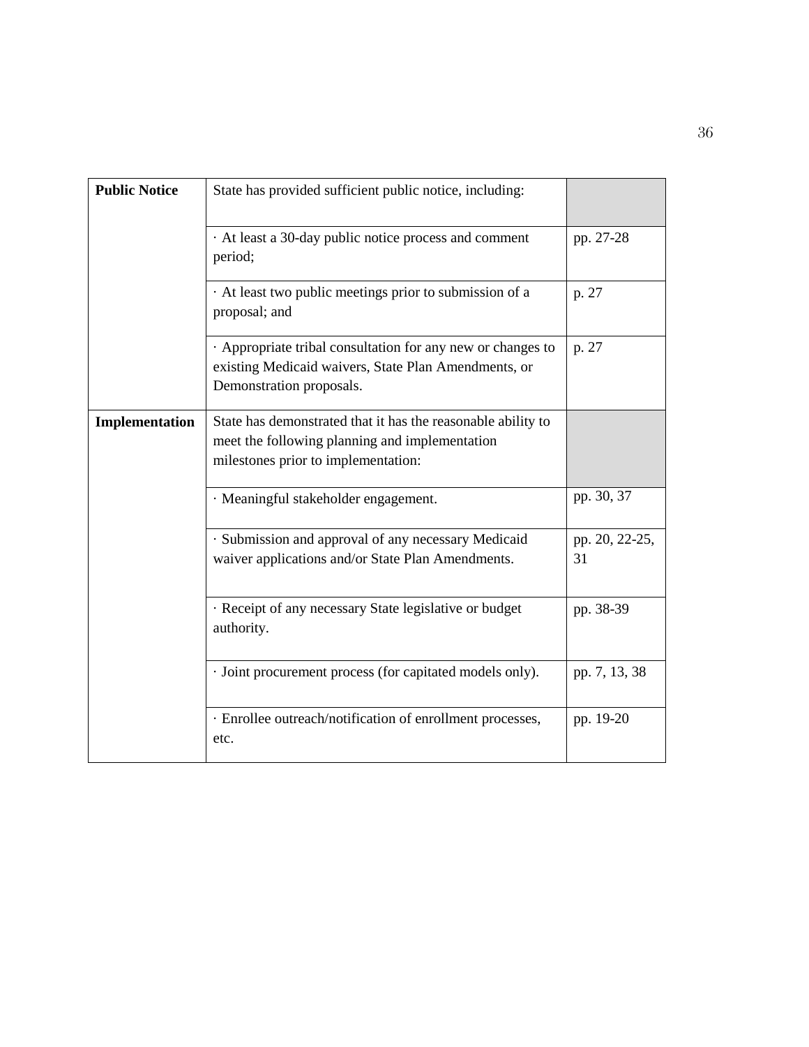| **Public Notice** | State has provided sufficient public notice, including: | |
|---|---|---|
| | · At least a 30-day public notice process and comment period; | pp. 27-28 |
| | · At least two public meetings prior to submission of a proposal; and | p. 27 |
| | · Appropriate tribal consultation for any new or changes to existing Medicaid waivers, State Plan Amendments, or Demonstration proposals. | p. 27 |
| **Implementation** | State has demonstrated that it has the reasonable ability to meet the following planning and implementation milestones prior to implementation: | |
| | · Meaningful stakeholder engagement. | pp. 30, 37 |
| | · Submission and approval of any necessary Medicaid waiver applications and/or State Plan Amendments. | pp. 20, 22-25, 31 |
| | · Receipt of any necessary State legislative or budget authority. | pp. 38-39 |
| | · Joint procurement process (for capitated models only). | pp. 7, 13, 38 |
| | · Enrollee outreach/notification of enrollment processes, etc. | pp. 19-20 |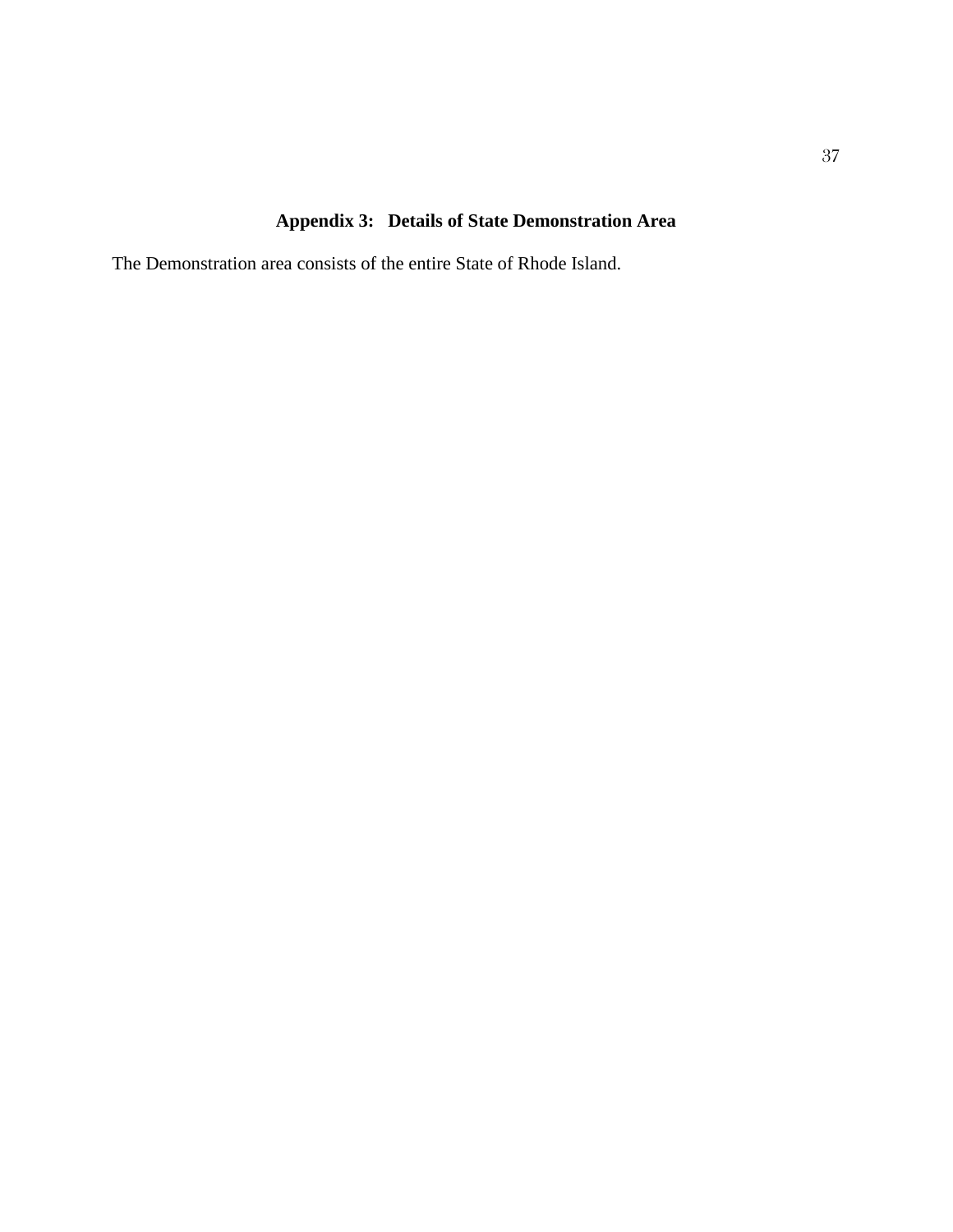## Appendix 3: Details of State Demonstration Area

The Demonstration area consists of the entire State of Rhode Island.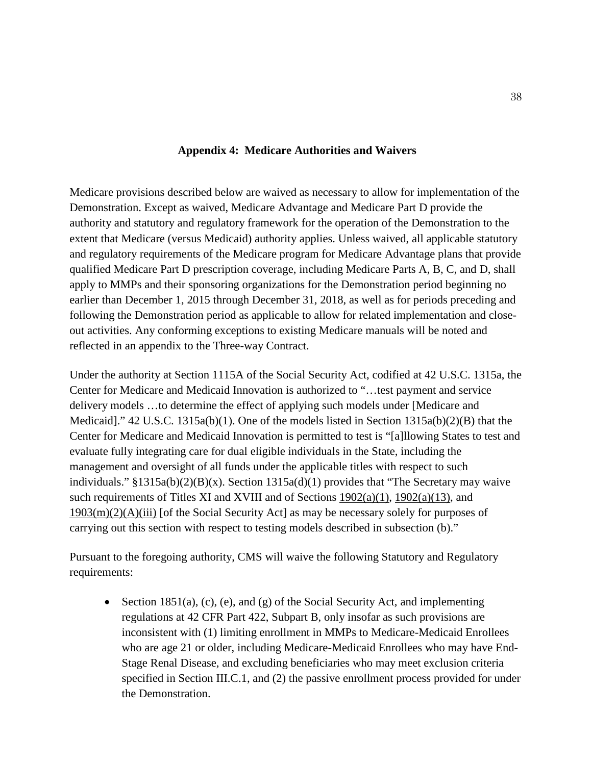## Appendix 4: Medicare Authorities and Waivers

Medicare provisions described below are waived as necessary to allow for implementation of the Demonstration. Except as waived, Medicare Advantage and Medicare Part D provide the authority and statutory and regulatory framework for the operation of the Demonstration to the extent that Medicare (versus Medicaid) authority applies. Unless waived, all applicable statutory and regulatory requirements of the Medicare program for Medicare Advantage plans that provide qualified Medicare Part D prescription coverage, including Medicare Parts A, B, C, and D, shall apply to MMPs and their sponsoring organizations for the Demonstration period beginning no earlier than December 1, 2015 through December 31, 2018, as well as for periods preceding and following the Demonstration period as applicable to allow for related implementation and close-out activities. Any conforming exceptions to existing Medicare manuals will be noted and reflected in an appendix to the Three-way Contract.

Under the authority at Section 1115A of the Social Security Act, codified at 42 U.S.C. 1315a, the Center for Medicare and Medicaid Innovation is authorized to "…test payment and service delivery models …to determine the effect of applying such models under [Medicare and Medicaid]." 42 U.S.C. 1315a(b)(1). One of the models listed in Section 1315a(b)(2)(B) that the Center for Medicare and Medicaid Innovation is permitted to test is "[a]llowing States to test and evaluate fully integrating care for dual eligible individuals in the State, including the management and oversight of all funds under the applicable titles with respect to such individuals." §1315a(b)(2)(B)(x). Section 1315a(d)(1) provides that "The Secretary may waive such requirements of Titles XI and XVIII and of Sections 1902(a)(1), 1902(a)(13), and 1903(m)(2)(A)(iii) [of the Social Security Act] as may be necessary solely for purposes of carrying out this section with respect to testing models described in subsection (b)."

Pursuant to the foregoing authority, CMS will waive the following Statutory and Regulatory requirements:

- Section 1851(a), (c), (e), and (g) of the Social Security Act, and implementing regulations at 42 CFR Part 422, Subpart B, only insofar as such provisions are inconsistent with (1) limiting enrollment in MMPs to Medicare-Medicaid Enrollees who are age 21 or older, including Medicare-Medicaid Enrollees who may have End-Stage Renal Disease, and excluding beneficiaries who may meet exclusion criteria specified in Section III.C.1, and (2) the passive enrollment process provided for under the Demonstration.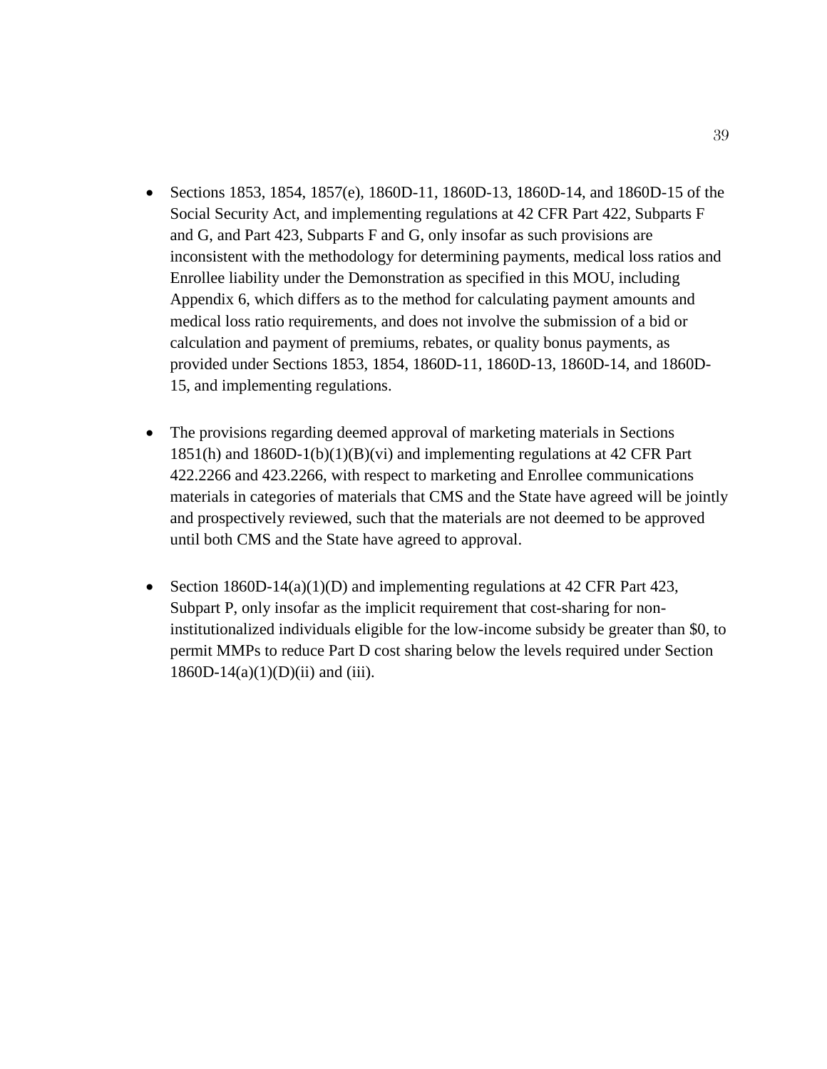- Sections 1853, 1854, 1857(e), 1860D-11, 1860D-13, 1860D-14, and 1860D-15 of the Social Security Act, and implementing regulations at 42 CFR Part 422, Subparts F and G, and Part 423, Subparts F and G, only insofar as such provisions are inconsistent with the methodology for determining payments, medical loss ratios and Enrollee liability under the Demonstration as specified in this MOU, including Appendix 6, which differs as to the method for calculating payment amounts and medical loss ratio requirements, and does not involve the submission of a bid or calculation and payment of premiums, rebates, or quality bonus payments, as provided under Sections 1853, 1854, 1860D-11, 1860D-13, 1860D-14, and 1860D-15, and implementing regulations.

- The provisions regarding deemed approval of marketing materials in Sections 1851(h) and 1860D-1(b)(1)(B)(vi) and implementing regulations at 42 CFR Part 422.2266 and 423.2266, with respect to marketing and Enrollee communications materials in categories of materials that CMS and the State have agreed will be jointly and prospectively reviewed, such that the materials are not deemed to be approved until both CMS and the State have agreed to approval.

- Section 1860D-14(a)(1)(D) and implementing regulations at 42 CFR Part 423, Subpart P, only insofar as the implicit requirement that cost-sharing for non-institutionalized individuals eligible for the low-income subsidy be greater than $0, to permit MMPs to reduce Part D cost sharing below the levels required under Section 1860D-14(a)(1)(D)(ii) and (iii).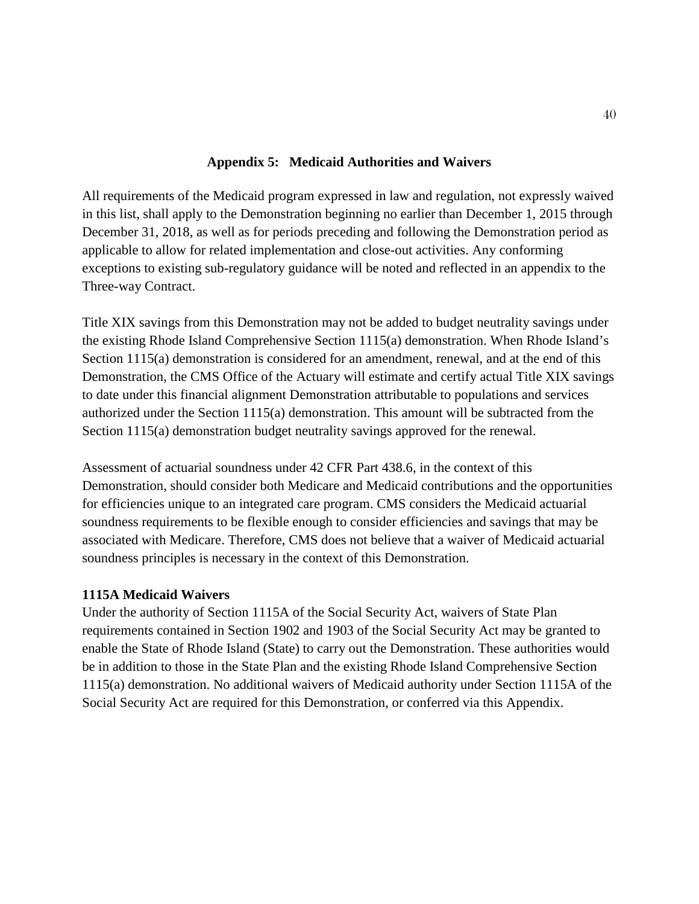## Appendix 5: Medicaid Authorities and Waivers

All requirements of the Medicaid program expressed in law and regulation, not expressly waived in this list, shall apply to the Demonstration beginning no earlier than December 1, 2015 through December 31, 2018, as well as for periods preceding and following the Demonstration period as applicable to allow for related implementation and close-out activities. Any conforming exceptions to existing sub-regulatory guidance will be noted and reflected in an appendix to the Three-way Contract.

Title XIX savings from this Demonstration may not be added to budget neutrality savings under the existing Rhode Island Comprehensive Section 1115(a) demonstration. When Rhode Island's Section 1115(a) demonstration is considered for an amendment, renewal, and at the end of this Demonstration, the CMS Office of the Actuary will estimate and certify actual Title XIX savings to date under this financial alignment Demonstration attributable to populations and services authorized under the Section 1115(a) demonstration. This amount will be subtracted from the Section 1115(a) demonstration budget neutrality savings approved for the renewal.

Assessment of actuarial soundness under 42 CFR Part 438.6, in the context of this Demonstration, should consider both Medicare and Medicaid contributions and the opportunities for efficiencies unique to an integrated care program. CMS considers the Medicaid actuarial soundness requirements to be flexible enough to consider efficiencies and savings that may be associated with Medicare. Therefore, CMS does not believe that a waiver of Medicaid actuarial soundness principles is necessary in the context of this Demonstration.

**1115A Medicaid Waivers**

Under the authority of Section 1115A of the Social Security Act, waivers of State Plan requirements contained in Section 1902 and 1903 of the Social Security Act may be granted to enable the State of Rhode Island (State) to carry out the Demonstration. These authorities would be in addition to those in the State Plan and the existing Rhode Island Comprehensive Section 1115(a) demonstration. No additional waivers of Medicaid authority under Section 1115A of the Social Security Act are required for this Demonstration, or conferred via this Appendix.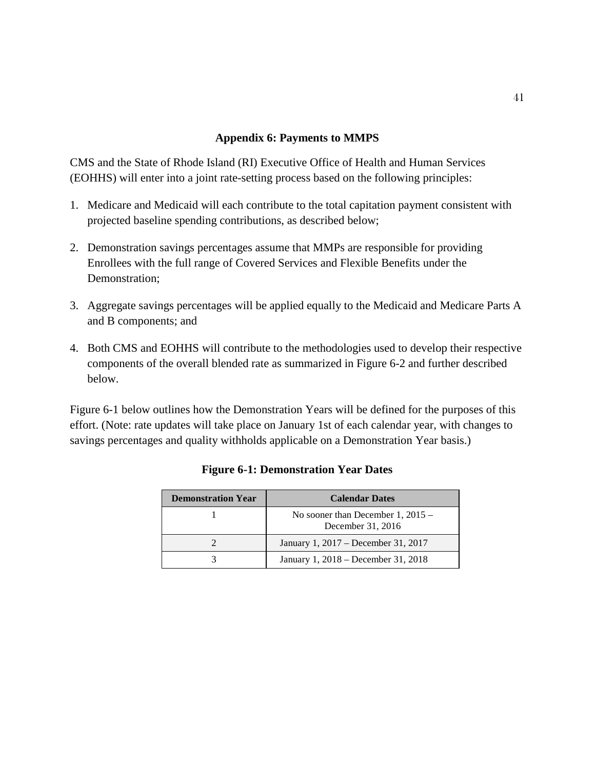## Appendix 6: Payments to MMPS

CMS and the State of Rhode Island (RI) Executive Office of Health and Human Services (EOHHS) will enter into a joint rate-setting process based on the following principles:

1. Medicare and Medicaid will each contribute to the total capitation payment consistent with projected baseline spending contributions, as described below;

2. Demonstration savings percentages assume that MMPs are responsible for providing Enrollees with the full range of Covered Services and Flexible Benefits under the Demonstration;

3. Aggregate savings percentages will be applied equally to the Medicaid and Medicare Parts A and B components; and

4. Both CMS and EOHHS will contribute to the methodologies used to develop their respective components of the overall blended rate as summarized in Figure 6-2 and further described below.

Figure 6-1 below outlines how the Demonstration Years will be defined for the purposes of this effort. (Note: rate updates will take place on January 1st of each calendar year, with changes to savings percentages and quality withholds applicable on a Demonstration Year basis.)

**Figure 6-1: Demonstration Year Dates**

| Demonstration Year | Calendar Dates |
| --- | --- |
| 1 | No sooner than December 1, 2015 – December 31, 2016 |
| 2 | January 1, 2017 – December 31, 2017 |
| 3 | January 1, 2018 – December 31, 2018 |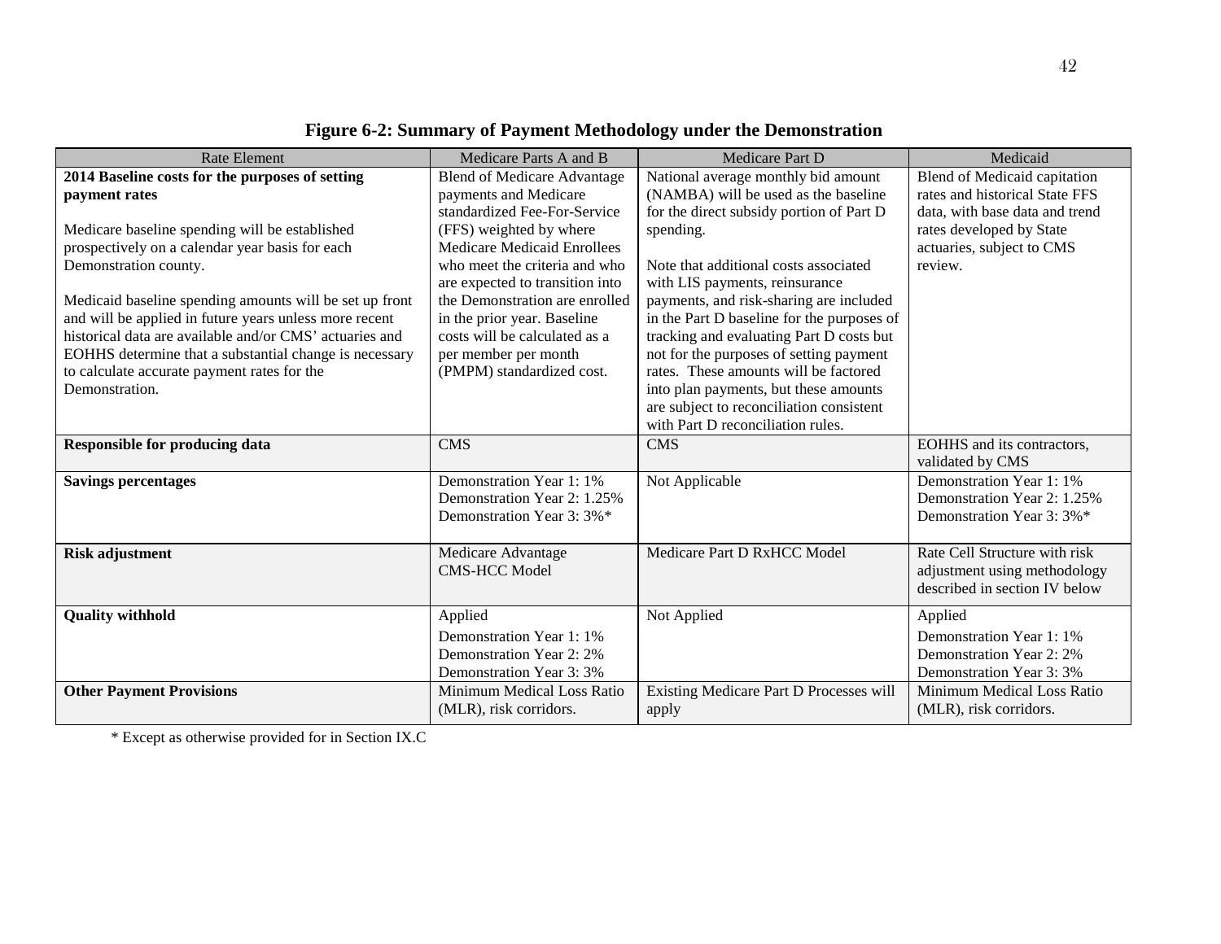**Figure 6-2: Summary of Payment Methodology under the Demonstration**

| Rate Element | Medicare Parts A and B | Medicare Part D | Medicaid |
|---|---|---|---|
| **2014 Baseline costs for the purposes of setting payment rates**<br><br>Medicare baseline spending will be established prospectively on a calendar year basis for each Demonstration county.<br><br>Medicaid baseline spending amounts will be set up front and will be applied in future years unless more recent historical data are available and/or CMS' actuaries and EOHHS determine that a substantial change is necessary to calculate accurate payment rates for the Demonstration. | Blend of Medicare Advantage payments and Medicare standardized Fee-For-Service (FFS) weighted by where Medicare Medicaid Enrollees who meet the criteria and who are expected to transition into the Demonstration are enrolled in the prior year. Baseline costs will be calculated as a per member per month (PMPM) standardized cost. | National average monthly bid amount (NAMBA) will be used as the baseline for the direct subsidy portion of Part D spending.<br><br>Note that additional costs associated with LIS payments, reinsurance payments, and risk-sharing are included in the Part D baseline for the purposes of tracking and evaluating Part D costs but not for the purposes of setting payment rates. These amounts will be factored into plan payments, but these amounts are subject to reconciliation consistent with Part D reconciliation rules. | Blend of Medicaid capitation rates and historical State FFS data, with base data and trend rates developed by State actuaries, subject to CMS review. |
| **Responsible for producing data** | CMS | CMS | EOHHS and its contractors, validated by CMS |
| **Savings percentages** | Demonstration Year 1: 1%<br>Demonstration Year 2: 1.25%<br>Demonstration Year 3: 3%* | Not Applicable | Demonstration Year 1: 1%<br>Demonstration Year 2: 1.25%<br>Demonstration Year 3: 3%* |
| **Risk adjustment** | Medicare Advantage CMS-HCC Model | Medicare Part D RxHCC Model | Rate Cell Structure with risk adjustment using methodology described in section IV below |
| **Quality withhold** | Applied<br>Demonstration Year 1: 1%<br>Demonstration Year 2: 2%<br>Demonstration Year 3: 3% | Not Applied | Applied<br>Demonstration Year 1: 1%<br>Demonstration Year 2: 2%<br>Demonstration Year 3: 3% |
| **Other Payment Provisions** | Minimum Medical Loss Ratio (MLR), risk corridors. | Existing Medicare Part D Processes will apply | Minimum Medical Loss Ratio (MLR), risk corridors. |

* Except as otherwise provided for in Section IX.C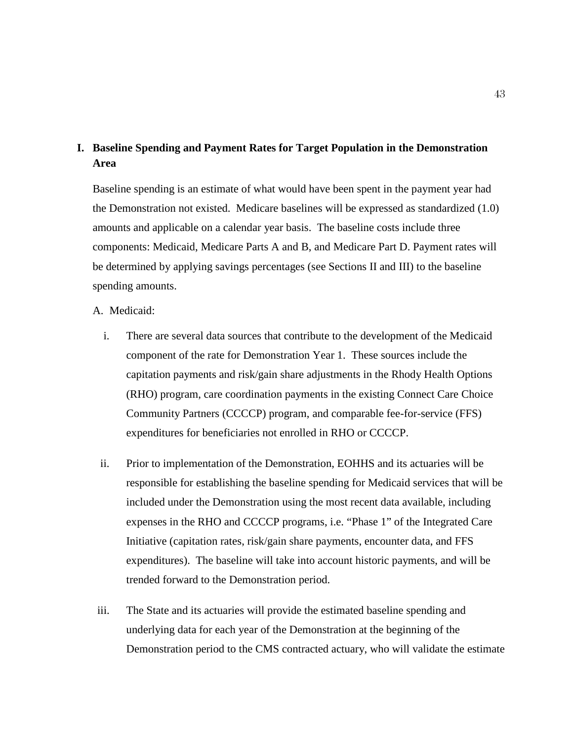## I. Baseline Spending and Payment Rates for Target Population in the Demonstration Area

Baseline spending is an estimate of what would have been spent in the payment year had the Demonstration not existed. Medicare baselines will be expressed as standardized (1.0) amounts and applicable on a calendar year basis. The baseline costs include three components: Medicaid, Medicare Parts A and B, and Medicare Part D. Payment rates will be determined by applying savings percentages (see Sections II and III) to the baseline spending amounts.

A. Medicaid:

i. There are several data sources that contribute to the development of the Medicaid component of the rate for Demonstration Year 1. These sources include the capitation payments and risk/gain share adjustments in the Rhody Health Options (RHO) program, care coordination payments in the existing Connect Care Choice Community Partners (CCCCP) program, and comparable fee-for-service (FFS) expenditures for beneficiaries not enrolled in RHO or CCCCP.

ii. Prior to implementation of the Demonstration, EOHHS and its actuaries will be responsible for establishing the baseline spending for Medicaid services that will be included under the Demonstration using the most recent data available, including expenses in the RHO and CCCCP programs, i.e. "Phase 1" of the Integrated Care Initiative (capitation rates, risk/gain share payments, encounter data, and FFS expenditures). The baseline will take into account historic payments, and will be trended forward to the Demonstration period.

iii. The State and its actuaries will provide the estimated baseline spending and underlying data for each year of the Demonstration at the beginning of the Demonstration period to the CMS contracted actuary, who will validate the estimate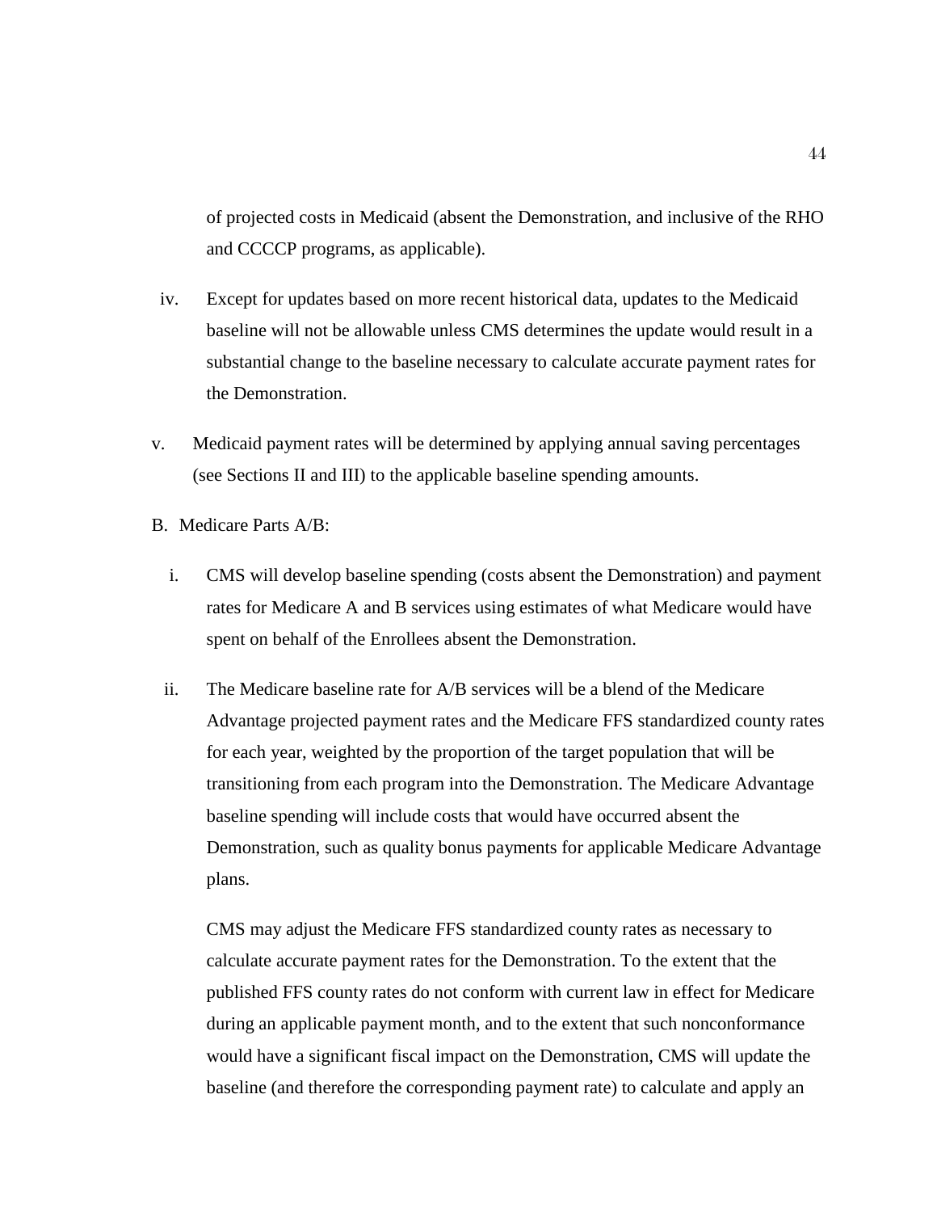of projected costs in Medicaid (absent the Demonstration, and inclusive of the RHO and CCCCP programs, as applicable).

iv. Except for updates based on more recent historical data, updates to the Medicaid baseline will not be allowable unless CMS determines the update would result in a substantial change to the baseline necessary to calculate accurate payment rates for the Demonstration.

v. Medicaid payment rates will be determined by applying annual saving percentages (see Sections II and III) to the applicable baseline spending amounts.

B. Medicare Parts A/B:

i. CMS will develop baseline spending (costs absent the Demonstration) and payment rates for Medicare A and B services using estimates of what Medicare would have spent on behalf of the Enrollees absent the Demonstration.

ii. The Medicare baseline rate for A/B services will be a blend of the Medicare Advantage projected payment rates and the Medicare FFS standardized county rates for each year, weighted by the proportion of the target population that will be transitioning from each program into the Demonstration. The Medicare Advantage baseline spending will include costs that would have occurred absent the Demonstration, such as quality bonus payments for applicable Medicare Advantage plans.

CMS may adjust the Medicare FFS standardized county rates as necessary to calculate accurate payment rates for the Demonstration. To the extent that the published FFS county rates do not conform with current law in effect for Medicare during an applicable payment month, and to the extent that such nonconformance would have a significant fiscal impact on the Demonstration, CMS will update the baseline (and therefore the corresponding payment rate) to calculate and apply an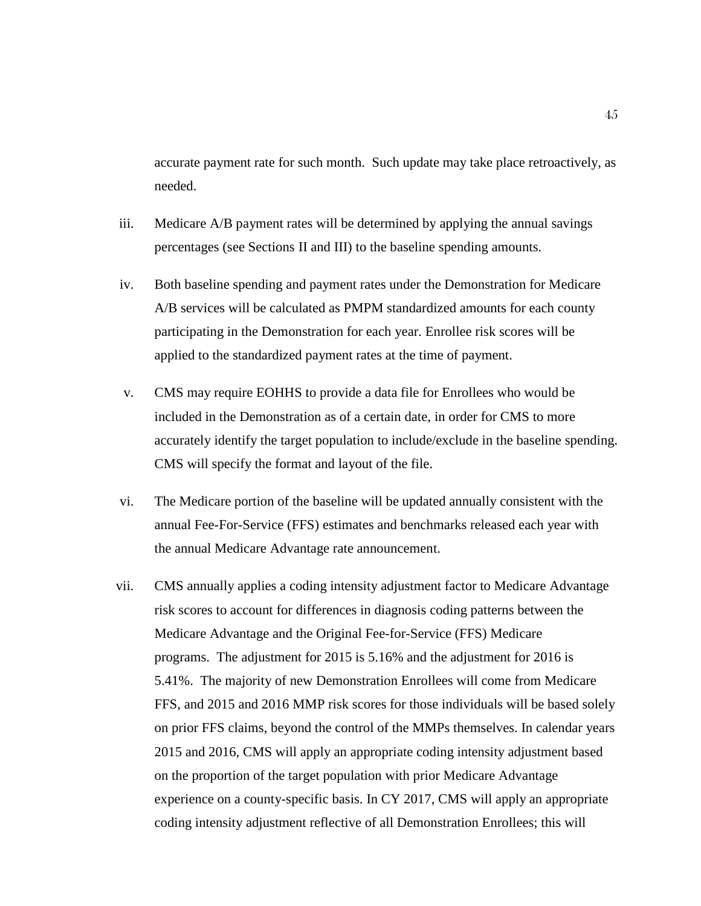accurate payment rate for such month. Such update may take place retroactively, as needed.

iii. Medicare A/B payment rates will be determined by applying the annual savings percentages (see Sections II and III) to the baseline spending amounts.

iv. Both baseline spending and payment rates under the Demonstration for Medicare A/B services will be calculated as PMPM standardized amounts for each county participating in the Demonstration for each year. Enrollee risk scores will be applied to the standardized payment rates at the time of payment.

v. CMS may require EOHHS to provide a data file for Enrollees who would be included in the Demonstration as of a certain date, in order for CMS to more accurately identify the target population to include/exclude in the baseline spending. CMS will specify the format and layout of the file.

vi. The Medicare portion of the baseline will be updated annually consistent with the annual Fee-For-Service (FFS) estimates and benchmarks released each year with the annual Medicare Advantage rate announcement.

vii. CMS annually applies a coding intensity adjustment factor to Medicare Advantage risk scores to account for differences in diagnosis coding patterns between the Medicare Advantage and the Original Fee-for-Service (FFS) Medicare programs. The adjustment for 2015 is 5.16% and the adjustment for 2016 is 5.41%. The majority of new Demonstration Enrollees will come from Medicare FFS, and 2015 and 2016 MMP risk scores for those individuals will be based solely on prior FFS claims, beyond the control of the MMPs themselves. In calendar years 2015 and 2016, CMS will apply an appropriate coding intensity adjustment based on the proportion of the target population with prior Medicare Advantage experience on a county-specific basis. In CY 2017, CMS will apply an appropriate coding intensity adjustment reflective of all Demonstration Enrollees; this will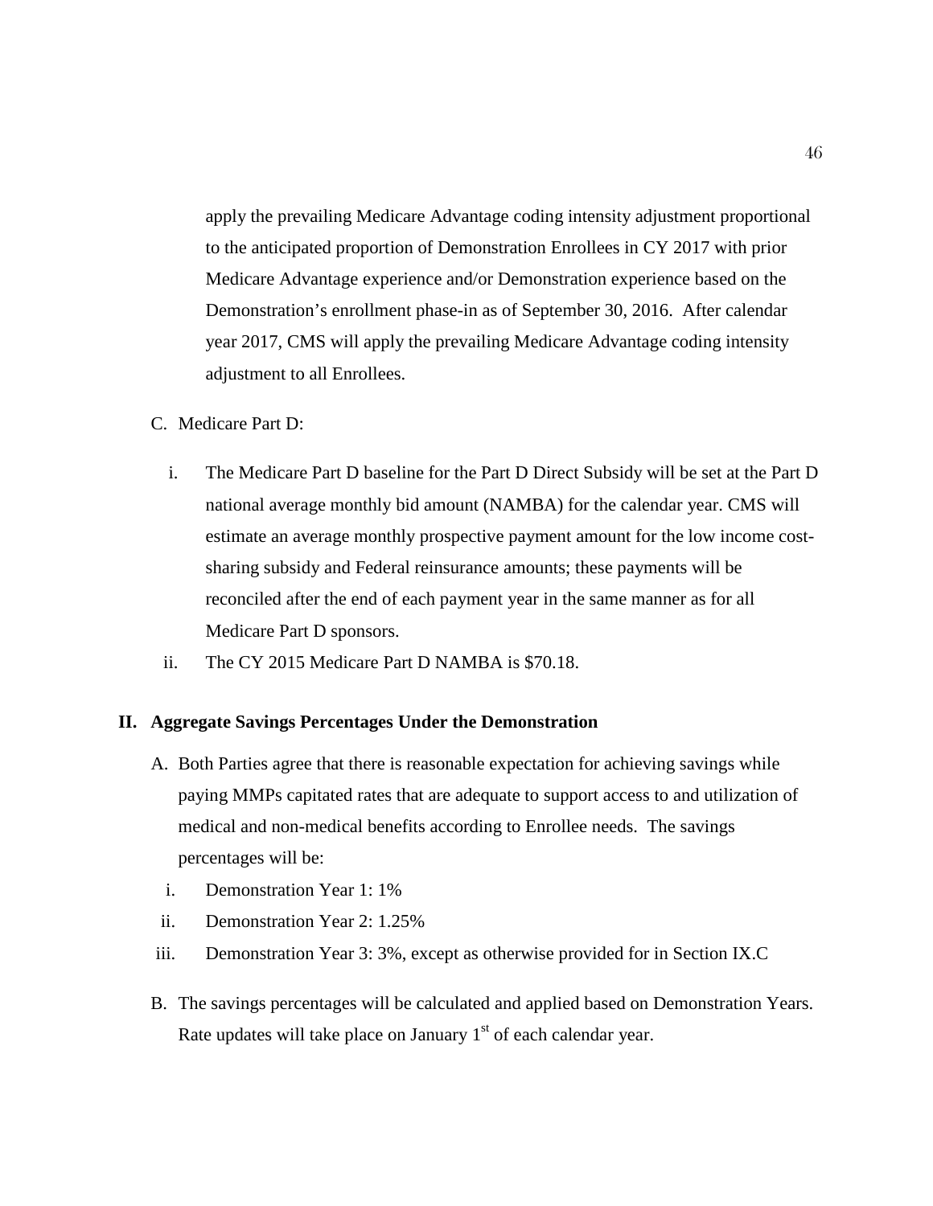apply the prevailing Medicare Advantage coding intensity adjustment proportional to the anticipated proportion of Demonstration Enrollees in CY 2017 with prior Medicare Advantage experience and/or Demonstration experience based on the Demonstration's enrollment phase-in as of September 30, 2016. After calendar year 2017, CMS will apply the prevailing Medicare Advantage coding intensity adjustment to all Enrollees.

C. Medicare Part D:

i. The Medicare Part D baseline for the Part D Direct Subsidy will be set at the Part D national average monthly bid amount (NAMBA) for the calendar year. CMS will estimate an average monthly prospective payment amount for the low income cost-sharing subsidy and Federal reinsurance amounts; these payments will be reconciled after the end of each payment year in the same manner as for all Medicare Part D sponsors.

ii. The CY 2015 Medicare Part D NAMBA is $70.18.

## II. Aggregate Savings Percentages Under the Demonstration

A. Both Parties agree that there is reasonable expectation for achieving savings while paying MMPs capitated rates that are adequate to support access to and utilization of medical and non-medical benefits according to Enrollee needs. The savings percentages will be:

i. Demonstration Year 1: 1%

ii. Demonstration Year 2: 1.25%

iii. Demonstration Year 3: 3%, except as otherwise provided for in Section IX.C

B. The savings percentages will be calculated and applied based on Demonstration Years. Rate updates will take place on January 1st of each calendar year.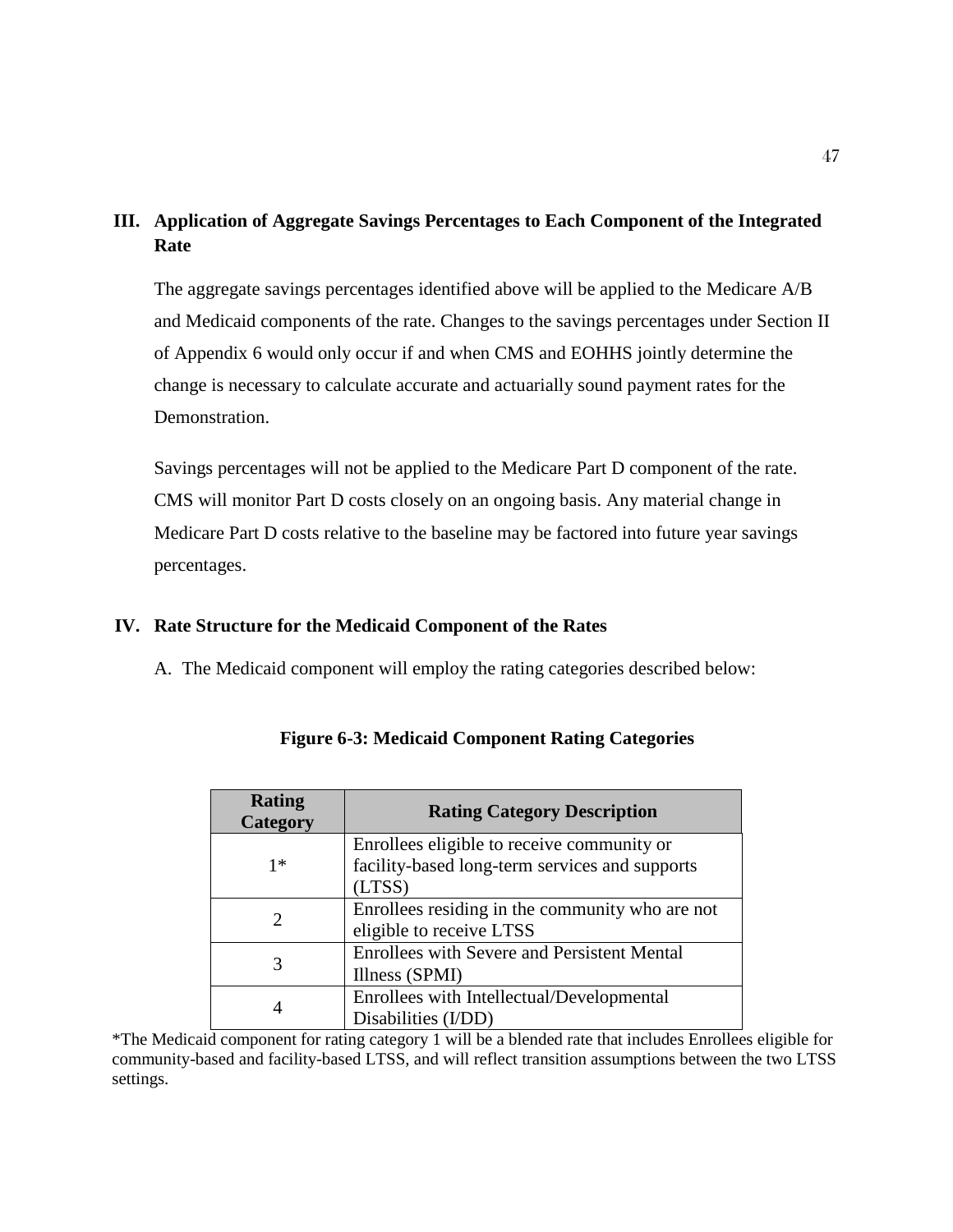## III. Application of Aggregate Savings Percentages to Each Component of the Integrated Rate

The aggregate savings percentages identified above will be applied to the Medicare A/B and Medicaid components of the rate. Changes to the savings percentages under Section II of Appendix 6 would only occur if and when CMS and EOHHS jointly determine the change is necessary to calculate accurate and actuarially sound payment rates for the Demonstration.

Savings percentages will not be applied to the Medicare Part D component of the rate. CMS will monitor Part D costs closely on an ongoing basis. Any material change in Medicare Part D costs relative to the baseline may be factored into future year savings percentages.

## IV. Rate Structure for the Medicaid Component of the Rates

A. The Medicaid component will employ the rating categories described below:

**Figure 6-3: Medicaid Component Rating Categories**

| Rating Category | Rating Category Description |
|---|---|
| 1* | Enrollees eligible to receive community or facility-based long-term services and supports (LTSS) |
| 2 | Enrollees residing in the community who are not eligible to receive LTSS |
| 3 | Enrollees with Severe and Persistent Mental Illness (SPMI) |
| 4 | Enrollees with Intellectual/Developmental Disabilities (I/DD) |

*The Medicaid component for rating category 1 will be a blended rate that includes Enrollees eligible for community-based and facility-based LTSS, and will reflect transition assumptions between the two LTSS settings.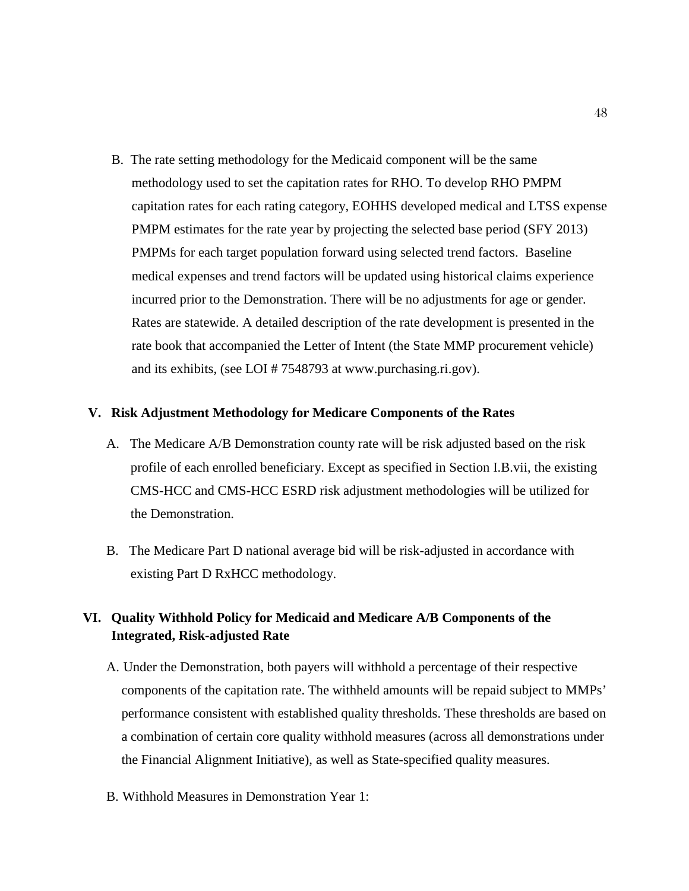B. The rate setting methodology for the Medicaid component will be the same methodology used to set the capitation rates for RHO. To develop RHO PMPM capitation rates for each rating category, EOHHS developed medical and LTSS expense PMPM estimates for the rate year by projecting the selected base period (SFY 2013) PMPMs for each target population forward using selected trend factors. Baseline medical expenses and trend factors will be updated using historical claims experience incurred prior to the Demonstration. There will be no adjustments for age or gender. Rates are statewide. A detailed description of the rate development is presented in the rate book that accompanied the Letter of Intent (the State MMP procurement vehicle) and its exhibits, (see LOI # 7548793 at www.purchasing.ri.gov).

## V. Risk Adjustment Methodology for Medicare Components of the Rates

A. The Medicare A/B Demonstration county rate will be risk adjusted based on the risk profile of each enrolled beneficiary. Except as specified in Section I.B.vii, the existing CMS-HCC and CMS-HCC ESRD risk adjustment methodologies will be utilized for the Demonstration.

B. The Medicare Part D national average bid will be risk-adjusted in accordance with existing Part D RxHCC methodology.

## VI. Quality Withhold Policy for Medicaid and Medicare A/B Components of the Integrated, Risk-adjusted Rate

A. Under the Demonstration, both payers will withhold a percentage of their respective components of the capitation rate. The withheld amounts will be repaid subject to MMPs' performance consistent with established quality thresholds. These thresholds are based on a combination of certain core quality withhold measures (across all demonstrations under the Financial Alignment Initiative), as well as State-specified quality measures.

B. Withhold Measures in Demonstration Year 1: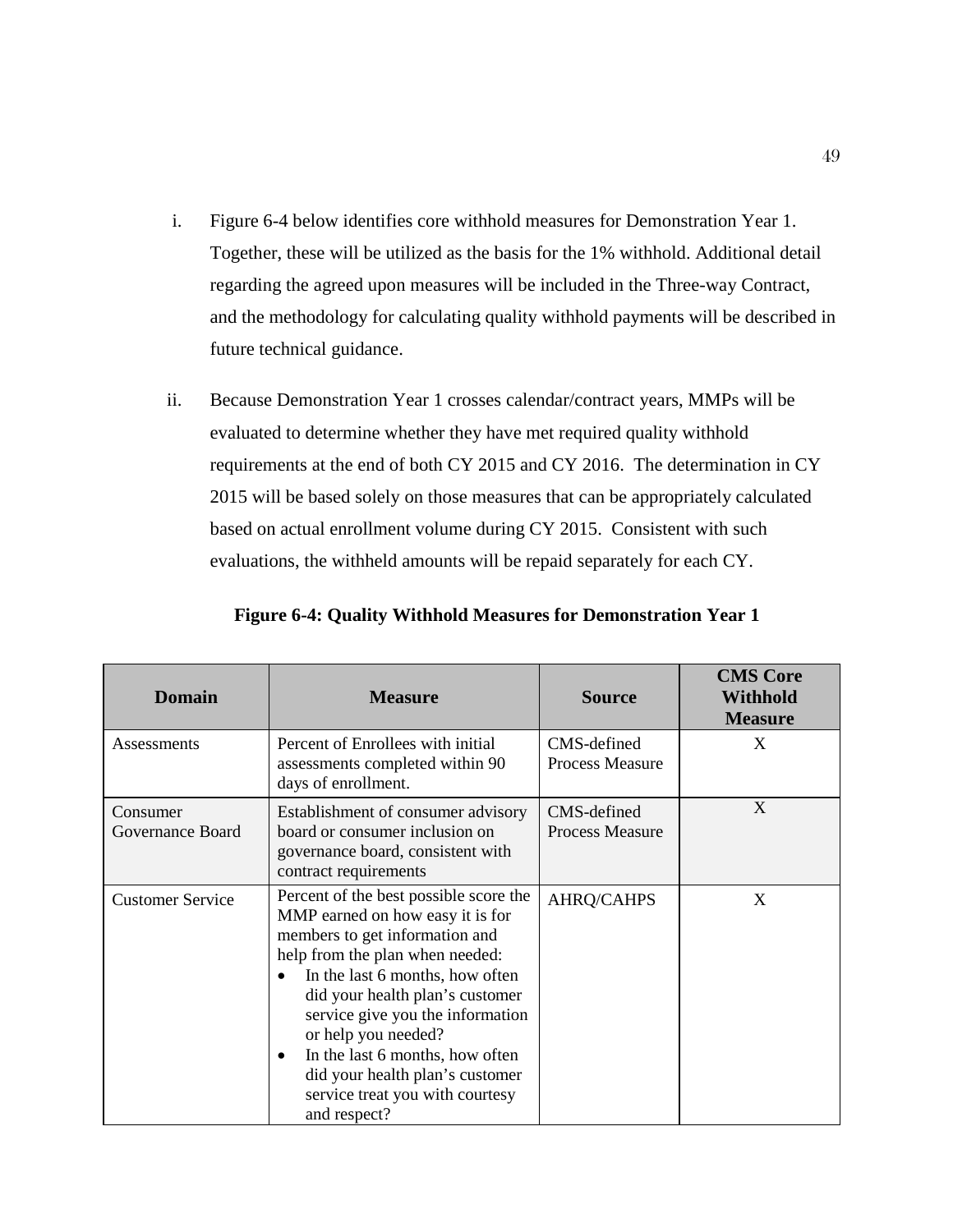i. Figure 6-4 below identifies core withhold measures for Demonstration Year 1. Together, these will be utilized as the basis for the 1% withhold. Additional detail regarding the agreed upon measures will be included in the Three-way Contract, and the methodology for calculating quality withhold payments will be described in future technical guidance.

ii. Because Demonstration Year 1 crosses calendar/contract years, MMPs will be evaluated to determine whether they have met required quality withhold requirements at the end of both CY 2015 and CY 2016. The determination in CY 2015 will be based solely on those measures that can be appropriately calculated based on actual enrollment volume during CY 2015. Consistent with such evaluations, the withheld amounts will be repaid separately for each CY.

**Figure 6-4: Quality Withhold Measures for Demonstration Year 1**

| Domain | Measure | Source | CMS Core Withhold Measure |
|---|---|---|---|
| Assessments | Percent of Enrollees with initial assessments completed within 90 days of enrollment. | CMS-defined Process Measure | X |
| Consumer Governance Board | Establishment of consumer advisory board or consumer inclusion on governance board, consistent with contract requirements | CMS-defined Process Measure | X |
| Customer Service | Percent of the best possible score the MMP earned on how easy it is for members to get information and help from the plan when needed: <br>• In the last 6 months, how often did your health plan's customer service give you the information or help you needed? <br>• In the last 6 months, how often did your health plan's customer service treat you with courtesy and respect? | AHRQ/CAHPS | X |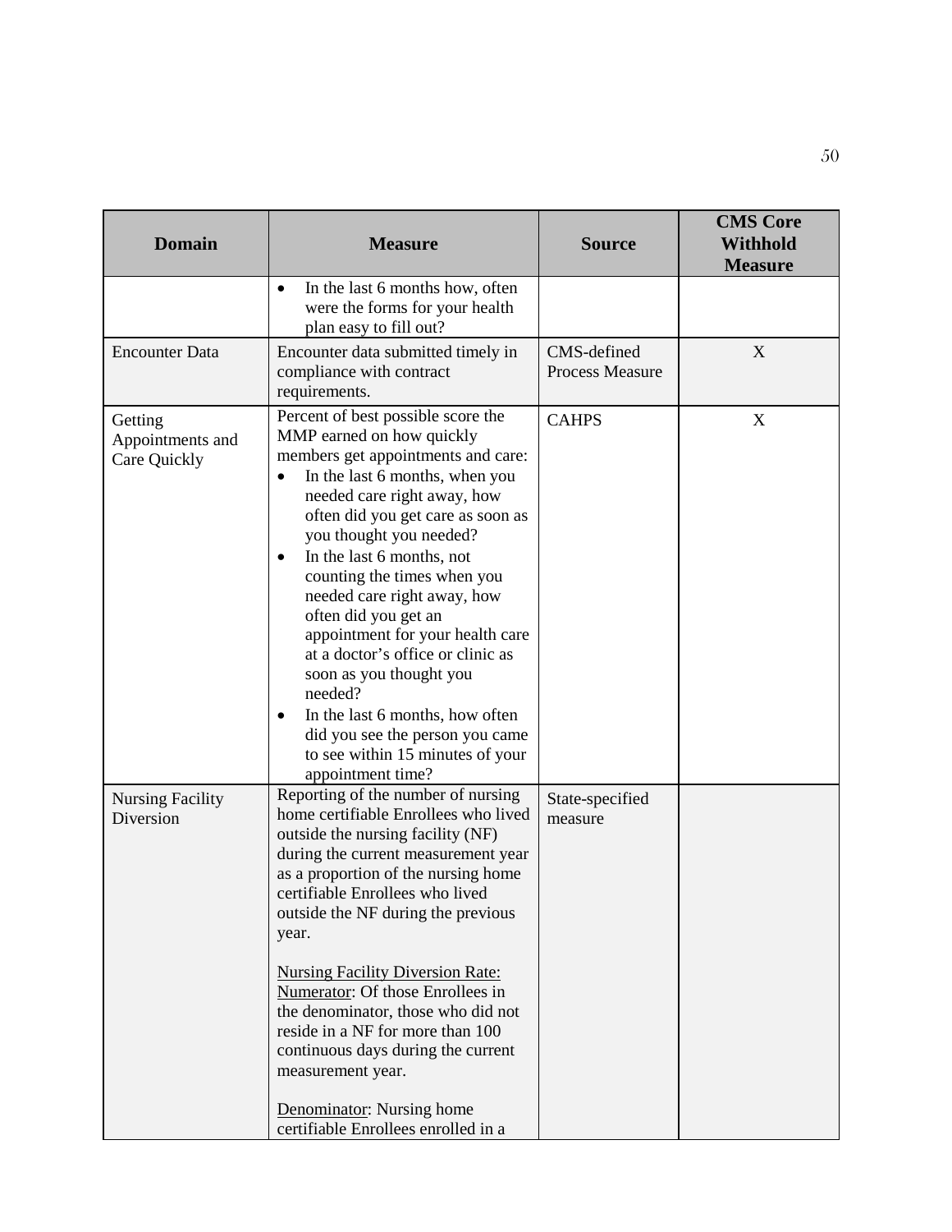| Domain | Measure | Source | CMS Core Withhold Measure |
|---|---|---|---|
| | • In the last 6 months how, often were the forms for your health plan easy to fill out? | | |
| Encounter Data | Encounter data submitted timely in compliance with contract requirements. | CMS-defined Process Measure | X |
| Getting Appointments and Care Quickly | Percent of best possible score the MMP earned on how quickly members get appointments and care:<br>• In the last 6 months, when you needed care right away, how often did you get care as soon as you thought you needed?<br>• In the last 6 months, not counting the times when you needed care right away, how often did you get an appointment for your health care at a doctor's office or clinic as soon as you thought you needed?<br>• In the last 6 months, how often did you see the person you came to see within 15 minutes of your appointment time? | CAHPS | X |
| Nursing Facility Diversion | Reporting of the number of nursing home certifiable Enrollees who lived outside the nursing facility (NF) during the current measurement year as a proportion of the nursing home certifiable Enrollees who lived outside the NF during the previous year.<br><br>Nursing Facility Diversion Rate:<br>Numerator: Of those Enrollees in the denominator, those who did not reside in a NF for more than 100 continuous days during the current measurement year.<br><br>Denominator: Nursing home certifiable Enrollees enrolled in a | State-specified measure | |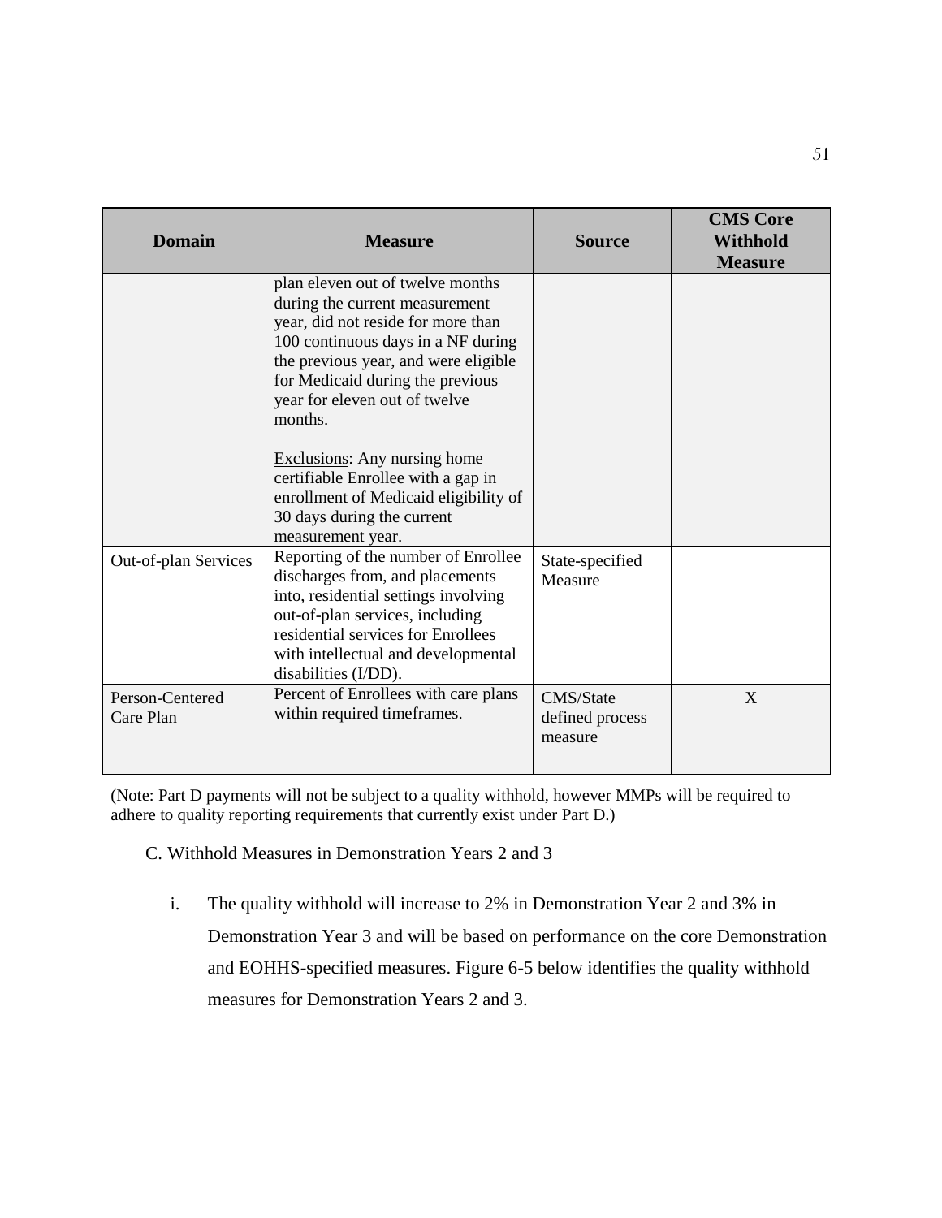| Domain | Measure | Source | CMS Core Withhold Measure |
|---|---|---|---|
| | plan eleven out of twelve months during the current measurement year, did not reside for more than 100 continuous days in a NF during the previous year, and were eligible for Medicaid during the previous year for eleven out of twelve months.<br><br><u>Exclusions</u>: Any nursing home certifiable Enrollee with a gap in enrollment of Medicaid eligibility of 30 days during the current measurement year. | | |
| Out-of-plan Services | Reporting of the number of Enrollee discharges from, and placements into, residential settings involving out-of-plan services, including residential services for Enrollees with intellectual and developmental disabilities (I/DD). | State-specified Measure | |
| Person-Centered Care Plan | Percent of Enrollees with care plans within required timeframes. | CMS/State defined process measure | X |

(Note: Part D payments will not be subject to a quality withhold, however MMPs will be required to adhere to quality reporting requirements that currently exist under Part D.)

C. Withhold Measures in Demonstration Years 2 and 3

i. The quality withhold will increase to 2% in Demonstration Year 2 and 3% in Demonstration Year 3 and will be based on performance on the core Demonstration and EOHHS-specified measures. Figure 6-5 below identifies the quality withhold measures for Demonstration Years 2 and 3.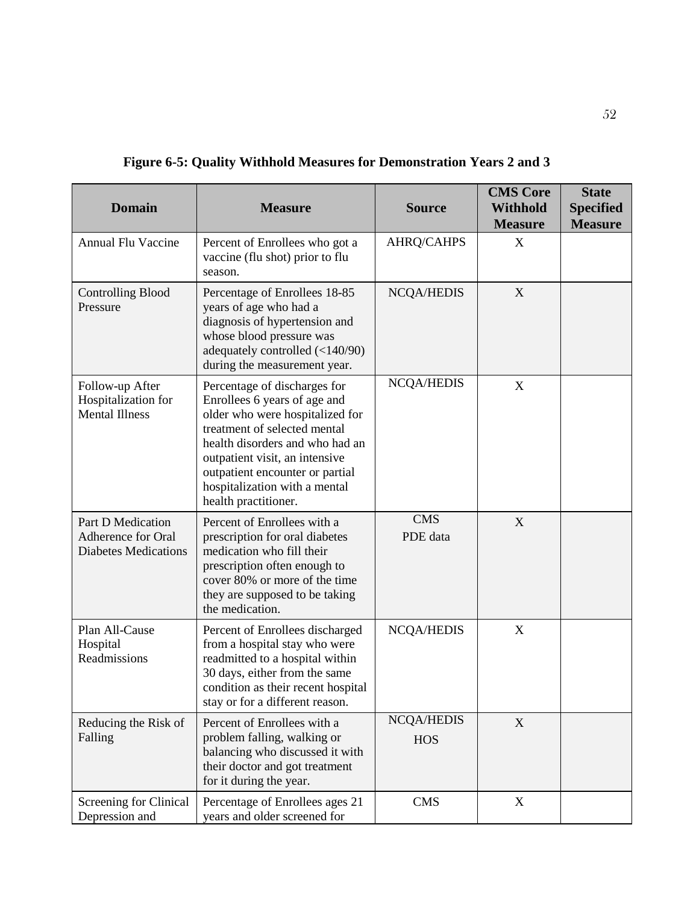**Figure 6-5: Quality Withhold Measures for Demonstration Years 2 and 3**

| Domain | Measure | Source | CMS Core Withhold Measure | State Specified Measure |
|---|---|---|---|---|
| Annual Flu Vaccine | Percent of Enrollees who got a vaccine (flu shot) prior to flu season. | AHRQ/CAHPS | X | |
| Controlling Blood Pressure | Percentage of Enrollees 18-85 years of age who had a diagnosis of hypertension and whose blood pressure was adequately controlled (<140/90) during the measurement year. | NCQA/HEDIS | X | |
| Follow-up After Hospitalization for Mental Illness | Percentage of discharges for Enrollees 6 years of age and older who were hospitalized for treatment of selected mental health disorders and who had an outpatient visit, an intensive outpatient encounter or partial hospitalization with a mental health practitioner. | NCQA/HEDIS | X | |
| Part D Medication Adherence for Oral Diabetes Medications | Percent of Enrollees with a prescription for oral diabetes medication who fill their prescription often enough to cover 80% or more of the time they are supposed to be taking the medication. | CMS PDE data | X | |
| Plan All-Cause Hospital Readmissions | Percent of Enrollees discharged from a hospital stay who were readmitted to a hospital within 30 days, either from the same condition as their recent hospital stay or for a different reason. | NCQA/HEDIS | X | |
| Reducing the Risk of Falling | Percent of Enrollees with a problem falling, walking or balancing who discussed it with their doctor and got treatment for it during the year. | NCQA/HEDIS HOS | X | |
| Screening for Clinical Depression and | Percentage of Enrollees ages 21 years and older screened for | CMS | X | |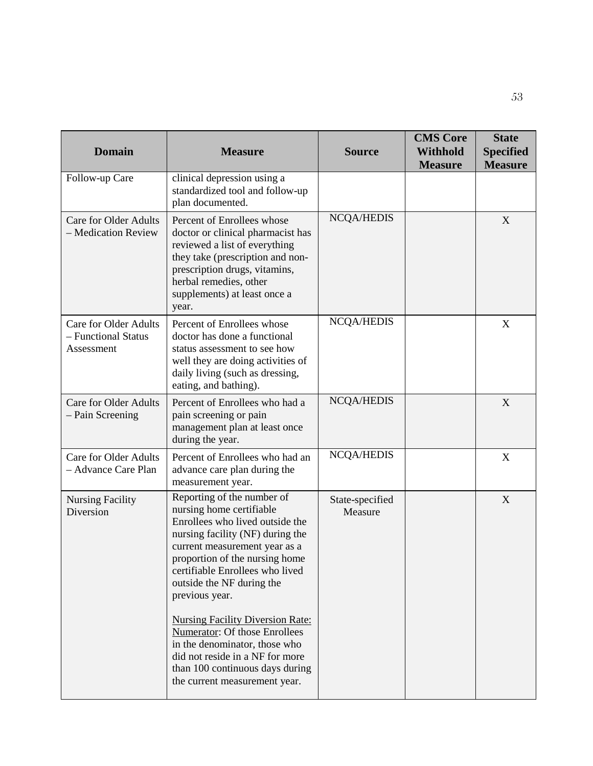| Domain | Measure | Source | CMS Core Withhold Measure | State Specified Measure |
|---|---|---|---|---|
| Follow-up Care | clinical depression using a standardized tool and follow-up plan documented. | | | |
| Care for Older Adults – Medication Review | Percent of Enrollees whose doctor or clinical pharmacist has reviewed a list of everything they take (prescription and non-prescription drugs, vitamins, herbal remedies, other supplements) at least once a year. | NCQA/HEDIS | | X |
| Care for Older Adults – Functional Status Assessment | Percent of Enrollees whose doctor has done a functional status assessment to see how well they are doing activities of daily living (such as dressing, eating, and bathing). | NCQA/HEDIS | | X |
| Care for Older Adults – Pain Screening | Percent of Enrollees who had a pain screening or pain management plan at least once during the year. | NCQA/HEDIS | | X |
| Care for Older Adults – Advance Care Plan | Percent of Enrollees who had an advance care plan during the measurement year. | NCQA/HEDIS | | X |
| Nursing Facility Diversion | Reporting of the number of nursing home certifiable Enrollees who lived outside the nursing facility (NF) during the current measurement year as a proportion of the nursing home certifiable Enrollees who lived outside the NF during the previous year.<br><br>Nursing Facility Diversion Rate:<br>Numerator: Of those Enrollees in the denominator, those who did not reside in a NF for more than 100 continuous days during the current measurement year. | State-specified Measure | | X |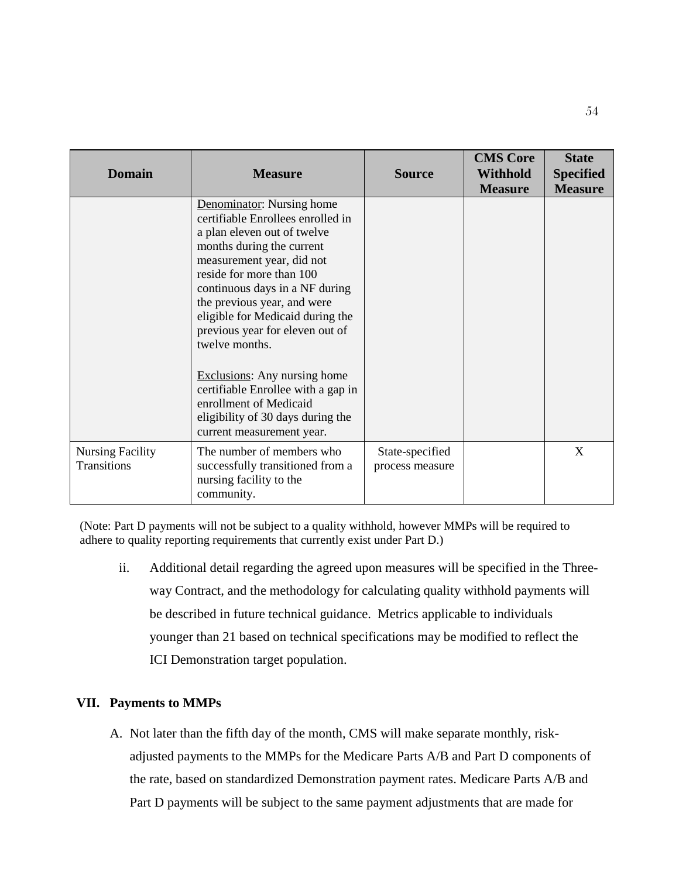| Domain | Measure | Source | CMS Core Withhold Measure | State Specified Measure |
|---|---|---|---|---|
| | Denominator: Nursing home certifiable Enrollees enrolled in a plan eleven out of twelve months during the current measurement year, did not reside for more than 100 continuous days in a NF during the previous year, and were eligible for Medicaid during the previous year for eleven out of twelve months.<br><br>Exclusions: Any nursing home certifiable Enrollee with a gap in enrollment of Medicaid eligibility of 30 days during the current measurement year. | | | |
| Nursing Facility Transitions | The number of members who successfully transitioned from a nursing facility to the community. | State-specified process measure | | X |

(Note: Part D payments will not be subject to a quality withhold, however MMPs will be required to adhere to quality reporting requirements that currently exist under Part D.)

ii. Additional detail regarding the agreed upon measures will be specified in the Three-way Contract, and the methodology for calculating quality withhold payments will be described in future technical guidance. Metrics applicable to individuals younger than 21 based on technical specifications may be modified to reflect the ICI Demonstration target population.

## VII. Payments to MMPs

A. Not later than the fifth day of the month, CMS will make separate monthly, risk-adjusted payments to the MMPs for the Medicare Parts A/B and Part D components of the rate, based on standardized Demonstration payment rates. Medicare Parts A/B and Part D payments will be subject to the same payment adjustments that are made for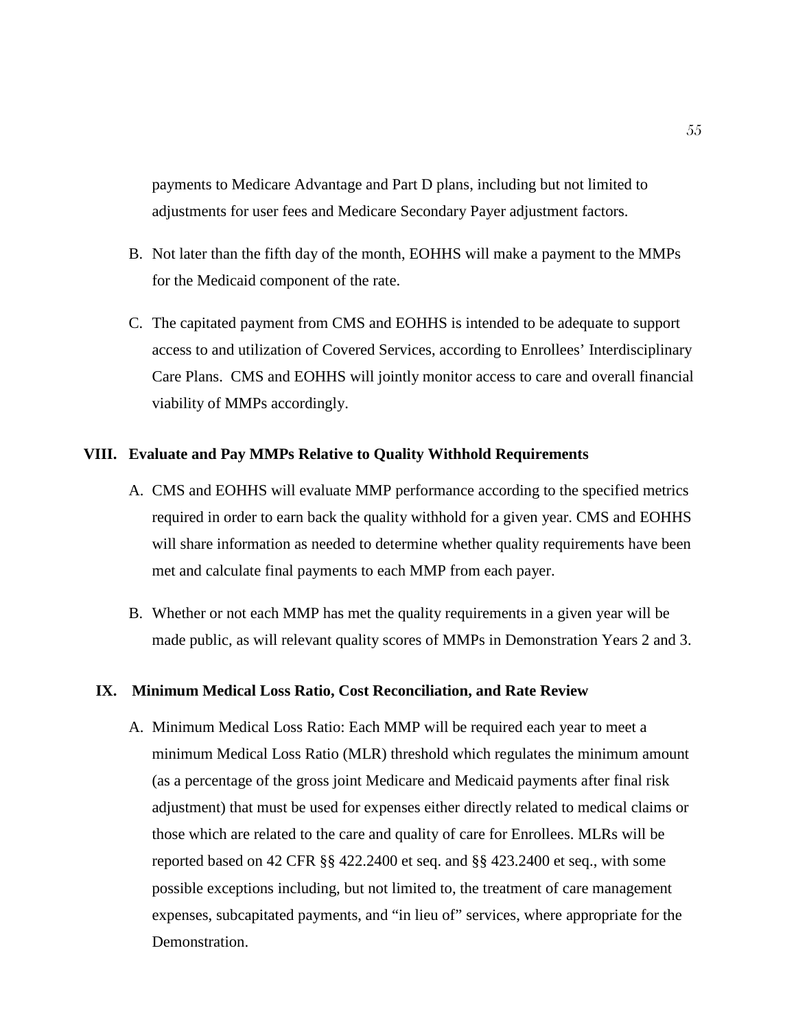payments to Medicare Advantage and Part D plans, including but not limited to adjustments for user fees and Medicare Secondary Payer adjustment factors.

B. Not later than the fifth day of the month, EOHHS will make a payment to the MMPs for the Medicaid component of the rate.

C. The capitated payment from CMS and EOHHS is intended to be adequate to support access to and utilization of Covered Services, according to Enrollees' Interdisciplinary Care Plans. CMS and EOHHS will jointly monitor access to care and overall financial viability of MMPs accordingly.

## VIII. Evaluate and Pay MMPs Relative to Quality Withhold Requirements

A. CMS and EOHHS will evaluate MMP performance according to the specified metrics required in order to earn back the quality withhold for a given year. CMS and EOHHS will share information as needed to determine whether quality requirements have been met and calculate final payments to each MMP from each payer.

B. Whether or not each MMP has met the quality requirements in a given year will be made public, as will relevant quality scores of MMPs in Demonstration Years 2 and 3.

## IX. Minimum Medical Loss Ratio, Cost Reconciliation, and Rate Review

A. Minimum Medical Loss Ratio: Each MMP will be required each year to meet a minimum Medical Loss Ratio (MLR) threshold which regulates the minimum amount (as a percentage of the gross joint Medicare and Medicaid payments after final risk adjustment) that must be used for expenses either directly related to medical claims or those which are related to the care and quality of care for Enrollees. MLRs will be reported based on 42 CFR §§ 422.2400 et seq. and §§ 423.2400 et seq., with some possible exceptions including, but not limited to, the treatment of care management expenses, subcapitated payments, and "in lieu of" services, where appropriate for the Demonstration.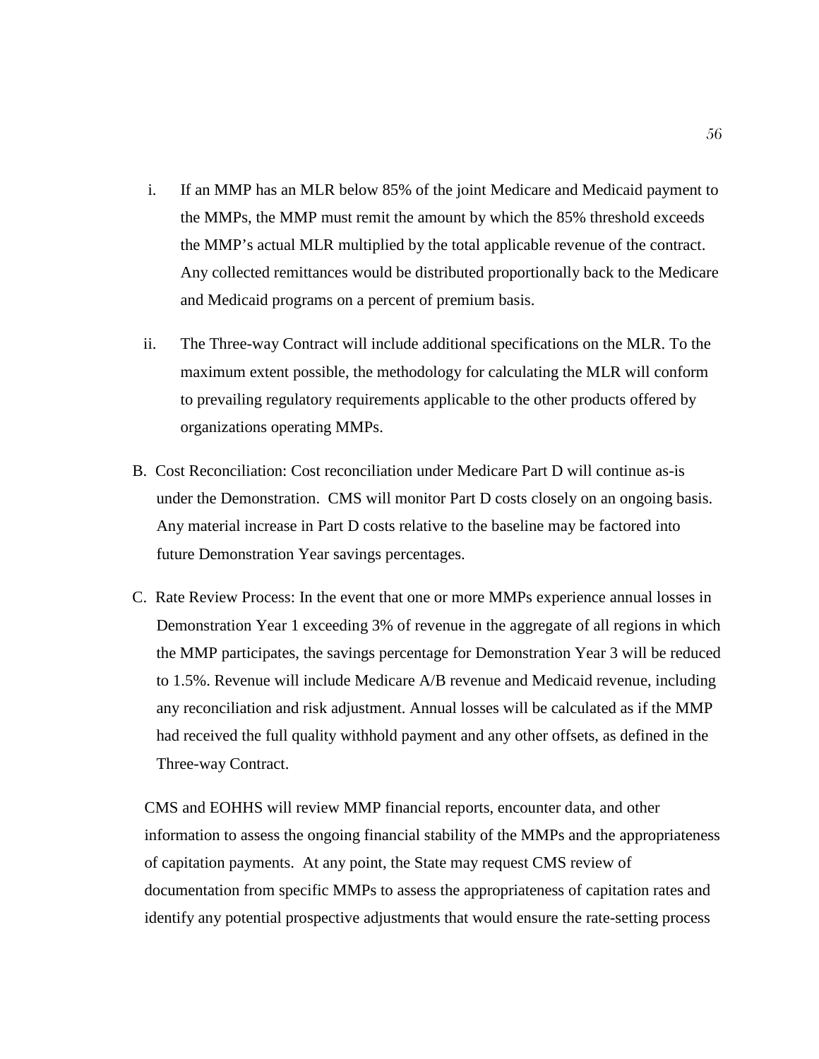i. If an MMP has an MLR below 85% of the joint Medicare and Medicaid payment to the MMPs, the MMP must remit the amount by which the 85% threshold exceeds the MMP's actual MLR multiplied by the total applicable revenue of the contract. Any collected remittances would be distributed proportionally back to the Medicare and Medicaid programs on a percent of premium basis.

ii. The Three-way Contract will include additional specifications on the MLR. To the maximum extent possible, the methodology for calculating the MLR will conform to prevailing regulatory requirements applicable to the other products offered by organizations operating MMPs.

B. Cost Reconciliation: Cost reconciliation under Medicare Part D will continue as-is under the Demonstration. CMS will monitor Part D costs closely on an ongoing basis. Any material increase in Part D costs relative to the baseline may be factored into future Demonstration Year savings percentages.

C. Rate Review Process: In the event that one or more MMPs experience annual losses in Demonstration Year 1 exceeding 3% of revenue in the aggregate of all regions in which the MMP participates, the savings percentage for Demonstration Year 3 will be reduced to 1.5%. Revenue will include Medicare A/B revenue and Medicaid revenue, including any reconciliation and risk adjustment. Annual losses will be calculated as if the MMP had received the full quality withhold payment and any other offsets, as defined in the Three-way Contract.

CMS and EOHHS will review MMP financial reports, encounter data, and other information to assess the ongoing financial stability of the MMPs and the appropriateness of capitation payments. At any point, the State may request CMS review of documentation from specific MMPs to assess the appropriateness of capitation rates and identify any potential prospective adjustments that would ensure the rate-setting process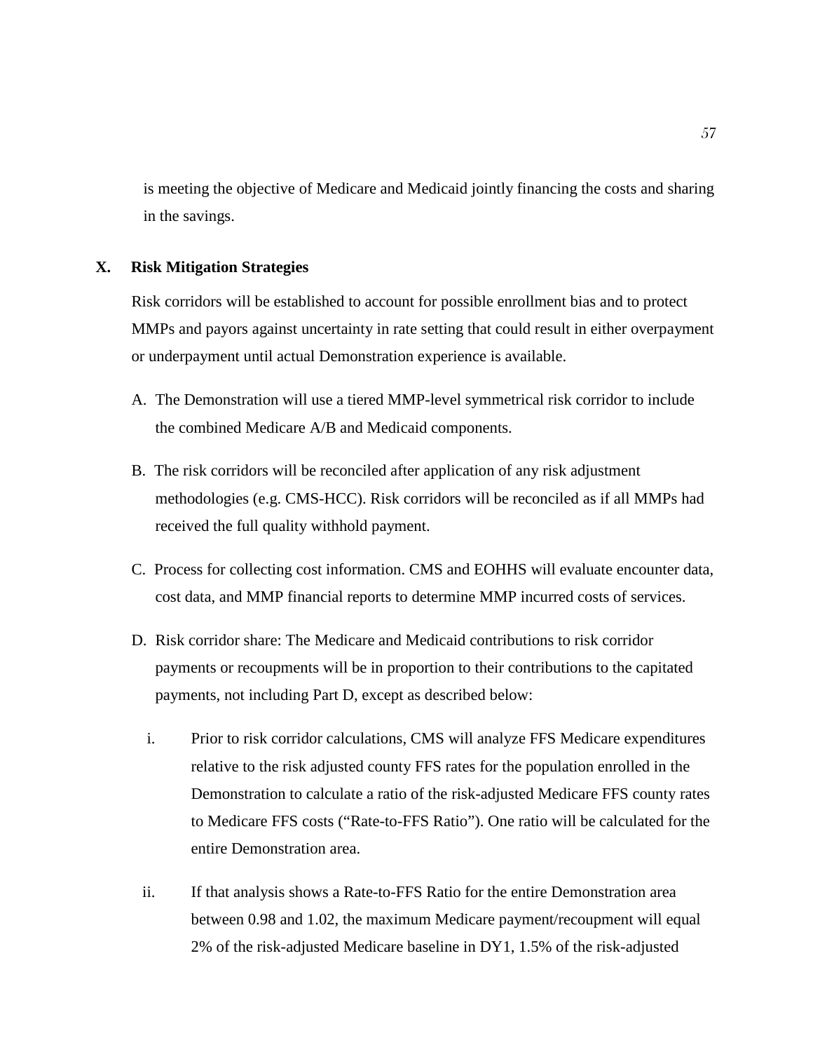is meeting the objective of Medicare and Medicaid jointly financing the costs and sharing in the savings.

## X. Risk Mitigation Strategies

Risk corridors will be established to account for possible enrollment bias and to protect MMPs and payors against uncertainty in rate setting that could result in either overpayment or underpayment until actual Demonstration experience is available.

A. The Demonstration will use a tiered MMP-level symmetrical risk corridor to include the combined Medicare A/B and Medicaid components.

B. The risk corridors will be reconciled after application of any risk adjustment methodologies (e.g. CMS-HCC). Risk corridors will be reconciled as if all MMPs had received the full quality withhold payment.

C. Process for collecting cost information. CMS and EOHHS will evaluate encounter data, cost data, and MMP financial reports to determine MMP incurred costs of services.

D. Risk corridor share: The Medicare and Medicaid contributions to risk corridor payments or recoupments will be in proportion to their contributions to the capitated payments, not including Part D, except as described below:

   i. Prior to risk corridor calculations, CMS will analyze FFS Medicare expenditures relative to the risk adjusted county FFS rates for the population enrolled in the Demonstration to calculate a ratio of the risk-adjusted Medicare FFS county rates to Medicare FFS costs ("Rate-to-FFS Ratio"). One ratio will be calculated for the entire Demonstration area.

   ii. If that analysis shows a Rate-to-FFS Ratio for the entire Demonstration area between 0.98 and 1.02, the maximum Medicare payment/recoupment will equal 2% of the risk-adjusted Medicare baseline in DY1, 1.5% of the risk-adjusted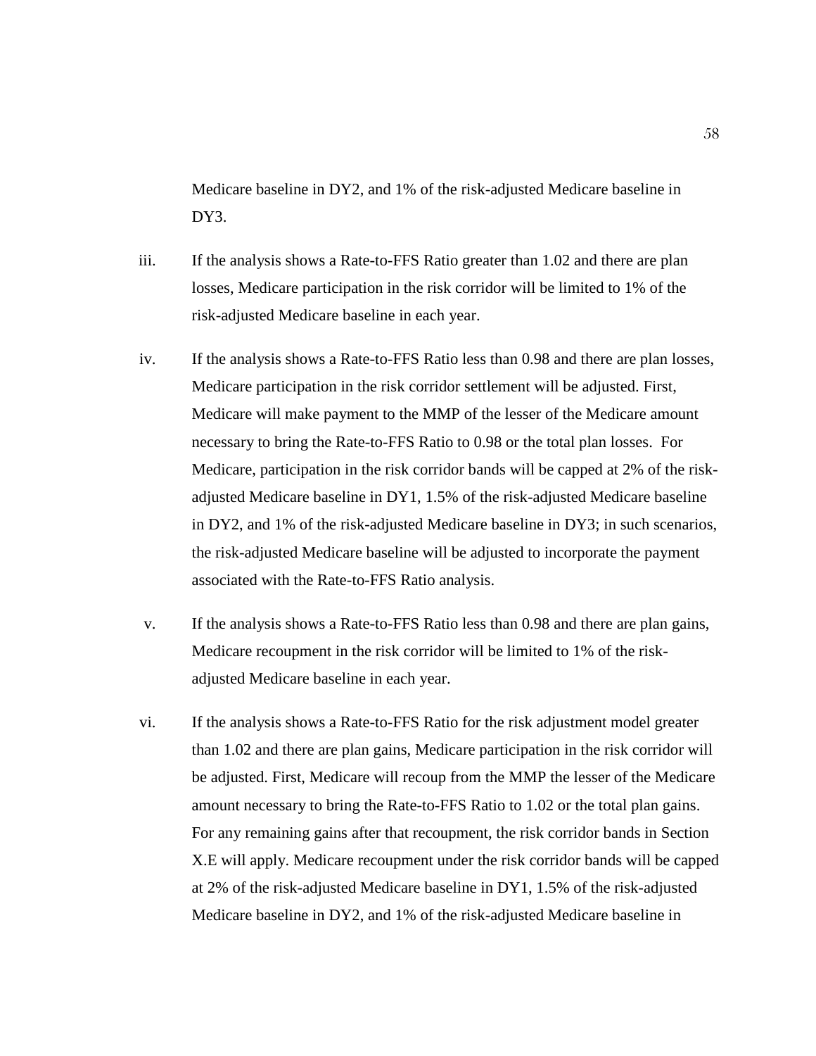Medicare baseline in DY2, and 1% of the risk-adjusted Medicare baseline in DY3.

iii. If the analysis shows a Rate-to-FFS Ratio greater than 1.02 and there are plan losses, Medicare participation in the risk corridor will be limited to 1% of the risk-adjusted Medicare baseline in each year.

iv. If the analysis shows a Rate-to-FFS Ratio less than 0.98 and there are plan losses, Medicare participation in the risk corridor settlement will be adjusted. First, Medicare will make payment to the MMP of the lesser of the Medicare amount necessary to bring the Rate-to-FFS Ratio to 0.98 or the total plan losses. For Medicare, participation in the risk corridor bands will be capped at 2% of the risk-adjusted Medicare baseline in DY1, 1.5% of the risk-adjusted Medicare baseline in DY2, and 1% of the risk-adjusted Medicare baseline in DY3; in such scenarios, the risk-adjusted Medicare baseline will be adjusted to incorporate the payment associated with the Rate-to-FFS Ratio analysis.

v. If the analysis shows a Rate-to-FFS Ratio less than 0.98 and there are plan gains, Medicare recoupment in the risk corridor will be limited to 1% of the risk-adjusted Medicare baseline in each year.

vi. If the analysis shows a Rate-to-FFS Ratio for the risk adjustment model greater than 1.02 and there are plan gains, Medicare participation in the risk corridor will be adjusted. First, Medicare will recoup from the MMP the lesser of the Medicare amount necessary to bring the Rate-to-FFS Ratio to 1.02 or the total plan gains. For any remaining gains after that recoupment, the risk corridor bands in Section X.E will apply. Medicare recoupment under the risk corridor bands will be capped at 2% of the risk-adjusted Medicare baseline in DY1, 1.5% of the risk-adjusted Medicare baseline in DY2, and 1% of the risk-adjusted Medicare baseline in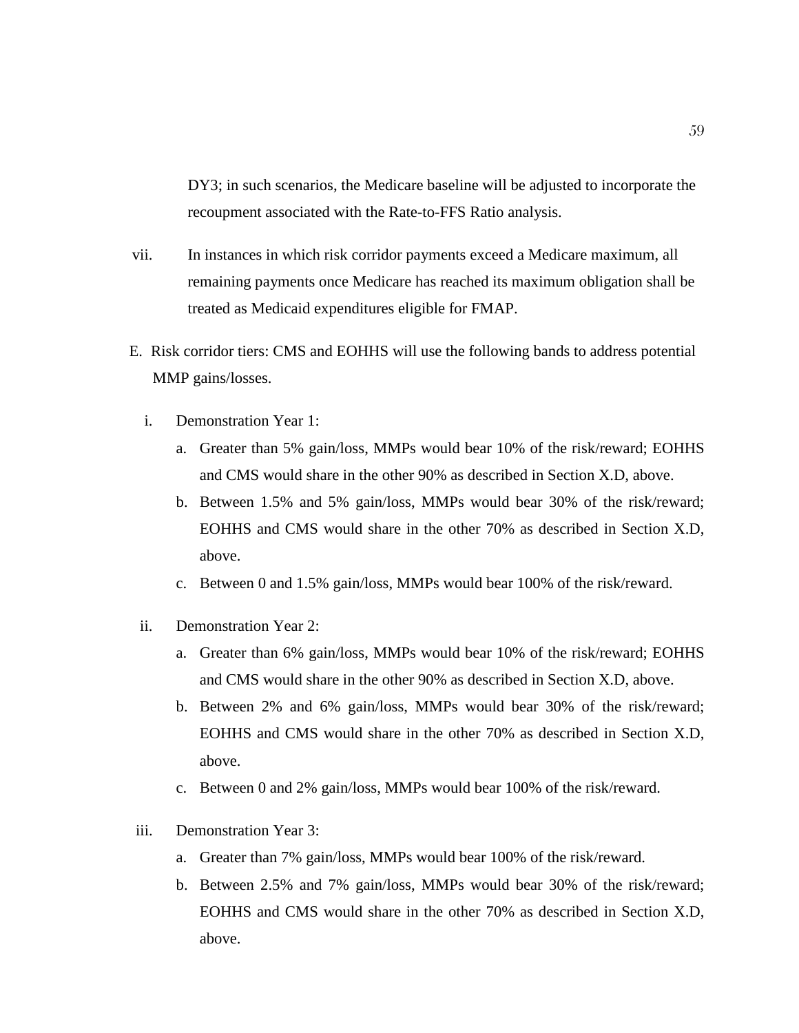DY3; in such scenarios, the Medicare baseline will be adjusted to incorporate the recoupment associated with the Rate-to-FFS Ratio analysis.

vii. In instances in which risk corridor payments exceed a Medicare maximum, all remaining payments once Medicare has reached its maximum obligation shall be treated as Medicaid expenditures eligible for FMAP.

E. Risk corridor tiers: CMS and EOHHS will use the following bands to address potential MMP gains/losses.

i. Demonstration Year 1:

   a. Greater than 5% gain/loss, MMPs would bear 10% of the risk/reward; EOHHS and CMS would share in the other 90% as described in Section X.D, above.
   b. Between 1.5% and 5% gain/loss, MMPs would bear 30% of the risk/reward; EOHHS and CMS would share in the other 70% as described in Section X.D, above.
   c. Between 0 and 1.5% gain/loss, MMPs would bear 100% of the risk/reward.

ii. Demonstration Year 2:

   a. Greater than 6% gain/loss, MMPs would bear 10% of the risk/reward; EOHHS and CMS would share in the other 90% as described in Section X.D, above.
   b. Between 2% and 6% gain/loss, MMPs would bear 30% of the risk/reward; EOHHS and CMS would share in the other 70% as described in Section X.D, above.
   c. Between 0 and 2% gain/loss, MMPs would bear 100% of the risk/reward.

iii. Demonstration Year 3:

   a. Greater than 7% gain/loss, MMPs would bear 100% of the risk/reward.
   b. Between 2.5% and 7% gain/loss, MMPs would bear 30% of the risk/reward; EOHHS and CMS would share in the other 70% as described in Section X.D, above.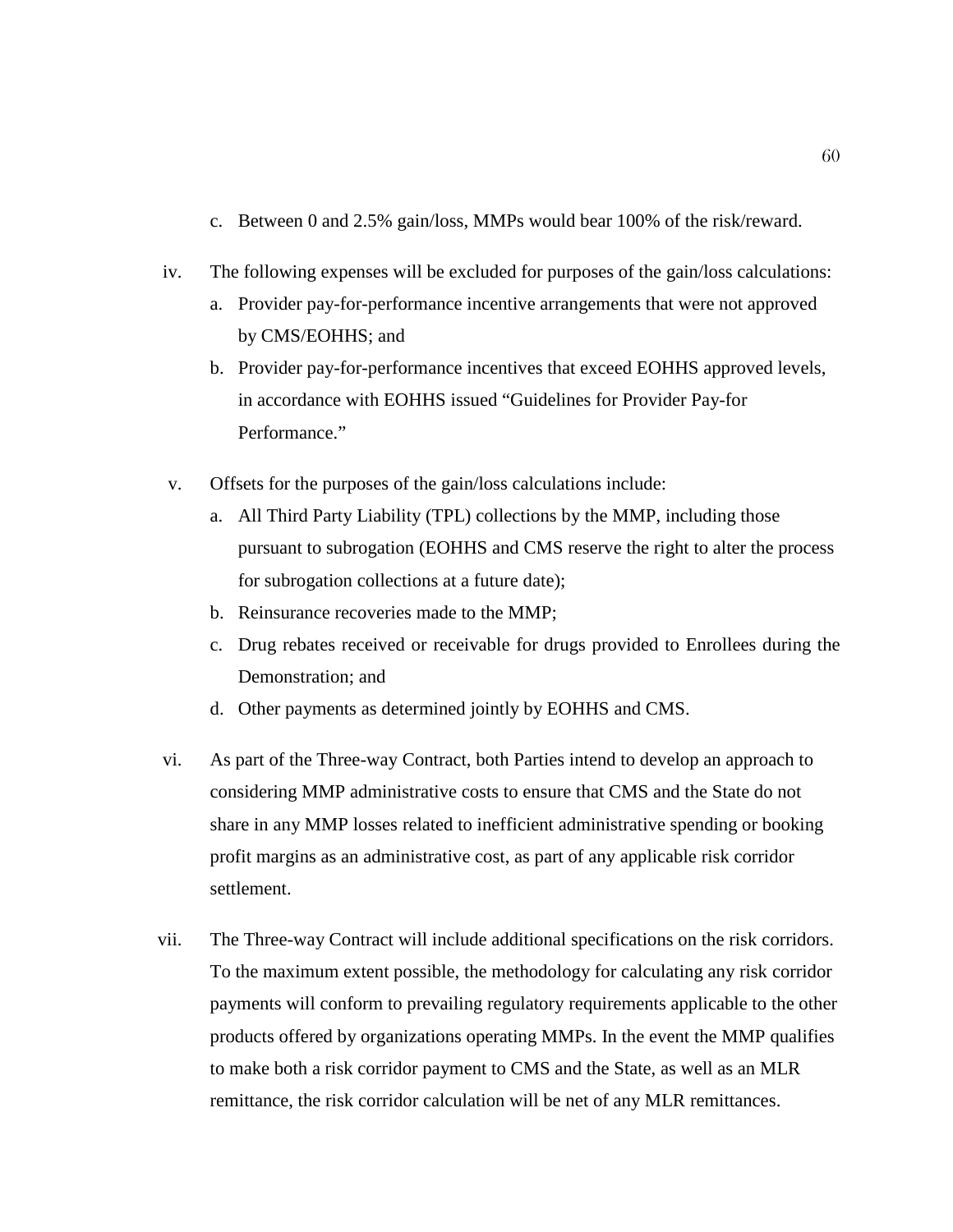c. Between 0 and 2.5% gain/loss, MMPs would bear 100% of the risk/reward.

iv. The following expenses will be excluded for purposes of the gain/loss calculations:

a. Provider pay-for-performance incentive arrangements that were not approved by CMS/EOHHS; and

b. Provider pay-for-performance incentives that exceed EOHHS approved levels, in accordance with EOHHS issued "Guidelines for Provider Pay-for Performance."

v. Offsets for the purposes of the gain/loss calculations include:

a. All Third Party Liability (TPL) collections by the MMP, including those pursuant to subrogation (EOHHS and CMS reserve the right to alter the process for subrogation collections at a future date);

b. Reinsurance recoveries made to the MMP;

c. Drug rebates received or receivable for drugs provided to Enrollees during the Demonstration; and

d. Other payments as determined jointly by EOHHS and CMS.

vi. As part of the Three-way Contract, both Parties intend to develop an approach to considering MMP administrative costs to ensure that CMS and the State do not share in any MMP losses related to inefficient administrative spending or booking profit margins as an administrative cost, as part of any applicable risk corridor settlement.

vii. The Three-way Contract will include additional specifications on the risk corridors. To the maximum extent possible, the methodology for calculating any risk corridor payments will conform to prevailing regulatory requirements applicable to the other products offered by organizations operating MMPs. In the event the MMP qualifies to make both a risk corridor payment to CMS and the State, as well as an MLR remittance, the risk corridor calculation will be net of any MLR remittances.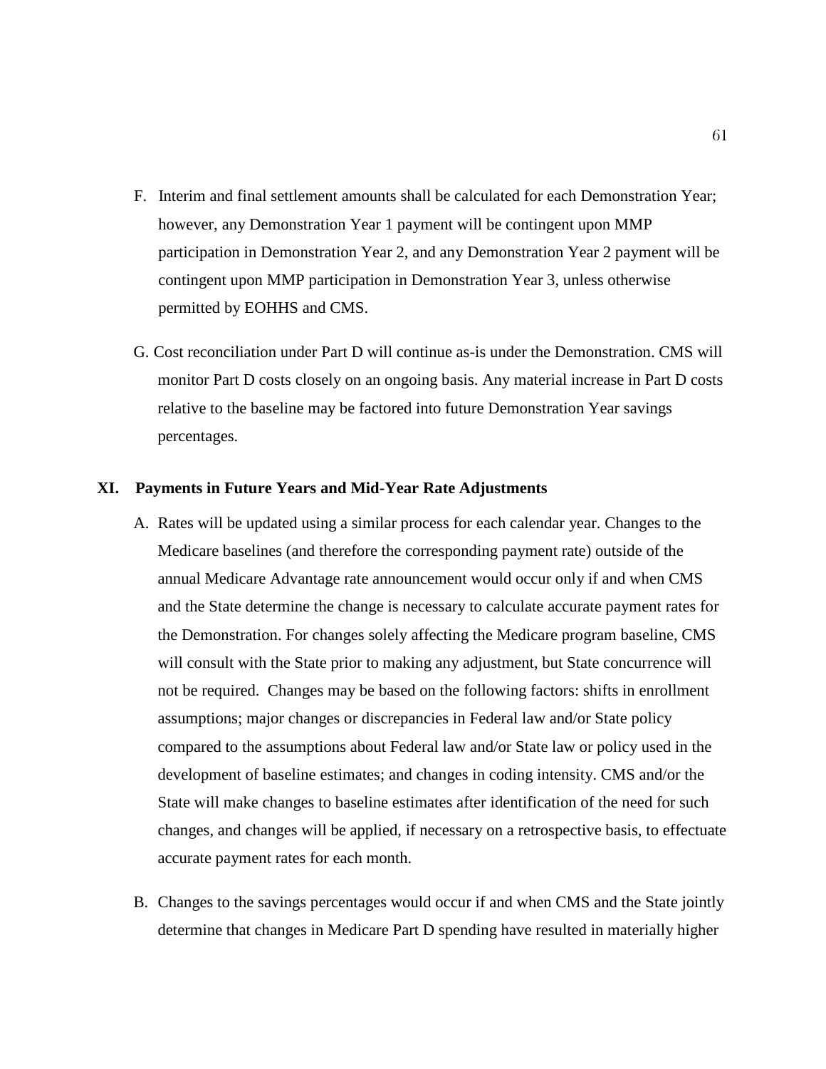F. Interim and final settlement amounts shall be calculated for each Demonstration Year; however, any Demonstration Year 1 payment will be contingent upon MMP participation in Demonstration Year 2, and any Demonstration Year 2 payment will be contingent upon MMP participation in Demonstration Year 3, unless otherwise permitted by EOHHS and CMS.

G. Cost reconciliation under Part D will continue as-is under the Demonstration. CMS will monitor Part D costs closely on an ongoing basis. Any material increase in Part D costs relative to the baseline may be factored into future Demonstration Year savings percentages.

## XI. Payments in Future Years and Mid-Year Rate Adjustments

A. Rates will be updated using a similar process for each calendar year. Changes to the Medicare baselines (and therefore the corresponding payment rate) outside of the annual Medicare Advantage rate announcement would occur only if and when CMS and the State determine the change is necessary to calculate accurate payment rates for the Demonstration. For changes solely affecting the Medicare program baseline, CMS will consult with the State prior to making any adjustment, but State concurrence will not be required. Changes may be based on the following factors: shifts in enrollment assumptions; major changes or discrepancies in Federal law and/or State policy compared to the assumptions about Federal law and/or State law or policy used in the development of baseline estimates; and changes in coding intensity. CMS and/or the State will make changes to baseline estimates after identification of the need for such changes, and changes will be applied, if necessary on a retrospective basis, to effectuate accurate payment rates for each month.

B. Changes to the savings percentages would occur if and when CMS and the State jointly determine that changes in Medicare Part D spending have resulted in materially higher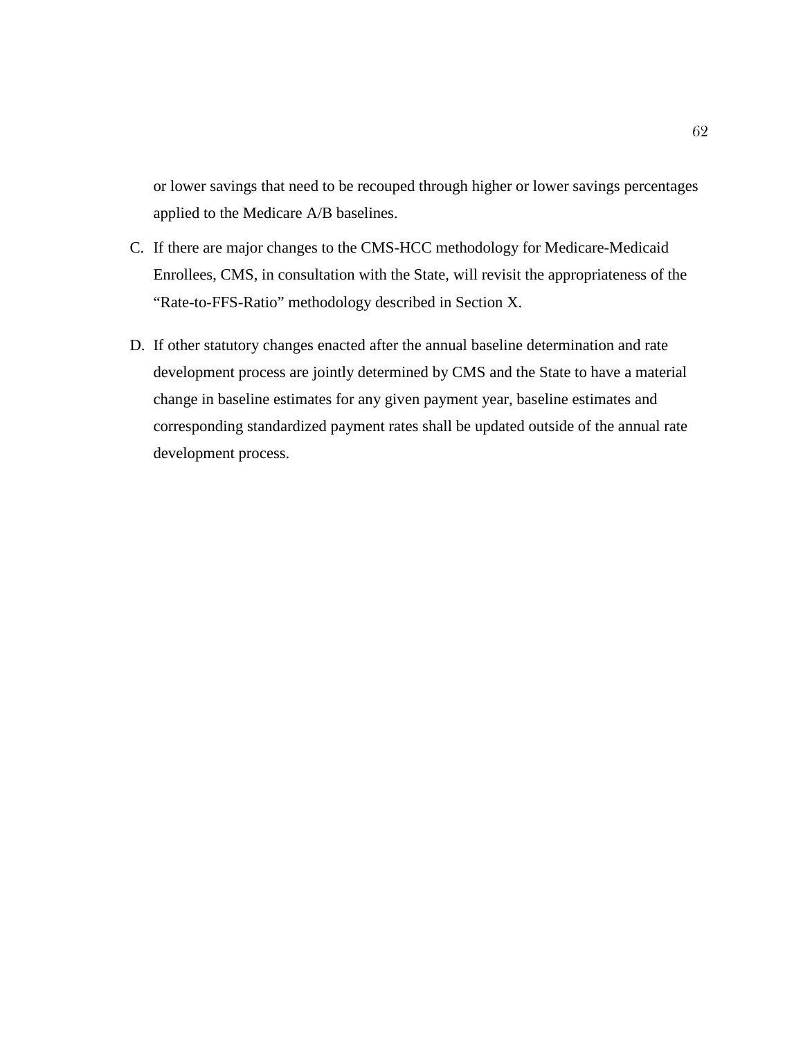or lower savings that need to be recouped through higher or lower savings percentages applied to the Medicare A/B baselines.

C. If there are major changes to the CMS-HCC methodology for Medicare-Medicaid Enrollees, CMS, in consultation with the State, will revisit the appropriateness of the "Rate-to-FFS-Ratio" methodology described in Section X.

D. If other statutory changes enacted after the annual baseline determination and rate development process are jointly determined by CMS and the State to have a material change in baseline estimates for any given payment year, baseline estimates and corresponding standardized payment rates shall be updated outside of the annual rate development process.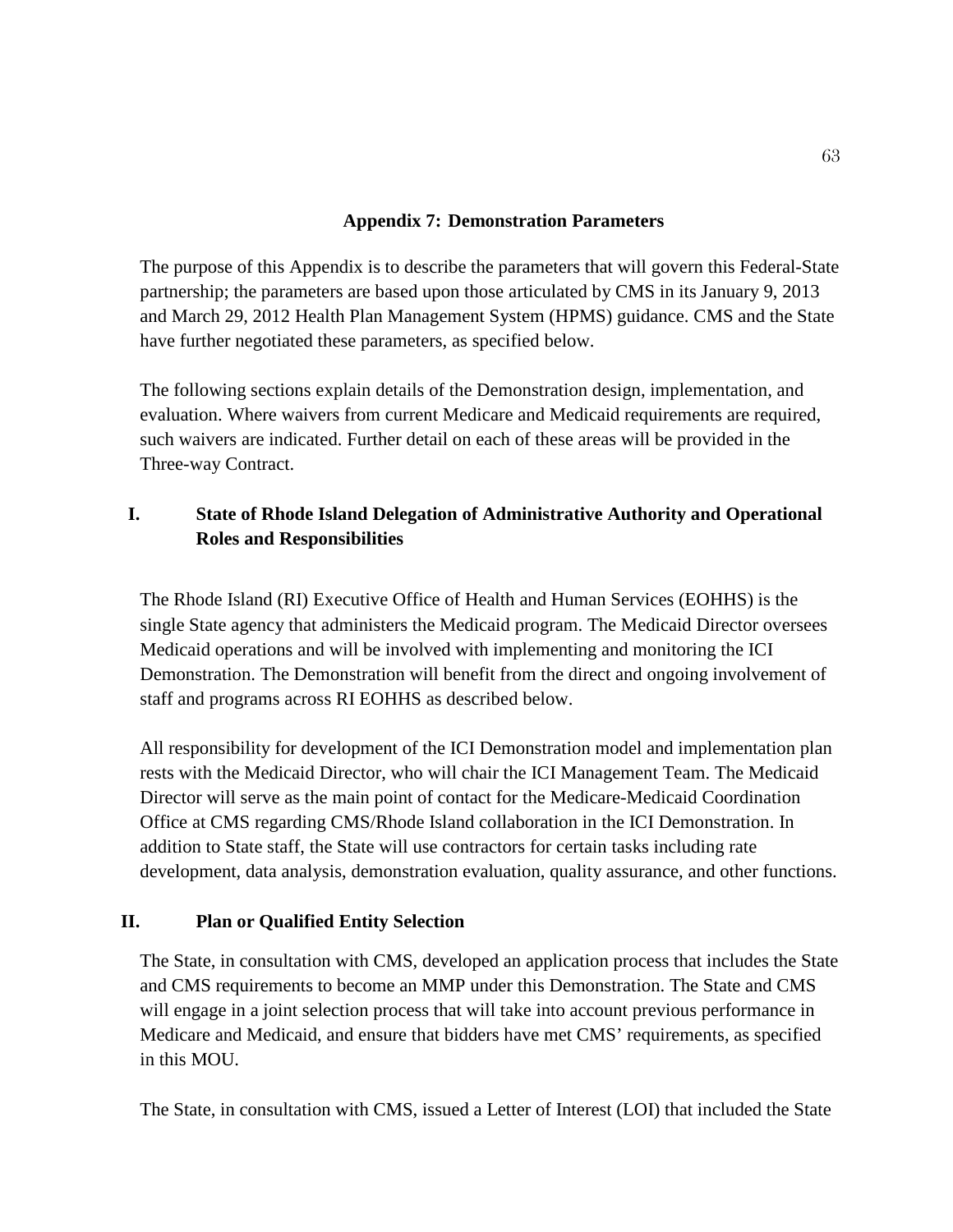## Appendix 7: Demonstration Parameters

The purpose of this Appendix is to describe the parameters that will govern this Federal-State partnership; the parameters are based upon those articulated by CMS in its January 9, 2013 and March 29, 2012 Health Plan Management System (HPMS) guidance. CMS and the State have further negotiated these parameters, as specified below.

The following sections explain details of the Demonstration design, implementation, and evaluation. Where waivers from current Medicare and Medicaid requirements are required, such waivers are indicated. Further detail on each of these areas will be provided in the Three-way Contract.

### I. State of Rhode Island Delegation of Administrative Authority and Operational Roles and Responsibilities

The Rhode Island (RI) Executive Office of Health and Human Services (EOHHS) is the single State agency that administers the Medicaid program. The Medicaid Director oversees Medicaid operations and will be involved with implementing and monitoring the ICI Demonstration. The Demonstration will benefit from the direct and ongoing involvement of staff and programs across RI EOHHS as described below.

All responsibility for development of the ICI Demonstration model and implementation plan rests with the Medicaid Director, who will chair the ICI Management Team. The Medicaid Director will serve as the main point of contact for the Medicare-Medicaid Coordination Office at CMS regarding CMS/Rhode Island collaboration in the ICI Demonstration. In addition to State staff, the State will use contractors for certain tasks including rate development, data analysis, demonstration evaluation, quality assurance, and other functions.

### II. Plan or Qualified Entity Selection

The State, in consultation with CMS, developed an application process that includes the State and CMS requirements to become an MMP under this Demonstration. The State and CMS will engage in a joint selection process that will take into account previous performance in Medicare and Medicaid, and ensure that bidders have met CMS' requirements, as specified in this MOU.

The State, in consultation with CMS, issued a Letter of Interest (LOI) that included the State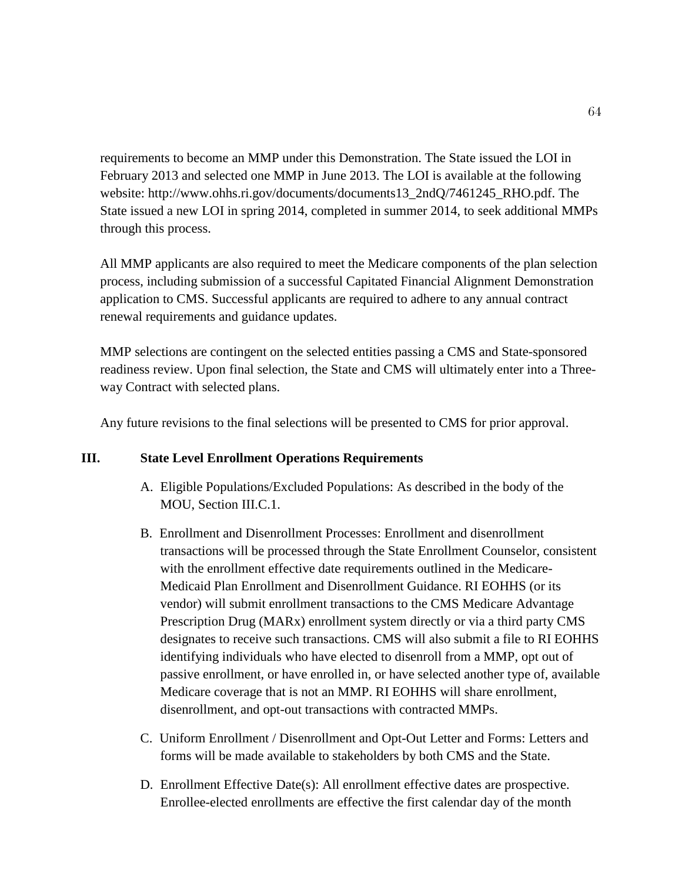requirements to become an MMP under this Demonstration. The State issued the LOI in February 2013 and selected one MMP in June 2013. The LOI is available at the following website: http://www.ohhs.ri.gov/documents/documents13_2ndQ/7461245_RHO.pdf. The State issued a new LOI in spring 2014, completed in summer 2014, to seek additional MMPs through this process.

All MMP applicants are also required to meet the Medicare components of the plan selection process, including submission of a successful Capitated Financial Alignment Demonstration application to CMS. Successful applicants are required to adhere to any annual contract renewal requirements and guidance updates.

MMP selections are contingent on the selected entities passing a CMS and State-sponsored readiness review. Upon final selection, the State and CMS will ultimately enter into a Three-way Contract with selected plans.

Any future revisions to the final selections will be presented to CMS for prior approval.

## III. State Level Enrollment Operations Requirements

A. Eligible Populations/Excluded Populations: As described in the body of the MOU, Section III.C.1.

B. Enrollment and Disenrollment Processes: Enrollment and disenrollment transactions will be processed through the State Enrollment Counselor, consistent with the enrollment effective date requirements outlined in the Medicare-Medicaid Plan Enrollment and Disenrollment Guidance. RI EOHHS (or its vendor) will submit enrollment transactions to the CMS Medicare Advantage Prescription Drug (MARx) enrollment system directly or via a third party CMS designates to receive such transactions. CMS will also submit a file to RI EOHHS identifying individuals who have elected to disenroll from a MMP, opt out of passive enrollment, or have enrolled in, or have selected another type of, available Medicare coverage that is not an MMP. RI EOHHS will share enrollment, disenrollment, and opt-out transactions with contracted MMPs.

C. Uniform Enrollment / Disenrollment and Opt-Out Letter and Forms: Letters and forms will be made available to stakeholders by both CMS and the State.

D. Enrollment Effective Date(s): All enrollment effective dates are prospective. Enrollee-elected enrollments are effective the first calendar day of the month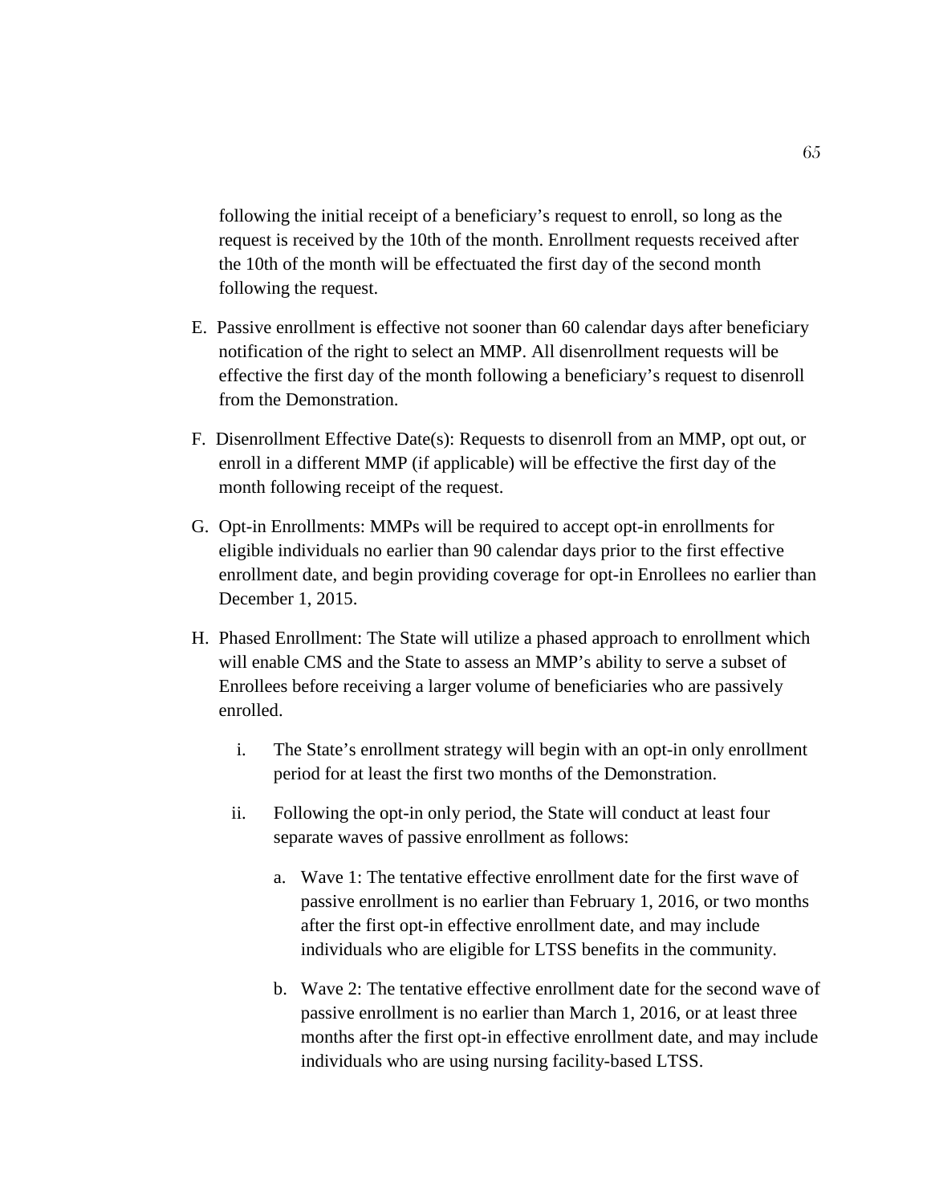following the initial receipt of a beneficiary's request to enroll, so long as the request is received by the 10th of the month. Enrollment requests received after the 10th of the month will be effectuated the first day of the second month following the request.

E. Passive enrollment is effective not sooner than 60 calendar days after beneficiary notification of the right to select an MMP. All disenrollment requests will be effective the first day of the month following a beneficiary's request to disenroll from the Demonstration.

F. Disenrollment Effective Date(s): Requests to disenroll from an MMP, opt out, or enroll in a different MMP (if applicable) will be effective the first day of the month following receipt of the request.

G. Opt-in Enrollments: MMPs will be required to accept opt-in enrollments for eligible individuals no earlier than 90 calendar days prior to the first effective enrollment date, and begin providing coverage for opt-in Enrollees no earlier than December 1, 2015.

H. Phased Enrollment: The State will utilize a phased approach to enrollment which will enable CMS and the State to assess an MMP's ability to serve a subset of Enrollees before receiving a larger volume of beneficiaries who are passively enrolled.

   i. The State's enrollment strategy will begin with an opt-in only enrollment period for at least the first two months of the Demonstration.

   ii. Following the opt-in only period, the State will conduct at least four separate waves of passive enrollment as follows:

      a. Wave 1: The tentative effective enrollment date for the first wave of passive enrollment is no earlier than February 1, 2016, or two months after the first opt-in effective enrollment date, and may include individuals who are eligible for LTSS benefits in the community.

      b. Wave 2: The tentative effective enrollment date for the second wave of passive enrollment is no earlier than March 1, 2016, or at least three months after the first opt-in effective enrollment date, and may include individuals who are using nursing facility-based LTSS.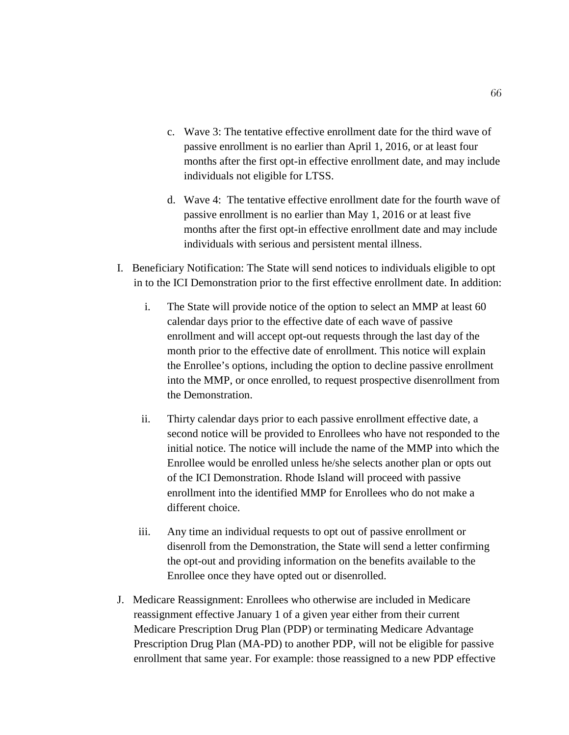c. Wave 3: The tentative effective enrollment date for the third wave of passive enrollment is no earlier than April 1, 2016, or at least four months after the first opt-in effective enrollment date, and may include individuals not eligible for LTSS.

d. Wave 4: The tentative effective enrollment date for the fourth wave of passive enrollment is no earlier than May 1, 2016 or at least five months after the first opt-in effective enrollment date and may include individuals with serious and persistent mental illness.

I. Beneficiary Notification: The State will send notices to individuals eligible to opt in to the ICI Demonstration prior to the first effective enrollment date. In addition:

   i. The State will provide notice of the option to select an MMP at least 60 calendar days prior to the effective date of each wave of passive enrollment and will accept opt-out requests through the last day of the month prior to the effective date of enrollment. This notice will explain the Enrollee's options, including the option to decline passive enrollment into the MMP, or once enrolled, to request prospective disenrollment from the Demonstration.

   ii. Thirty calendar days prior to each passive enrollment effective date, a second notice will be provided to Enrollees who have not responded to the initial notice. The notice will include the name of the MMP into which the Enrollee would be enrolled unless he/she selects another plan or opts out of the ICI Demonstration. Rhode Island will proceed with passive enrollment into the identified MMP for Enrollees who do not make a different choice.

   iii. Any time an individual requests to opt out of passive enrollment or disenroll from the Demonstration, the State will send a letter confirming the opt-out and providing information on the benefits available to the Enrollee once they have opted out or disenrolled.

J. Medicare Reassignment: Enrollees who otherwise are included in Medicare reassignment effective January 1 of a given year either from their current Medicare Prescription Drug Plan (PDP) or terminating Medicare Advantage Prescription Drug Plan (MA-PD) to another PDP, will not be eligible for passive enrollment that same year. For example: those reassigned to a new PDP effective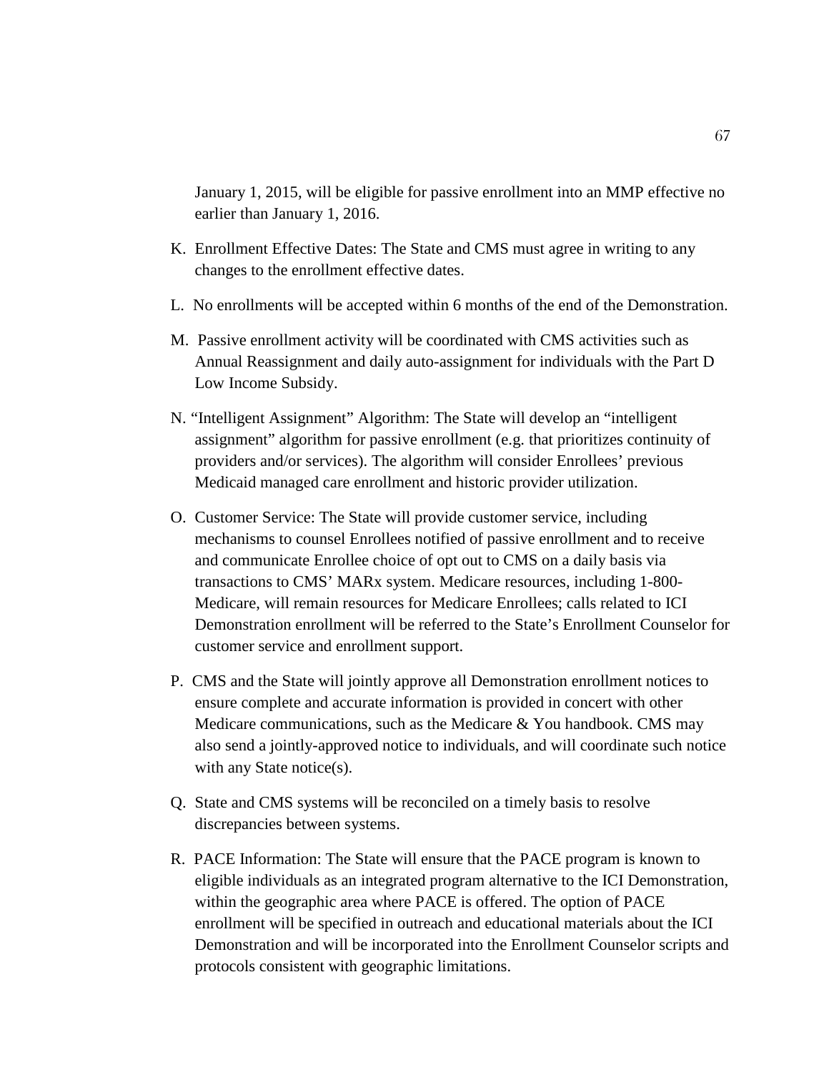January 1, 2015, will be eligible for passive enrollment into an MMP effective no earlier than January 1, 2016.

K. Enrollment Effective Dates: The State and CMS must agree in writing to any changes to the enrollment effective dates.

L. No enrollments will be accepted within 6 months of the end of the Demonstration.

M. Passive enrollment activity will be coordinated with CMS activities such as Annual Reassignment and daily auto-assignment for individuals with the Part D Low Income Subsidy.

N. "Intelligent Assignment" Algorithm: The State will develop an "intelligent assignment" algorithm for passive enrollment (e.g. that prioritizes continuity of providers and/or services). The algorithm will consider Enrollees' previous Medicaid managed care enrollment and historic provider utilization.

O. Customer Service: The State will provide customer service, including mechanisms to counsel Enrollees notified of passive enrollment and to receive and communicate Enrollee choice of opt out to CMS on a daily basis via transactions to CMS' MARx system. Medicare resources, including 1-800-Medicare, will remain resources for Medicare Enrollees; calls related to ICI Demonstration enrollment will be referred to the State's Enrollment Counselor for customer service and enrollment support.

P. CMS and the State will jointly approve all Demonstration enrollment notices to ensure complete and accurate information is provided in concert with other Medicare communications, such as the Medicare & You handbook. CMS may also send a jointly-approved notice to individuals, and will coordinate such notice with any State notice(s).

Q. State and CMS systems will be reconciled on a timely basis to resolve discrepancies between systems.

R. PACE Information: The State will ensure that the PACE program is known to eligible individuals as an integrated program alternative to the ICI Demonstration, within the geographic area where PACE is offered. The option of PACE enrollment will be specified in outreach and educational materials about the ICI Demonstration and will be incorporated into the Enrollment Counselor scripts and protocols consistent with geographic limitations.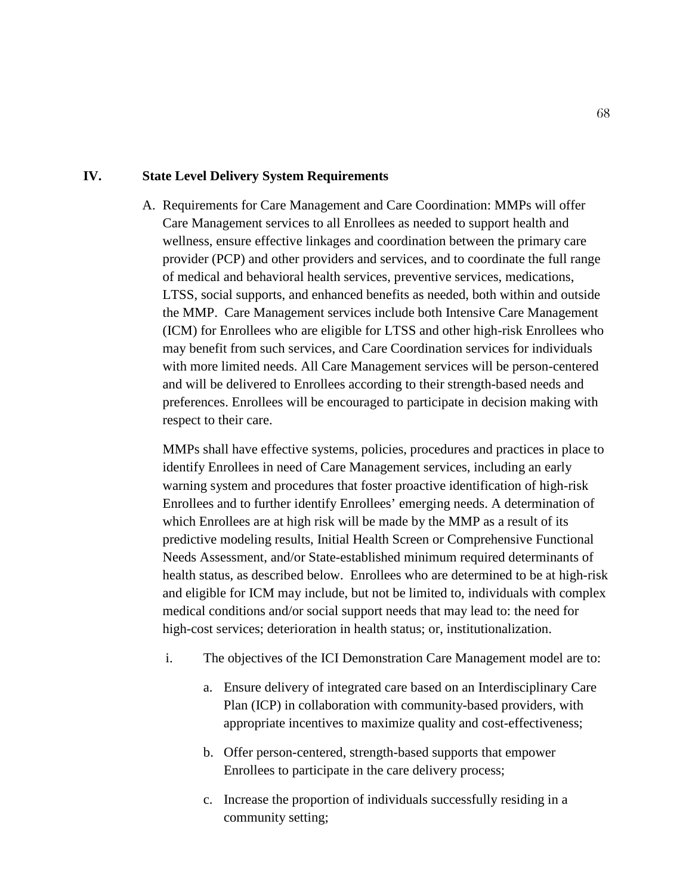## IV. State Level Delivery System Requirements

A. Requirements for Care Management and Care Coordination: MMPs will offer Care Management services to all Enrollees as needed to support health and wellness, ensure effective linkages and coordination between the primary care provider (PCP) and other providers and services, and to coordinate the full range of medical and behavioral health services, preventive services, medications, LTSS, social supports, and enhanced benefits as needed, both within and outside the MMP. Care Management services include both Intensive Care Management (ICM) for Enrollees who are eligible for LTSS and other high-risk Enrollees who may benefit from such services, and Care Coordination services for individuals with more limited needs. All Care Management services will be person-centered and will be delivered to Enrollees according to their strength-based needs and preferences. Enrollees will be encouraged to participate in decision making with respect to their care.

   MMPs shall have effective systems, policies, procedures and practices in place to identify Enrollees in need of Care Management services, including an early warning system and procedures that foster proactive identification of high-risk Enrollees and to further identify Enrollees' emerging needs. A determination of which Enrollees are at high risk will be made by the MMP as a result of its predictive modeling results, Initial Health Screen or Comprehensive Functional Needs Assessment, and/or State-established minimum required determinants of health status, as described below. Enrollees who are determined to be at high-risk and eligible for ICM may include, but not be limited to, individuals with complex medical conditions and/or social support needs that may lead to: the need for high-cost services; deterioration in health status; or, institutionalization.

   i. The objectives of the ICI Demonstration Care Management model are to:

      a. Ensure delivery of integrated care based on an Interdisciplinary Care Plan (ICP) in collaboration with community-based providers, with appropriate incentives to maximize quality and cost-effectiveness;

      b. Offer person-centered, strength-based supports that empower Enrollees to participate in the care delivery process;

      c. Increase the proportion of individuals successfully residing in a community setting;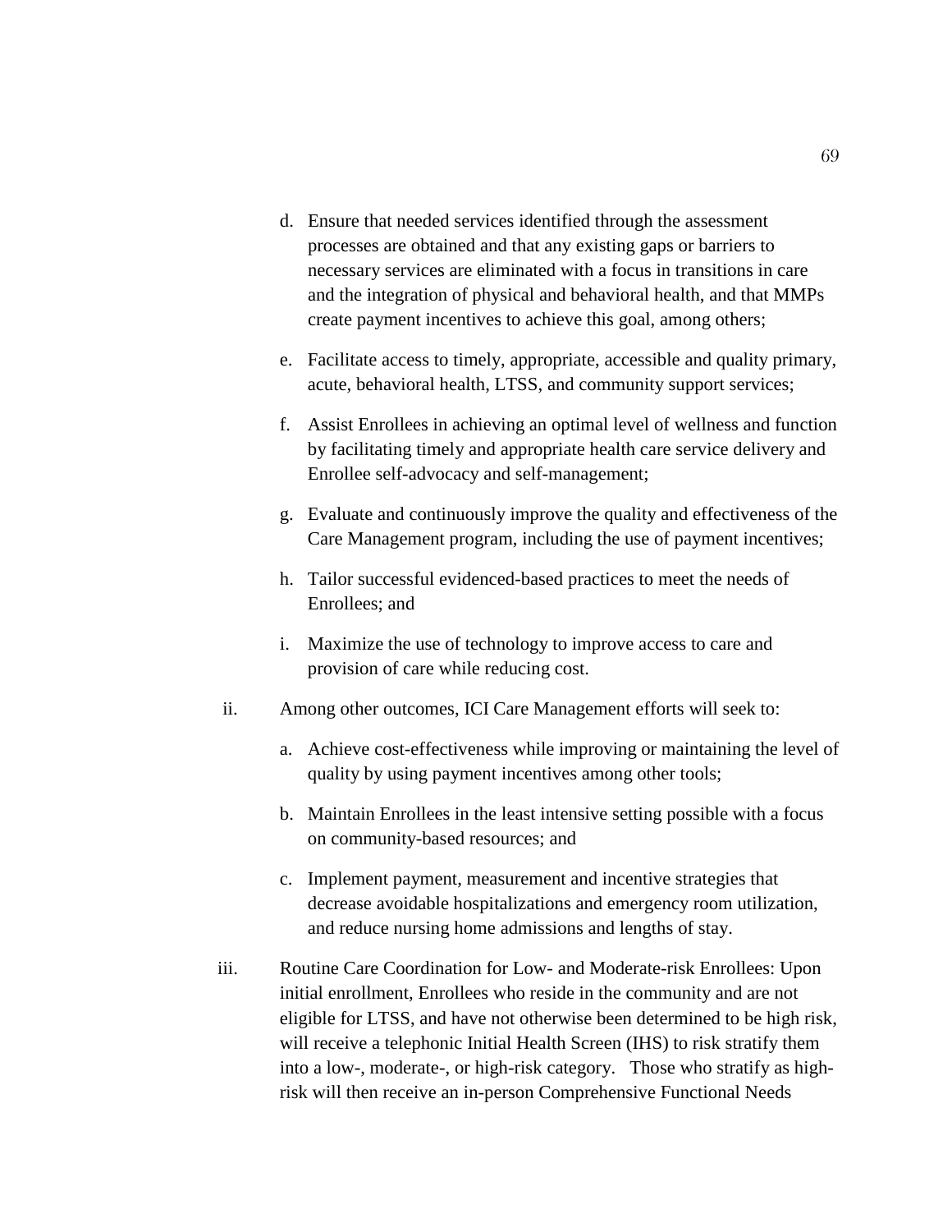d. Ensure that needed services identified through the assessment processes are obtained and that any existing gaps or barriers to necessary services are eliminated with a focus in transitions in care and the integration of physical and behavioral health, and that MMPs create payment incentives to achieve this goal, among others;

e. Facilitate access to timely, appropriate, accessible and quality primary, acute, behavioral health, LTSS, and community support services;

f. Assist Enrollees in achieving an optimal level of wellness and function by facilitating timely and appropriate health care service delivery and Enrollee self-advocacy and self-management;

g. Evaluate and continuously improve the quality and effectiveness of the Care Management program, including the use of payment incentives;

h. Tailor successful evidenced-based practices to meet the needs of Enrollees; and

i. Maximize the use of technology to improve access to care and provision of care while reducing cost.

ii. Among other outcomes, ICI Care Management efforts will seek to:

a. Achieve cost-effectiveness while improving or maintaining the level of quality by using payment incentives among other tools;

b. Maintain Enrollees in the least intensive setting possible with a focus on community-based resources; and

c. Implement payment, measurement and incentive strategies that decrease avoidable hospitalizations and emergency room utilization, and reduce nursing home admissions and lengths of stay.

iii. Routine Care Coordination for Low- and Moderate-risk Enrollees: Upon initial enrollment, Enrollees who reside in the community and are not eligible for LTSS, and have not otherwise been determined to be high risk, will receive a telephonic Initial Health Screen (IHS) to risk stratify them into a low-, moderate-, or high-risk category. Those who stratify as high-risk will then receive an in-person Comprehensive Functional Needs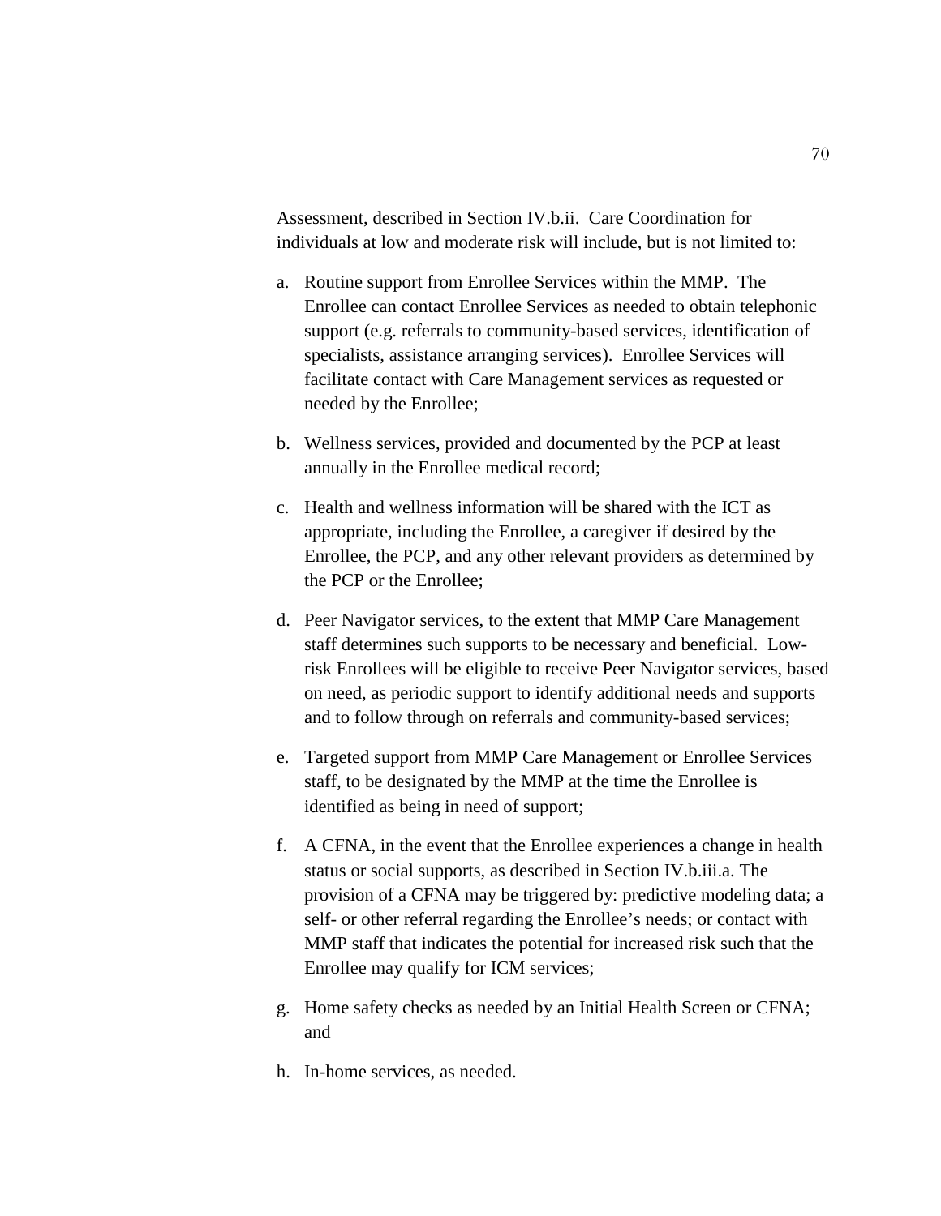Assessment, described in Section IV.b.ii. Care Coordination for individuals at low and moderate risk will include, but is not limited to:

a. Routine support from Enrollee Services within the MMP. The Enrollee can contact Enrollee Services as needed to obtain telephonic support (e.g. referrals to community-based services, identification of specialists, assistance arranging services). Enrollee Services will facilitate contact with Care Management services as requested or needed by the Enrollee;

b. Wellness services, provided and documented by the PCP at least annually in the Enrollee medical record;

c. Health and wellness information will be shared with the ICT as appropriate, including the Enrollee, a caregiver if desired by the Enrollee, the PCP, and any other relevant providers as determined by the PCP or the Enrollee;

d. Peer Navigator services, to the extent that MMP Care Management staff determines such supports to be necessary and beneficial. Low-risk Enrollees will be eligible to receive Peer Navigator services, based on need, as periodic support to identify additional needs and supports and to follow through on referrals and community-based services;

e. Targeted support from MMP Care Management or Enrollee Services staff, to be designated by the MMP at the time the Enrollee is identified as being in need of support;

f. A CFNA, in the event that the Enrollee experiences a change in health status or social supports, as described in Section IV.b.iii.a. The provision of a CFNA may be triggered by: predictive modeling data; a self- or other referral regarding the Enrollee's needs; or contact with MMP staff that indicates the potential for increased risk such that the Enrollee may qualify for ICM services;

g. Home safety checks as needed by an Initial Health Screen or CFNA; and

h. In-home services, as needed.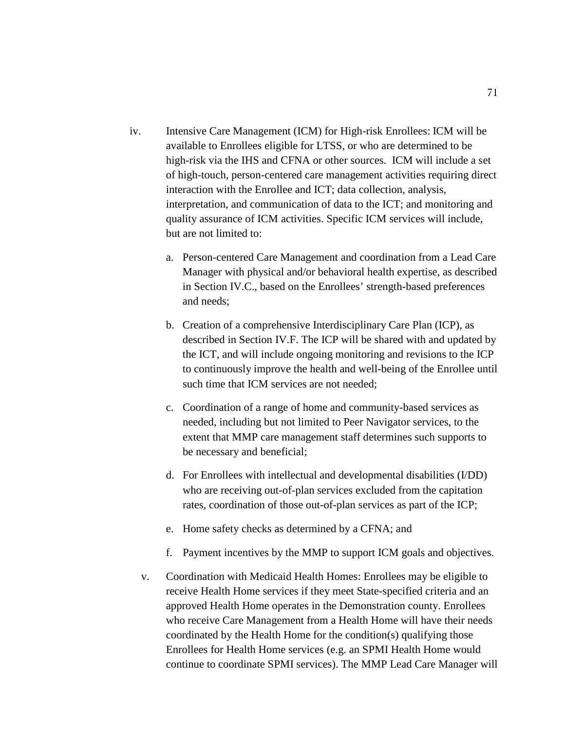iv. Intensive Care Management (ICM) for High-risk Enrollees: ICM will be available to Enrollees eligible for LTSS, or who are determined to be high-risk via the IHS and CFNA or other sources. ICM will include a set of high-touch, person-centered care management activities requiring direct interaction with the Enrollee and ICT; data collection, analysis, interpretation, and communication of data to the ICT; and monitoring and quality assurance of ICM activities. Specific ICM services will include, but are not limited to:

   a. Person-centered Care Management and coordination from a Lead Care Manager with physical and/or behavioral health expertise, as described in Section IV.C., based on the Enrollees' strength-based preferences and needs;

   b. Creation of a comprehensive Interdisciplinary Care Plan (ICP), as described in Section IV.F. The ICP will be shared with and updated by the ICT, and will include ongoing monitoring and revisions to the ICP to continuously improve the health and well-being of the Enrollee until such time that ICM services are not needed;

   c. Coordination of a range of home and community-based services as needed, including but not limited to Peer Navigator services, to the extent that MMP care management staff determines such supports to be necessary and beneficial;

   d. For Enrollees with intellectual and developmental disabilities (I/DD) who are receiving out-of-plan services excluded from the capitation rates, coordination of those out-of-plan services as part of the ICP;

   e. Home safety checks as determined by a CFNA; and

   f. Payment incentives by the MMP to support ICM goals and objectives.

v. Coordination with Medicaid Health Homes: Enrollees may be eligible to receive Health Home services if they meet State-specified criteria and an approved Health Home operates in the Demonstration county. Enrollees who receive Care Management from a Health Home will have their needs coordinated by the Health Home for the condition(s) qualifying those Enrollees for Health Home services (e.g. an SPMI Health Home would continue to coordinate SPMI services). The MMP Lead Care Manager will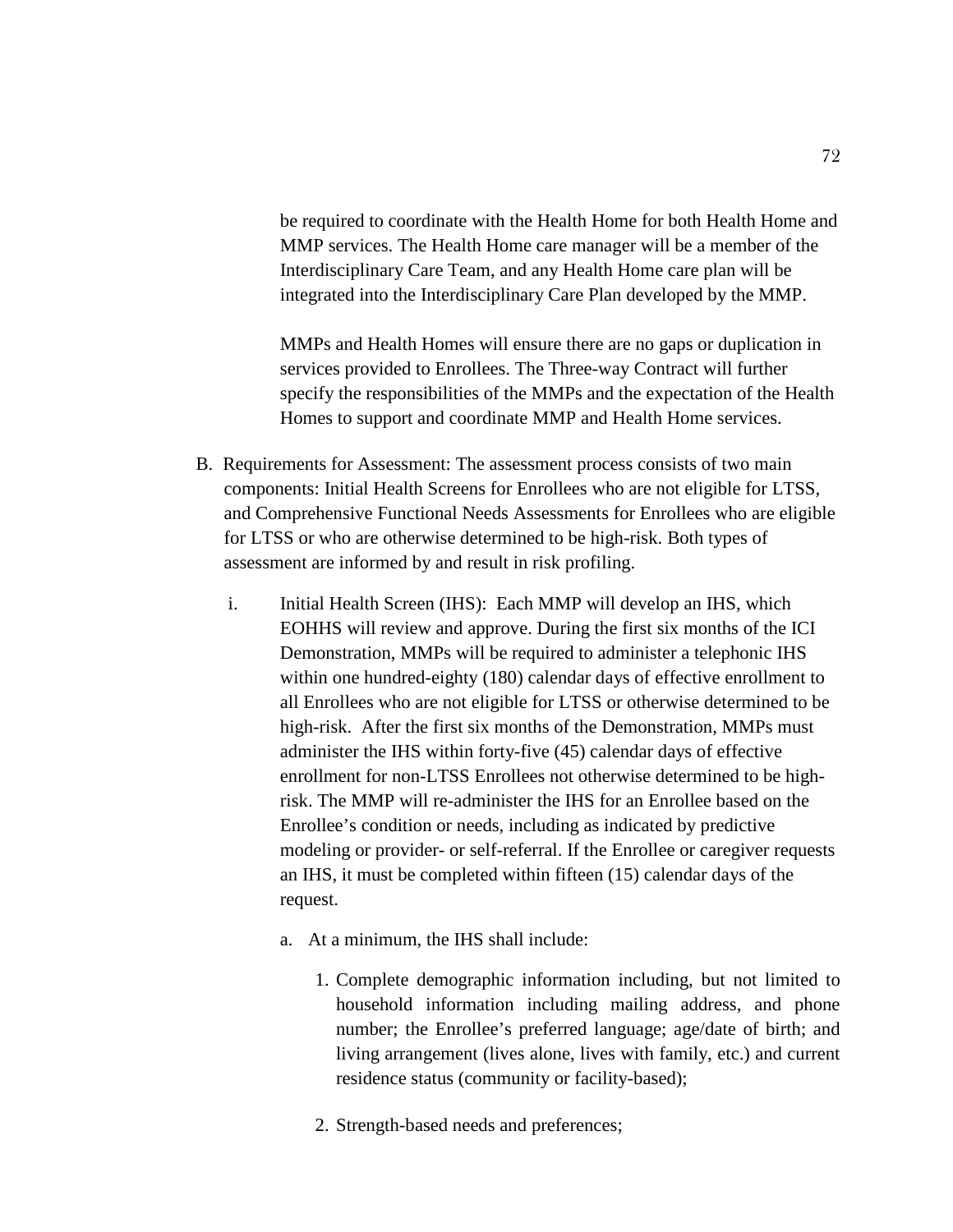be required to coordinate with the Health Home for both Health Home and MMP services. The Health Home care manager will be a member of the Interdisciplinary Care Team, and any Health Home care plan will be integrated into the Interdisciplinary Care Plan developed by the MMP.

MMPs and Health Homes will ensure there are no gaps or duplication in services provided to Enrollees. The Three-way Contract will further specify the responsibilities of the MMPs and the expectation of the Health Homes to support and coordinate MMP and Health Home services.

B. Requirements for Assessment: The assessment process consists of two main components: Initial Health Screens for Enrollees who are not eligible for LTSS, and Comprehensive Functional Needs Assessments for Enrollees who are eligible for LTSS or who are otherwise determined to be high-risk. Both types of assessment are informed by and result in risk profiling.

i. Initial Health Screen (IHS): Each MMP will develop an IHS, which EOHHS will review and approve. During the first six months of the ICI Demonstration, MMPs will be required to administer a telephonic IHS within one hundred-eighty (180) calendar days of effective enrollment to all Enrollees who are not eligible for LTSS or otherwise determined to be high-risk. After the first six months of the Demonstration, MMPs must administer the IHS within forty-five (45) calendar days of effective enrollment for non-LTSS Enrollees not otherwise determined to be high-risk. The MMP will re-administer the IHS for an Enrollee based on the Enrollee's condition or needs, including as indicated by predictive modeling or provider- or self-referral. If the Enrollee or caregiver requests an IHS, it must be completed within fifteen (15) calendar days of the request.

a. At a minimum, the IHS shall include:

1. Complete demographic information including, but not limited to household information including mailing address, and phone number; the Enrollee's preferred language; age/date of birth; and living arrangement (lives alone, lives with family, etc.) and current residence status (community or facility-based);

2. Strength-based needs and preferences;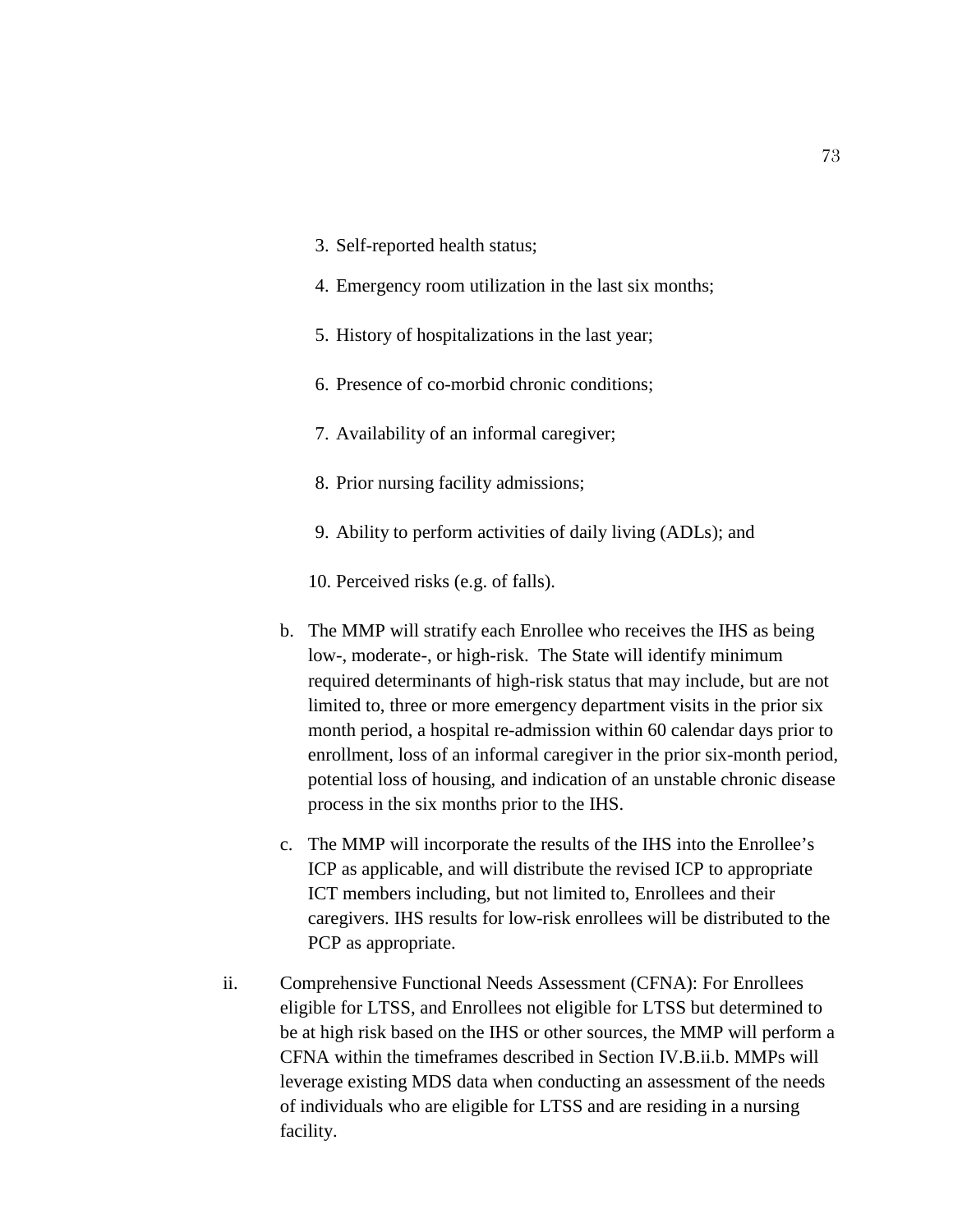3. Self-reported health status;
4. Emergency room utilization in the last six months;
5. History of hospitalizations in the last year;
6. Presence of co-morbid chronic conditions;
7. Availability of an informal caregiver;
8. Prior nursing facility admissions;
9. Ability to perform activities of daily living (ADLs); and
10. Perceived risks (e.g. of falls).

b. The MMP will stratify each Enrollee who receives the IHS as being low-, moderate-, or high-risk. The State will identify minimum required determinants of high-risk status that may include, but are not limited to, three or more emergency department visits in the prior six month period, a hospital re-admission within 60 calendar days prior to enrollment, loss of an informal caregiver in the prior six-month period, potential loss of housing, and indication of an unstable chronic disease process in the six months prior to the IHS.

c. The MMP will incorporate the results of the IHS into the Enrollee's ICP as applicable, and will distribute the revised ICP to appropriate ICT members including, but not limited to, Enrollees and their caregivers. IHS results for low-risk enrollees will be distributed to the PCP as appropriate.

ii. Comprehensive Functional Needs Assessment (CFNA): For Enrollees eligible for LTSS, and Enrollees not eligible for LTSS but determined to be at high risk based on the IHS or other sources, the MMP will perform a CFNA within the timeframes described in Section IV.B.ii.b. MMPs will leverage existing MDS data when conducting an assessment of the needs of individuals who are eligible for LTSS and are residing in a nursing facility.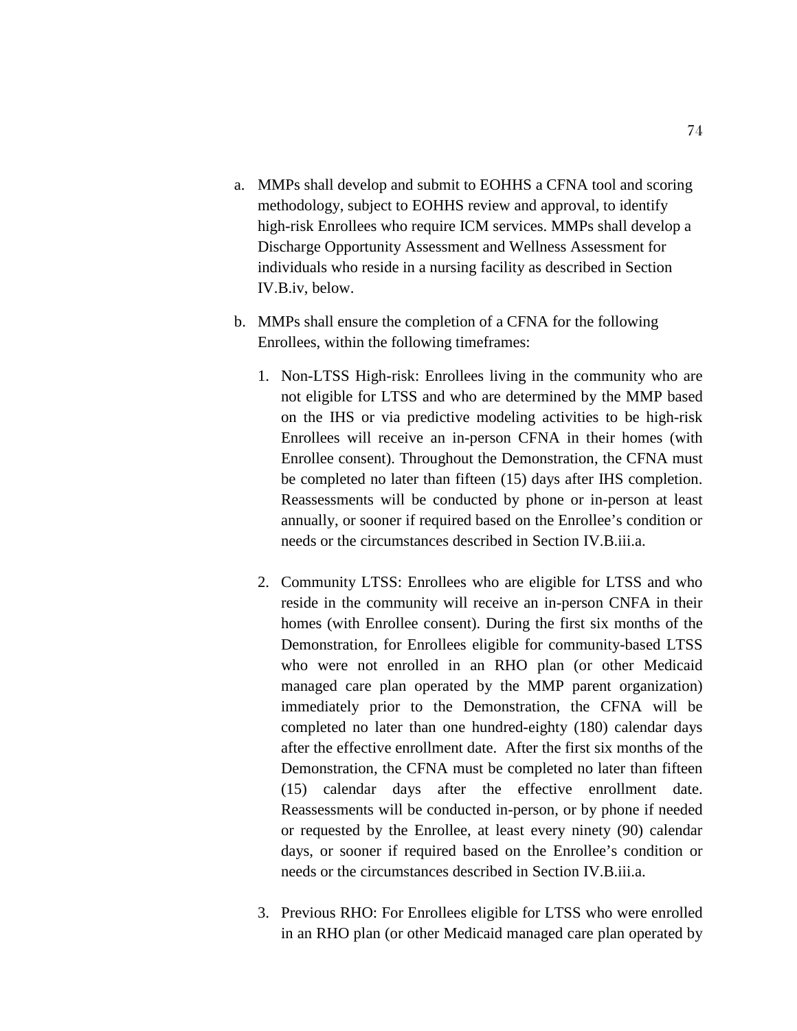a. MMPs shall develop and submit to EOHHS a CFNA tool and scoring methodology, subject to EOHHS review and approval, to identify high-risk Enrollees who require ICM services. MMPs shall develop a Discharge Opportunity Assessment and Wellness Assessment for individuals who reside in a nursing facility as described in Section IV.B.iv, below.

b. MMPs shall ensure the completion of a CFNA for the following Enrollees, within the following timeframes:

   1. Non-LTSS High-risk: Enrollees living in the community who are not eligible for LTSS and who are determined by the MMP based on the IHS or via predictive modeling activities to be high-risk Enrollees will receive an in-person CFNA in their homes (with Enrollee consent). Throughout the Demonstration, the CFNA must be completed no later than fifteen (15) days after IHS completion. Reassessments will be conducted by phone or in-person at least annually, or sooner if required based on the Enrollee's condition or needs or the circumstances described in Section IV.B.iii.a.

   2. Community LTSS: Enrollees who are eligible for LTSS and who reside in the community will receive an in-person CNFA in their homes (with Enrollee consent). During the first six months of the Demonstration, for Enrollees eligible for community-based LTSS who were not enrolled in an RHO plan (or other Medicaid managed care plan operated by the MMP parent organization) immediately prior to the Demonstration, the CFNA will be completed no later than one hundred-eighty (180) calendar days after the effective enrollment date. After the first six months of the Demonstration, the CFNA must be completed no later than fifteen (15) calendar days after the effective enrollment date. Reassessments will be conducted in-person, or by phone if needed or requested by the Enrollee, at least every ninety (90) calendar days, or sooner if required based on the Enrollee's condition or needs or the circumstances described in Section IV.B.iii.a.

   3. Previous RHO: For Enrollees eligible for LTSS who were enrolled in an RHO plan (or other Medicaid managed care plan operated by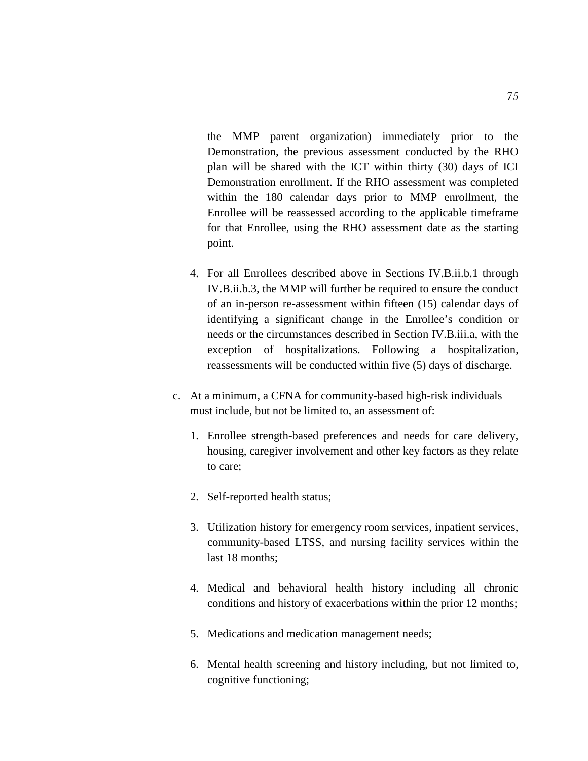the MMP parent organization) immediately prior to the Demonstration, the previous assessment conducted by the RHO plan will be shared with the ICT within thirty (30) days of ICI Demonstration enrollment. If the RHO assessment was completed within the 180 calendar days prior to MMP enrollment, the Enrollee will be reassessed according to the applicable timeframe for that Enrollee, using the RHO assessment date as the starting point.

4. For all Enrollees described above in Sections IV.B.ii.b.1 through IV.B.ii.b.3, the MMP will further be required to ensure the conduct of an in-person re-assessment within fifteen (15) calendar days of identifying a significant change in the Enrollee's condition or needs or the circumstances described in Section IV.B.iii.a, with the exception of hospitalizations. Following a hospitalization, reassessments will be conducted within five (5) days of discharge.

c. At a minimum, a CFNA for community-based high-risk individuals must include, but not be limited to, an assessment of:

1. Enrollee strength-based preferences and needs for care delivery, housing, caregiver involvement and other key factors as they relate to care;

2. Self-reported health status;

3. Utilization history for emergency room services, inpatient services, community-based LTSS, and nursing facility services within the last 18 months;

4. Medical and behavioral health history including all chronic conditions and history of exacerbations within the prior 12 months;

5. Medications and medication management needs;

6. Mental health screening and history including, but not limited to, cognitive functioning;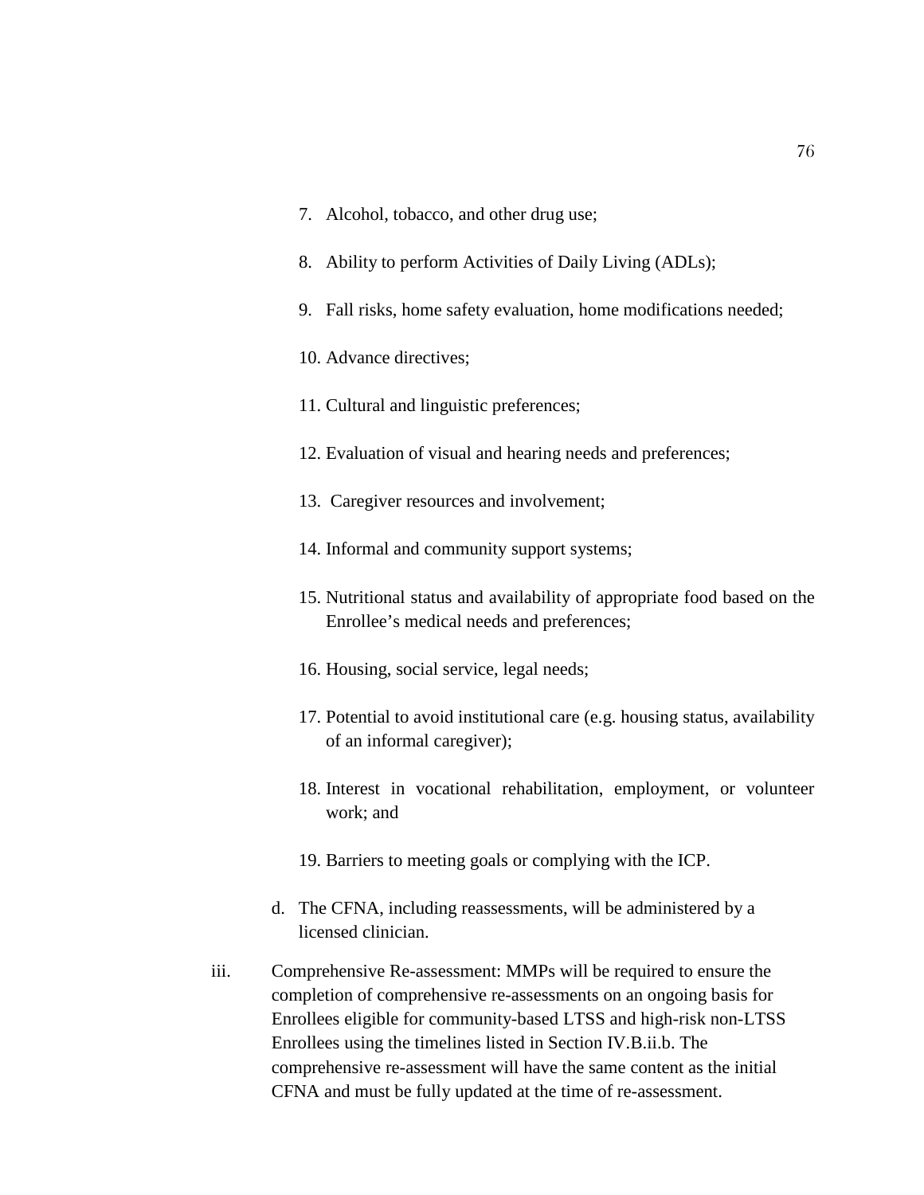7. Alcohol, tobacco, and other drug use;
8. Ability to perform Activities of Daily Living (ADLs);
9. Fall risks, home safety evaluation, home modifications needed;
10. Advance directives;
11. Cultural and linguistic preferences;
12. Evaluation of visual and hearing needs and preferences;
13. Caregiver resources and involvement;
14. Informal and community support systems;
15. Nutritional status and availability of appropriate food based on the Enrollee's medical needs and preferences;
16. Housing, social service, legal needs;
17. Potential to avoid institutional care (e.g. housing status, availability of an informal caregiver);
18. Interest in vocational rehabilitation, employment, or volunteer work; and
19. Barriers to meeting goals or complying with the ICP.

d. The CFNA, including reassessments, will be administered by a licensed clinician.

iii. Comprehensive Re-assessment: MMPs will be required to ensure the completion of comprehensive re-assessments on an ongoing basis for Enrollees eligible for community-based LTSS and high-risk non-LTSS Enrollees using the timelines listed in Section IV.B.ii.b. The comprehensive re-assessment will have the same content as the initial CFNA and must be fully updated at the time of re-assessment.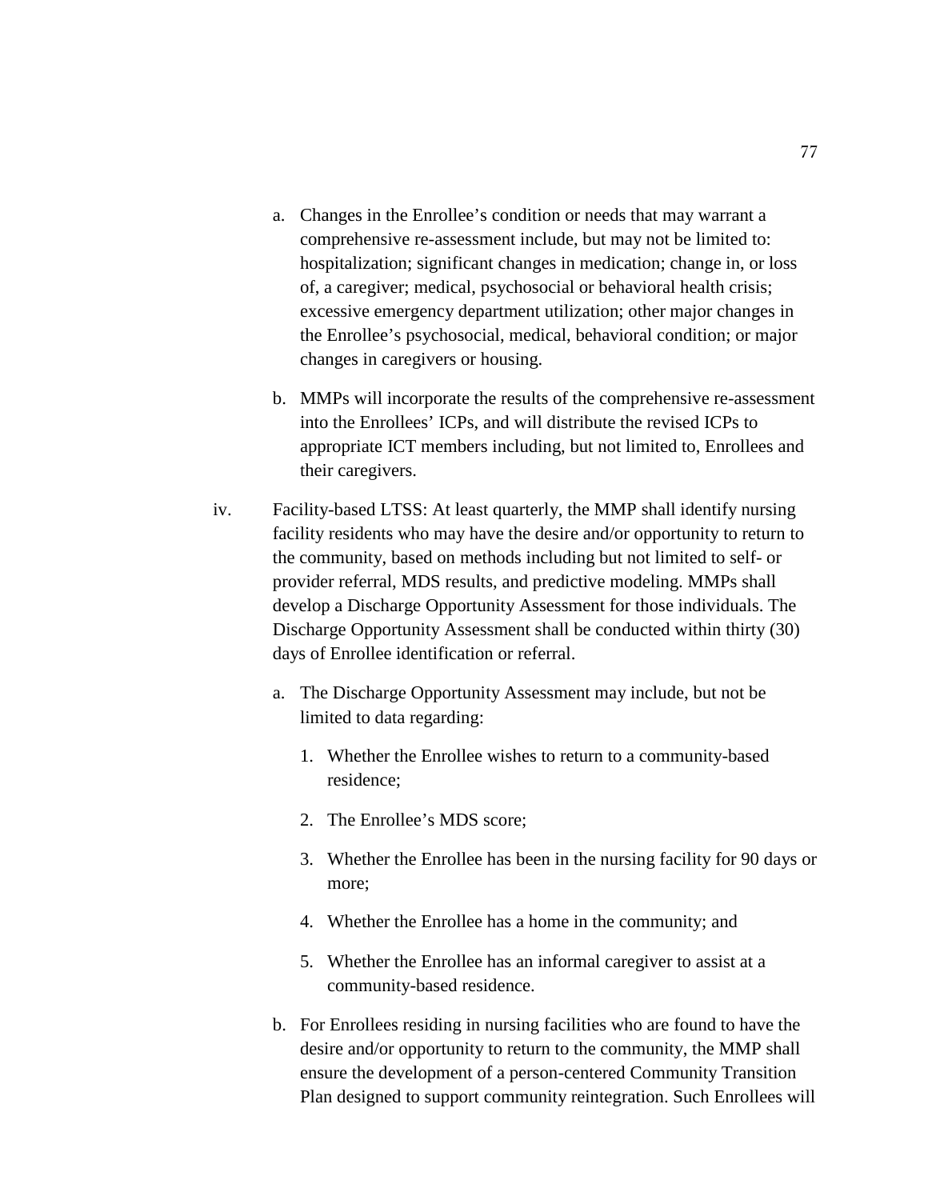a. Changes in the Enrollee's condition or needs that may warrant a comprehensive re-assessment include, but may not be limited to: hospitalization; significant changes in medication; change in, or loss of, a caregiver; medical, psychosocial or behavioral health crisis; excessive emergency department utilization; other major changes in the Enrollee's psychosocial, medical, behavioral condition; or major changes in caregivers or housing.

b. MMPs will incorporate the results of the comprehensive re-assessment into the Enrollees' ICPs, and will distribute the revised ICPs to appropriate ICT members including, but not limited to, Enrollees and their caregivers.

iv. Facility-based LTSS: At least quarterly, the MMP shall identify nursing facility residents who may have the desire and/or opportunity to return to the community, based on methods including but not limited to self- or provider referral, MDS results, and predictive modeling. MMPs shall develop a Discharge Opportunity Assessment for those individuals. The Discharge Opportunity Assessment shall be conducted within thirty (30) days of Enrollee identification or referral.

   a. The Discharge Opportunity Assessment may include, but not be limited to data regarding:

      1. Whether the Enrollee wishes to return to a community-based residence;

      2. The Enrollee's MDS score;

      3. Whether the Enrollee has been in the nursing facility for 90 days or more;

      4. Whether the Enrollee has a home in the community; and

      5. Whether the Enrollee has an informal caregiver to assist at a community-based residence.

   b. For Enrollees residing in nursing facilities who are found to have the desire and/or opportunity to return to the community, the MMP shall ensure the development of a person-centered Community Transition Plan designed to support community reintegration. Such Enrollees will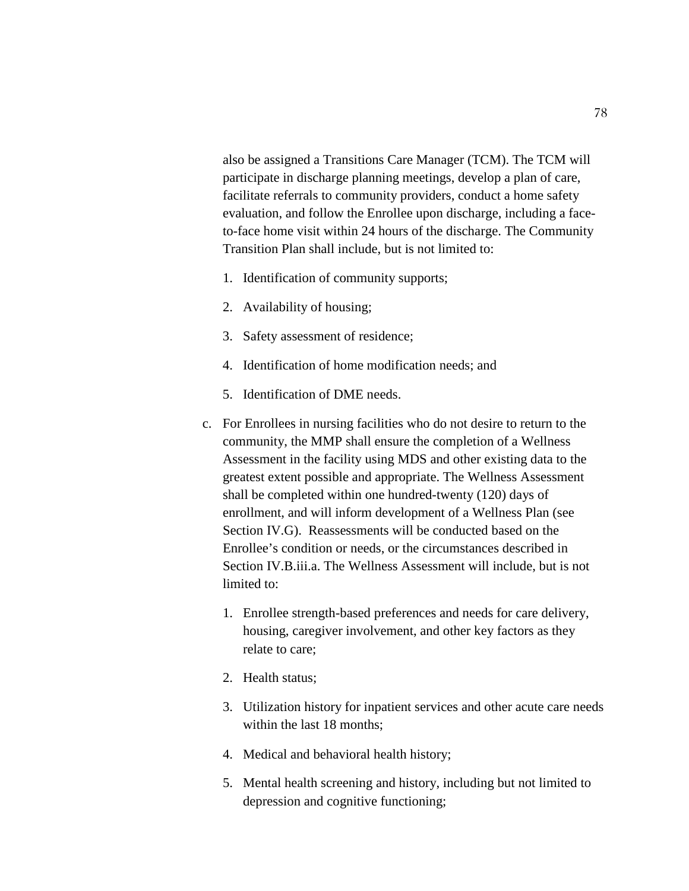also be assigned a Transitions Care Manager (TCM). The TCM will participate in discharge planning meetings, develop a plan of care, facilitate referrals to community providers, conduct a home safety evaluation, and follow the Enrollee upon discharge, including a face-to-face home visit within 24 hours of the discharge. The Community Transition Plan shall include, but is not limited to:

1. Identification of community supports;
2. Availability of housing;
3. Safety assessment of residence;
4. Identification of home modification needs; and
5. Identification of DME needs.

c. For Enrollees in nursing facilities who do not desire to return to the community, the MMP shall ensure the completion of a Wellness Assessment in the facility using MDS and other existing data to the greatest extent possible and appropriate. The Wellness Assessment shall be completed within one hundred-twenty (120) days of enrollment, and will inform development of a Wellness Plan (see Section IV.G). Reassessments will be conducted based on the Enrollee's condition or needs, or the circumstances described in Section IV.B.iii.a. The Wellness Assessment will include, but is not limited to:

   1. Enrollee strength-based preferences and needs for care delivery, housing, caregiver involvement, and other key factors as they relate to care;
   2. Health status;
   3. Utilization history for inpatient services and other acute care needs within the last 18 months;
   4. Medical and behavioral health history;
   5. Mental health screening and history, including but not limited to depression and cognitive functioning;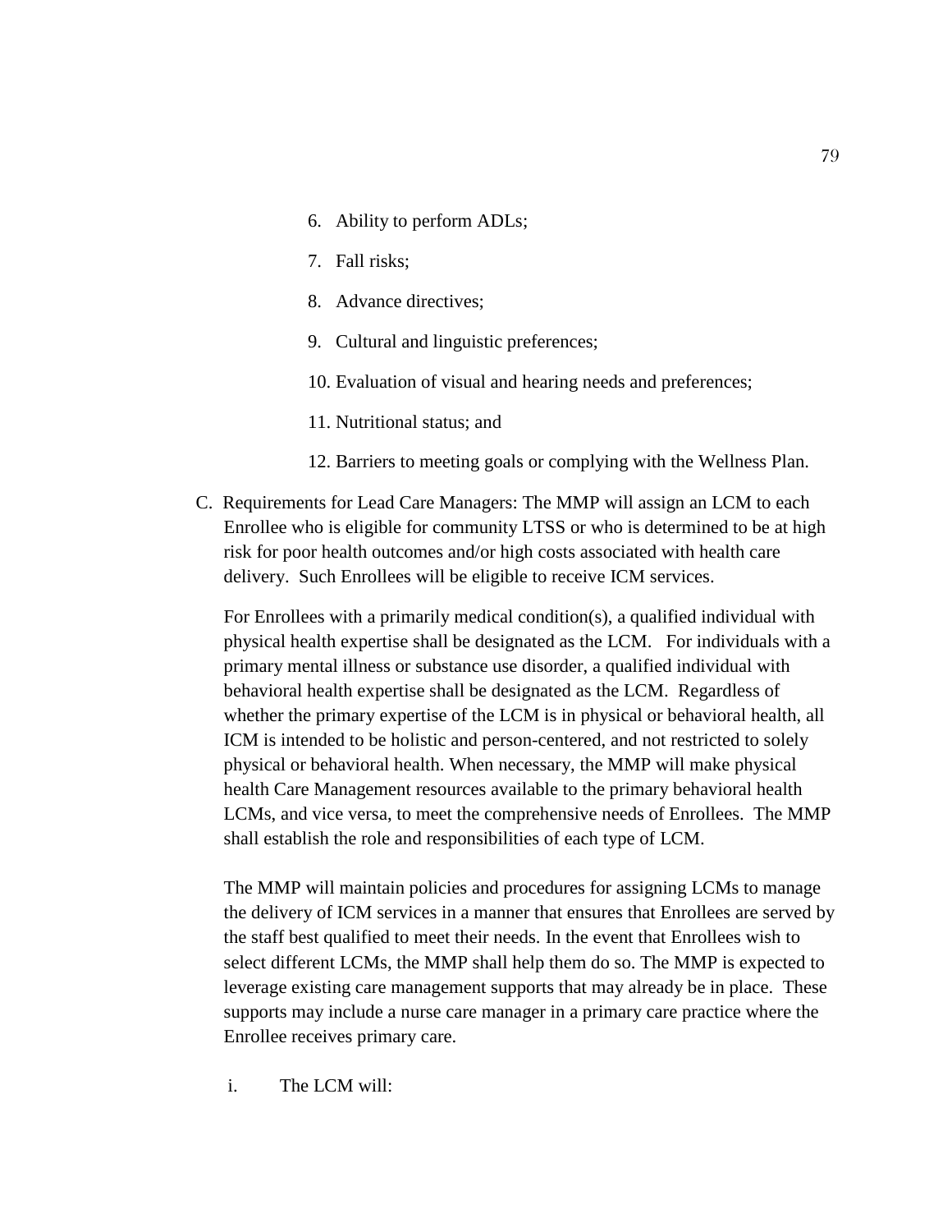6. Ability to perform ADLs;

7. Fall risks;

8. Advance directives;

9. Cultural and linguistic preferences;

10. Evaluation of visual and hearing needs and preferences;

11. Nutritional status; and

12. Barriers to meeting goals or complying with the Wellness Plan.

C. Requirements for Lead Care Managers: The MMP will assign an LCM to each Enrollee who is eligible for community LTSS or who is determined to be at high risk for poor health outcomes and/or high costs associated with health care delivery. Such Enrollees will be eligible to receive ICM services.

For Enrollees with a primarily medical condition(s), a qualified individual with physical health expertise shall be designated as the LCM. For individuals with a primary mental illness or substance use disorder, a qualified individual with behavioral health expertise shall be designated as the LCM. Regardless of whether the primary expertise of the LCM is in physical or behavioral health, all ICM is intended to be holistic and person-centered, and not restricted to solely physical or behavioral health. When necessary, the MMP will make physical health Care Management resources available to the primary behavioral health LCMs, and vice versa, to meet the comprehensive needs of Enrollees. The MMP shall establish the role and responsibilities of each type of LCM.

The MMP will maintain policies and procedures for assigning LCMs to manage the delivery of ICM services in a manner that ensures that Enrollees are served by the staff best qualified to meet their needs. In the event that Enrollees wish to select different LCMs, the MMP shall help them do so. The MMP is expected to leverage existing care management supports that may already be in place. These supports may include a nurse care manager in a primary care practice where the Enrollee receives primary care.

i. The LCM will: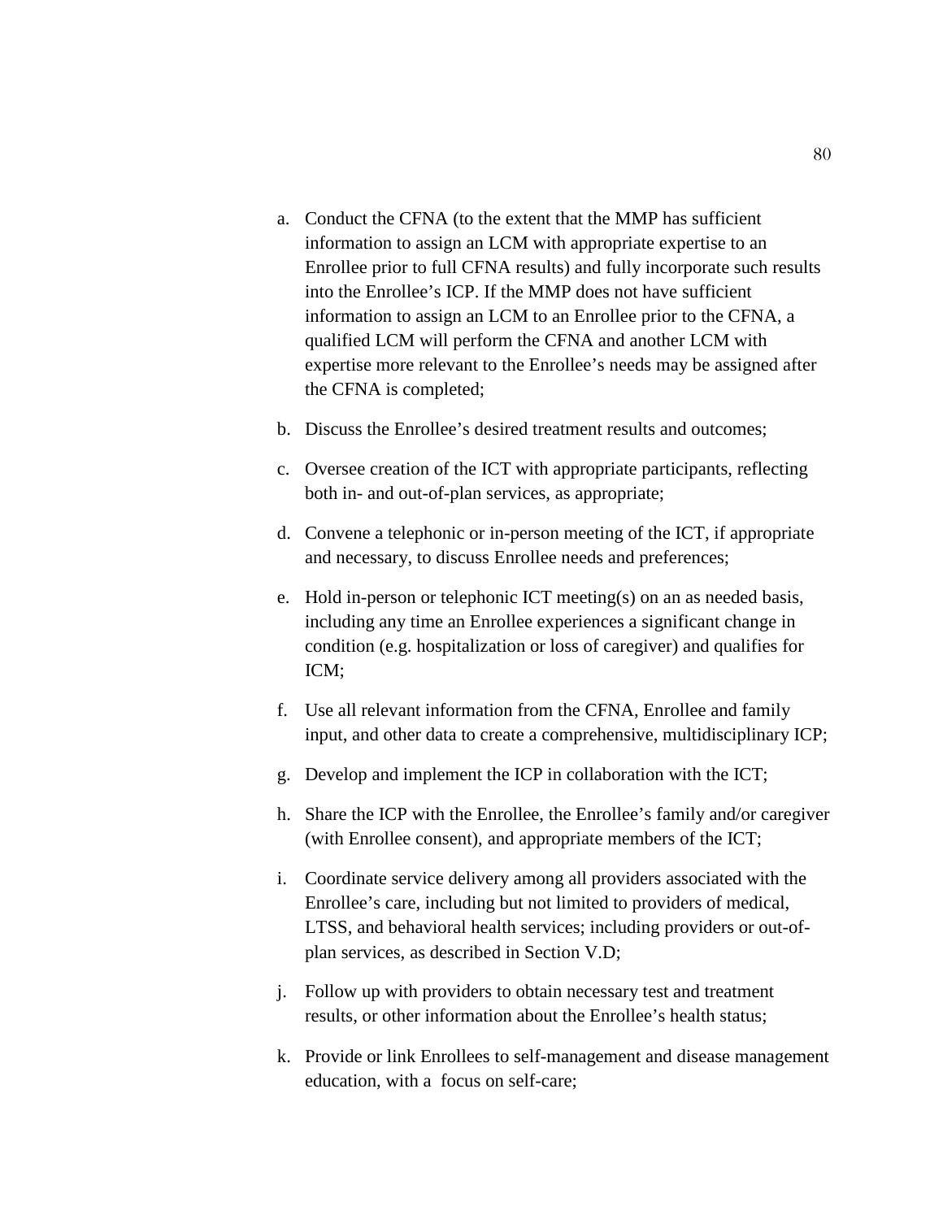a. Conduct the CFNA (to the extent that the MMP has sufficient information to assign an LCM with appropriate expertise to an Enrollee prior to full CFNA results) and fully incorporate such results into the Enrollee's ICP. If the MMP does not have sufficient information to assign an LCM to an Enrollee prior to the CFNA, a qualified LCM will perform the CFNA and another LCM with expertise more relevant to the Enrollee's needs may be assigned after the CFNA is completed;

b. Discuss the Enrollee's desired treatment results and outcomes;

c. Oversee creation of the ICT with appropriate participants, reflecting both in- and out-of-plan services, as appropriate;

d. Convene a telephonic or in-person meeting of the ICT, if appropriate and necessary, to discuss Enrollee needs and preferences;

e. Hold in-person or telephonic ICT meeting(s) on an as needed basis, including any time an Enrollee experiences a significant change in condition (e.g. hospitalization or loss of caregiver) and qualifies for ICM;

f. Use all relevant information from the CFNA, Enrollee and family input, and other data to create a comprehensive, multidisciplinary ICP;

g. Develop and implement the ICP in collaboration with the ICT;

h. Share the ICP with the Enrollee, the Enrollee's family and/or caregiver (with Enrollee consent), and appropriate members of the ICT;

i. Coordinate service delivery among all providers associated with the Enrollee's care, including but not limited to providers of medical, LTSS, and behavioral health services; including providers or out-of-plan services, as described in Section V.D;

j. Follow up with providers to obtain necessary test and treatment results, or other information about the Enrollee's health status;

k. Provide or link Enrollees to self-management and disease management education, with a focus on self-care;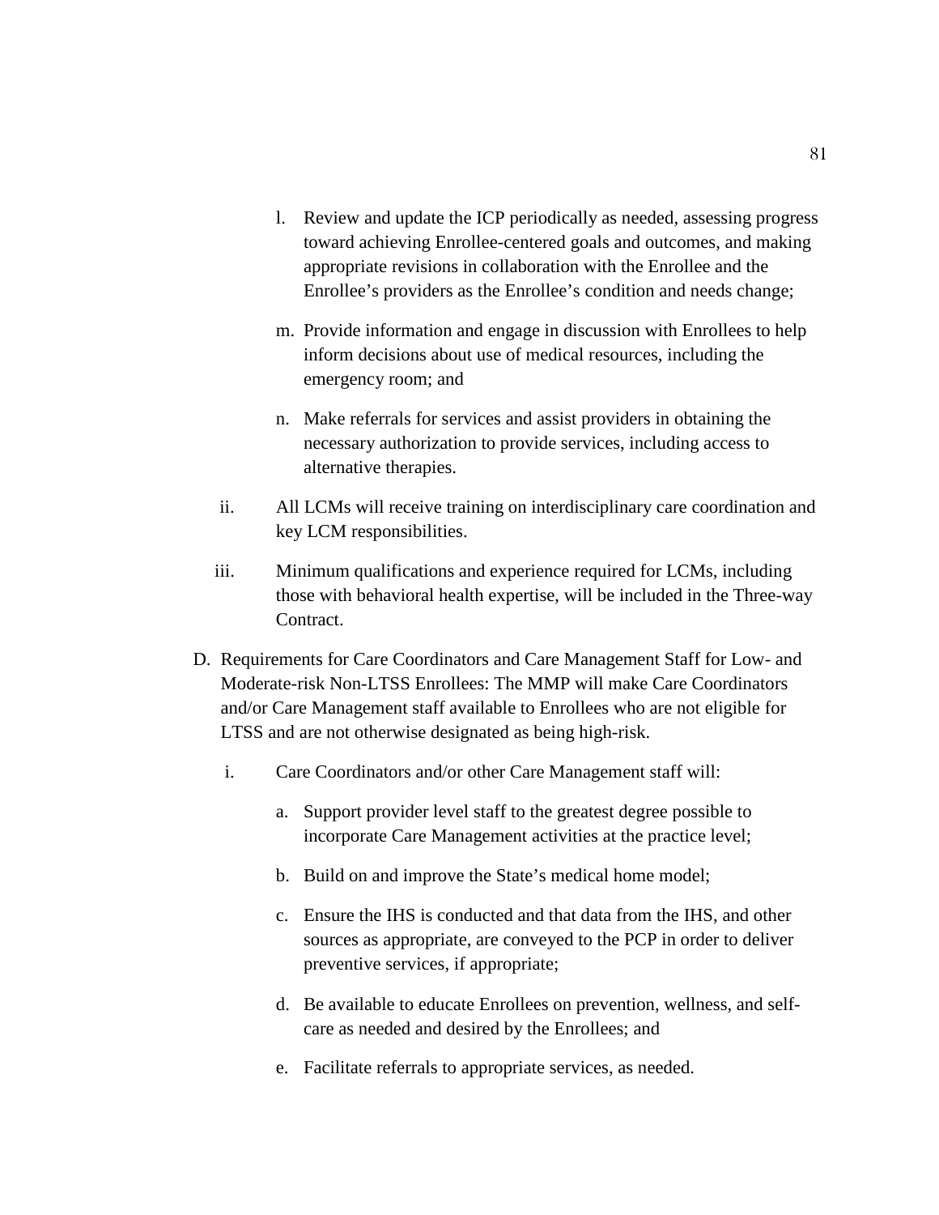l. Review and update the ICP periodically as needed, assessing progress toward achieving Enrollee-centered goals and outcomes, and making appropriate revisions in collaboration with the Enrollee and the Enrollee's providers as the Enrollee's condition and needs change;

m. Provide information and engage in discussion with Enrollees to help inform decisions about use of medical resources, including the emergency room; and

n. Make referrals for services and assist providers in obtaining the necessary authorization to provide services, including access to alternative therapies.

ii. All LCMs will receive training on interdisciplinary care coordination and key LCM responsibilities.

iii. Minimum qualifications and experience required for LCMs, including those with behavioral health expertise, will be included in the Three-way Contract.

D. Requirements for Care Coordinators and Care Management Staff for Low- and Moderate-risk Non-LTSS Enrollees: The MMP will make Care Coordinators and/or Care Management staff available to Enrollees who are not eligible for LTSS and are not otherwise designated as being high-risk.

i. Care Coordinators and/or other Care Management staff will:

a. Support provider level staff to the greatest degree possible to incorporate Care Management activities at the practice level;

b. Build on and improve the State's medical home model;

c. Ensure the IHS is conducted and that data from the IHS, and other sources as appropriate, are conveyed to the PCP in order to deliver preventive services, if appropriate;

d. Be available to educate Enrollees on prevention, wellness, and self-care as needed and desired by the Enrollees; and

e. Facilitate referrals to appropriate services, as needed.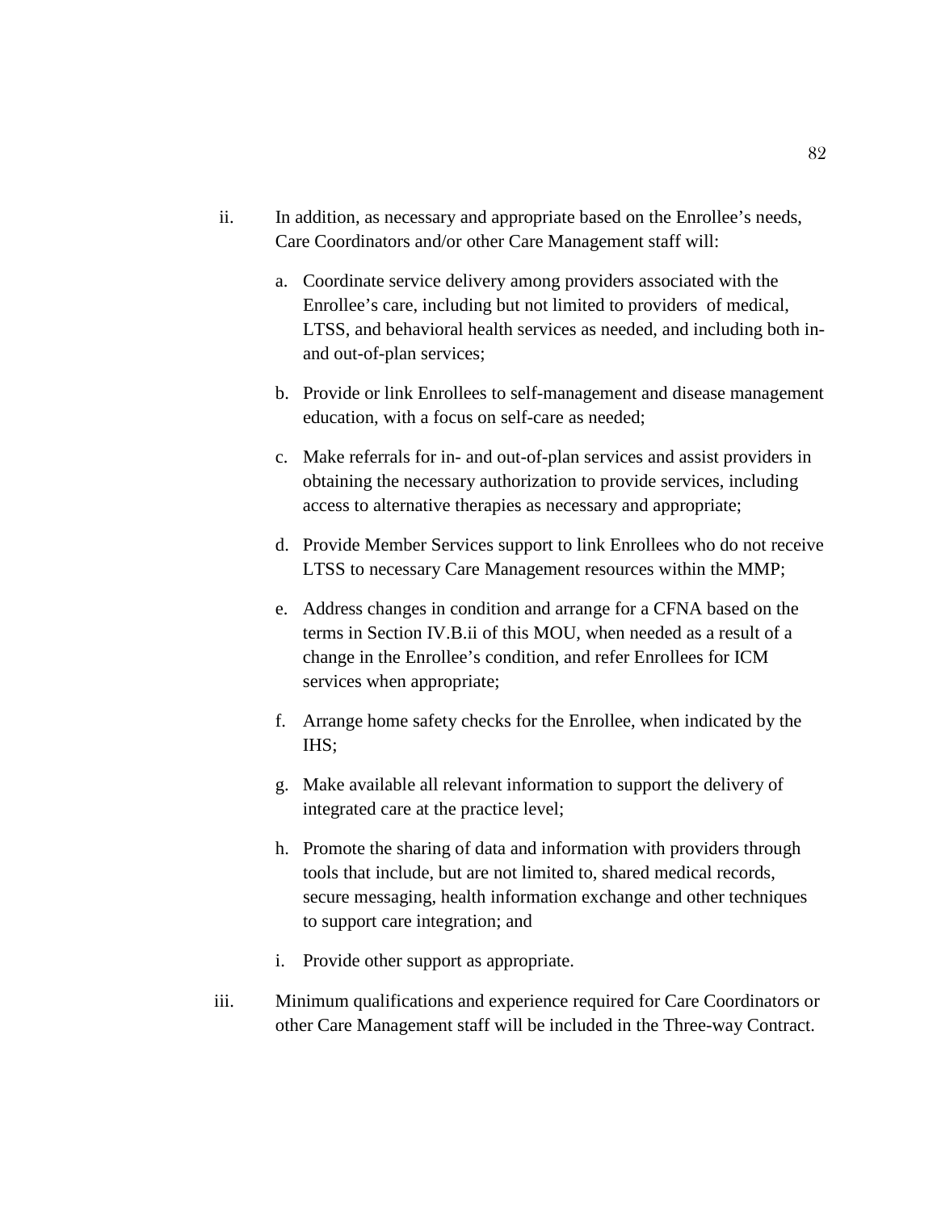ii. In addition, as necessary and appropriate based on the Enrollee's needs, Care Coordinators and/or other Care Management staff will:

   a. Coordinate service delivery among providers associated with the Enrollee's care, including but not limited to providers of medical, LTSS, and behavioral health services as needed, and including both in- and out-of-plan services;

   b. Provide or link Enrollees to self-management and disease management education, with a focus on self-care as needed;

   c. Make referrals for in- and out-of-plan services and assist providers in obtaining the necessary authorization to provide services, including access to alternative therapies as necessary and appropriate;

   d. Provide Member Services support to link Enrollees who do not receive LTSS to necessary Care Management resources within the MMP;

   e. Address changes in condition and arrange for a CFNA based on the terms in Section IV.B.ii of this MOU, when needed as a result of a change in the Enrollee's condition, and refer Enrollees for ICM services when appropriate;

   f. Arrange home safety checks for the Enrollee, when indicated by the IHS;

   g. Make available all relevant information to support the delivery of integrated care at the practice level;

   h. Promote the sharing of data and information with providers through tools that include, but are not limited to, shared medical records, secure messaging, health information exchange and other techniques to support care integration; and

   i. Provide other support as appropriate.

iii. Minimum qualifications and experience required for Care Coordinators or other Care Management staff will be included in the Three-way Contract.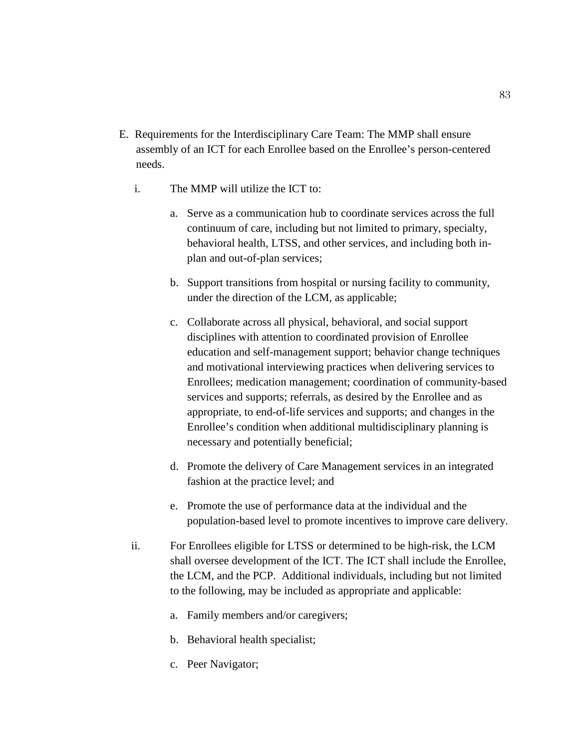E. Requirements for the Interdisciplinary Care Team: The MMP shall ensure assembly of an ICT for each Enrollee based on the Enrollee's person-centered needs.

i. The MMP will utilize the ICT to:

   a. Serve as a communication hub to coordinate services across the full continuum of care, including but not limited to primary, specialty, behavioral health, LTSS, and other services, and including both in-plan and out-of-plan services;

   b. Support transitions from hospital or nursing facility to community, under the direction of the LCM, as applicable;

   c. Collaborate across all physical, behavioral, and social support disciplines with attention to coordinated provision of Enrollee education and self-management support; behavior change techniques and motivational interviewing practices when delivering services to Enrollees; medication management; coordination of community-based services and supports; referrals, as desired by the Enrollee and as appropriate, to end-of-life services and supports; and changes in the Enrollee's condition when additional multidisciplinary planning is necessary and potentially beneficial;

   d. Promote the delivery of Care Management services in an integrated fashion at the practice level; and

   e. Promote the use of performance data at the individual and the population-based level to promote incentives to improve care delivery.

ii. For Enrollees eligible for LTSS or determined to be high-risk, the LCM shall oversee development of the ICT. The ICT shall include the Enrollee, the LCM, and the PCP. Additional individuals, including but not limited to the following, may be included as appropriate and applicable:

   a. Family members and/or caregivers;

   b. Behavioral health specialist;

   c. Peer Navigator;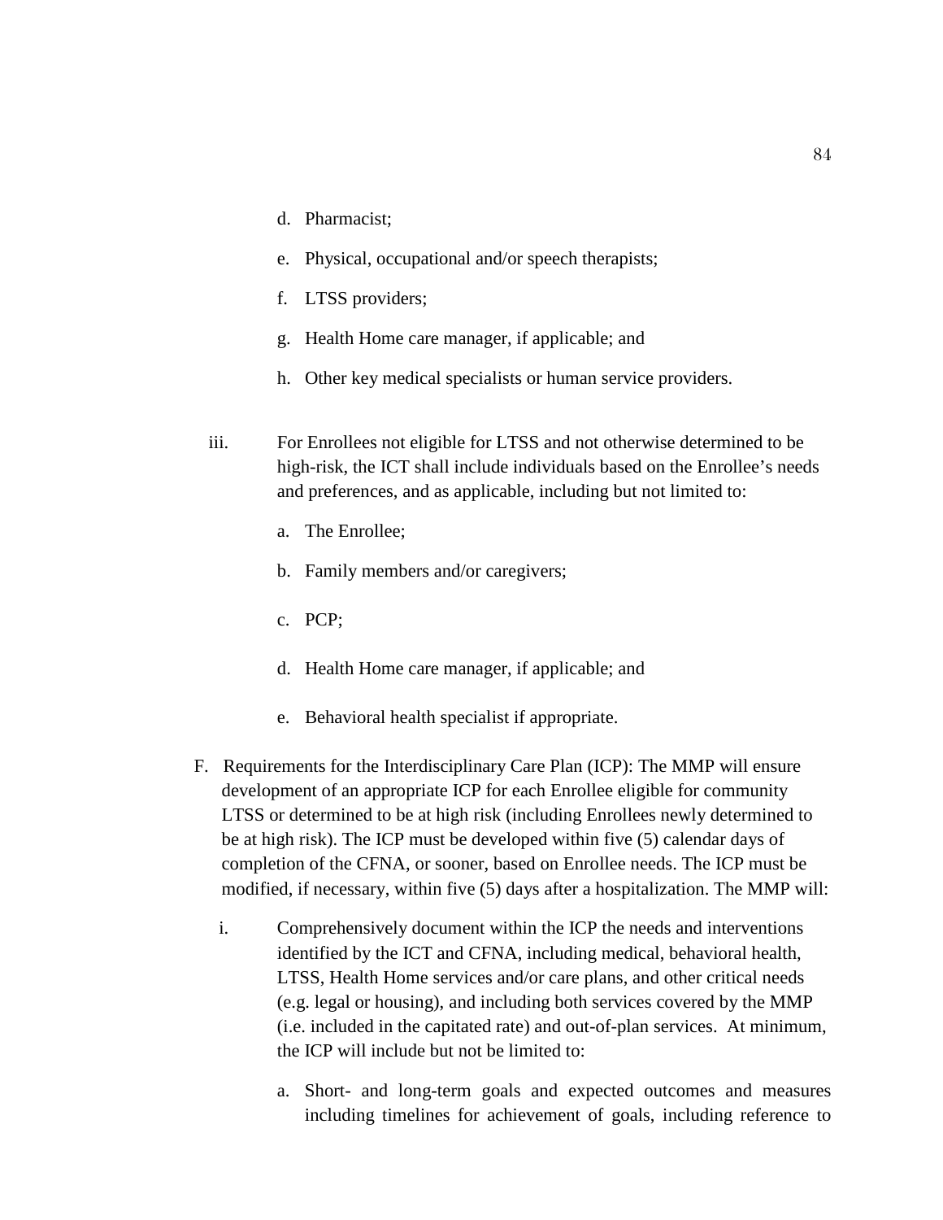d. Pharmacist;

e. Physical, occupational and/or speech therapists;

f. LTSS providers;

g. Health Home care manager, if applicable; and

h. Other key medical specialists or human service providers.

iii. For Enrollees not eligible for LTSS and not otherwise determined to be high-risk, the ICT shall include individuals based on the Enrollee's needs and preferences, and as applicable, including but not limited to:

a. The Enrollee;

b. Family members and/or caregivers;

c. PCP;

d. Health Home care manager, if applicable; and

e. Behavioral health specialist if appropriate.

F. Requirements for the Interdisciplinary Care Plan (ICP): The MMP will ensure development of an appropriate ICP for each Enrollee eligible for community LTSS or determined to be at high risk (including Enrollees newly determined to be at high risk). The ICP must be developed within five (5) calendar days of completion of the CFNA, or sooner, based on Enrollee needs. The ICP must be modified, if necessary, within five (5) days after a hospitalization. The MMP will:

i. Comprehensively document within the ICP the needs and interventions identified by the ICT and CFNA, including medical, behavioral health, LTSS, Health Home services and/or care plans, and other critical needs (e.g. legal or housing), and including both services covered by the MMP (i.e. included in the capitated rate) and out-of-plan services. At minimum, the ICP will include but not be limited to:

a. Short- and long-term goals and expected outcomes and measures including timelines for achievement of goals, including reference to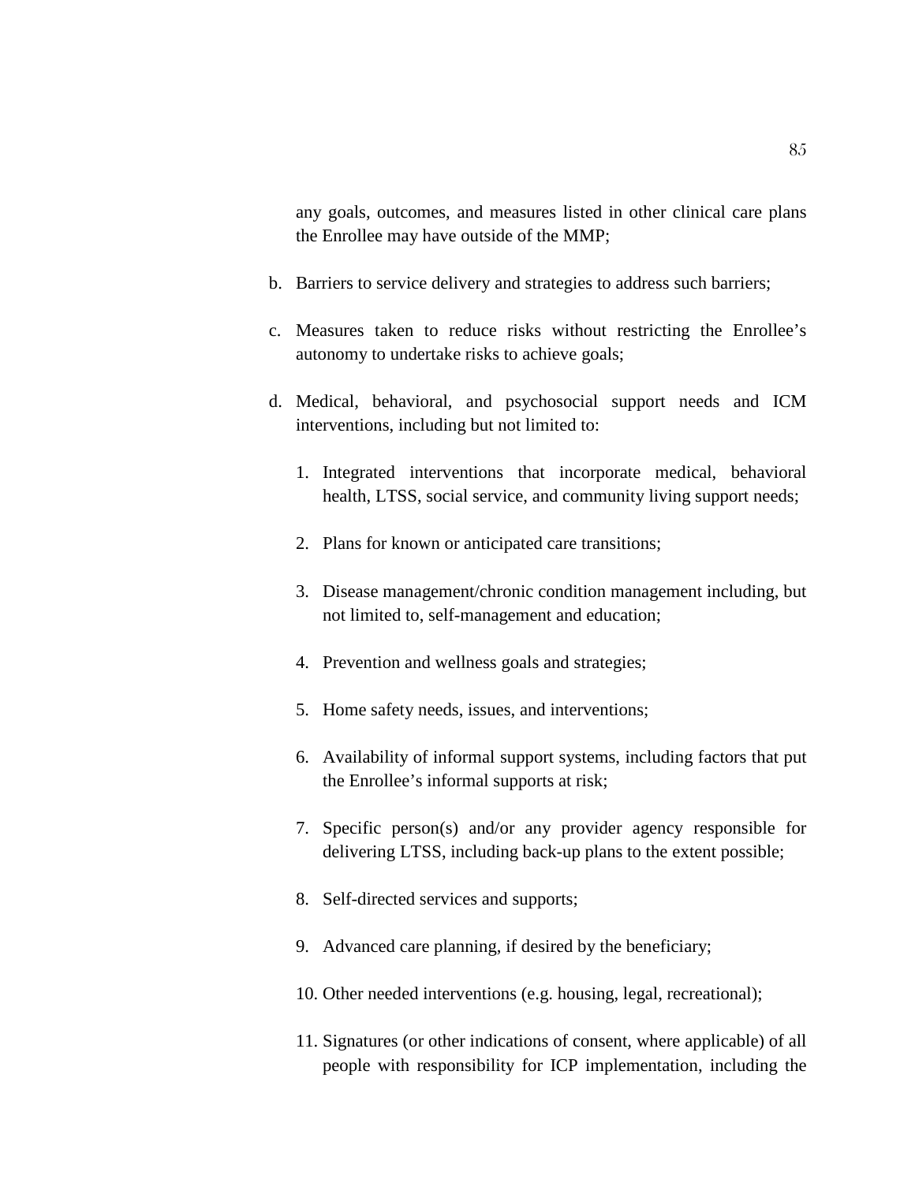any goals, outcomes, and measures listed in other clinical care plans the Enrollee may have outside of the MMP;

b. Barriers to service delivery and strategies to address such barriers;

c. Measures taken to reduce risks without restricting the Enrollee's autonomy to undertake risks to achieve goals;

d. Medical, behavioral, and psychosocial support needs and ICM interventions, including but not limited to:

   1. Integrated interventions that incorporate medical, behavioral health, LTSS, social service, and community living support needs;

   2. Plans for known or anticipated care transitions;

   3. Disease management/chronic condition management including, but not limited to, self-management and education;

   4. Prevention and wellness goals and strategies;

   5. Home safety needs, issues, and interventions;

   6. Availability of informal support systems, including factors that put the Enrollee's informal supports at risk;

   7. Specific person(s) and/or any provider agency responsible for delivering LTSS, including back-up plans to the extent possible;

   8. Self-directed services and supports;

   9. Advanced care planning, if desired by the beneficiary;

   10. Other needed interventions (e.g. housing, legal, recreational);

   11. Signatures (or other indications of consent, where applicable) of all people with responsibility for ICP implementation, including the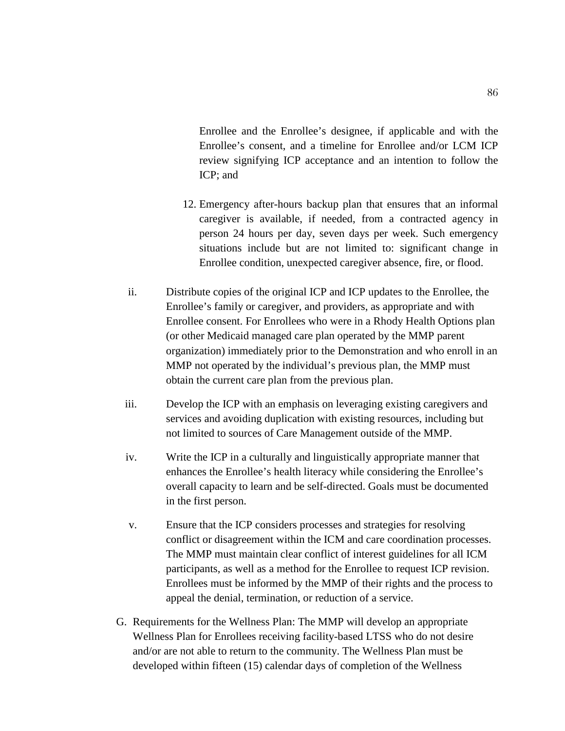Enrollee and the Enrollee's designee, if applicable and with the Enrollee's consent, and a timeline for Enrollee and/or LCM ICP review signifying ICP acceptance and an intention to follow the ICP; and

12. Emergency after-hours backup plan that ensures that an informal caregiver is available, if needed, from a contracted agency in person 24 hours per day, seven days per week. Such emergency situations include but are not limited to: significant change in Enrollee condition, unexpected caregiver absence, fire, or flood.

ii. Distribute copies of the original ICP and ICP updates to the Enrollee, the Enrollee's family or caregiver, and providers, as appropriate and with Enrollee consent. For Enrollees who were in a Rhody Health Options plan (or other Medicaid managed care plan operated by the MMP parent organization) immediately prior to the Demonstration and who enroll in an MMP not operated by the individual's previous plan, the MMP must obtain the current care plan from the previous plan.

iii. Develop the ICP with an emphasis on leveraging existing caregivers and services and avoiding duplication with existing resources, including but not limited to sources of Care Management outside of the MMP.

iv. Write the ICP in a culturally and linguistically appropriate manner that enhances the Enrollee's health literacy while considering the Enrollee's overall capacity to learn and be self-directed. Goals must be documented in the first person.

v. Ensure that the ICP considers processes and strategies for resolving conflict or disagreement within the ICM and care coordination processes. The MMP must maintain clear conflict of interest guidelines for all ICM participants, as well as a method for the Enrollee to request ICP revision. Enrollees must be informed by the MMP of their rights and the process to appeal the denial, termination, or reduction of a service.

G. Requirements for the Wellness Plan: The MMP will develop an appropriate Wellness Plan for Enrollees receiving facility-based LTSS who do not desire and/or are not able to return to the community. The Wellness Plan must be developed within fifteen (15) calendar days of completion of the Wellness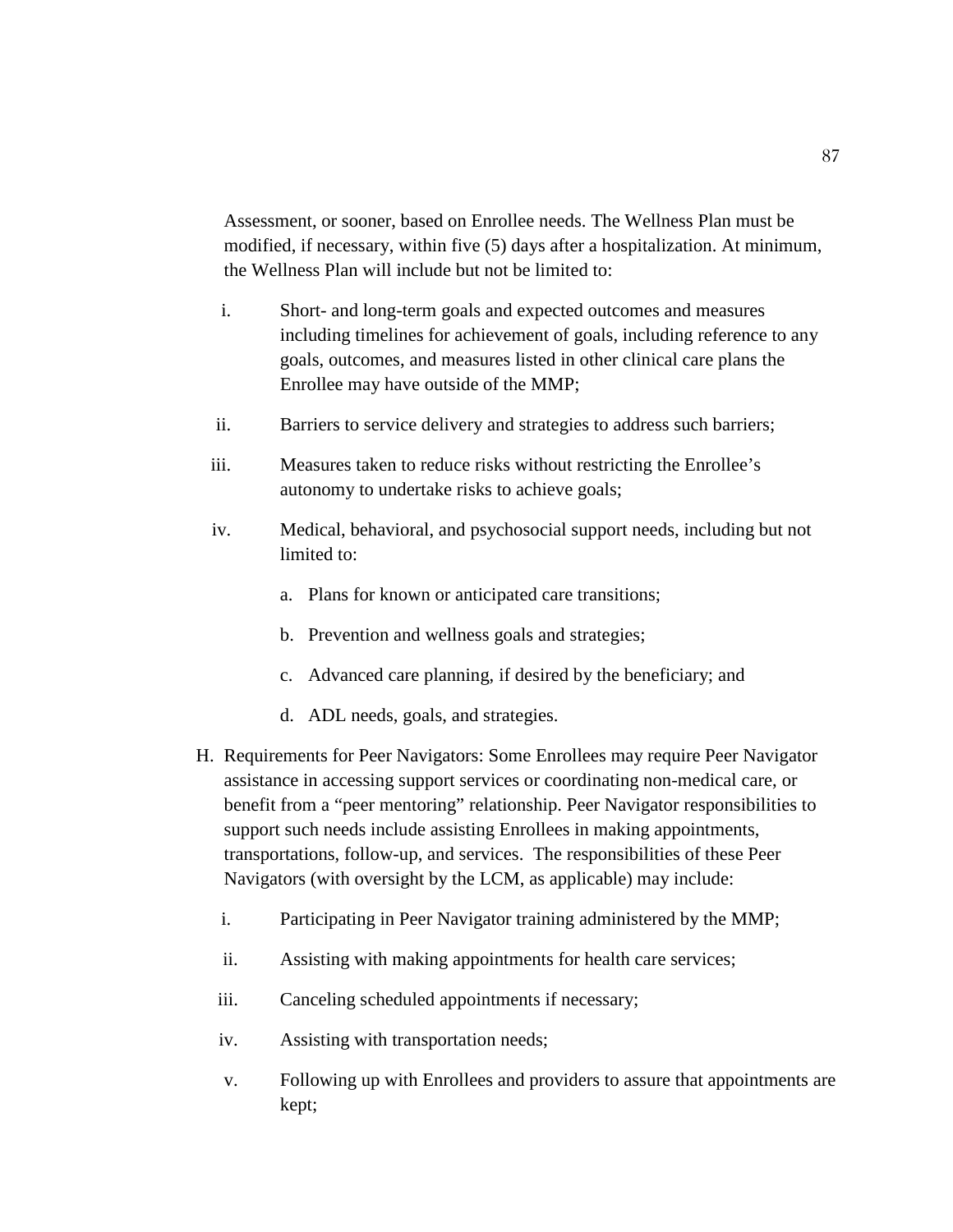Assessment, or sooner, based on Enrollee needs. The Wellness Plan must be modified, if necessary, within five (5) days after a hospitalization. At minimum, the Wellness Plan will include but not be limited to:

i. Short- and long-term goals and expected outcomes and measures including timelines for achievement of goals, including reference to any goals, outcomes, and measures listed in other clinical care plans the Enrollee may have outside of the MMP;

ii. Barriers to service delivery and strategies to address such barriers;

iii. Measures taken to reduce risks without restricting the Enrollee's autonomy to undertake risks to achieve goals;

iv. Medical, behavioral, and psychosocial support needs, including but not limited to:

   a. Plans for known or anticipated care transitions;

   b. Prevention and wellness goals and strategies;

   c. Advanced care planning, if desired by the beneficiary; and

   d. ADL needs, goals, and strategies.

H. Requirements for Peer Navigators: Some Enrollees may require Peer Navigator assistance in accessing support services or coordinating non-medical care, or benefit from a "peer mentoring" relationship. Peer Navigator responsibilities to support such needs include assisting Enrollees in making appointments, transportations, follow-up, and services. The responsibilities of these Peer Navigators (with oversight by the LCM, as applicable) may include:

i. Participating in Peer Navigator training administered by the MMP;

ii. Assisting with making appointments for health care services;

iii. Canceling scheduled appointments if necessary;

iv. Assisting with transportation needs;

v. Following up with Enrollees and providers to assure that appointments are kept;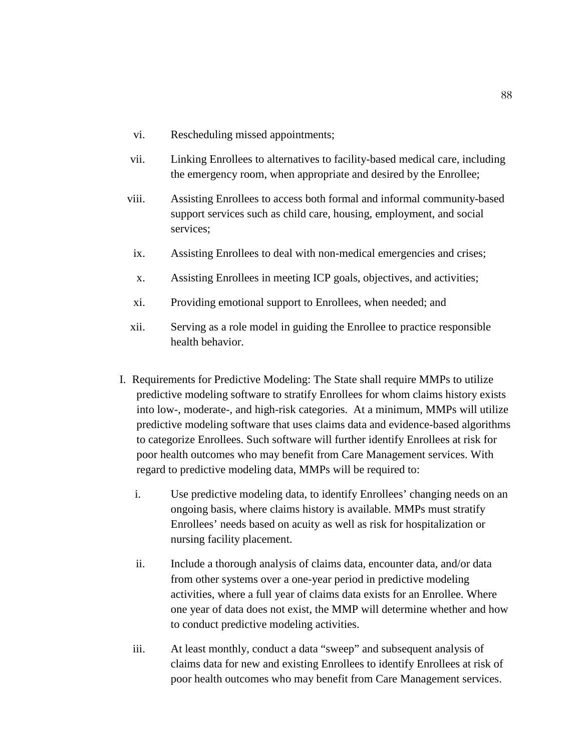vi. Rescheduling missed appointments;

vii. Linking Enrollees to alternatives to facility-based medical care, including the emergency room, when appropriate and desired by the Enrollee;

viii. Assisting Enrollees to access both formal and informal community-based support services such as child care, housing, employment, and social services;

ix. Assisting Enrollees to deal with non-medical emergencies and crises;

x. Assisting Enrollees in meeting ICP goals, objectives, and activities;

xi. Providing emotional support to Enrollees, when needed; and

xii. Serving as a role model in guiding the Enrollee to practice responsible health behavior.

I. Requirements for Predictive Modeling: The State shall require MMPs to utilize predictive modeling software to stratify Enrollees for whom claims history exists into low-, moderate-, and high-risk categories. At a minimum, MMPs will utilize predictive modeling software that uses claims data and evidence-based algorithms to categorize Enrollees. Such software will further identify Enrollees at risk for poor health outcomes who may benefit from Care Management services. With regard to predictive modeling data, MMPs will be required to:

i. Use predictive modeling data, to identify Enrollees' changing needs on an ongoing basis, where claims history is available. MMPs must stratify Enrollees' needs based on acuity as well as risk for hospitalization or nursing facility placement.

ii. Include a thorough analysis of claims data, encounter data, and/or data from other systems over a one-year period in predictive modeling activities, where a full year of claims data exists for an Enrollee. Where one year of data does not exist, the MMP will determine whether and how to conduct predictive modeling activities.

iii. At least monthly, conduct a data "sweep" and subsequent analysis of claims data for new and existing Enrollees to identify Enrollees at risk of poor health outcomes who may benefit from Care Management services.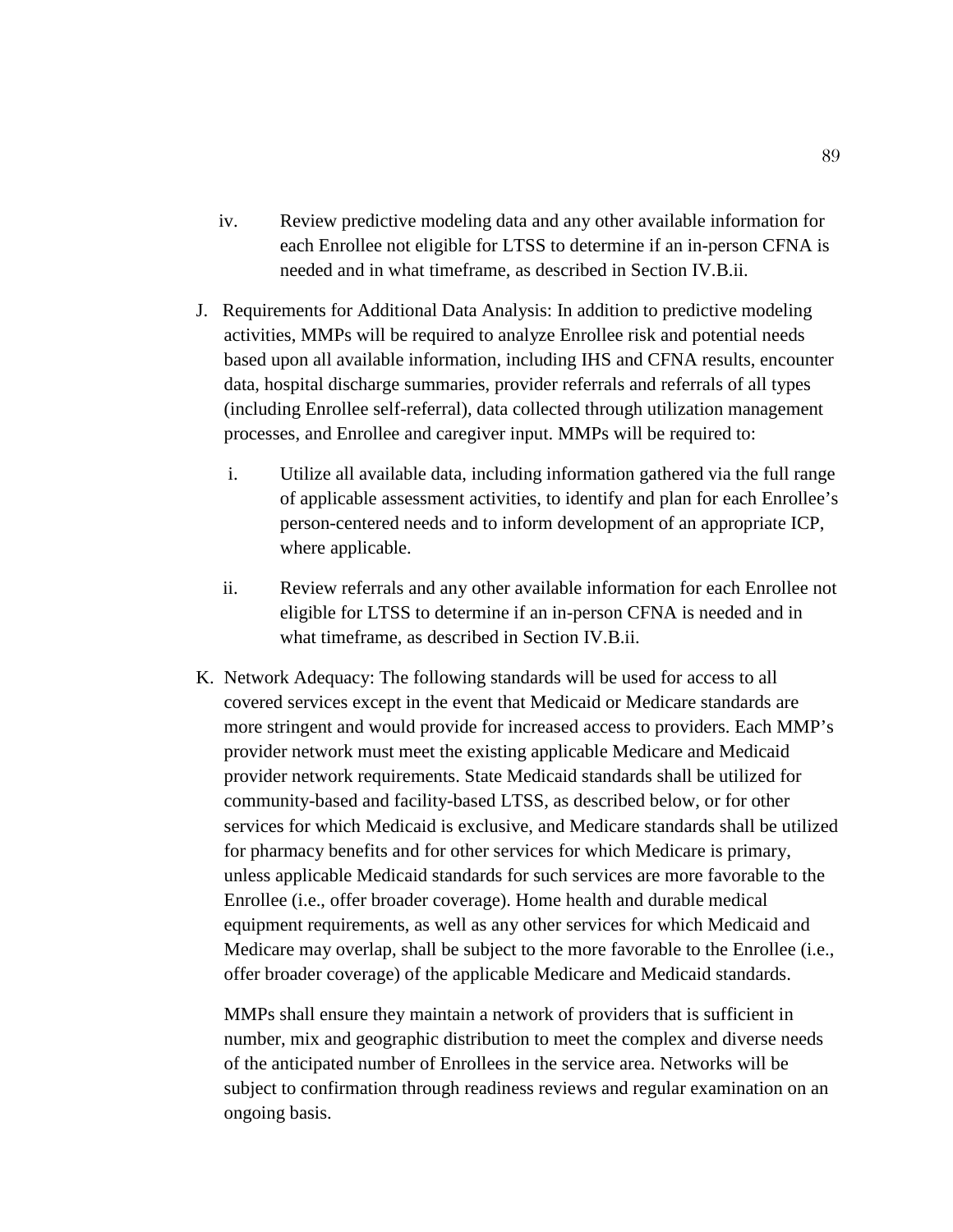iv. Review predictive modeling data and any other available information for each Enrollee not eligible for LTSS to determine if an in-person CFNA is needed and in what timeframe, as described in Section IV.B.ii.

J. Requirements for Additional Data Analysis: In addition to predictive modeling activities, MMPs will be required to analyze Enrollee risk and potential needs based upon all available information, including IHS and CFNA results, encounter data, hospital discharge summaries, provider referrals and referrals of all types (including Enrollee self-referral), data collected through utilization management processes, and Enrollee and caregiver input. MMPs will be required to:

  i. Utilize all available data, including information gathered via the full range of applicable assessment activities, to identify and plan for each Enrollee's person-centered needs and to inform development of an appropriate ICP, where applicable.

  ii. Review referrals and any other available information for each Enrollee not eligible for LTSS to determine if an in-person CFNA is needed and in what timeframe, as described in Section IV.B.ii.

K. Network Adequacy: The following standards will be used for access to all covered services except in the event that Medicaid or Medicare standards are more stringent and would provide for increased access to providers. Each MMP's provider network must meet the existing applicable Medicare and Medicaid provider network requirements. State Medicaid standards shall be utilized for community-based and facility-based LTSS, as described below, or for other services for which Medicaid is exclusive, and Medicare standards shall be utilized for pharmacy benefits and for other services for which Medicare is primary, unless applicable Medicaid standards for such services are more favorable to the Enrollee (i.e., offer broader coverage). Home health and durable medical equipment requirements, as well as any other services for which Medicaid and Medicare may overlap, shall be subject to the more favorable to the Enrollee (i.e., offer broader coverage) of the applicable Medicare and Medicaid standards.

   MMPs shall ensure they maintain a network of providers that is sufficient in number, mix and geographic distribution to meet the complex and diverse needs of the anticipated number of Enrollees in the service area. Networks will be subject to confirmation through readiness reviews and regular examination on an ongoing basis.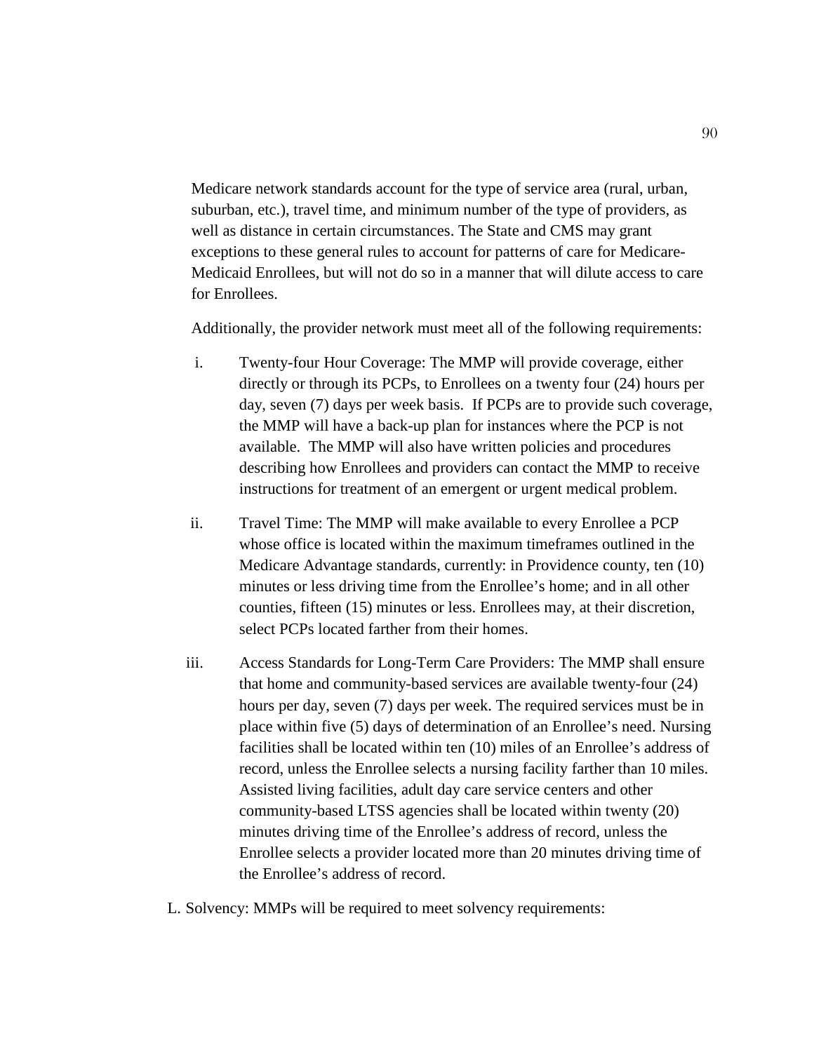Medicare network standards account for the type of service area (rural, urban, suburban, etc.), travel time, and minimum number of the type of providers, as well as distance in certain circumstances. The State and CMS may grant exceptions to these general rules to account for patterns of care for Medicare-Medicaid Enrollees, but will not do so in a manner that will dilute access to care for Enrollees.

Additionally, the provider network must meet all of the following requirements:

i. Twenty-four Hour Coverage: The MMP will provide coverage, either directly or through its PCPs, to Enrollees on a twenty four (24) hours per day, seven (7) days per week basis. If PCPs are to provide such coverage, the MMP will have a back-up plan for instances where the PCP is not available. The MMP will also have written policies and procedures describing how Enrollees and providers can contact the MMP to receive instructions for treatment of an emergent or urgent medical problem.

ii. Travel Time: The MMP will make available to every Enrollee a PCP whose office is located within the maximum timeframes outlined in the Medicare Advantage standards, currently: in Providence county, ten (10) minutes or less driving time from the Enrollee's home; and in all other counties, fifteen (15) minutes or less. Enrollees may, at their discretion, select PCPs located farther from their homes.

iii. Access Standards for Long-Term Care Providers: The MMP shall ensure that home and community-based services are available twenty-four (24) hours per day, seven (7) days per week. The required services must be in place within five (5) days of determination of an Enrollee's need. Nursing facilities shall be located within ten (10) miles of an Enrollee's address of record, unless the Enrollee selects a nursing facility farther than 10 miles. Assisted living facilities, adult day care service centers and other community-based LTSS agencies shall be located within twenty (20) minutes driving time of the Enrollee's address of record, unless the Enrollee selects a provider located more than 20 minutes driving time of the Enrollee's address of record.

L. Solvency: MMPs will be required to meet solvency requirements: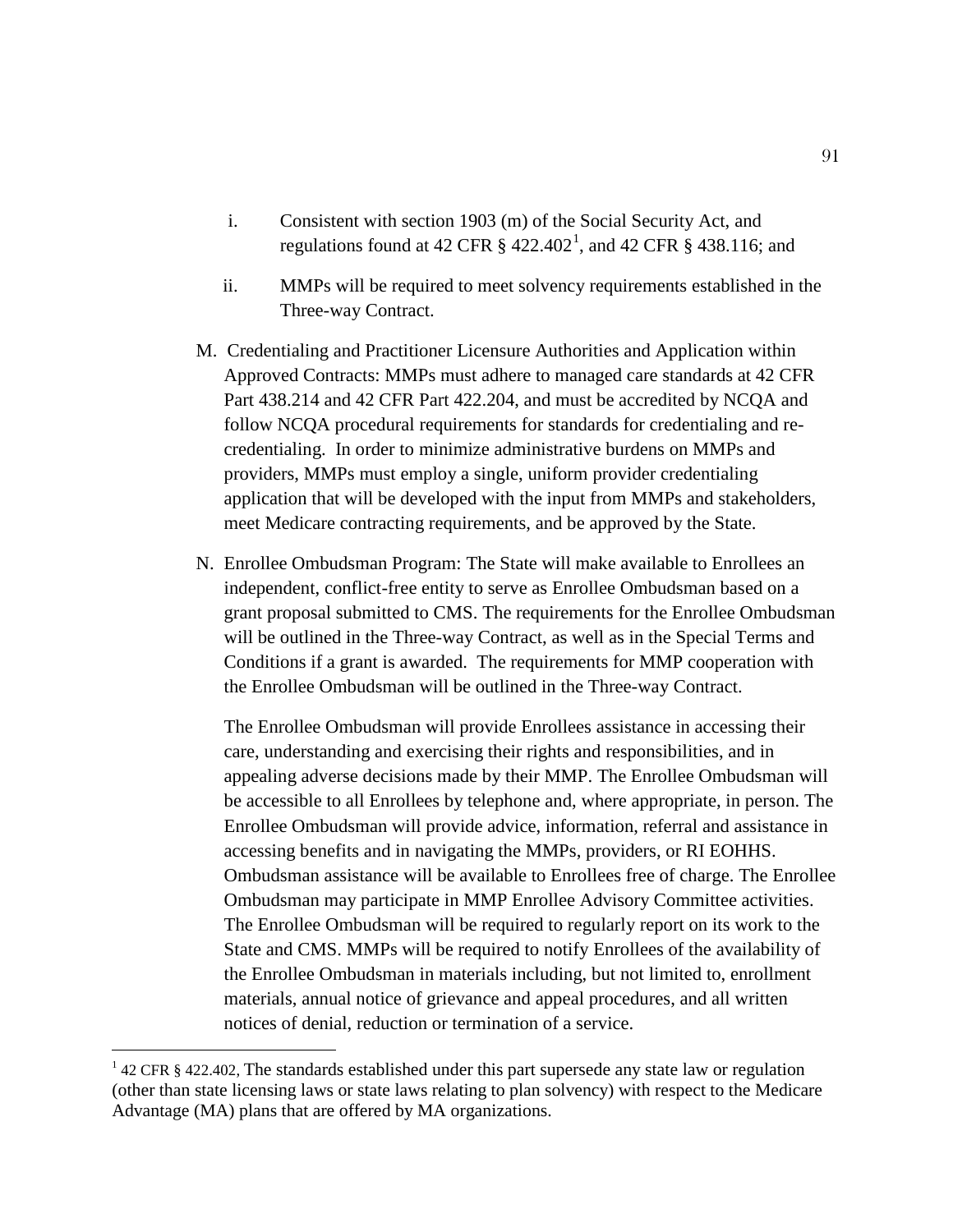i. Consistent with section 1903 (m) of the Social Security Act, and regulations found at 42 CFR § 422.402[1], and 42 CFR § 438.116; and

ii. MMPs will be required to meet solvency requirements established in the Three-way Contract.

M. Credentialing and Practitioner Licensure Authorities and Application within Approved Contracts: MMPs must adhere to managed care standards at 42 CFR Part 438.214 and 42 CFR Part 422.204, and must be accredited by NCQA and follow NCQA procedural requirements for standards for credentialing and re-credentialing. In order to minimize administrative burdens on MMPs and providers, MMPs must employ a single, uniform provider credentialing application that will be developed with the input from MMPs and stakeholders, meet Medicare contracting requirements, and be approved by the State.

N. Enrollee Ombudsman Program: The State will make available to Enrollees an independent, conflict-free entity to serve as Enrollee Ombudsman based on a grant proposal submitted to CMS. The requirements for the Enrollee Ombudsman will be outlined in the Three-way Contract, as well as in the Special Terms and Conditions if a grant is awarded. The requirements for MMP cooperation with the Enrollee Ombudsman will be outlined in the Three-way Contract.

The Enrollee Ombudsman will provide Enrollees assistance in accessing their care, understanding and exercising their rights and responsibilities, and in appealing adverse decisions made by their MMP. The Enrollee Ombudsman will be accessible to all Enrollees by telephone and, where appropriate, in person. The Enrollee Ombudsman will provide advice, information, referral and assistance in accessing benefits and in navigating the MMPs, providers, or RI EOHHS. Ombudsman assistance will be available to Enrollees free of charge. The Enrollee Ombudsman may participate in MMP Enrollee Advisory Committee activities. The Enrollee Ombudsman will be required to regularly report on its work to the State and CMS. MMPs will be required to notify Enrollees of the availability of the Enrollee Ombudsman in materials including, but not limited to, enrollment materials, annual notice of grievance and appeal procedures, and all written notices of denial, reduction or termination of a service.

---

[1] 42 CFR § 422.402, The standards established under this part supersede any state law or regulation (other than state licensing laws or state laws relating to plan solvency) with respect to the Medicare Advantage (MA) plans that are offered by MA organizations.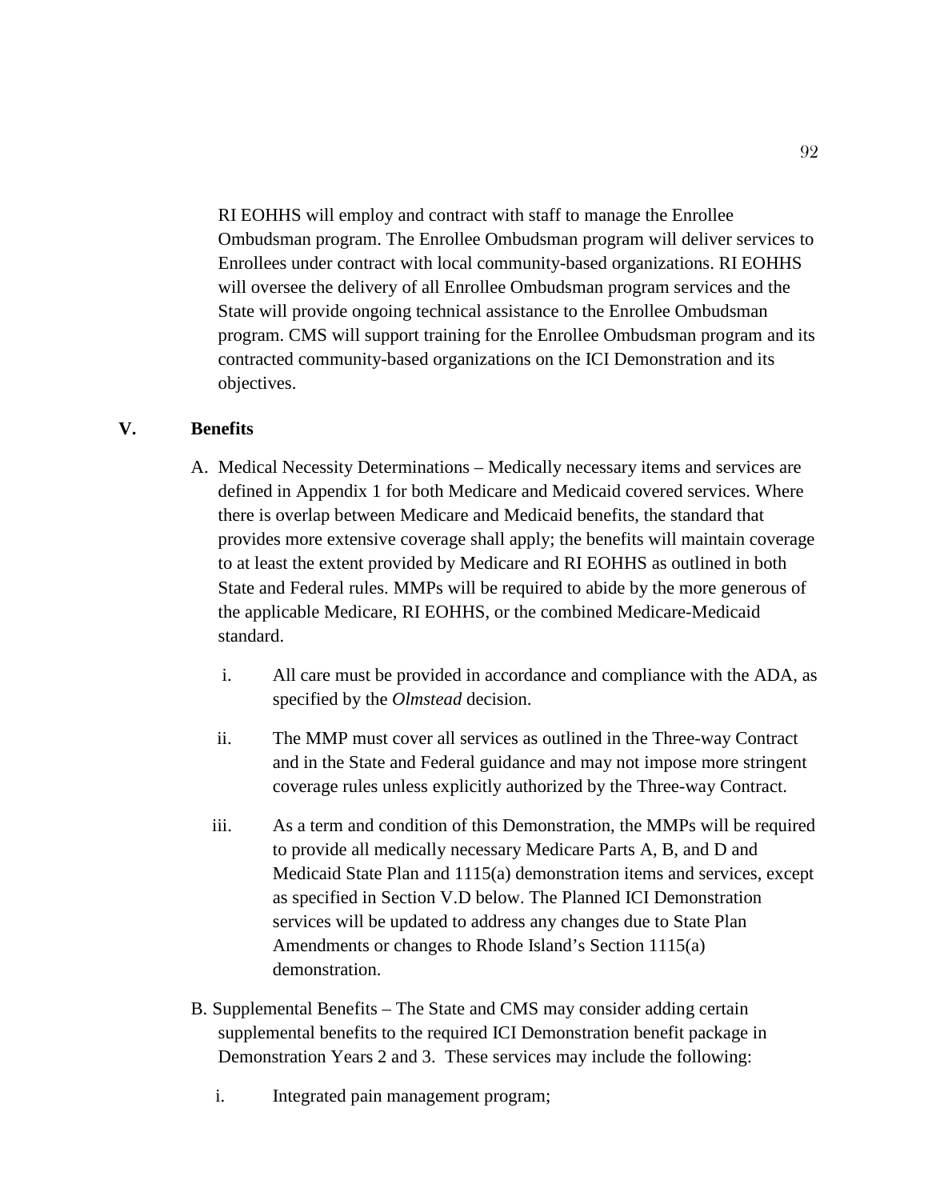RI EOHHS will employ and contract with staff to manage the Enrollee Ombudsman program. The Enrollee Ombudsman program will deliver services to Enrollees under contract with local community-based organizations. RI EOHHS will oversee the delivery of all Enrollee Ombudsman program services and the State will provide ongoing technical assistance to the Enrollee Ombudsman program. CMS will support training for the Enrollee Ombudsman program and its contracted community-based organizations on the ICI Demonstration and its objectives.

## V. Benefits

A. Medical Necessity Determinations – Medically necessary items and services are defined in Appendix 1 for both Medicare and Medicaid covered services. Where there is overlap between Medicare and Medicaid benefits, the standard that provides more extensive coverage shall apply; the benefits will maintain coverage to at least the extent provided by Medicare and RI EOHHS as outlined in both State and Federal rules. MMPs will be required to abide by the more generous of the applicable Medicare, RI EOHHS, or the combined Medicare-Medicaid standard.

   i. All care must be provided in accordance and compliance with the ADA, as specified by the *Olmstead* decision.

   ii. The MMP must cover all services as outlined in the Three-way Contract and in the State and Federal guidance and may not impose more stringent coverage rules unless explicitly authorized by the Three-way Contract.

   iii. As a term and condition of this Demonstration, the MMPs will be required to provide all medically necessary Medicare Parts A, B, and D and Medicaid State Plan and 1115(a) demonstration items and services, except as specified in Section V.D below. The Planned ICI Demonstration services will be updated to address any changes due to State Plan Amendments or changes to Rhode Island's Section 1115(a) demonstration.

B. Supplemental Benefits – The State and CMS may consider adding certain supplemental benefits to the required ICI Demonstration benefit package in Demonstration Years 2 and 3. These services may include the following:

   i. Integrated pain management program;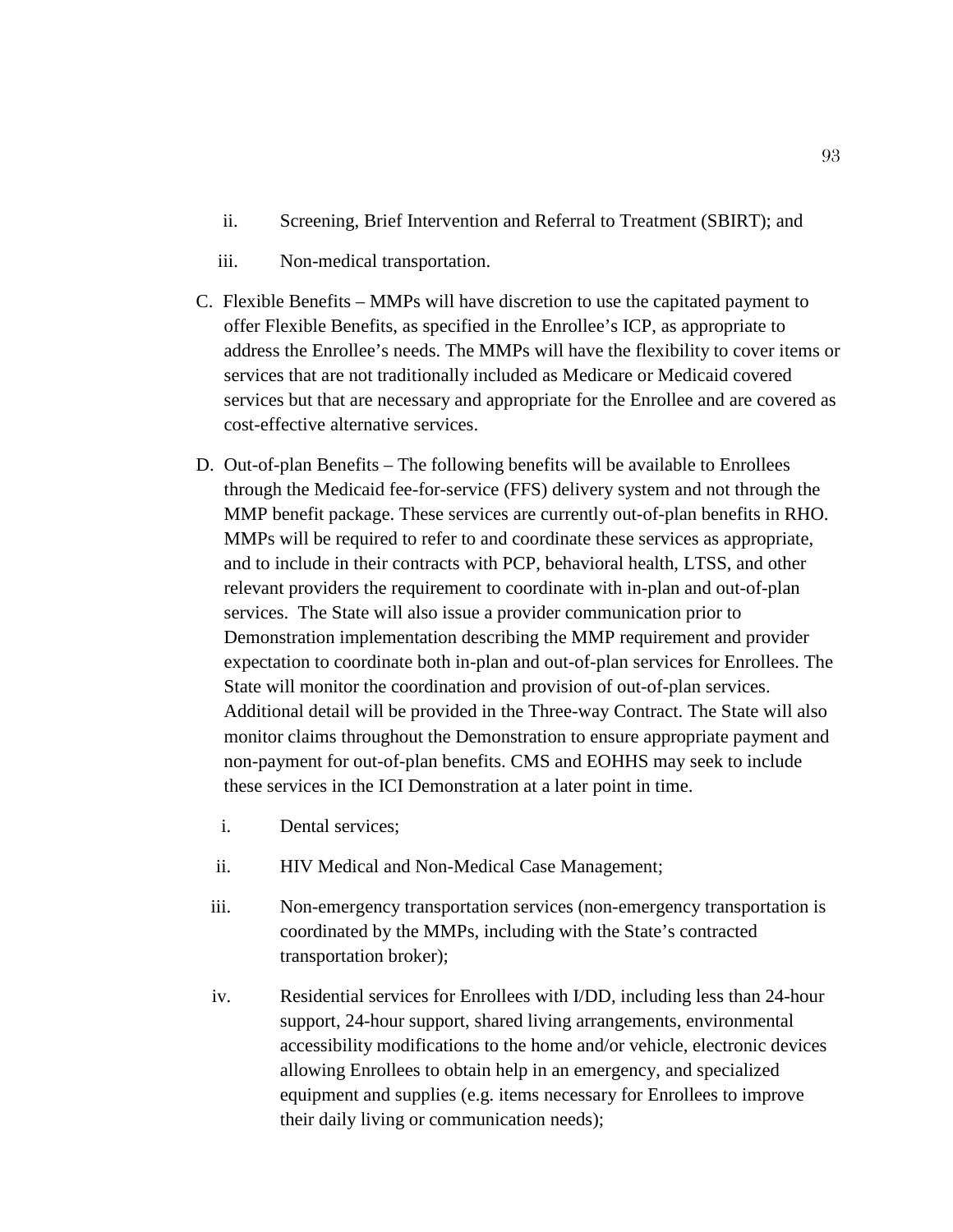ii. Screening, Brief Intervention and Referral to Treatment (SBIRT); and

iii. Non-medical transportation.

C. Flexible Benefits – MMPs will have discretion to use the capitated payment to offer Flexible Benefits, as specified in the Enrollee's ICP, as appropriate to address the Enrollee's needs. The MMPs will have the flexibility to cover items or services that are not traditionally included as Medicare or Medicaid covered services but that are necessary and appropriate for the Enrollee and are covered as cost-effective alternative services.

D. Out-of-plan Benefits – The following benefits will be available to Enrollees through the Medicaid fee-for-service (FFS) delivery system and not through the MMP benefit package. These services are currently out-of-plan benefits in RHO. MMPs will be required to refer to and coordinate these services as appropriate, and to include in their contracts with PCP, behavioral health, LTSS, and other relevant providers the requirement to coordinate with in-plan and out-of-plan services. The State will also issue a provider communication prior to Demonstration implementation describing the MMP requirement and provider expectation to coordinate both in-plan and out-of-plan services for Enrollees. The State will monitor the coordination and provision of out-of-plan services. Additional detail will be provided in the Three-way Contract. The State will also monitor claims throughout the Demonstration to ensure appropriate payment and non-payment for out-of-plan benefits. CMS and EOHHS may seek to include these services in the ICI Demonstration at a later point in time.

i. Dental services;

ii. HIV Medical and Non-Medical Case Management;

iii. Non-emergency transportation services (non-emergency transportation is coordinated by the MMPs, including with the State's contracted transportation broker);

iv. Residential services for Enrollees with I/DD, including less than 24-hour support, 24-hour support, shared living arrangements, environmental accessibility modifications to the home and/or vehicle, electronic devices allowing Enrollees to obtain help in an emergency, and specialized equipment and supplies (e.g. items necessary for Enrollees to improve their daily living or communication needs);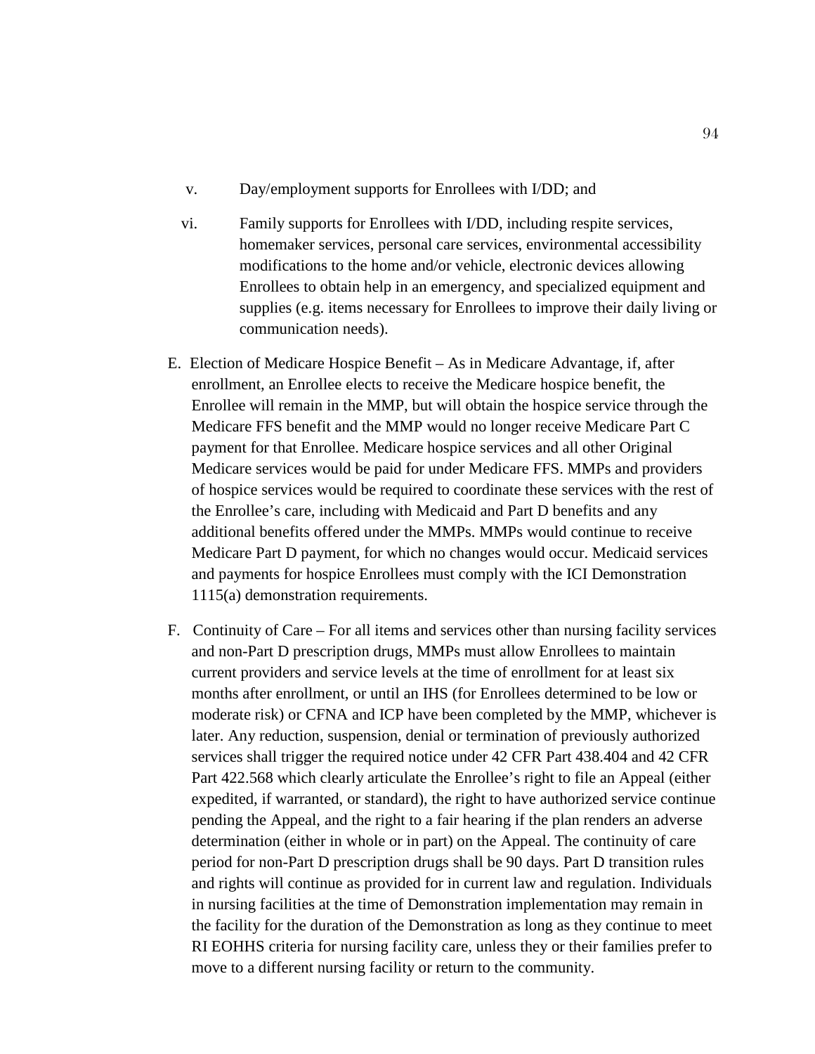v. Day/employment supports for Enrollees with I/DD; and

vi. Family supports for Enrollees with I/DD, including respite services, homemaker services, personal care services, environmental accessibility modifications to the home and/or vehicle, electronic devices allowing Enrollees to obtain help in an emergency, and specialized equipment and supplies (e.g. items necessary for Enrollees to improve their daily living or communication needs).

E. Election of Medicare Hospice Benefit – As in Medicare Advantage, if, after enrollment, an Enrollee elects to receive the Medicare hospice benefit, the Enrollee will remain in the MMP, but will obtain the hospice service through the Medicare FFS benefit and the MMP would no longer receive Medicare Part C payment for that Enrollee. Medicare hospice services and all other Original Medicare services would be paid for under Medicare FFS. MMPs and providers of hospice services would be required to coordinate these services with the rest of the Enrollee's care, including with Medicaid and Part D benefits and any additional benefits offered under the MMPs. MMPs would continue to receive Medicare Part D payment, for which no changes would occur. Medicaid services and payments for hospice Enrollees must comply with the ICI Demonstration 1115(a) demonstration requirements.

F. Continuity of Care – For all items and services other than nursing facility services and non-Part D prescription drugs, MMPs must allow Enrollees to maintain current providers and service levels at the time of enrollment for at least six months after enrollment, or until an IHS (for Enrollees determined to be low or moderate risk) or CFNA and ICP have been completed by the MMP, whichever is later. Any reduction, suspension, denial or termination of previously authorized services shall trigger the required notice under 42 CFR Part 438.404 and 42 CFR Part 422.568 which clearly articulate the Enrollee's right to file an Appeal (either expedited, if warranted, or standard), the right to have authorized service continue pending the Appeal, and the right to a fair hearing if the plan renders an adverse determination (either in whole or in part) on the Appeal. The continuity of care period for non-Part D prescription drugs shall be 90 days. Part D transition rules and rights will continue as provided for in current law and regulation. Individuals in nursing facilities at the time of Demonstration implementation may remain in the facility for the duration of the Demonstration as long as they continue to meet RI EOHHS criteria for nursing facility care, unless they or their families prefer to move to a different nursing facility or return to the community.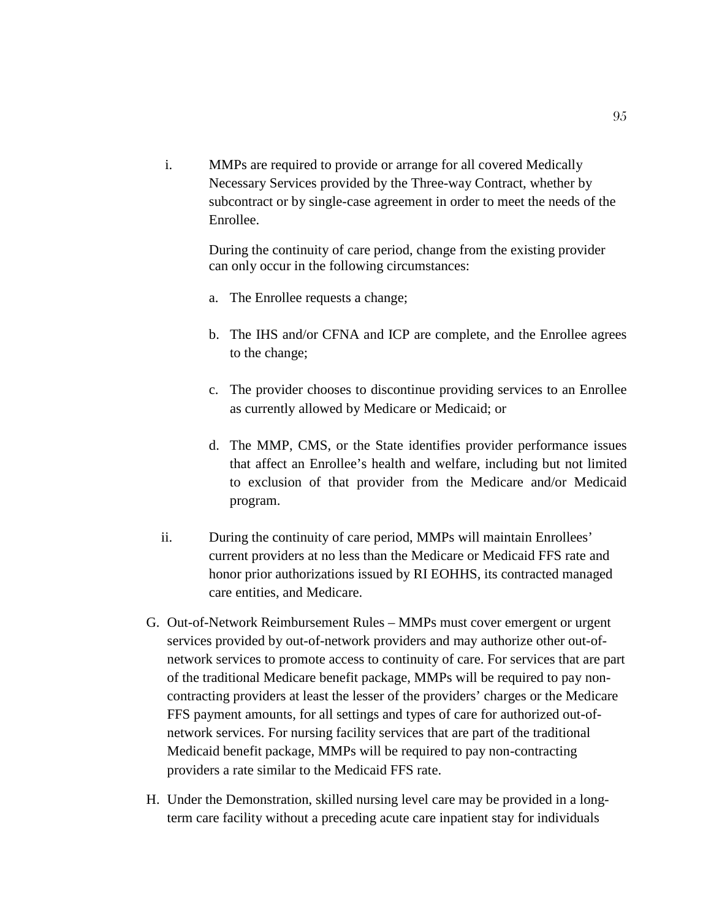i. MMPs are required to provide or arrange for all covered Medically Necessary Services provided by the Three-way Contract, whether by subcontract or by single-case agreement in order to meet the needs of the Enrollee.

   During the continuity of care period, change from the existing provider can only occur in the following circumstances:

   a. The Enrollee requests a change;

   b. The IHS and/or CFNA and ICP are complete, and the Enrollee agrees to the change;

   c. The provider chooses to discontinue providing services to an Enrollee as currently allowed by Medicare or Medicaid; or

   d. The MMP, CMS, or the State identifies provider performance issues that affect an Enrollee's health and welfare, including but not limited to exclusion of that provider from the Medicare and/or Medicaid program.

ii. During the continuity of care period, MMPs will maintain Enrollees' current providers at no less than the Medicare or Medicaid FFS rate and honor prior authorizations issued by RI EOHHS, its contracted managed care entities, and Medicare.

G. Out-of-Network Reimbursement Rules – MMPs must cover emergent or urgent services provided by out-of-network providers and may authorize other out-of-network services to promote access to continuity of care. For services that are part of the traditional Medicare benefit package, MMPs will be required to pay non-contracting providers at least the lesser of the providers' charges or the Medicare FFS payment amounts, for all settings and types of care for authorized out-of-network services. For nursing facility services that are part of the traditional Medicaid benefit package, MMPs will be required to pay non-contracting providers a rate similar to the Medicaid FFS rate.

H. Under the Demonstration, skilled nursing level care may be provided in a long-term care facility without a preceding acute care inpatient stay for individuals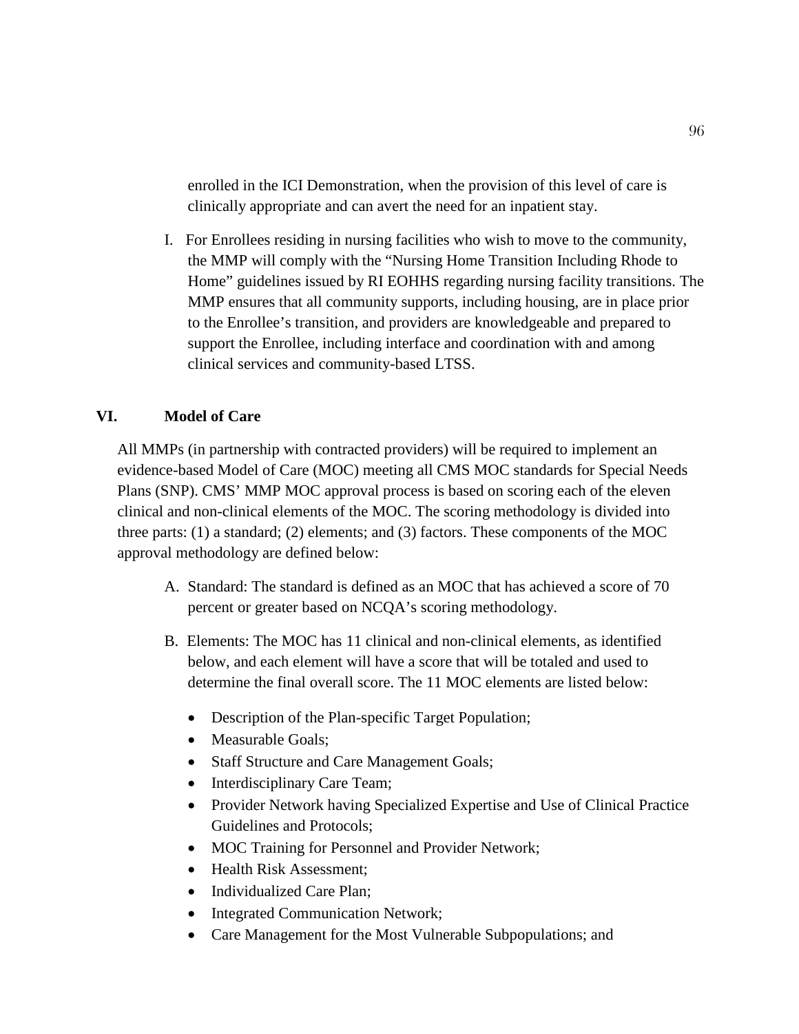enrolled in the ICI Demonstration, when the provision of this level of care is clinically appropriate and can avert the need for an inpatient stay.

I. For Enrollees residing in nursing facilities who wish to move to the community, the MMP will comply with the "Nursing Home Transition Including Rhode to Home" guidelines issued by RI EOHHS regarding nursing facility transitions. The MMP ensures that all community supports, including housing, are in place prior to the Enrollee's transition, and providers are knowledgeable and prepared to support the Enrollee, including interface and coordination with and among clinical services and community-based LTSS.

## VI. Model of Care

All MMPs (in partnership with contracted providers) will be required to implement an evidence-based Model of Care (MOC) meeting all CMS MOC standards for Special Needs Plans (SNP). CMS' MMP MOC approval process is based on scoring each of the eleven clinical and non-clinical elements of the MOC. The scoring methodology is divided into three parts: (1) a standard; (2) elements; and (3) factors. These components of the MOC approval methodology are defined below:

A. Standard: The standard is defined as an MOC that has achieved a score of 70 percent or greater based on NCQA's scoring methodology.

B. Elements: The MOC has 11 clinical and non-clinical elements, as identified below, and each element will have a score that will be totaled and used to determine the final overall score. The 11 MOC elements are listed below:

- Description of the Plan-specific Target Population;
- Measurable Goals;
- Staff Structure and Care Management Goals;
- Interdisciplinary Care Team;
- Provider Network having Specialized Expertise and Use of Clinical Practice Guidelines and Protocols;
- MOC Training for Personnel and Provider Network;
- Health Risk Assessment;
- Individualized Care Plan;
- Integrated Communication Network;
- Care Management for the Most Vulnerable Subpopulations; and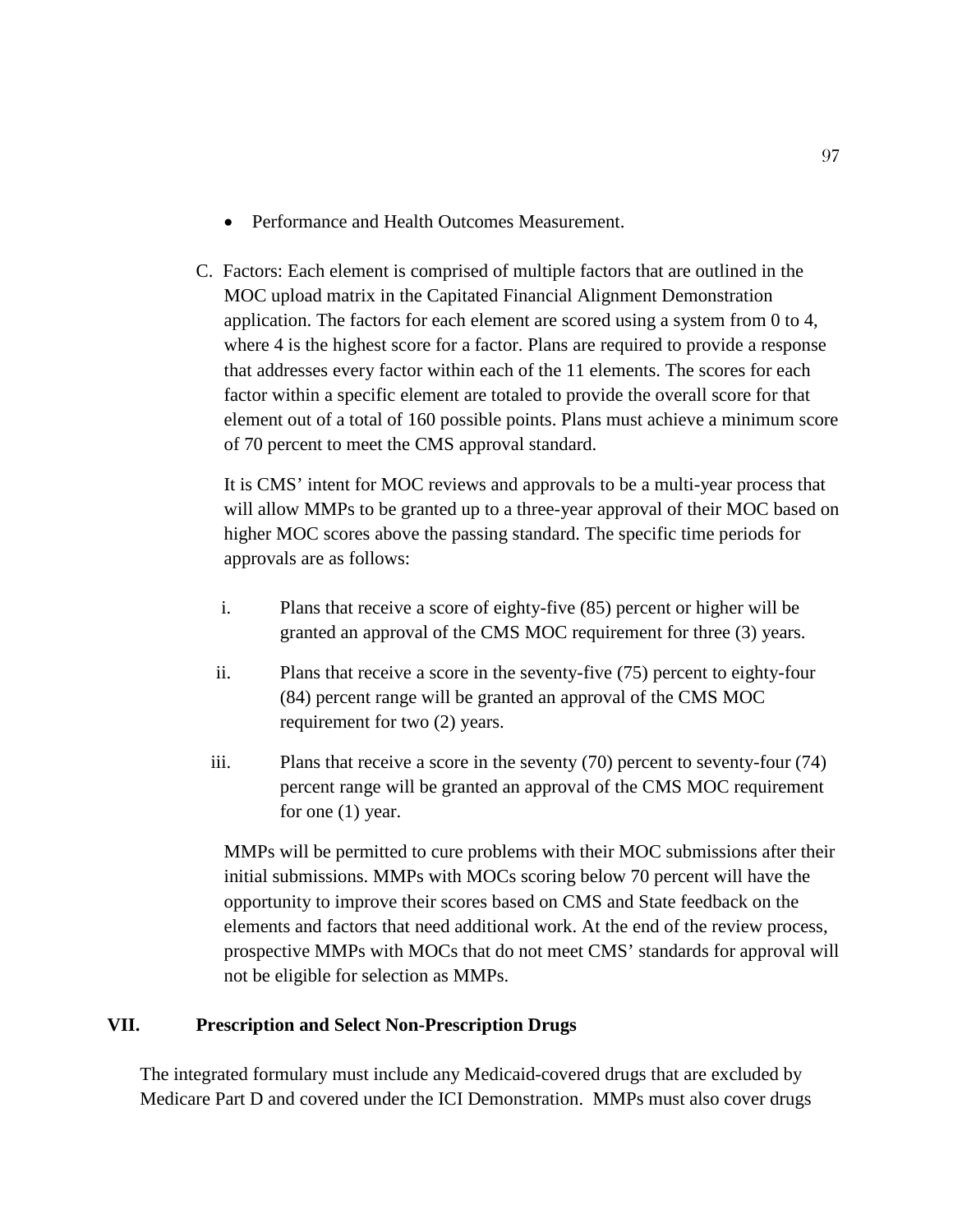- Performance and Health Outcomes Measurement.

C. Factors: Each element is comprised of multiple factors that are outlined in the MOC upload matrix in the Capitated Financial Alignment Demonstration application. The factors for each element are scored using a system from 0 to 4, where 4 is the highest score for a factor. Plans are required to provide a response that addresses every factor within each of the 11 elements. The scores for each factor within a specific element are totaled to provide the overall score for that element out of a total of 160 possible points. Plans must achieve a minimum score of 70 percent to meet the CMS approval standard.

It is CMS' intent for MOC reviews and approvals to be a multi-year process that will allow MMPs to be granted up to a three-year approval of their MOC based on higher MOC scores above the passing standard. The specific time periods for approvals are as follows:

i. Plans that receive a score of eighty-five (85) percent or higher will be granted an approval of the CMS MOC requirement for three (3) years.

ii. Plans that receive a score in the seventy-five (75) percent to eighty-four (84) percent range will be granted an approval of the CMS MOC requirement for two (2) years.

iii. Plans that receive a score in the seventy (70) percent to seventy-four (74) percent range will be granted an approval of the CMS MOC requirement for one (1) year.

MMPs will be permitted to cure problems with their MOC submissions after their initial submissions. MMPs with MOCs scoring below 70 percent will have the opportunity to improve their scores based on CMS and State feedback on the elements and factors that need additional work. At the end of the review process, prospective MMPs with MOCs that do not meet CMS' standards for approval will not be eligible for selection as MMPs.

## VII. Prescription and Select Non-Prescription Drugs

The integrated formulary must include any Medicaid-covered drugs that are excluded by Medicare Part D and covered under the ICI Demonstration. MMPs must also cover drugs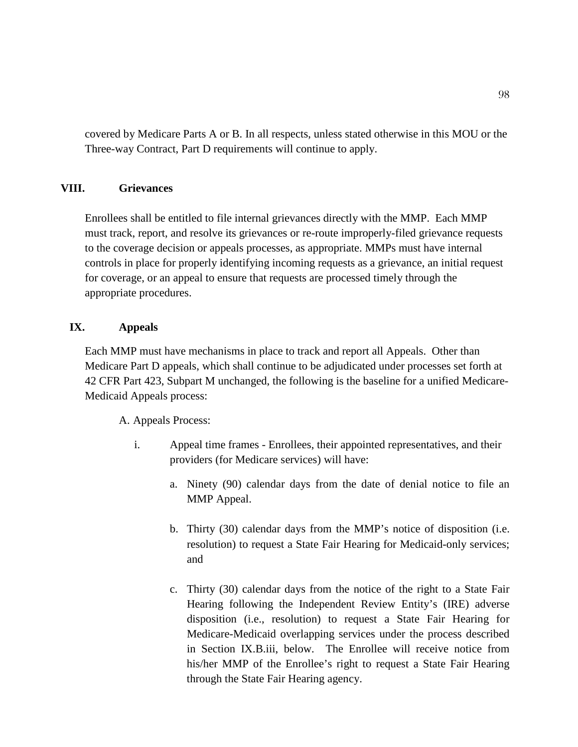covered by Medicare Parts A or B. In all respects, unless stated otherwise in this MOU or the Three-way Contract, Part D requirements will continue to apply.

## VIII. Grievances

Enrollees shall be entitled to file internal grievances directly with the MMP. Each MMP must track, report, and resolve its grievances or re-route improperly-filed grievance requests to the coverage decision or appeals processes, as appropriate. MMPs must have internal controls in place for properly identifying incoming requests as a grievance, an initial request for coverage, or an appeal to ensure that requests are processed timely through the appropriate procedures.

## IX. Appeals

Each MMP must have mechanisms in place to track and report all Appeals. Other than Medicare Part D appeals, which shall continue to be adjudicated under processes set forth at 42 CFR Part 423, Subpart M unchanged, the following is the baseline for a unified Medicare-Medicaid Appeals process:

A. Appeals Process:

i. Appeal time frames - Enrollees, their appointed representatives, and their providers (for Medicare services) will have:

a. Ninety (90) calendar days from the date of denial notice to file an MMP Appeal.

b. Thirty (30) calendar days from the MMP's notice of disposition (i.e. resolution) to request a State Fair Hearing for Medicaid-only services; and

c. Thirty (30) calendar days from the notice of the right to a State Fair Hearing following the Independent Review Entity's (IRE) adverse disposition (i.e., resolution) to request a State Fair Hearing for Medicare-Medicaid overlapping services under the process described in Section IX.B.iii, below. The Enrollee will receive notice from his/her MMP of the Enrollee's right to request a State Fair Hearing through the State Fair Hearing agency.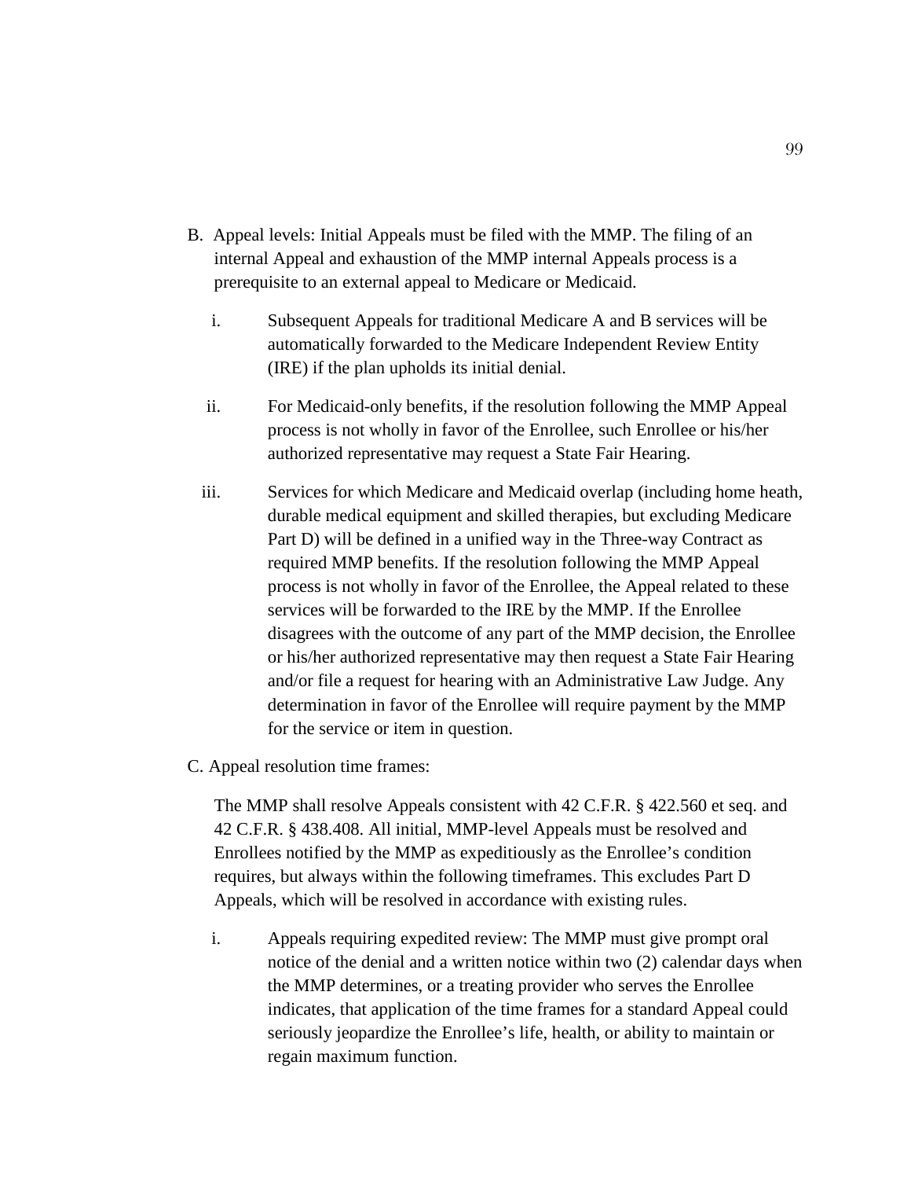B. Appeal levels: Initial Appeals must be filed with the MMP. The filing of an internal Appeal and exhaustion of the MMP internal Appeals process is a prerequisite to an external appeal to Medicare or Medicaid.

   i. Subsequent Appeals for traditional Medicare A and B services will be automatically forwarded to the Medicare Independent Review Entity (IRE) if the plan upholds its initial denial.

   ii. For Medicaid-only benefits, if the resolution following the MMP Appeal process is not wholly in favor of the Enrollee, such Enrollee or his/her authorized representative may request a State Fair Hearing.

   iii. Services for which Medicare and Medicaid overlap (including home heath, durable medical equipment and skilled therapies, but excluding Medicare Part D) will be defined in a unified way in the Three-way Contract as required MMP benefits. If the resolution following the MMP Appeal process is not wholly in favor of the Enrollee, the Appeal related to these services will be forwarded to the IRE by the MMP. If the Enrollee disagrees with the outcome of any part of the MMP decision, the Enrollee or his/her authorized representative may then request a State Fair Hearing and/or file a request for hearing with an Administrative Law Judge. Any determination in favor of the Enrollee will require payment by the MMP for the service or item in question.

C. Appeal resolution time frames:

   The MMP shall resolve Appeals consistent with 42 C.F.R. § 422.560 et seq. and 42 C.F.R. § 438.408. All initial, MMP-level Appeals must be resolved and Enrollees notified by the MMP as expeditiously as the Enrollee's condition requires, but always within the following timeframes. This excludes Part D Appeals, which will be resolved in accordance with existing rules.

   i. Appeals requiring expedited review: The MMP must give prompt oral notice of the denial and a written notice within two (2) calendar days when the MMP determines, or a treating provider who serves the Enrollee indicates, that application of the time frames for a standard Appeal could seriously jeopardize the Enrollee's life, health, or ability to maintain or regain maximum function.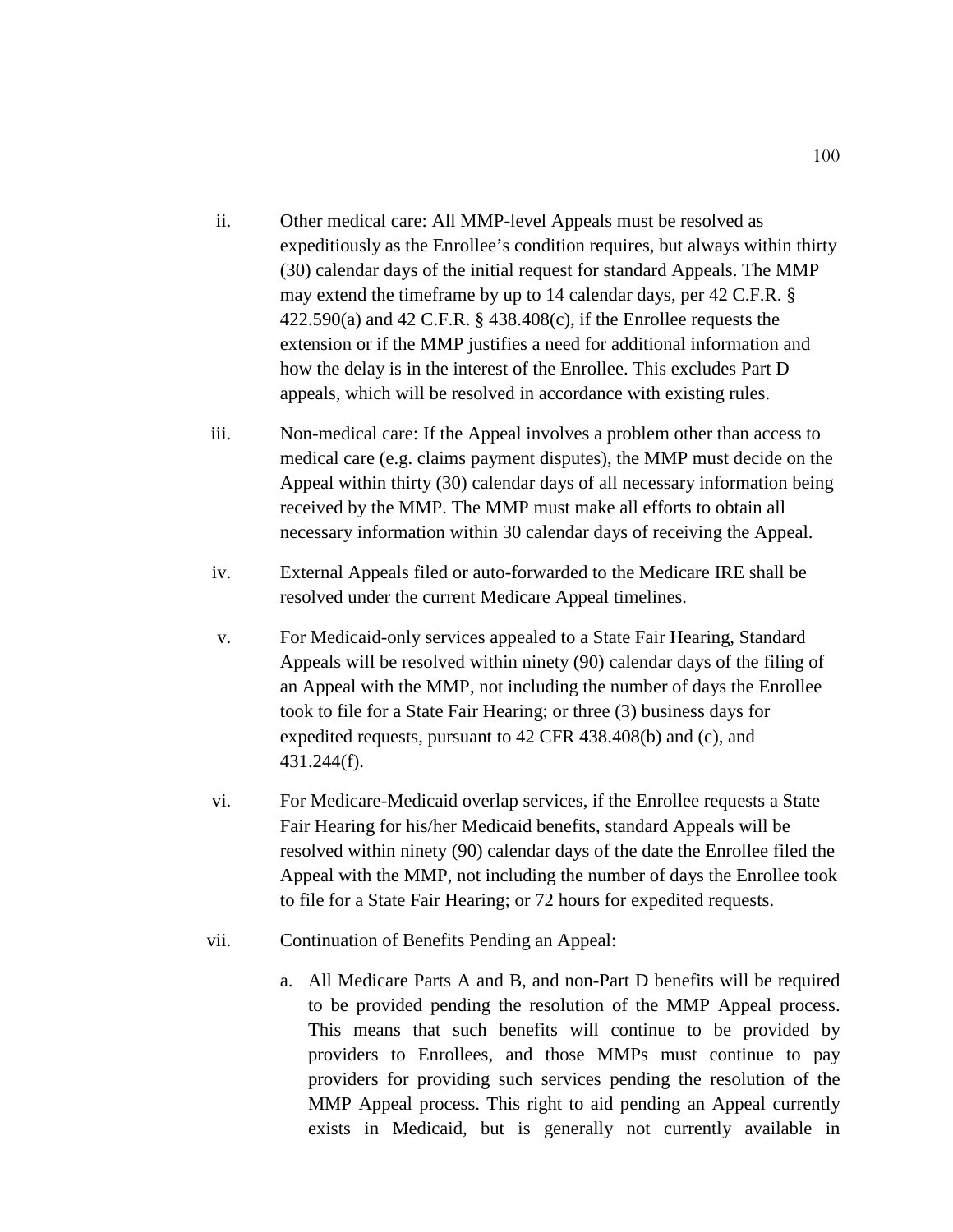ii. Other medical care: All MMP-level Appeals must be resolved as expeditiously as the Enrollee's condition requires, but always within thirty (30) calendar days of the initial request for standard Appeals. The MMP may extend the timeframe by up to 14 calendar days, per 42 C.F.R. § 422.590(a) and 42 C.F.R. § 438.408(c), if the Enrollee requests the extension or if the MMP justifies a need for additional information and how the delay is in the interest of the Enrollee. This excludes Part D appeals, which will be resolved in accordance with existing rules.

iii. Non-medical care: If the Appeal involves a problem other than access to medical care (e.g. claims payment disputes), the MMP must decide on the Appeal within thirty (30) calendar days of all necessary information being received by the MMP. The MMP must make all efforts to obtain all necessary information within 30 calendar days of receiving the Appeal.

iv. External Appeals filed or auto-forwarded to the Medicare IRE shall be resolved under the current Medicare Appeal timelines.

v. For Medicaid-only services appealed to a State Fair Hearing, Standard Appeals will be resolved within ninety (90) calendar days of the filing of an Appeal with the MMP, not including the number of days the Enrollee took to file for a State Fair Hearing; or three (3) business days for expedited requests, pursuant to 42 CFR 438.408(b) and (c), and 431.244(f).

vi. For Medicare-Medicaid overlap services, if the Enrollee requests a State Fair Hearing for his/her Medicaid benefits, standard Appeals will be resolved within ninety (90) calendar days of the date the Enrollee filed the Appeal with the MMP, not including the number of days the Enrollee took to file for a State Fair Hearing; or 72 hours for expedited requests.

vii. Continuation of Benefits Pending an Appeal:

a. All Medicare Parts A and B, and non-Part D benefits will be required to be provided pending the resolution of the MMP Appeal process. This means that such benefits will continue to be provided by providers to Enrollees, and those MMPs must continue to pay providers for providing such services pending the resolution of the MMP Appeal process. This right to aid pending an Appeal currently exists in Medicaid, but is generally not currently available in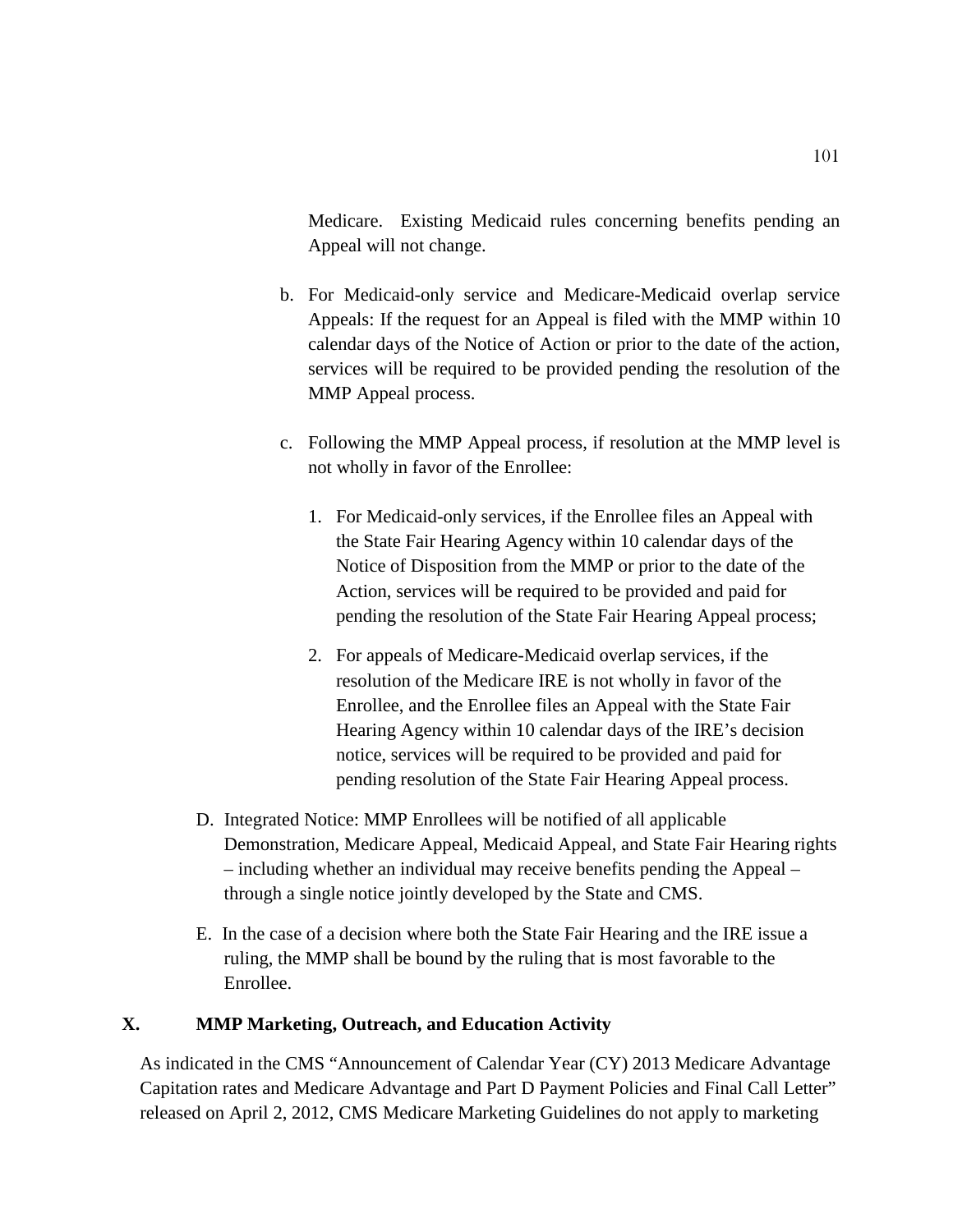Medicare. Existing Medicaid rules concerning benefits pending an Appeal will not change.

b. For Medicaid-only service and Medicare-Medicaid overlap service Appeals: If the request for an Appeal is filed with the MMP within 10 calendar days of the Notice of Action or prior to the date of the action, services will be required to be provided pending the resolution of the MMP Appeal process.

c. Following the MMP Appeal process, if resolution at the MMP level is not wholly in favor of the Enrollee:

   1. For Medicaid-only services, if the Enrollee files an Appeal with the State Fair Hearing Agency within 10 calendar days of the Notice of Disposition from the MMP or prior to the date of the Action, services will be required to be provided and paid for pending the resolution of the State Fair Hearing Appeal process;

   2. For appeals of Medicare-Medicaid overlap services, if the resolution of the Medicare IRE is not wholly in favor of the Enrollee, and the Enrollee files an Appeal with the State Fair Hearing Agency within 10 calendar days of the IRE's decision notice, services will be required to be provided and paid for pending resolution of the State Fair Hearing Appeal process.

D. Integrated Notice: MMP Enrollees will be notified of all applicable Demonstration, Medicare Appeal, Medicaid Appeal, and State Fair Hearing rights – including whether an individual may receive benefits pending the Appeal – through a single notice jointly developed by the State and CMS.

E. In the case of a decision where both the State Fair Hearing and the IRE issue a ruling, the MMP shall be bound by the ruling that is most favorable to the Enrollee.

## X. MMP Marketing, Outreach, and Education Activity

As indicated in the CMS "Announcement of Calendar Year (CY) 2013 Medicare Advantage Capitation rates and Medicare Advantage and Part D Payment Policies and Final Call Letter" released on April 2, 2012, CMS Medicare Marketing Guidelines do not apply to marketing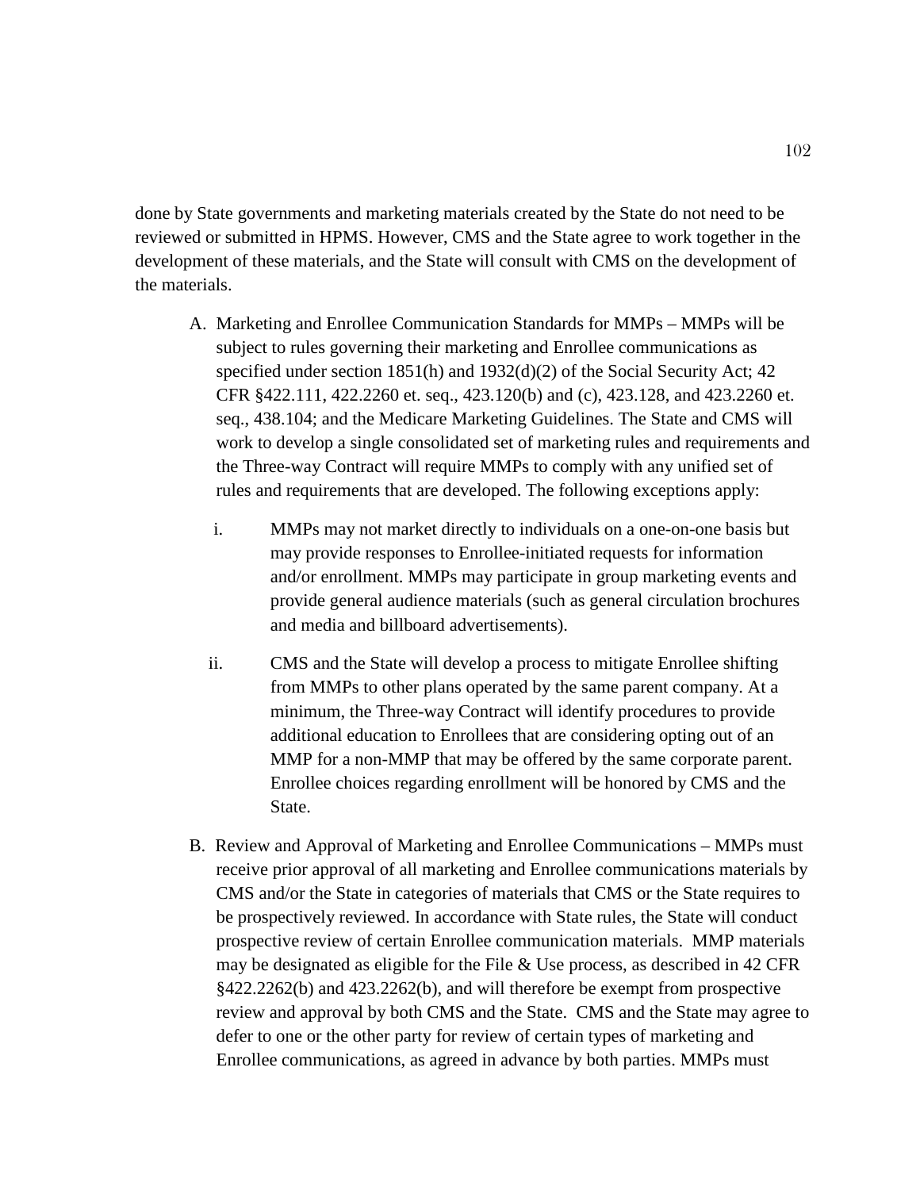done by State governments and marketing materials created by the State do not need to be reviewed or submitted in HPMS. However, CMS and the State agree to work together in the development of these materials, and the State will consult with CMS on the development of the materials.

A. Marketing and Enrollee Communication Standards for MMPs – MMPs will be subject to rules governing their marketing and Enrollee communications as specified under section 1851(h) and 1932(d)(2) of the Social Security Act; 42 CFR §422.111, 422.2260 et. seq., 423.120(b) and (c), 423.128, and 423.2260 et. seq., 438.104; and the Medicare Marketing Guidelines. The State and CMS will work to develop a single consolidated set of marketing rules and requirements and the Three-way Contract will require MMPs to comply with any unified set of rules and requirements that are developed. The following exceptions apply:

   i. MMPs may not market directly to individuals on a one-on-one basis but may provide responses to Enrollee-initiated requests for information and/or enrollment. MMPs may participate in group marketing events and provide general audience materials (such as general circulation brochures and media and billboard advertisements).

   ii. CMS and the State will develop a process to mitigate Enrollee shifting from MMPs to other plans operated by the same parent company. At a minimum, the Three-way Contract will identify procedures to provide additional education to Enrollees that are considering opting out of an MMP for a non-MMP that may be offered by the same corporate parent. Enrollee choices regarding enrollment will be honored by CMS and the State.

B. Review and Approval of Marketing and Enrollee Communications – MMPs must receive prior approval of all marketing and Enrollee communications materials by CMS and/or the State in categories of materials that CMS or the State requires to be prospectively reviewed. In accordance with State rules, the State will conduct prospective review of certain Enrollee communication materials. MMP materials may be designated as eligible for the File & Use process, as described in 42 CFR §422.2262(b) and 423.2262(b), and will therefore be exempt from prospective review and approval by both CMS and the State. CMS and the State may agree to defer to one or the other party for review of certain types of marketing and Enrollee communications, as agreed in advance by both parties. MMPs must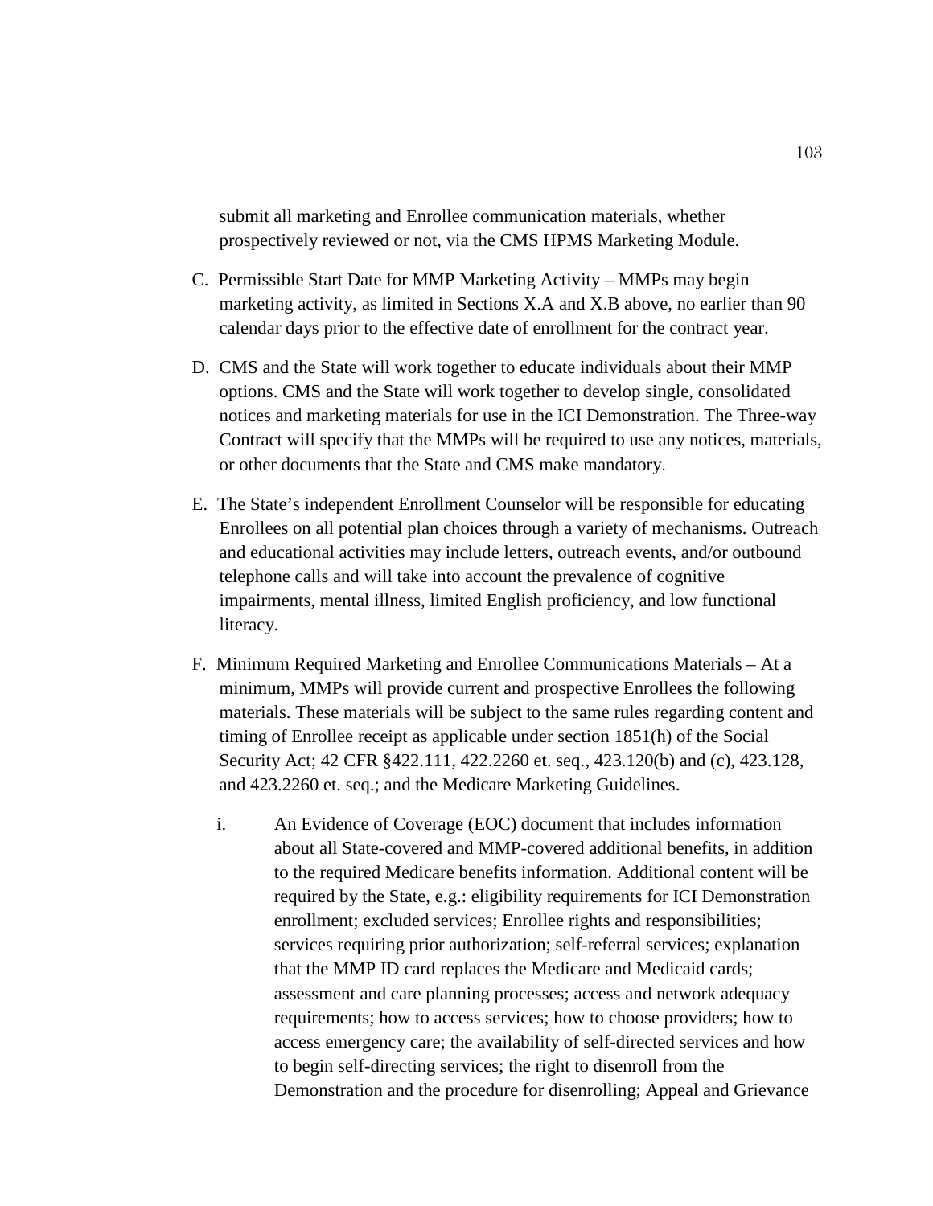submit all marketing and Enrollee communication materials, whether prospectively reviewed or not, via the CMS HPMS Marketing Module.

C. Permissible Start Date for MMP Marketing Activity – MMPs may begin marketing activity, as limited in Sections X.A and X.B above, no earlier than 90 calendar days prior to the effective date of enrollment for the contract year.

D. CMS and the State will work together to educate individuals about their MMP options. CMS and the State will work together to develop single, consolidated notices and marketing materials for use in the ICI Demonstration. The Three-way Contract will specify that the MMPs will be required to use any notices, materials, or other documents that the State and CMS make mandatory.

E. The State's independent Enrollment Counselor will be responsible for educating Enrollees on all potential plan choices through a variety of mechanisms. Outreach and educational activities may include letters, outreach events, and/or outbound telephone calls and will take into account the prevalence of cognitive impairments, mental illness, limited English proficiency, and low functional literacy.

F. Minimum Required Marketing and Enrollee Communications Materials – At a minimum, MMPs will provide current and prospective Enrollees the following materials. These materials will be subject to the same rules regarding content and timing of Enrollee receipt as applicable under section 1851(h) of the Social Security Act; 42 CFR §422.111, 422.2260 et. seq., 423.120(b) and (c), 423.128, and 423.2260 et. seq.; and the Medicare Marketing Guidelines.

   i. An Evidence of Coverage (EOC) document that includes information about all State-covered and MMP-covered additional benefits, in addition to the required Medicare benefits information. Additional content will be required by the State, e.g.: eligibility requirements for ICI Demonstration enrollment; excluded services; Enrollee rights and responsibilities; services requiring prior authorization; self-referral services; explanation that the MMP ID card replaces the Medicare and Medicaid cards; assessment and care planning processes; access and network adequacy requirements; how to access services; how to choose providers; how to access emergency care; the availability of self-directed services and how to begin self-directing services; the right to disenroll from the Demonstration and the procedure for disenrolling; Appeal and Grievance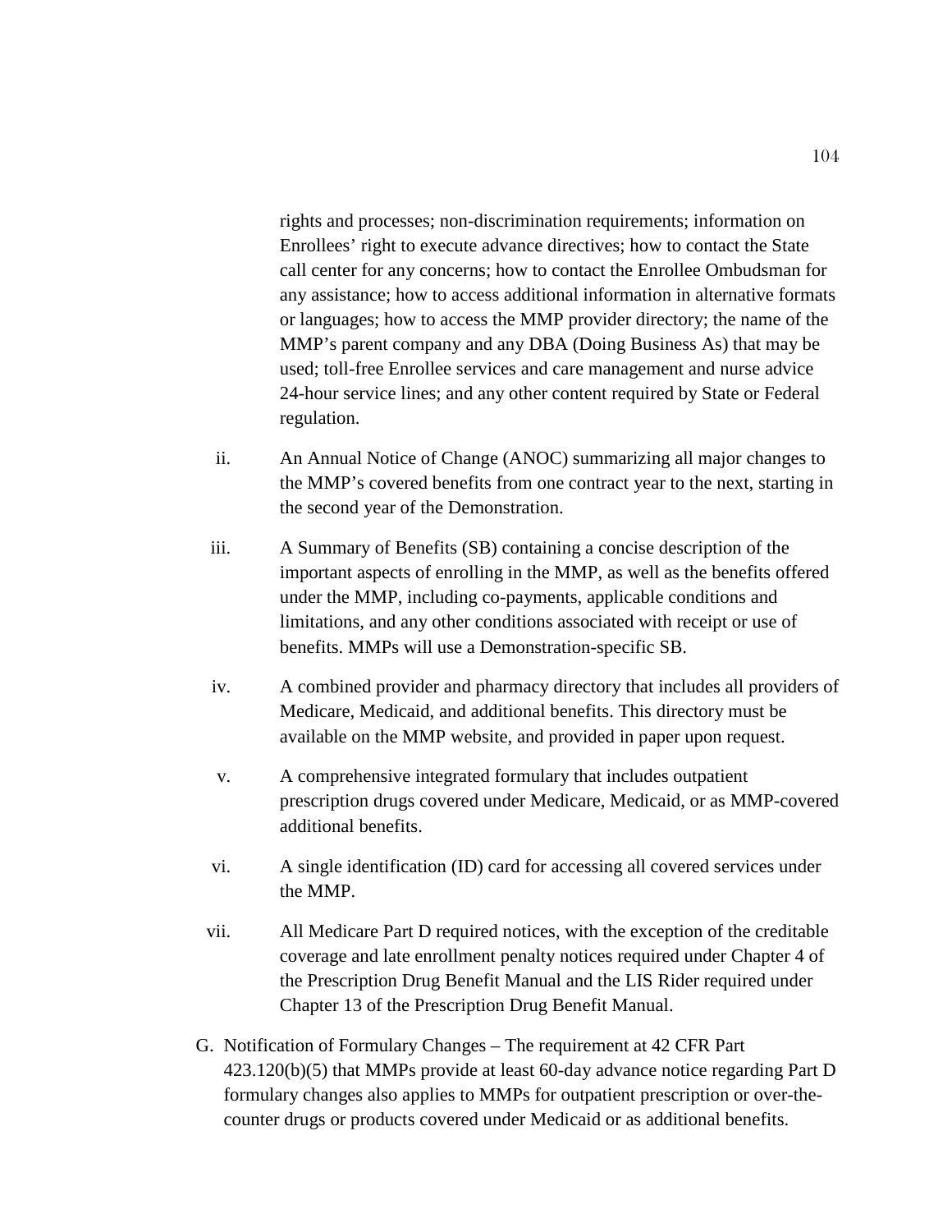rights and processes; non-discrimination requirements; information on Enrollees' right to execute advance directives; how to contact the State call center for any concerns; how to contact the Enrollee Ombudsman for any assistance; how to access additional information in alternative formats or languages; how to access the MMP provider directory; the name of the MMP's parent company and any DBA (Doing Business As) that may be used; toll-free Enrollee services and care management and nurse advice 24-hour service lines; and any other content required by State or Federal regulation.

ii. An Annual Notice of Change (ANOC) summarizing all major changes to the MMP's covered benefits from one contract year to the next, starting in the second year of the Demonstration.

iii. A Summary of Benefits (SB) containing a concise description of the important aspects of enrolling in the MMP, as well as the benefits offered under the MMP, including co-payments, applicable conditions and limitations, and any other conditions associated with receipt or use of benefits. MMPs will use a Demonstration-specific SB.

iv. A combined provider and pharmacy directory that includes all providers of Medicare, Medicaid, and additional benefits. This directory must be available on the MMP website, and provided in paper upon request.

v. A comprehensive integrated formulary that includes outpatient prescription drugs covered under Medicare, Medicaid, or as MMP-covered additional benefits.

vi. A single identification (ID) card for accessing all covered services under the MMP.

vii. All Medicare Part D required notices, with the exception of the creditable coverage and late enrollment penalty notices required under Chapter 4 of the Prescription Drug Benefit Manual and the LIS Rider required under Chapter 13 of the Prescription Drug Benefit Manual.

G. Notification of Formulary Changes – The requirement at 42 CFR Part 423.120(b)(5) that MMPs provide at least 60-day advance notice regarding Part D formulary changes also applies to MMPs for outpatient prescription or over-the-counter drugs or products covered under Medicaid or as additional benefits.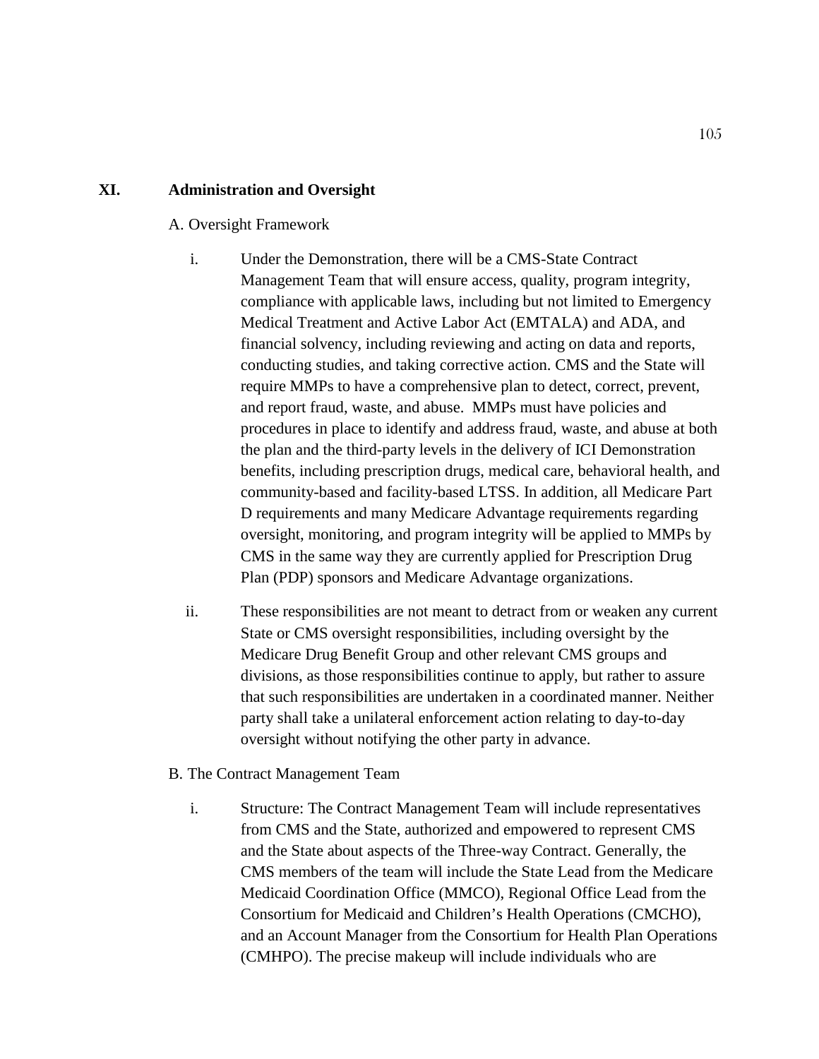## XI. Administration and Oversight

A. Oversight Framework

i. Under the Demonstration, there will be a CMS-State Contract Management Team that will ensure access, quality, program integrity, compliance with applicable laws, including but not limited to Emergency Medical Treatment and Active Labor Act (EMTALA) and ADA, and financial solvency, including reviewing and acting on data and reports, conducting studies, and taking corrective action. CMS and the State will require MMPs to have a comprehensive plan to detect, correct, prevent, and report fraud, waste, and abuse. MMPs must have policies and procedures in place to identify and address fraud, waste, and abuse at both the plan and the third-party levels in the delivery of ICI Demonstration benefits, including prescription drugs, medical care, behavioral health, and community-based and facility-based LTSS. In addition, all Medicare Part D requirements and many Medicare Advantage requirements regarding oversight, monitoring, and program integrity will be applied to MMPs by CMS in the same way they are currently applied for Prescription Drug Plan (PDP) sponsors and Medicare Advantage organizations.

ii. These responsibilities are not meant to detract from or weaken any current State or CMS oversight responsibilities, including oversight by the Medicare Drug Benefit Group and other relevant CMS groups and divisions, as those responsibilities continue to apply, but rather to assure that such responsibilities are undertaken in a coordinated manner. Neither party shall take a unilateral enforcement action relating to day-to-day oversight without notifying the other party in advance.

B. The Contract Management Team

i. Structure: The Contract Management Team will include representatives from CMS and the State, authorized and empowered to represent CMS and the State about aspects of the Three-way Contract. Generally, the CMS members of the team will include the State Lead from the Medicare Medicaid Coordination Office (MMCO), Regional Office Lead from the Consortium for Medicaid and Children's Health Operations (CMCHO), and an Account Manager from the Consortium for Health Plan Operations (CMHPO). The precise makeup will include individuals who are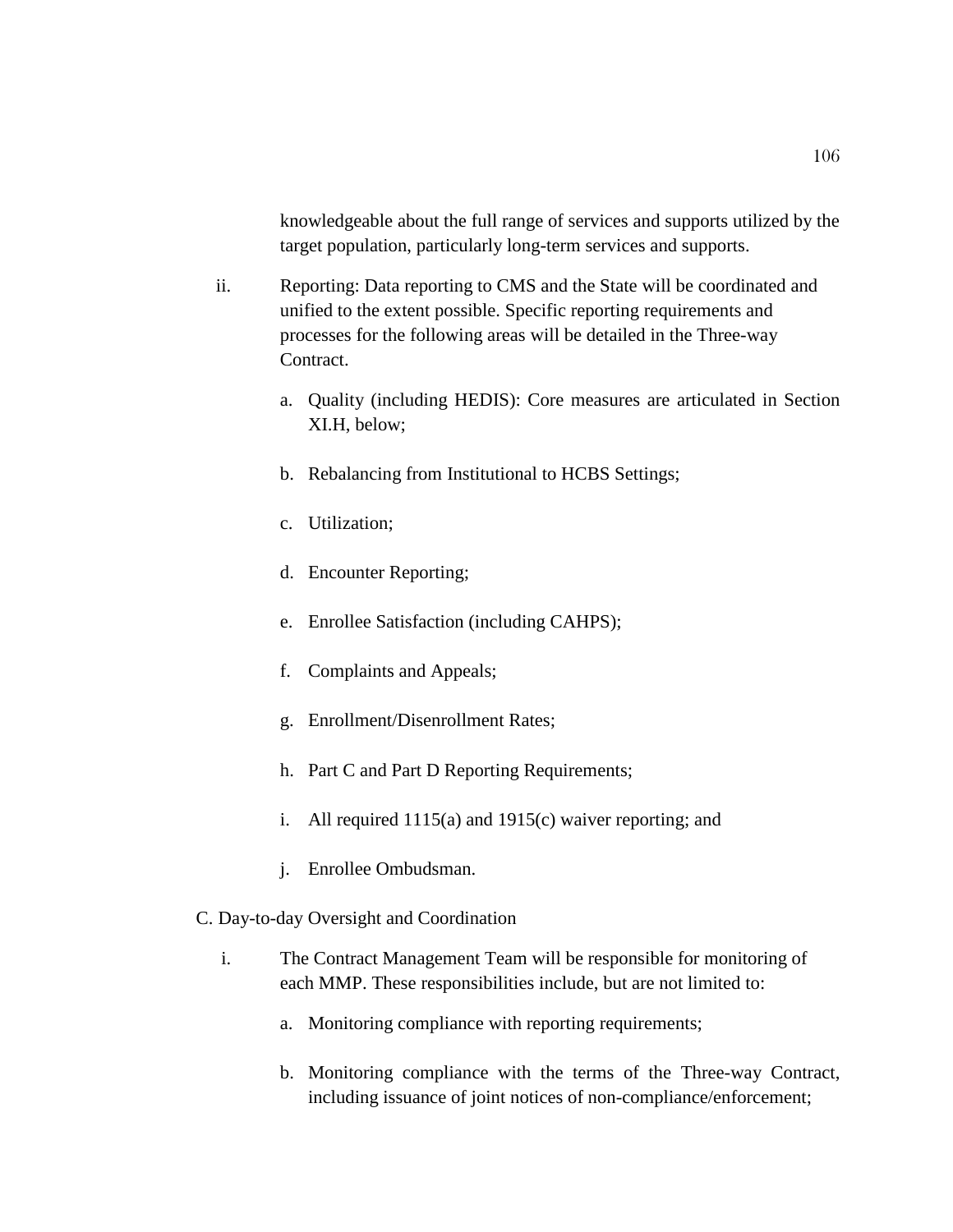knowledgeable about the full range of services and supports utilized by the target population, particularly long-term services and supports.

ii. Reporting: Data reporting to CMS and the State will be coordinated and unified to the extent possible. Specific reporting requirements and processes for the following areas will be detailed in the Three-way Contract.

   a. Quality (including HEDIS): Core measures are articulated in Section XI.H, below;

   b. Rebalancing from Institutional to HCBS Settings;

   c. Utilization;

   d. Encounter Reporting;

   e. Enrollee Satisfaction (including CAHPS);

   f. Complaints and Appeals;

   g. Enrollment/Disenrollment Rates;

   h. Part C and Part D Reporting Requirements;

   i. All required 1115(a) and 1915(c) waiver reporting; and

   j. Enrollee Ombudsman.

C. Day-to-day Oversight and Coordination

i. The Contract Management Team will be responsible for monitoring of each MMP. These responsibilities include, but are not limited to:

   a. Monitoring compliance with reporting requirements;

   b. Monitoring compliance with the terms of the Three-way Contract, including issuance of joint notices of non-compliance/enforcement;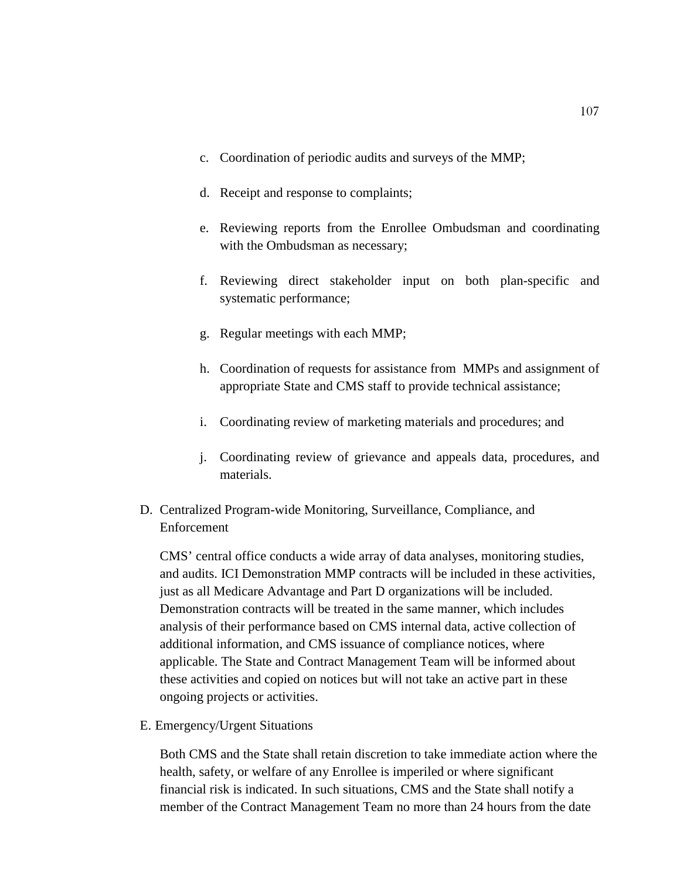c. Coordination of periodic audits and surveys of the MMP;

d. Receipt and response to complaints;

e. Reviewing reports from the Enrollee Ombudsman and coordinating with the Ombudsman as necessary;

f. Reviewing direct stakeholder input on both plan-specific and systematic performance;

g. Regular meetings with each MMP;

h. Coordination of requests for assistance from MMPs and assignment of appropriate State and CMS staff to provide technical assistance;

i. Coordinating review of marketing materials and procedures; and

j. Coordinating review of grievance and appeals data, procedures, and materials.

D. Centralized Program-wide Monitoring, Surveillance, Compliance, and Enforcement

CMS' central office conducts a wide array of data analyses, monitoring studies, and audits. ICI Demonstration MMP contracts will be included in these activities, just as all Medicare Advantage and Part D organizations will be included. Demonstration contracts will be treated in the same manner, which includes analysis of their performance based on CMS internal data, active collection of additional information, and CMS issuance of compliance notices, where applicable. The State and Contract Management Team will be informed about these activities and copied on notices but will not take an active part in these ongoing projects or activities.

E. Emergency/Urgent Situations

Both CMS and the State shall retain discretion to take immediate action where the health, safety, or welfare of any Enrollee is imperiled or where significant financial risk is indicated. In such situations, CMS and the State shall notify a member of the Contract Management Team no more than 24 hours from the date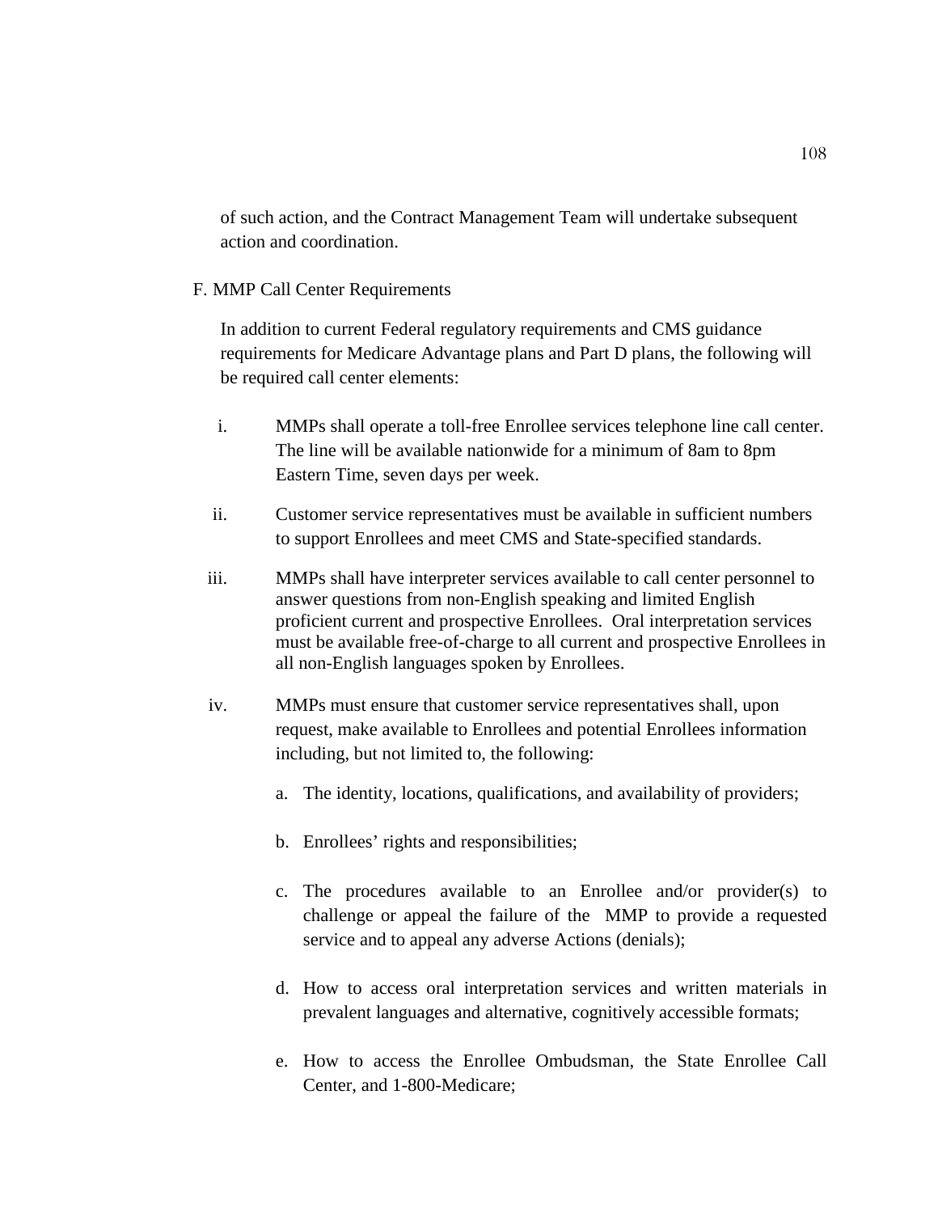of such action, and the Contract Management Team will undertake subsequent action and coordination.

F. MMP Call Center Requirements

In addition to current Federal regulatory requirements and CMS guidance requirements for Medicare Advantage plans and Part D plans, the following will be required call center elements:

i. MMPs shall operate a toll-free Enrollee services telephone line call center. The line will be available nationwide for a minimum of 8am to 8pm Eastern Time, seven days per week.

ii. Customer service representatives must be available in sufficient numbers to support Enrollees and meet CMS and State-specified standards.

iii. MMPs shall have interpreter services available to call center personnel to answer questions from non-English speaking and limited English proficient current and prospective Enrollees. Oral interpretation services must be available free-of-charge to all current and prospective Enrollees in all non-English languages spoken by Enrollees.

iv. MMPs must ensure that customer service representatives shall, upon request, make available to Enrollees and potential Enrollees information including, but not limited to, the following:

   a. The identity, locations, qualifications, and availability of providers;

   b. Enrollees' rights and responsibilities;

   c. The procedures available to an Enrollee and/or provider(s) to challenge or appeal the failure of the MMP to provide a requested service and to appeal any adverse Actions (denials);

   d. How to access oral interpretation services and written materials in prevalent languages and alternative, cognitively accessible formats;

   e. How to access the Enrollee Ombudsman, the State Enrollee Call Center, and 1-800-Medicare;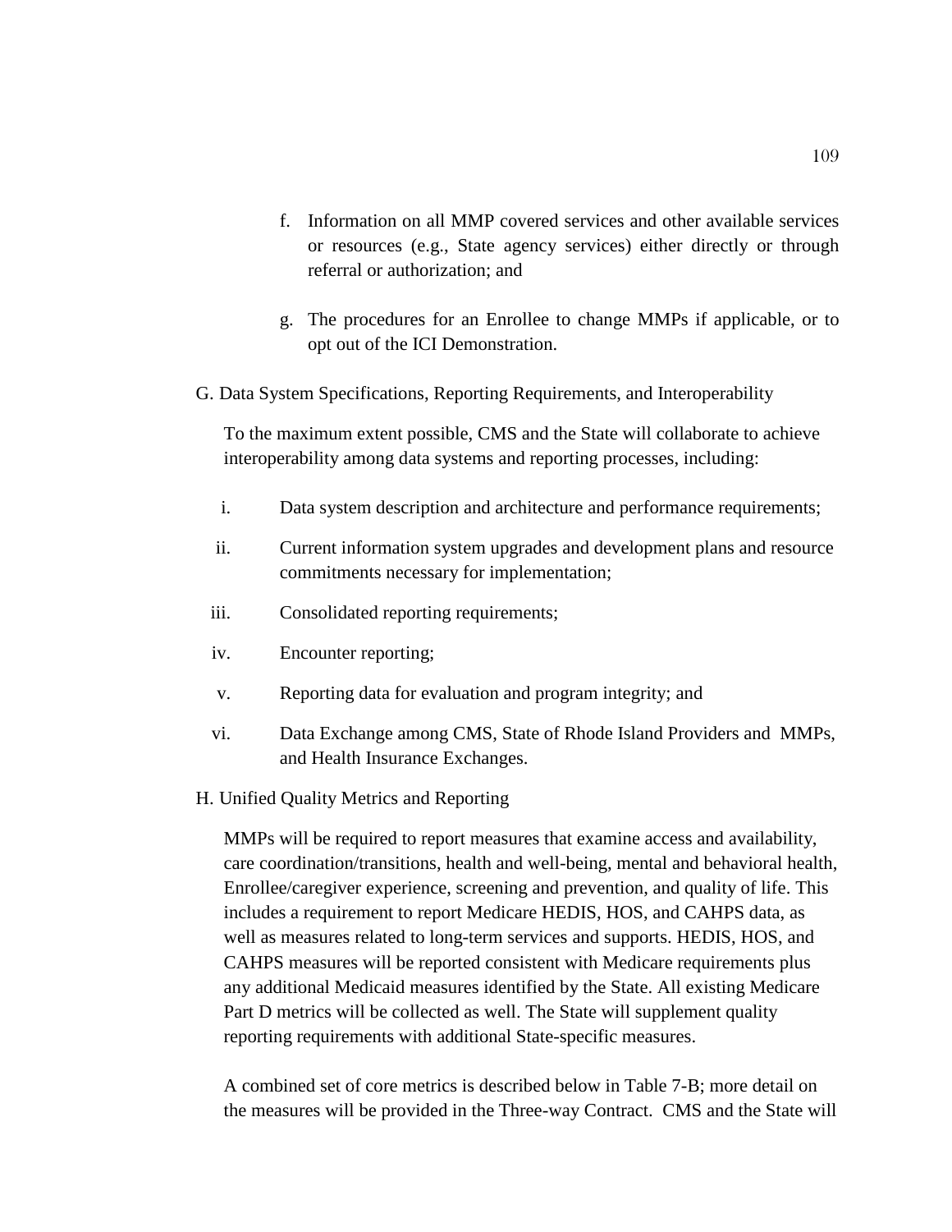f. Information on all MMP covered services and other available services or resources (e.g., State agency services) either directly or through referral or authorization; and

g. The procedures for an Enrollee to change MMPs if applicable, or to opt out of the ICI Demonstration.

G. Data System Specifications, Reporting Requirements, and Interoperability

To the maximum extent possible, CMS and the State will collaborate to achieve interoperability among data systems and reporting processes, including:

i. Data system description and architecture and performance requirements;

ii. Current information system upgrades and development plans and resource commitments necessary for implementation;

iii. Consolidated reporting requirements;

iv. Encounter reporting;

v. Reporting data for evaluation and program integrity; and

vi. Data Exchange among CMS, State of Rhode Island Providers and MMPs, and Health Insurance Exchanges.

H. Unified Quality Metrics and Reporting

MMPs will be required to report measures that examine access and availability, care coordination/transitions, health and well-being, mental and behavioral health, Enrollee/caregiver experience, screening and prevention, and quality of life. This includes a requirement to report Medicare HEDIS, HOS, and CAHPS data, as well as measures related to long-term services and supports. HEDIS, HOS, and CAHPS measures will be reported consistent with Medicare requirements plus any additional Medicaid measures identified by the State. All existing Medicare Part D metrics will be collected as well. The State will supplement quality reporting requirements with additional State-specific measures.

A combined set of core metrics is described below in Table 7-B; more detail on the measures will be provided in the Three-way Contract. CMS and the State will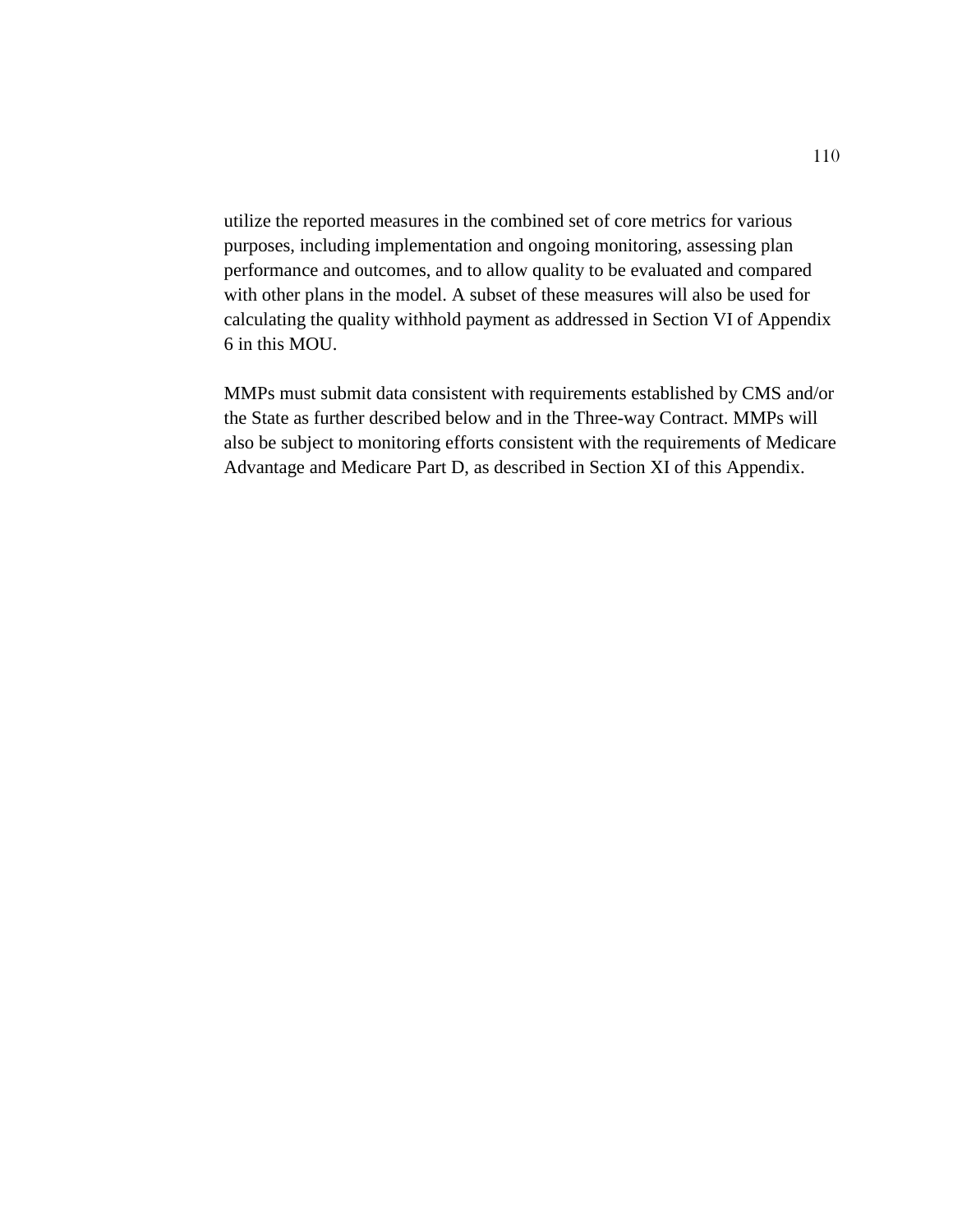utilize the reported measures in the combined set of core metrics for various purposes, including implementation and ongoing monitoring, assessing plan performance and outcomes, and to allow quality to be evaluated and compared with other plans in the model. A subset of these measures will also be used for calculating the quality withhold payment as addressed in Section VI of Appendix 6 in this MOU.

MMPs must submit data consistent with requirements established by CMS and/or the State as further described below and in the Three-way Contract. MMPs will also be subject to monitoring efforts consistent with the requirements of Medicare Advantage and Medicare Part D, as described in Section XI of this Appendix.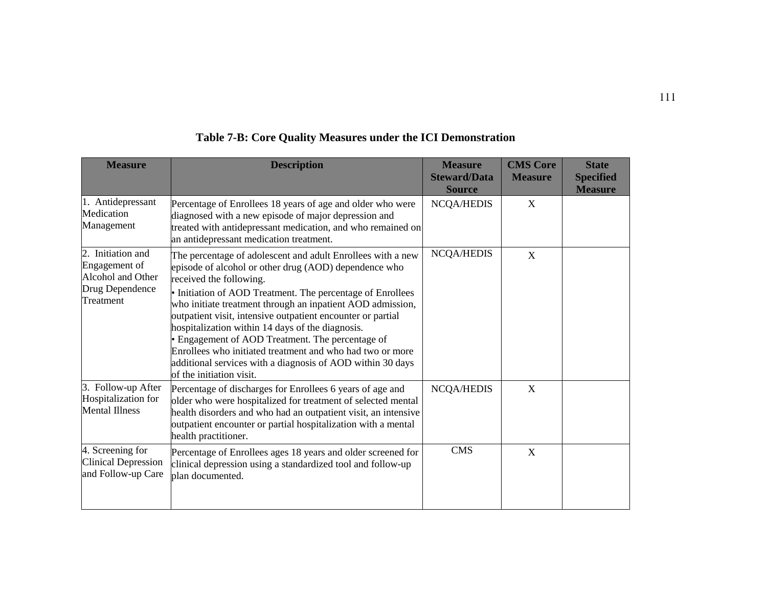**Table 7-B: Core Quality Measures under the ICI Demonstration**

| Measure | Description | Measure Steward/Data Source | CMS Core Measure | State Specified Measure |
|---|---|---|---|---|
| 1. Antidepressant Medication Management | Percentage of Enrollees 18 years of age and older who were diagnosed with a new episode of major depression and treated with antidepressant medication, and who remained on an antidepressant medication treatment. | NCQA/HEDIS | X | |
| 2. Initiation and Engagement of Alcohol and Other Drug Dependence Treatment | The percentage of adolescent and adult Enrollees with a new episode of alcohol or other drug (AOD) dependence who received the following.<br>• Initiation of AOD Treatment. The percentage of Enrollees who initiate treatment through an inpatient AOD admission, outpatient visit, intensive outpatient encounter or partial hospitalization within 14 days of the diagnosis.<br>• Engagement of AOD Treatment. The percentage of Enrollees who initiated treatment and who had two or more additional services with a diagnosis of AOD within 30 days of the initiation visit. | NCQA/HEDIS | X | |
| 3. Follow-up After Hospitalization for Mental Illness | Percentage of discharges for Enrollees 6 years of age and older who were hospitalized for treatment of selected mental health disorders and who had an outpatient visit, an intensive outpatient encounter or partial hospitalization with a mental health practitioner. | NCQA/HEDIS | X | |
| 4. Screening for Clinical Depression and Follow-up Care | Percentage of Enrollees ages 18 years and older screened for clinical depression using a standardized tool and follow-up plan documented. | CMS | X | |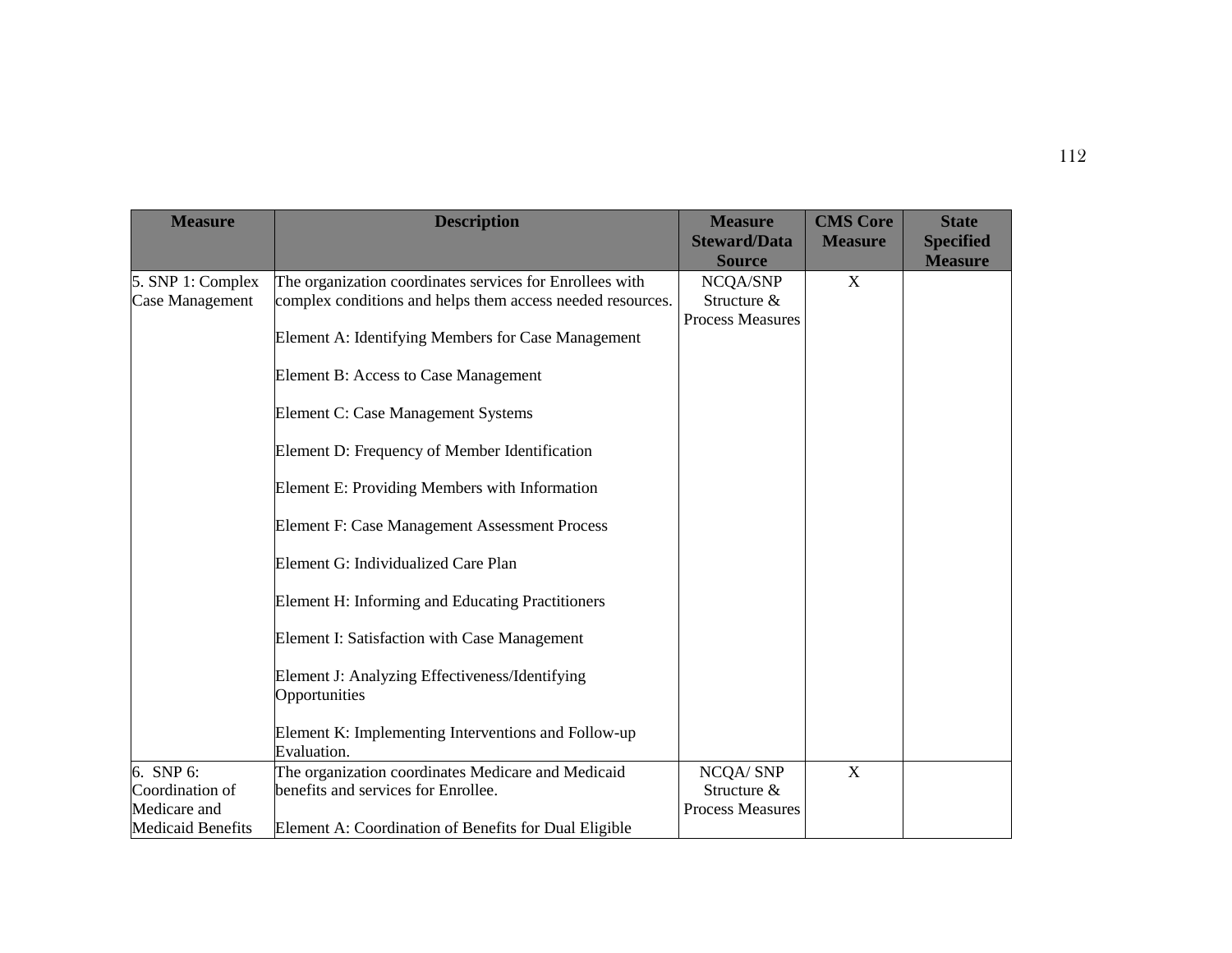| Measure | Description | Measure Steward/Data Source | CMS Core Measure | State Specified Measure |
|---|---|---|---|---|
| 5. SNP 1: Complex Case Management | The organization coordinates services for Enrollees with complex conditions and helps them access needed resources.<br><br>Element A: Identifying Members for Case Management<br><br>Element B: Access to Case Management<br><br>Element C: Case Management Systems<br><br>Element D: Frequency of Member Identification<br><br>Element E: Providing Members with Information<br><br>Element F: Case Management Assessment Process<br><br>Element G: Individualized Care Plan<br><br>Element H: Informing and Educating Practitioners<br><br>Element I: Satisfaction with Case Management<br><br>Element J: Analyzing Effectiveness/Identifying Opportunities<br><br>Element K: Implementing Interventions and Follow-up Evaluation. | NCQA/SNP Structure & Process Measures | X | |
| 6. SNP 6: Coordination of Medicare and Medicaid Benefits | The organization coordinates Medicare and Medicaid benefits and services for Enrollee.<br><br>Element A: Coordination of Benefits for Dual Eligible | NCQA/ SNP Structure & Process Measures | X | |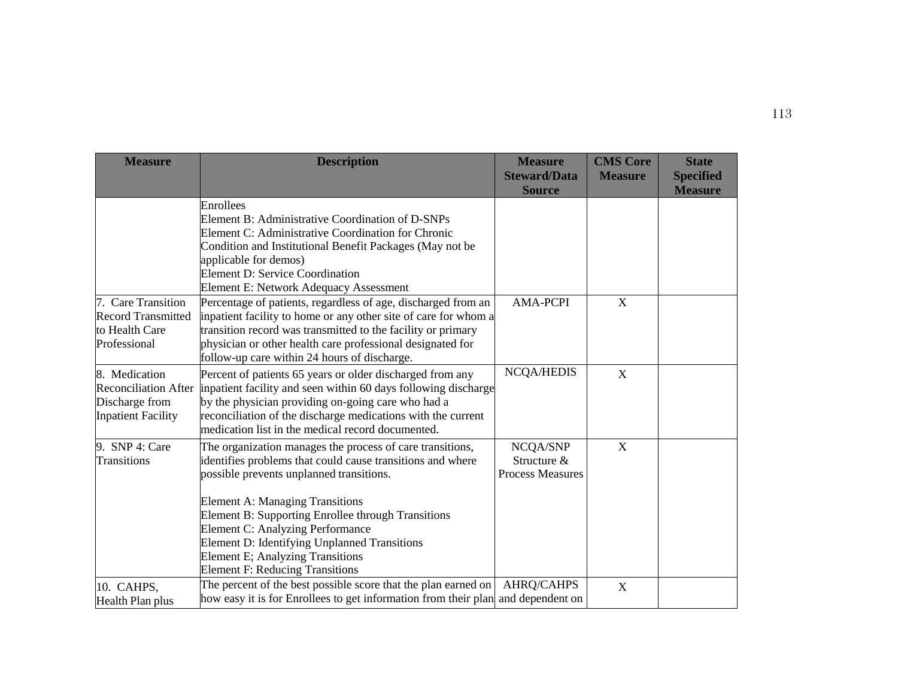| Measure | Description | Measure Steward/Data Source | CMS Core Measure | State Specified Measure |
|---|---|---|---|---|
| | Enrollees<br>Element B: Administrative Coordination of D-SNPs<br>Element C: Administrative Coordination for Chronic Condition and Institutional Benefit Packages (May not be applicable for demos)<br>Element D: Service Coordination<br>Element E: Network Adequacy Assessment | | | |
| 7. Care Transition Record Transmitted to Health Care Professional | Percentage of patients, regardless of age, discharged from an inpatient facility to home or any other site of care for whom a transition record was transmitted to the facility or primary physician or other health care professional designated for follow-up care within 24 hours of discharge. | AMA-PCPI | X | |
| 8. Medication Reconciliation After Discharge from Inpatient Facility | Percent of patients 65 years or older discharged from any inpatient facility and seen within 60 days following discharge by the physician providing on-going care who had a reconciliation of the discharge medications with the current medication list in the medical record documented. | NCQA/HEDIS | X | |
| 9. SNP 4: Care Transitions | The organization manages the process of care transitions, identifies problems that could cause transitions and where possible prevents unplanned transitions.<br><br>Element A: Managing Transitions<br>Element B: Supporting Enrollee through Transitions<br>Element C: Analyzing Performance<br>Element D: Identifying Unplanned Transitions<br>Element E; Analyzing Transitions<br>Element F: Reducing Transitions | NCQA/SNP Structure & Process Measures | X | |
| 10. CAHPS, Health Plan plus | The percent of the best possible score that the plan earned on how easy it is for Enrollees to get information from their plan | AHRQ/CAHPS and dependent on | X | |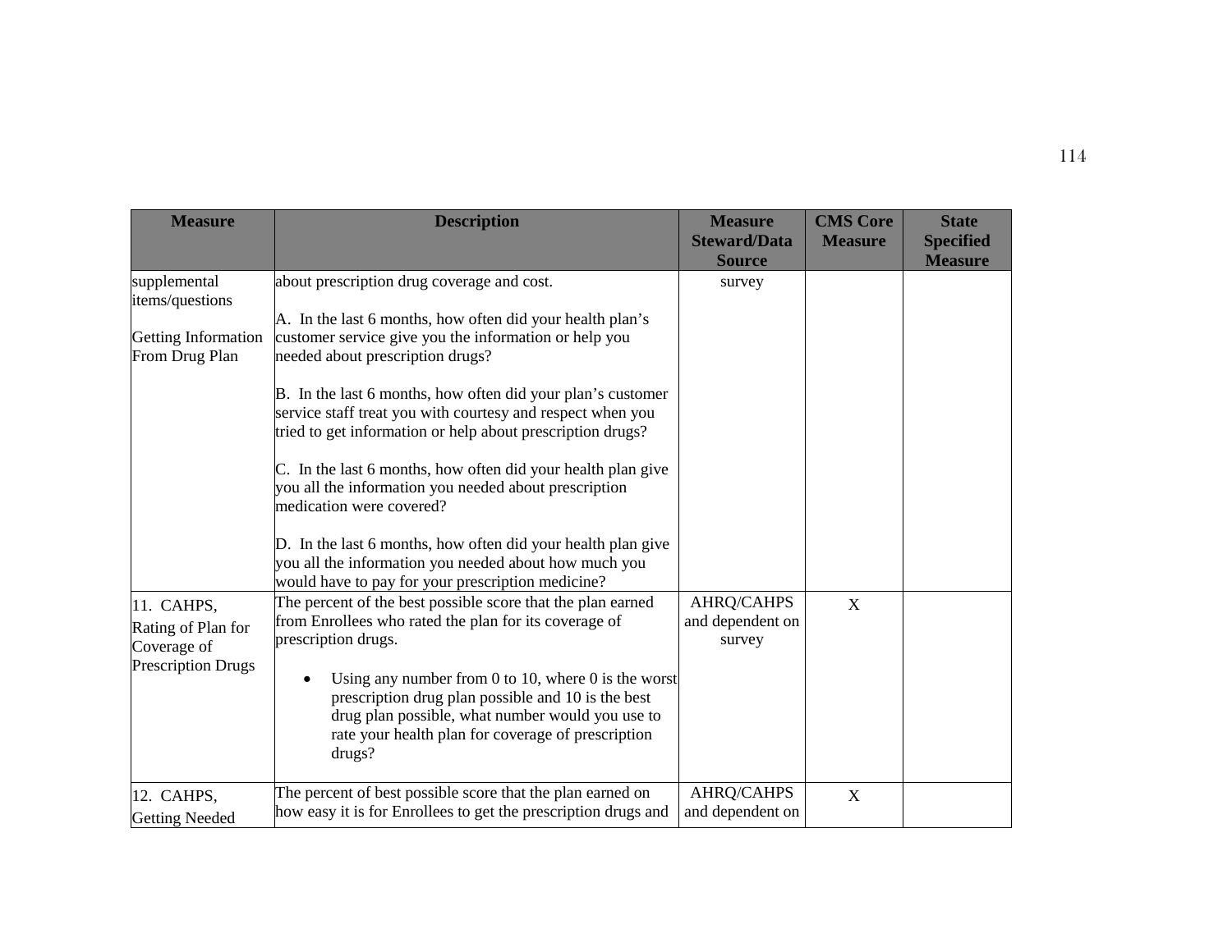| Measure | Description | Measure Steward/Data Source | CMS Core Measure | State Specified Measure |
|---|---|---|---|---|
| supplemental items/questions<br><br>Getting Information From Drug Plan | about prescription drug coverage and cost.<br><br>A. In the last 6 months, how often did your health plan's customer service give you the information or help you needed about prescription drugs?<br><br>B. In the last 6 months, how often did your plan's customer service staff treat you with courtesy and respect when you tried to get information or help about prescription drugs?<br><br>C. In the last 6 months, how often did your health plan give you all the information you needed about prescription medication were covered?<br><br>D. In the last 6 months, how often did your health plan give you all the information you needed about how much you would have to pay for your prescription medicine? | survey | | |
| 11. CAHPS, Rating of Plan for Coverage of Prescription Drugs | The percent of the best possible score that the plan earned from Enrollees who rated the plan for its coverage of prescription drugs.<br><br>• Using any number from 0 to 10, where 0 is the worst prescription drug plan possible and 10 is the best drug plan possible, what number would you use to rate your health plan for coverage of prescription drugs? | AHRQ/CAHPS and dependent on survey | X | |
| 12. CAHPS, Getting Needed | The percent of best possible score that the plan earned on how easy it is for Enrollees to get the prescription drugs and | AHRQ/CAHPS and dependent on | X | |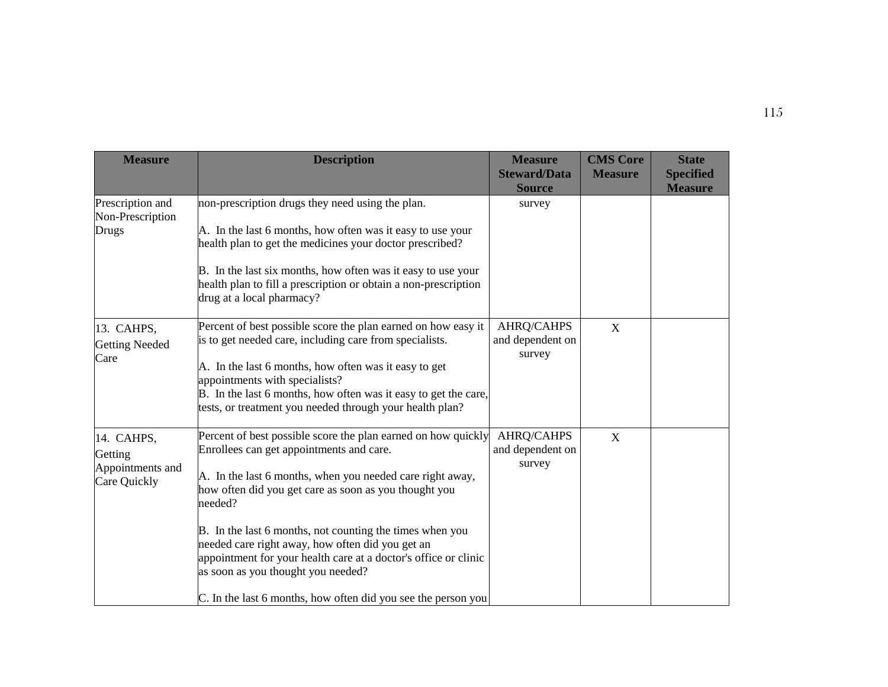| Measure | Description | Measure Steward/Data Source | CMS Core Measure | State Specified Measure |
| --- | --- | --- | --- | --- |
| Prescription and Non-Prescription Drugs | non-prescription drugs they need using the plan.<br><br>A. In the last 6 months, how often was it easy to use your health plan to get the medicines your doctor prescribed?<br><br>B. In the last six months, how often was it easy to use your health plan to fill a prescription or obtain a non-prescription drug at a local pharmacy? | survey | | |
| 13. CAHPS, Getting Needed Care | Percent of best possible score the plan earned on how easy it is to get needed care, including care from specialists.<br><br>A. In the last 6 months, how often was it easy to get appointments with specialists?<br>B. In the last 6 months, how often was it easy to get the care, tests, or treatment you needed through your health plan? | AHRQ/CAHPS and dependent on survey | X | |
| 14. CAHPS, Getting Appointments and Care Quickly | Percent of best possible score the plan earned on how quickly Enrollees can get appointments and care.<br><br>A. In the last 6 months, when you needed care right away, how often did you get care as soon as you thought you needed?<br><br>B. In the last 6 months, not counting the times when you needed care right away, how often did you get an appointment for your health care at a doctor's office or clinic as soon as you thought you needed?<br><br>C. In the last 6 months, how often did you see the person you | AHRQ/CAHPS and dependent on survey | X | |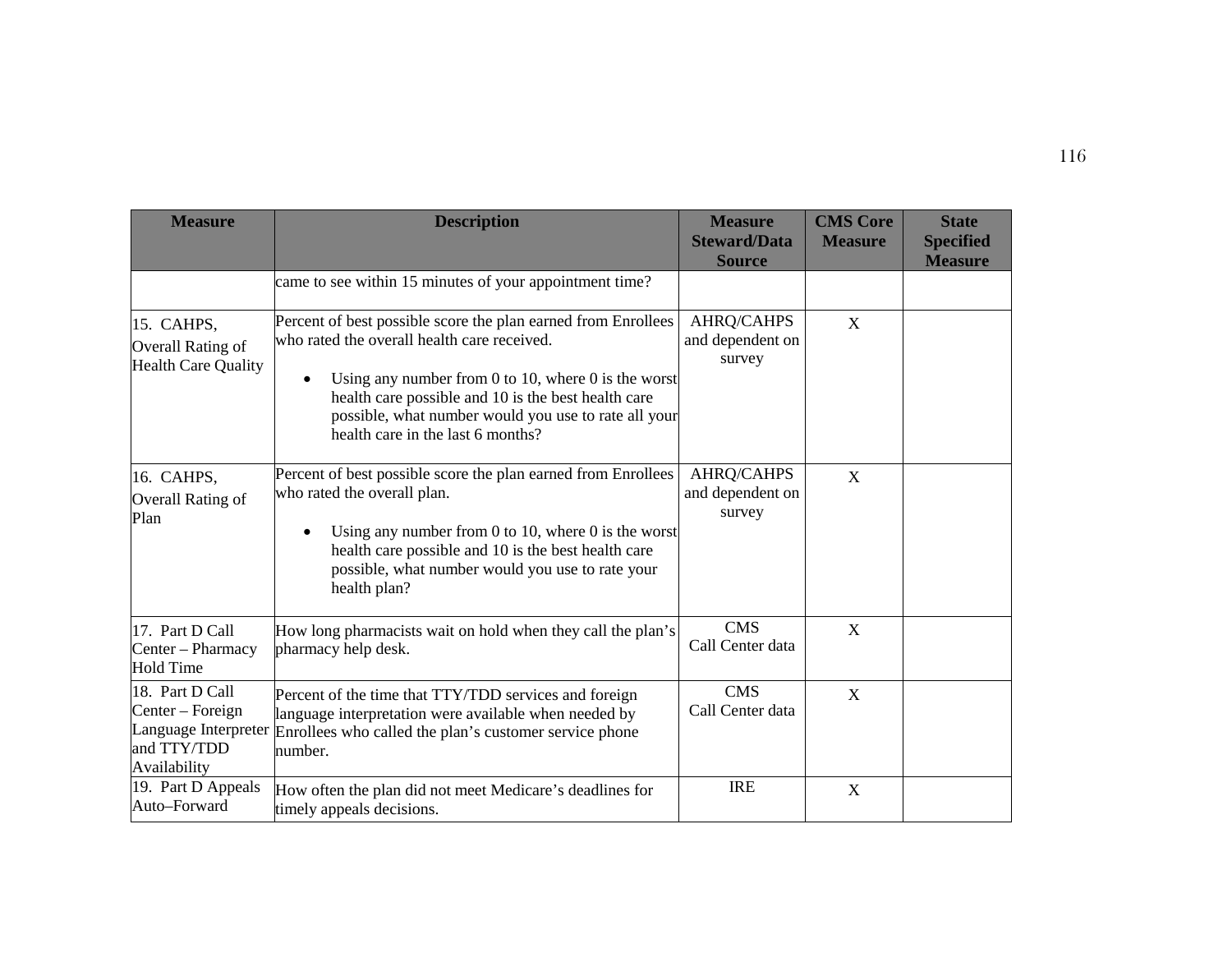| Measure | Description | Measure Steward/Data Source | CMS Core Measure | State Specified Measure |
|---|---|---|---|---|
| | came to see within 15 minutes of your appointment time? | | | |
| 15. CAHPS, Overall Rating of Health Care Quality | Percent of best possible score the plan earned from Enrollees who rated the overall health care received.<br>• Using any number from 0 to 10, where 0 is the worst health care possible and 10 is the best health care possible, what number would you use to rate all your health care in the last 6 months? | AHRQ/CAHPS and dependent on survey | X | |
| 16. CAHPS, Overall Rating of Plan | Percent of best possible score the plan earned from Enrollees who rated the overall plan.<br>• Using any number from 0 to 10, where 0 is the worst health care possible and 10 is the best health care possible, what number would you use to rate your health plan? | AHRQ/CAHPS and dependent on survey | X | |
| 17. Part D Call Center – Pharmacy Hold Time | How long pharmacists wait on hold when they call the plan's pharmacy help desk. | CMS Call Center data | X | |
| 18. Part D Call Center – Foreign Language Interpreter and TTY/TDD Availability | Percent of the time that TTY/TDD services and foreign language interpretation were available when needed by Enrollees who called the plan's customer service phone number. | CMS Call Center data | X | |
| 19. Part D Appeals Auto–Forward | How often the plan did not meet Medicare's deadlines for timely appeals decisions. | IRE | X | |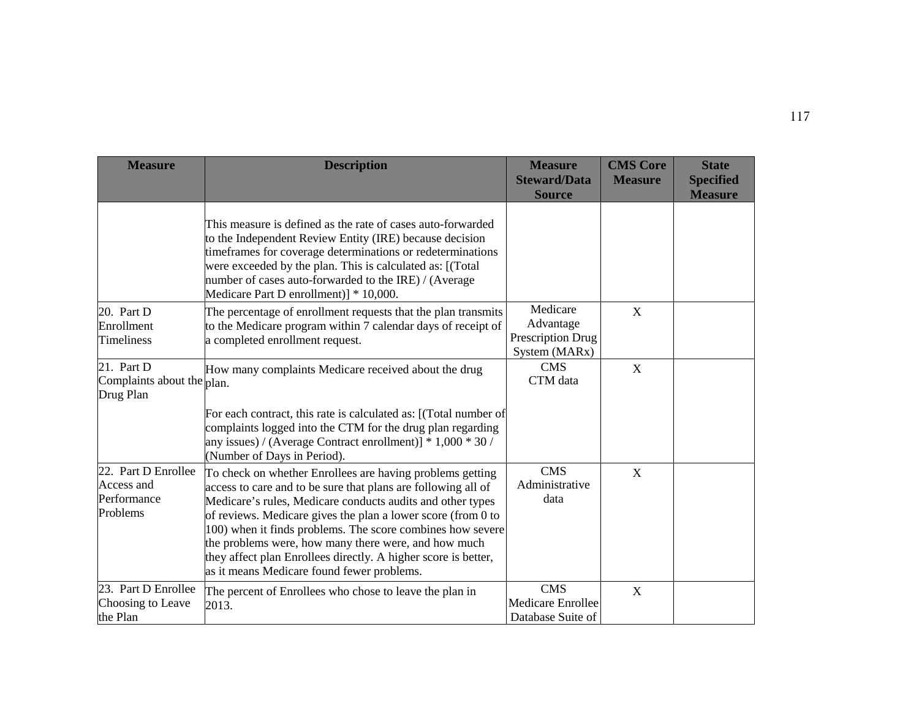| Measure | Description | Measure Steward/Data Source | CMS Core Measure | State Specified Measure |
|---|---|---|---|---|
| | This measure is defined as the rate of cases auto-forwarded to the Independent Review Entity (IRE) because decision timeframes for coverage determinations or redeterminations were exceeded by the plan. This is calculated as: [(Total number of cases auto-forwarded to the IRE) / (Average Medicare Part D enrollment)] * 10,000. | | | |
| 20. Part D Enrollment Timeliness | The percentage of enrollment requests that the plan transmits to the Medicare program within 7 calendar days of receipt of a completed enrollment request. | Medicare Advantage Prescription Drug System (MARx) | X | |
| 21. Part D Complaints about the Drug Plan | How many complaints Medicare received about the drug plan.<br><br>For each contract, this rate is calculated as: [(Total number of complaints logged into the CTM for the drug plan regarding any issues) / (Average Contract enrollment)] * 1,000 * 30 / (Number of Days in Period). | CMS CTM data | X | |
| 22. Part D Enrollee Access and Performance Problems | To check on whether Enrollees are having problems getting access to care and to be sure that plans are following all of Medicare's rules, Medicare conducts audits and other types of reviews. Medicare gives the plan a lower score (from 0 to 100) when it finds problems. The score combines how severe the problems were, how many there were, and how much they affect plan Enrollees directly. A higher score is better, as it means Medicare found fewer problems. | CMS Administrative data | X | |
| 23. Part D Enrollee Choosing to Leave the Plan | The percent of Enrollees who chose to leave the plan in 2013. | CMS Medicare Enrollee Database Suite of | X | |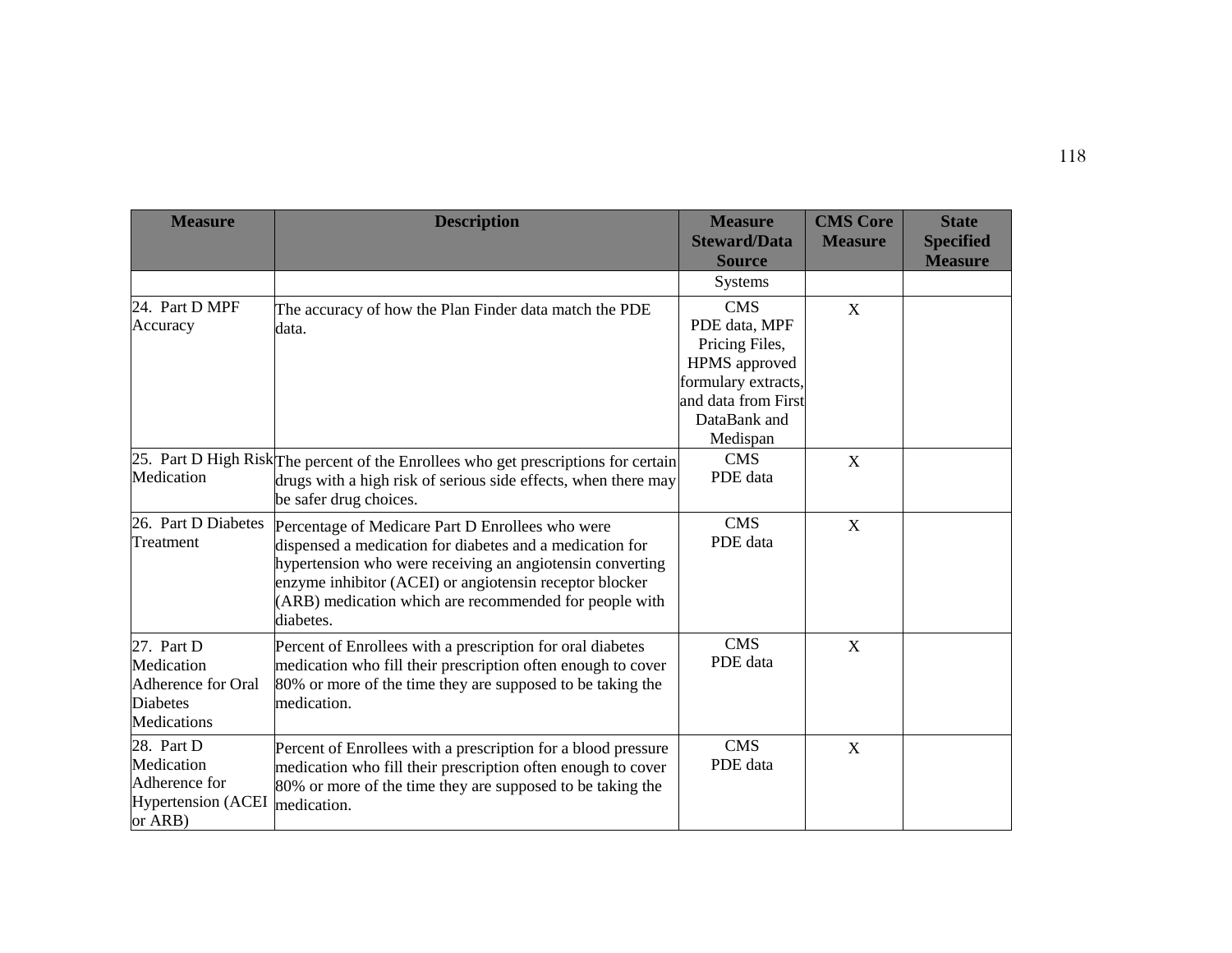| Measure | Description | Measure Steward/Data Source | CMS Core Measure | State Specified Measure |
| --- | --- | --- | --- | --- |
| | | Systems | | |
| 24. Part D MPF Accuracy | The accuracy of how the Plan Finder data match the PDE data. | CMS PDE data, MPF Pricing Files, HPMS approved formulary extracts, and data from First DataBank and Medispan | X | |
| 25. Part D High Risk Medication | The percent of the Enrollees who get prescriptions for certain drugs with a high risk of serious side effects, when there may be safer drug choices. | CMS PDE data | X | |
| 26. Part D Diabetes Treatment | Percentage of Medicare Part D Enrollees who were dispensed a medication for diabetes and a medication for hypertension who were receiving an angiotensin converting enzyme inhibitor (ACEI) or angiotensin receptor blocker (ARB) medication which are recommended for people with diabetes. | CMS PDE data | X | |
| 27. Part D Medication Adherence for Oral Diabetes Medications | Percent of Enrollees with a prescription for oral diabetes medication who fill their prescription often enough to cover 80% or more of the time they are supposed to be taking the medication. | CMS PDE data | X | |
| 28. Part D Medication Adherence for Hypertension (ACEI or ARB) | Percent of Enrollees with a prescription for a blood pressure medication who fill their prescription often enough to cover 80% or more of the time they are supposed to be taking the medication. | CMS PDE data | X | |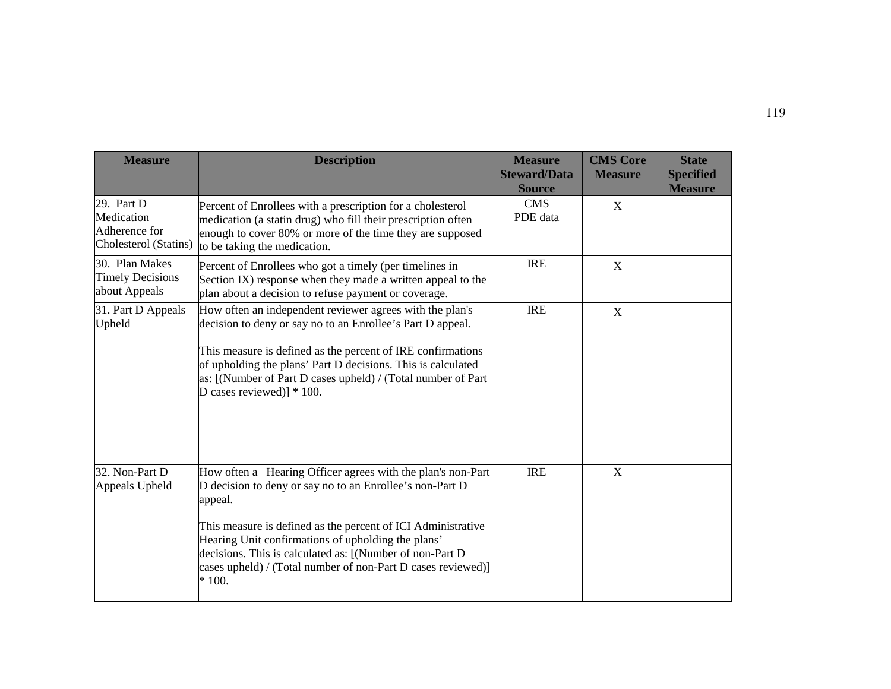| Measure | Description | Measure Steward/Data Source | CMS Core Measure | State Specified Measure |
|---|---|---|---|---|
| 29. Part D Medication Adherence for Cholesterol (Statins) | Percent of Enrollees with a prescription for a cholesterol medication (a statin drug) who fill their prescription often enough to cover 80% or more of the time they are supposed to be taking the medication. | CMS PDE data | X | |
| 30. Plan Makes Timely Decisions about Appeals | Percent of Enrollees who got a timely (per timelines in Section IX) response when they made a written appeal to the plan about a decision to refuse payment or coverage. | IRE | X | |
| 31. Part D Appeals Upheld | How often an independent reviewer agrees with the plan's decision to deny or say no to an Enrollee's Part D appeal.<br><br>This measure is defined as the percent of IRE confirmations of upholding the plans' Part D decisions. This is calculated as: [(Number of Part D cases upheld) / (Total number of Part D cases reviewed)] * 100. | IRE | X | |
| 32. Non-Part D Appeals Upheld | How often a Hearing Officer agrees with the plan's non-Part D decision to deny or say no to an Enrollee's non-Part D appeal.<br><br>This measure is defined as the percent of ICI Administrative Hearing Unit confirmations of upholding the plans' decisions. This is calculated as: [(Number of non-Part D cases upheld) / (Total number of non-Part D cases reviewed)] * 100. | IRE | X | |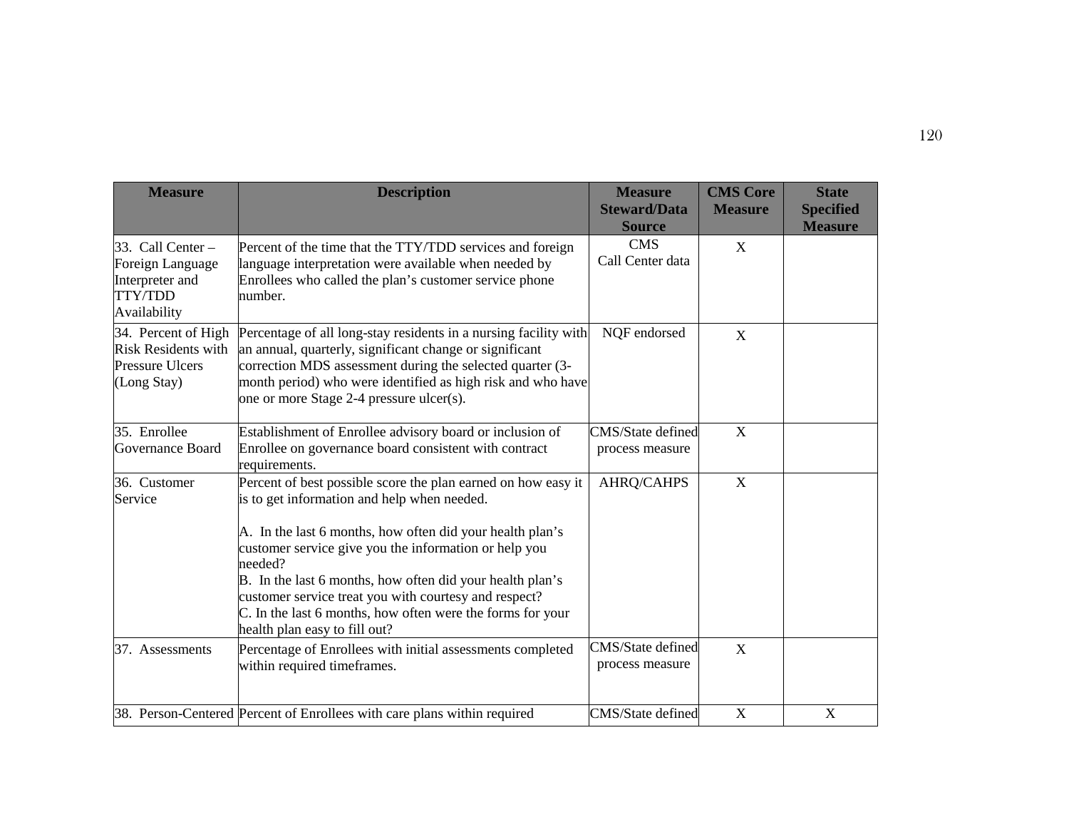| Measure | Description | Measure Steward/Data Source | CMS Core Measure | State Specified Measure |
|---|---|---|---|---|
| 33. Call Center – Foreign Language Interpreter and TTY/TDD Availability | Percent of the time that the TTY/TDD services and foreign language interpretation were available when needed by Enrollees who called the plan's customer service phone number. | CMS Call Center data | X | |
| 34. Percent of High Risk Residents with Pressure Ulcers (Long Stay) | Percentage of all long-stay residents in a nursing facility with an annual, quarterly, significant change or significant correction MDS assessment during the selected quarter (3-month period) who were identified as high risk and who have one or more Stage 2-4 pressure ulcer(s). | NQF endorsed | X | |
| 35. Enrollee Governance Board | Establishment of Enrollee advisory board or inclusion of Enrollee on governance board consistent with contract requirements. | CMS/State defined process measure | X | |
| 36. Customer Service | Percent of best possible score the plan earned on how easy it is to get information and help when needed.<br><br>A. In the last 6 months, how often did your health plan's customer service give you the information or help you needed?<br>B. In the last 6 months, how often did your health plan's customer service treat you with courtesy and respect?<br>C. In the last 6 months, how often were the forms for your health plan easy to fill out? | AHRQ/CAHPS | X | |
| 37. Assessments | Percentage of Enrollees with initial assessments completed within required timeframes. | CMS/State defined process measure | X | |
| 38. Person-Centered | Percent of Enrollees with care plans within required | CMS/State defined | X | X |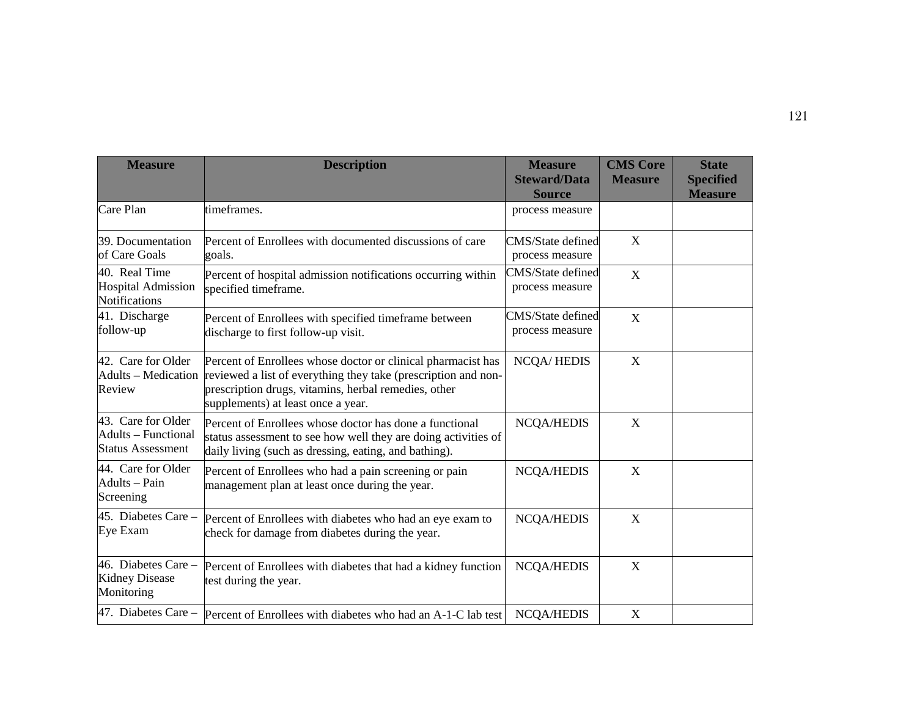| Measure | Description | Measure Steward/Data Source | CMS Core Measure | State Specified Measure |
|---|---|---|---|---|
| Care Plan | timeframes. | process measure | | |
| 39. Documentation of Care Goals | Percent of Enrollees with documented discussions of care goals. | CMS/State defined process measure | X | |
| 40. Real Time Hospital Admission Notifications | Percent of hospital admission notifications occurring within specified timeframe. | CMS/State defined process measure | X | |
| 41. Discharge follow-up | Percent of Enrollees with specified timeframe between discharge to first follow-up visit. | CMS/State defined process measure | X | |
| 42. Care for Older Adults – Medication Review | Percent of Enrollees whose doctor or clinical pharmacist has reviewed a list of everything they take (prescription and non-prescription drugs, vitamins, herbal remedies, other supplements) at least once a year. | NCQA/ HEDIS | X | |
| 43. Care for Older Adults – Functional Status Assessment | Percent of Enrollees whose doctor has done a functional status assessment to see how well they are doing activities of daily living (such as dressing, eating, and bathing). | NCQA/HEDIS | X | |
| 44. Care for Older Adults – Pain Screening | Percent of Enrollees who had a pain screening or pain management plan at least once during the year. | NCQA/HEDIS | X | |
| 45. Diabetes Care – Eye Exam | Percent of Enrollees with diabetes who had an eye exam to check for damage from diabetes during the year. | NCQA/HEDIS | X | |
| 46. Diabetes Care – Kidney Disease Monitoring | Percent of Enrollees with diabetes that had a kidney function test during the year. | NCQA/HEDIS | X | |
| 47. Diabetes Care – | Percent of Enrollees with diabetes who had an A-1-C lab test | NCQA/HEDIS | X | |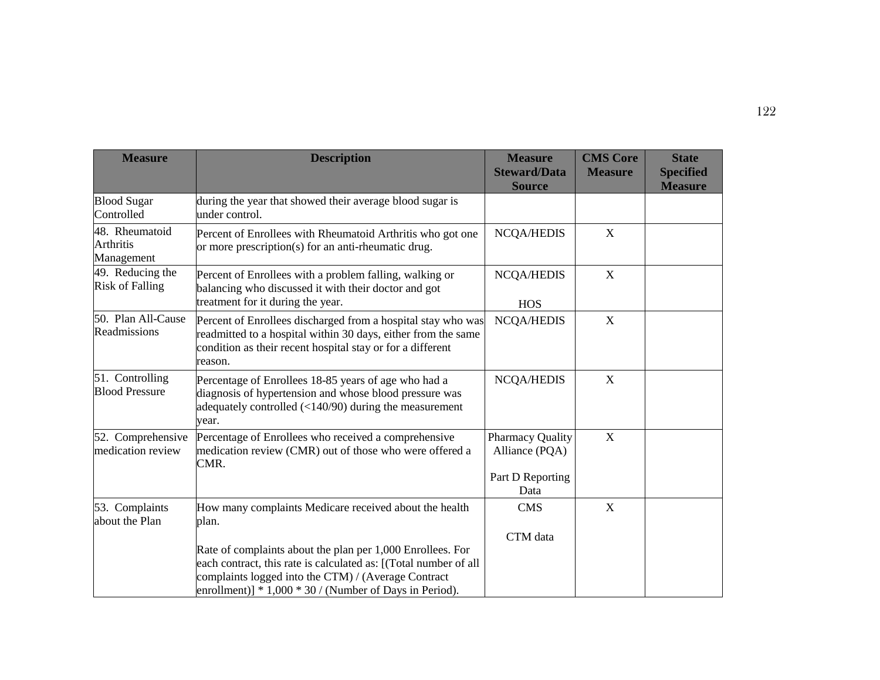| Measure | Description | Measure Steward/Data Source | CMS Core Measure | State Specified Measure |
|---|---|---|---|---|
| Blood Sugar Controlled | during the year that showed their average blood sugar is under control. | | | |
| 48. Rheumatoid Arthritis Management | Percent of Enrollees with Rheumatoid Arthritis who got one or more prescription(s) for an anti-rheumatic drug. | NCQA/HEDIS | X | |
| 49. Reducing the Risk of Falling | Percent of Enrollees with a problem falling, walking or balancing who discussed it with their doctor and got treatment for it during the year. | NCQA/HEDIS<br><br>HOS | X | |
| 50. Plan All-Cause Readmissions | Percent of Enrollees discharged from a hospital stay who was readmitted to a hospital within 30 days, either from the same condition as their recent hospital stay or for a different reason. | NCQA/HEDIS | X | |
| 51. Controlling Blood Pressure | Percentage of Enrollees 18-85 years of age who had a diagnosis of hypertension and whose blood pressure was adequately controlled (<140/90) during the measurement year. | NCQA/HEDIS | X | |
| 52. Comprehensive medication review | Percentage of Enrollees who received a comprehensive medication review (CMR) out of those who were offered a CMR. | Pharmacy Quality Alliance (PQA)<br><br>Part D Reporting Data | X | |
| 53. Complaints about the Plan | How many complaints Medicare received about the health plan.<br><br>Rate of complaints about the plan per 1,000 Enrollees. For each contract, this rate is calculated as: [(Total number of all complaints logged into the CTM) / (Average Contract enrollment)] * 1,000 * 30 / (Number of Days in Period). | CMS<br><br>CTM data | X | |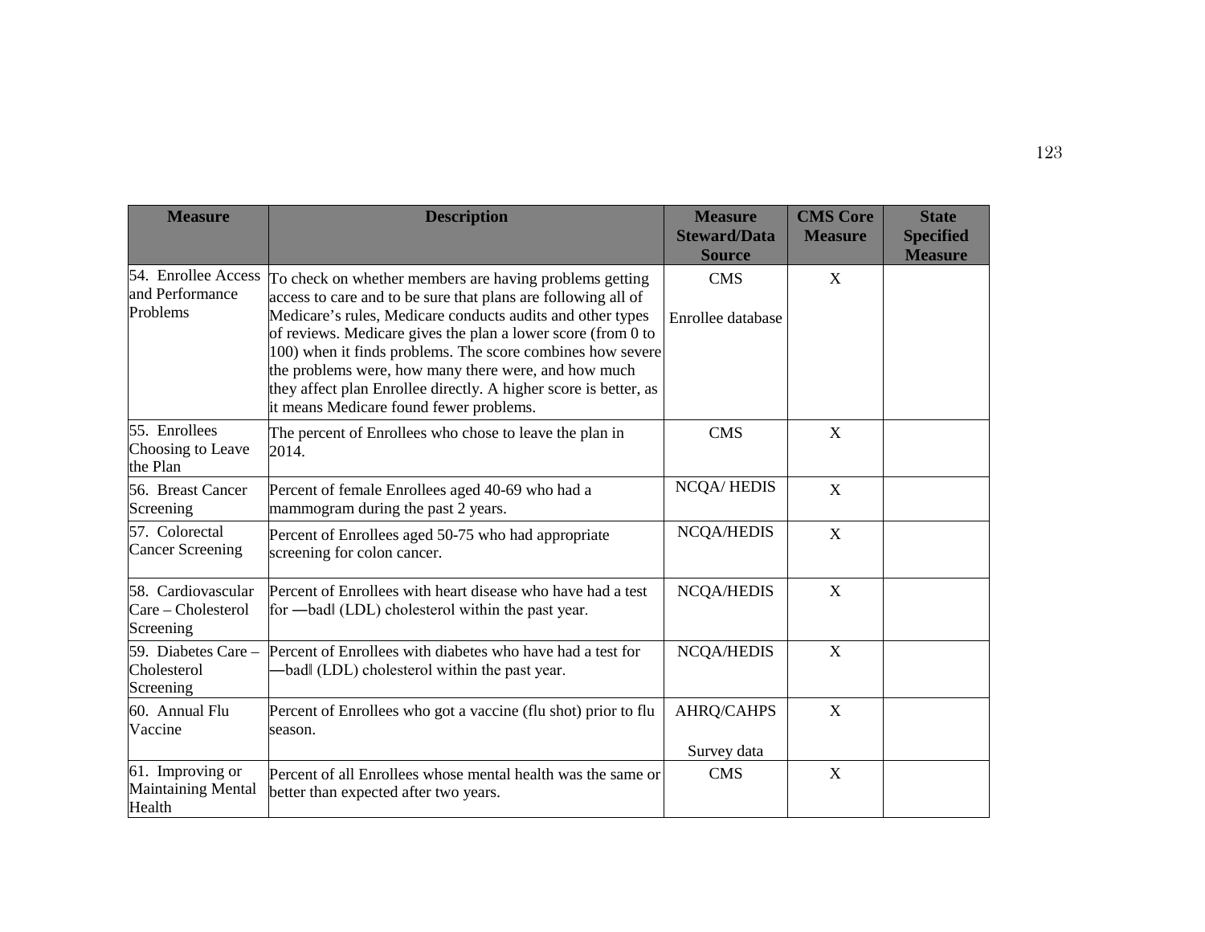| Measure | Description | Measure Steward/Data Source | CMS Core Measure | State Specified Measure |
|---|---|---|---|---|
| 54. Enrollee Access and Performance Problems | To check on whether members are having problems getting access to care and to be sure that plans are following all of Medicare's rules, Medicare conducts audits and other types of reviews. Medicare gives the plan a lower score (from 0 to 100) when it finds problems. The score combines how severe the problems were, how many there were, and how much they affect plan Enrollee directly. A higher score is better, as it means Medicare found fewer problems. | CMS<br><br>Enrollee database | X | |
| 55. Enrollees Choosing to Leave the Plan | The percent of Enrollees who chose to leave the plan in 2014. | CMS | X | |
| 56. Breast Cancer Screening | Percent of female Enrollees aged 40-69 who had a mammogram during the past 2 years. | NCQA/ HEDIS | X | |
| 57. Colorectal Cancer Screening | Percent of Enrollees aged 50-75 who had appropriate screening for colon cancer. | NCQA/HEDIS | X | |
| 58. Cardiovascular Care – Cholesterol Screening | Percent of Enrollees with heart disease who have had a test for ―bad‖ (LDL) cholesterol within the past year. | NCQA/HEDIS | X | |
| 59. Diabetes Care – Cholesterol Screening | Percent of Enrollees with diabetes who have had a test for ―bad‖ (LDL) cholesterol within the past year. | NCQA/HEDIS | X | |
| 60. Annual Flu Vaccine | Percent of Enrollees who got a vaccine (flu shot) prior to flu season. | AHRQ/CAHPS<br><br>Survey data | X | |
| 61. Improving or Maintaining Mental Health | Percent of all Enrollees whose mental health was the same or better than expected after two years. | CMS | X | |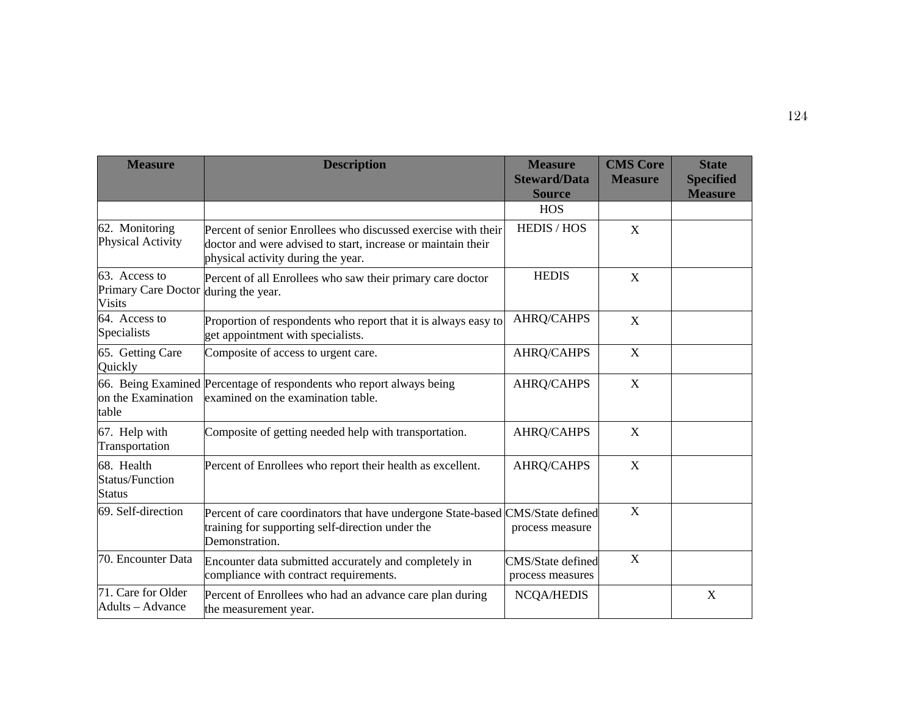| Measure | Description | Measure Steward/Data Source | CMS Core Measure | State Specified Measure |
| --- | --- | --- | --- | --- |
| | | HOS | | |
| 62. Monitoring Physical Activity | Percent of senior Enrollees who discussed exercise with their doctor and were advised to start, increase or maintain their physical activity during the year. | HEDIS / HOS | X | |
| 63. Access to Primary Care Doctor Visits | Percent of all Enrollees who saw their primary care doctor during the year. | HEDIS | X | |
| 64. Access to Specialists | Proportion of respondents who report that it is always easy to get appointment with specialists. | AHRQ/CAHPS | X | |
| 65. Getting Care Quickly | Composite of access to urgent care. | AHRQ/CAHPS | X | |
| 66. Being Examined on the Examination table | Percentage of respondents who report always being examined on the examination table. | AHRQ/CAHPS | X | |
| 67. Help with Transportation | Composite of getting needed help with transportation. | AHRQ/CAHPS | X | |
| 68. Health Status/Function Status | Percent of Enrollees who report their health as excellent. | AHRQ/CAHPS | X | |
| 69. Self-direction | Percent of care coordinators that have undergone State-based training for supporting self-direction under the Demonstration. | CMS/State defined process measure | X | |
| 70. Encounter Data | Encounter data submitted accurately and completely in compliance with contract requirements. | CMS/State defined process measures | X | |
| 71. Care for Older Adults – Advance | Percent of Enrollees who had an advance care plan during the measurement year. | NCQA/HEDIS | | X |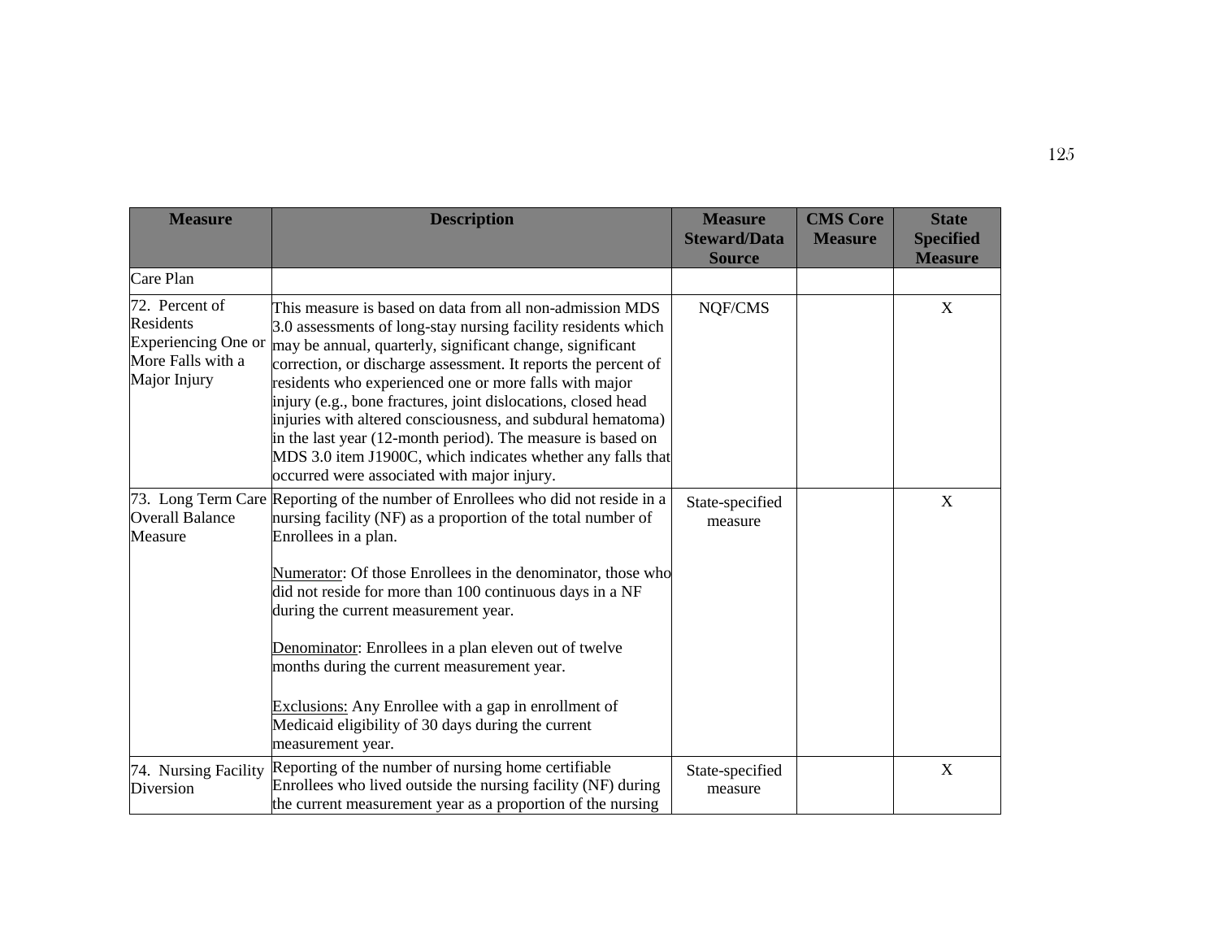| Measure | Description | Measure Steward/Data Source | CMS Core Measure | State Specified Measure |
|---|---|---|---|---|
| Care Plan | | | | |
| 72. Percent of Residents Experiencing One or More Falls with a Major Injury | This measure is based on data from all non-admission MDS 3.0 assessments of long-stay nursing facility residents which may be annual, quarterly, significant change, significant correction, or discharge assessment. It reports the percent of residents who experienced one or more falls with major injury (e.g., bone fractures, joint dislocations, closed head injuries with altered consciousness, and subdural hematoma) in the last year (12-month period). The measure is based on MDS 3.0 item J1900C, which indicates whether any falls that occurred were associated with major injury. | NQF/CMS | | X |
| 73. Long Term Care Overall Balance Measure | Reporting of the number of Enrollees who did not reside in a nursing facility (NF) as a proportion of the total number of Enrollees in a plan.<br><br><u>Numerator</u>: Of those Enrollees in the denominator, those who did not reside for more than 100 continuous days in a NF during the current measurement year.<br><br><u>Denominator</u>: Enrollees in a plan eleven out of twelve months during the current measurement year.<br><br><u>Exclusions:</u> Any Enrollee with a gap in enrollment of Medicaid eligibility of 30 days during the current measurement year. | State-specified measure | | X |
| 74. Nursing Facility Diversion | Reporting of the number of nursing home certifiable Enrollees who lived outside the nursing facility (NF) during the current measurement year as a proportion of the nursing | State-specified measure | | X |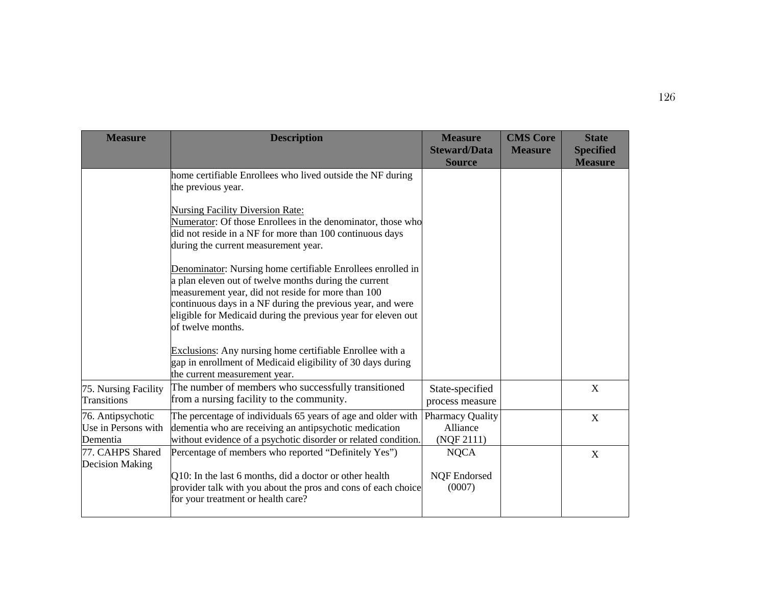| Measure | Description | Measure Steward/Data Source | CMS Core Measure | State Specified Measure |
| --- | --- | --- | --- | --- |
| | home certifiable Enrollees who lived outside the NF during the previous year.<br><br>Nursing Facility Diversion Rate:<br>Numerator: Of those Enrollees in the denominator, those who did not reside in a NF for more than 100 continuous days during the current measurement year.<br><br>Denominator: Nursing home certifiable Enrollees enrolled in a plan eleven out of twelve months during the current measurement year, did not reside for more than 100 continuous days in a NF during the previous year, and were eligible for Medicaid during the previous year for eleven out of twelve months.<br><br>Exclusions: Any nursing home certifiable Enrollee with a gap in enrollment of Medicaid eligibility of 30 days during the current measurement year. | | | |
| 75. Nursing Facility Transitions | The number of members who successfully transitioned from a nursing facility to the community. | State-specified process measure | | X |
| 76. Antipsychotic Use in Persons with Dementia | The percentage of individuals 65 years of age and older with dementia who are receiving an antipsychotic medication without evidence of a psychotic disorder or related condition. | Pharmacy Quality Alliance (NQF 2111) | | X |
| 77. CAHPS Shared Decision Making | Percentage of members who reported "Definitely Yes")<br><br>Q10: In the last 6 months, did a doctor or other health provider talk with you about the pros and cons of each choice for your treatment or health care? | NQCA<br><br>NQF Endorsed (0007) | | X |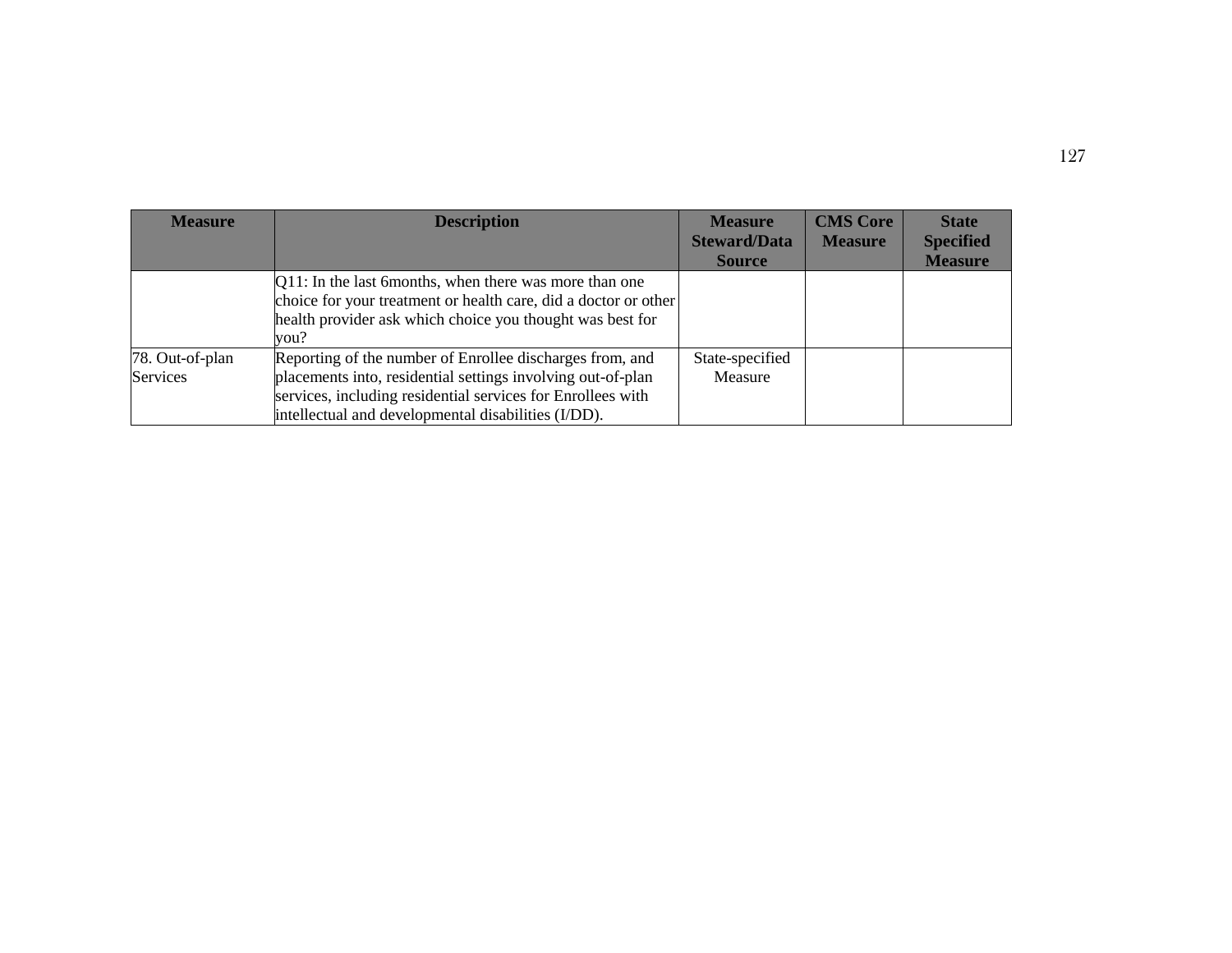| Measure | Description | Measure Steward/Data Source | CMS Core Measure | State Specified Measure |
| --- | --- | --- | --- | --- |
| | Q11: In the last 6months, when there was more than one choice for your treatment or health care, did a doctor or other health provider ask which choice you thought was best for you? | | | |
| 78. Out-of-plan Services | Reporting of the number of Enrollee discharges from, and placements into, residential settings involving out-of-plan services, including residential services for Enrollees with intellectual and developmental disabilities (I/DD). | State-specified Measure | | |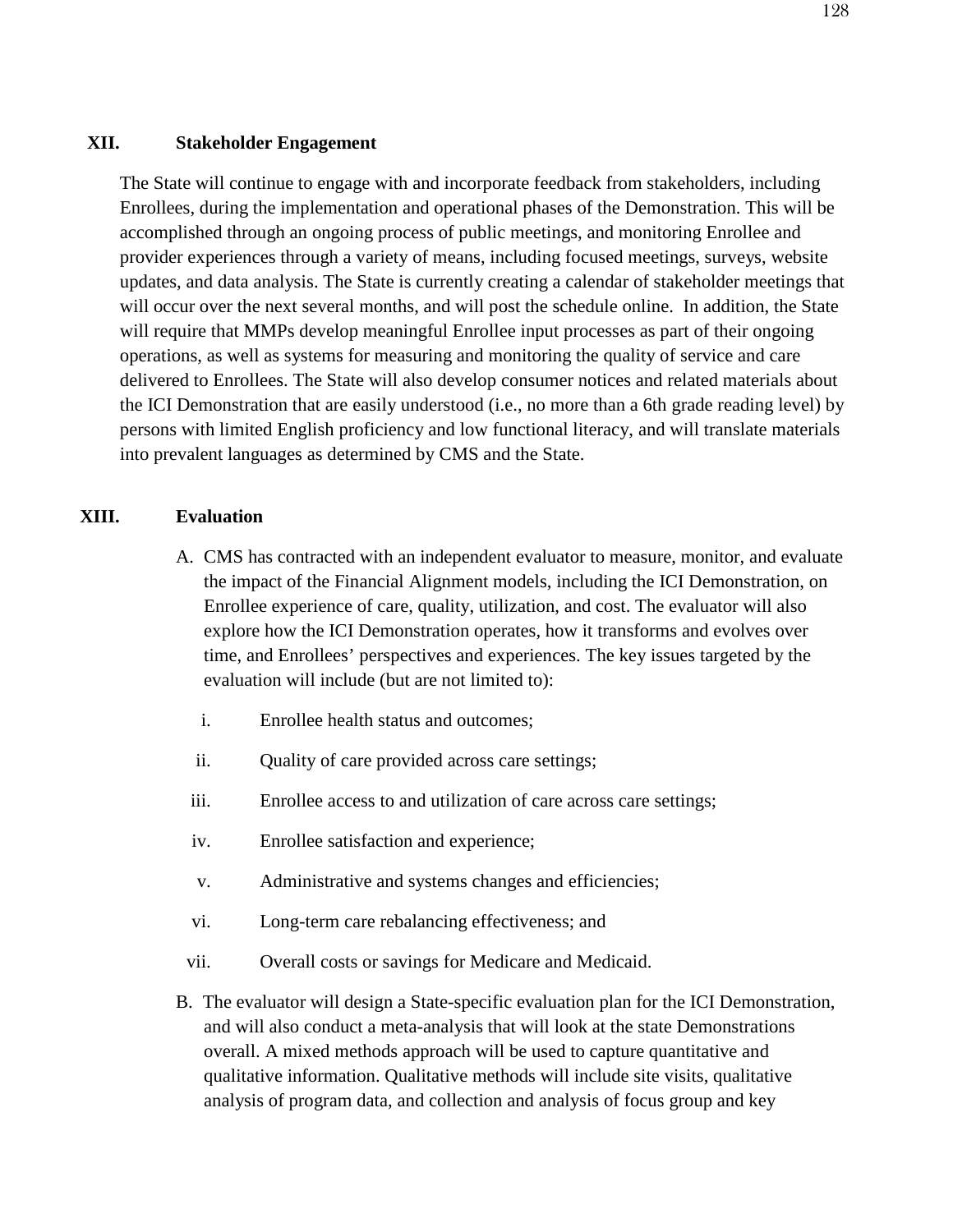## XII. Stakeholder Engagement

The State will continue to engage with and incorporate feedback from stakeholders, including Enrollees, during the implementation and operational phases of the Demonstration. This will be accomplished through an ongoing process of public meetings, and monitoring Enrollee and provider experiences through a variety of means, including focused meetings, surveys, website updates, and data analysis. The State is currently creating a calendar of stakeholder meetings that will occur over the next several months, and will post the schedule online. In addition, the State will require that MMPs develop meaningful Enrollee input processes as part of their ongoing operations, as well as systems for measuring and monitoring the quality of service and care delivered to Enrollees. The State will also develop consumer notices and related materials about the ICI Demonstration that are easily understood (i.e., no more than a 6th grade reading level) by persons with limited English proficiency and low functional literacy, and will translate materials into prevalent languages as determined by CMS and the State.

## XIII. Evaluation

A. CMS has contracted with an independent evaluator to measure, monitor, and evaluate the impact of the Financial Alignment models, including the ICI Demonstration, on Enrollee experience of care, quality, utilization, and cost. The evaluator will also explore how the ICI Demonstration operates, how it transforms and evolves over time, and Enrollees' perspectives and experiences. The key issues targeted by the evaluation will include (but are not limited to):

   i. Enrollee health status and outcomes;

   ii. Quality of care provided across care settings;

   iii. Enrollee access to and utilization of care across care settings;

   iv. Enrollee satisfaction and experience;

   v. Administrative and systems changes and efficiencies;

   vi. Long-term care rebalancing effectiveness; and

   vii. Overall costs or savings for Medicare and Medicaid.

B. The evaluator will design a State-specific evaluation plan for the ICI Demonstration, and will also conduct a meta-analysis that will look at the state Demonstrations overall. A mixed methods approach will be used to capture quantitative and qualitative information. Qualitative methods will include site visits, qualitative analysis of program data, and collection and analysis of focus group and key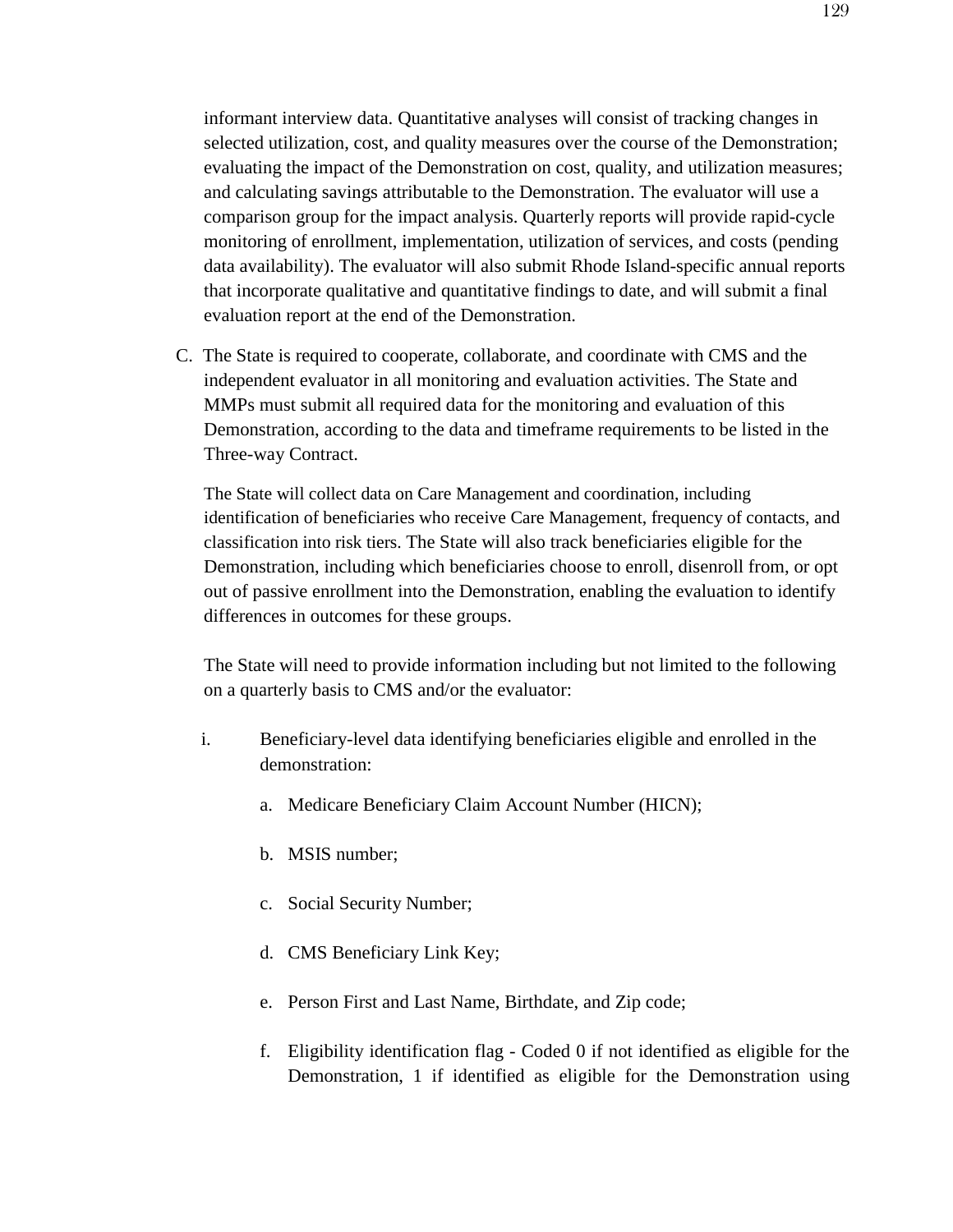informant interview data. Quantitative analyses will consist of tracking changes in selected utilization, cost, and quality measures over the course of the Demonstration; evaluating the impact of the Demonstration on cost, quality, and utilization measures; and calculating savings attributable to the Demonstration. The evaluator will use a comparison group for the impact analysis. Quarterly reports will provide rapid-cycle monitoring of enrollment, implementation, utilization of services, and costs (pending data availability). The evaluator will also submit Rhode Island-specific annual reports that incorporate qualitative and quantitative findings to date, and will submit a final evaluation report at the end of the Demonstration.

C. The State is required to cooperate, collaborate, and coordinate with CMS and the independent evaluator in all monitoring and evaluation activities. The State and MMPs must submit all required data for the monitoring and evaluation of this Demonstration, according to the data and timeframe requirements to be listed in the Three-way Contract.

   The State will collect data on Care Management and coordination, including identification of beneficiaries who receive Care Management, frequency of contacts, and classification into risk tiers. The State will also track beneficiaries eligible for the Demonstration, including which beneficiaries choose to enroll, disenroll from, or opt out of passive enrollment into the Demonstration, enabling the evaluation to identify differences in outcomes for these groups.

   The State will need to provide information including but not limited to the following on a quarterly basis to CMS and/or the evaluator:

   i. Beneficiary-level data identifying beneficiaries eligible and enrolled in the demonstration:

      a. Medicare Beneficiary Claim Account Number (HICN);

      b. MSIS number;

      c. Social Security Number;

      d. CMS Beneficiary Link Key;

      e. Person First and Last Name, Birthdate, and Zip code;

      f. Eligibility identification flag - Coded 0 if not identified as eligible for the Demonstration, 1 if identified as eligible for the Demonstration using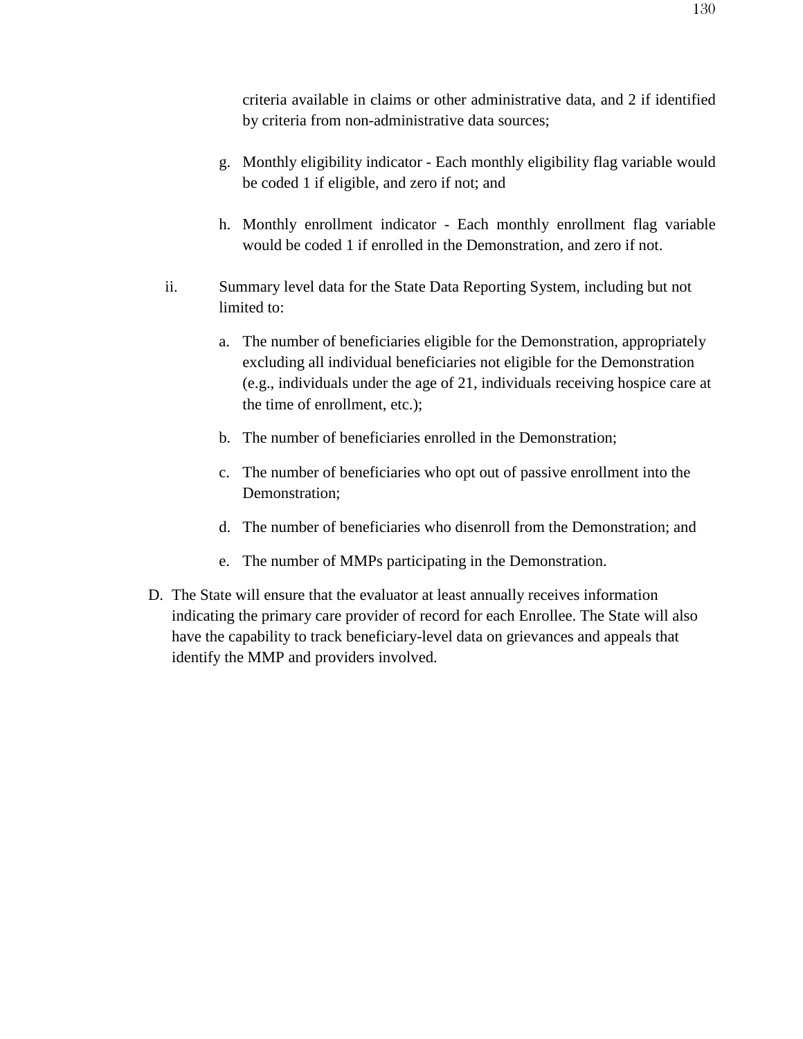criteria available in claims or other administrative data, and 2 if identified by criteria from non-administrative data sources;

g. Monthly eligibility indicator - Each monthly eligibility flag variable would be coded 1 if eligible, and zero if not; and

h. Monthly enrollment indicator - Each monthly enrollment flag variable would be coded 1 if enrolled in the Demonstration, and zero if not.

ii. Summary level data for the State Data Reporting System, including but not limited to:

a. The number of beneficiaries eligible for the Demonstration, appropriately excluding all individual beneficiaries not eligible for the Demonstration (e.g., individuals under the age of 21, individuals receiving hospice care at the time of enrollment, etc.);

b. The number of beneficiaries enrolled in the Demonstration;

c. The number of beneficiaries who opt out of passive enrollment into the Demonstration;

d. The number of beneficiaries who disenroll from the Demonstration; and

e. The number of MMPs participating in the Demonstration.

D. The State will ensure that the evaluator at least annually receives information indicating the primary care provider of record for each Enrollee. The State will also have the capability to track beneficiary-level data on grievances and appeals that identify the MMP and providers involved.